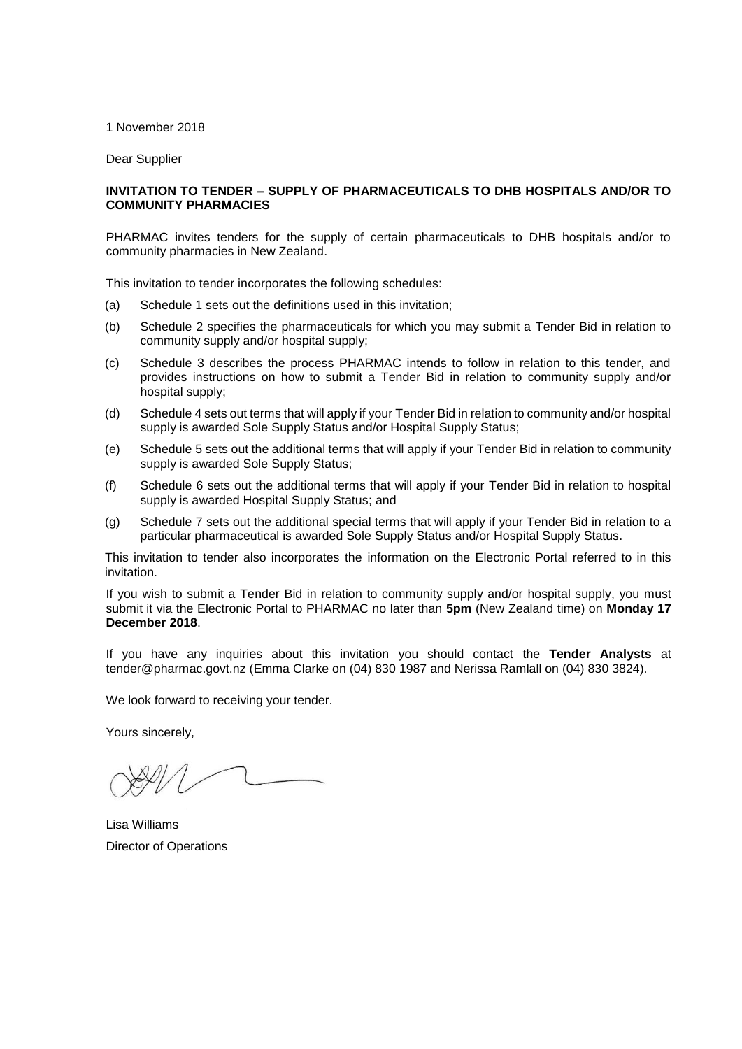1 November 2018

Dear Supplier

**INVITATION TO TENDER – SUPPLY OF PHARMACEUTICALS TO DHB HOSPITALS AND/OR TO COMMUNITY PHARMACIES**

PHARMAC invites tenders for the supply of certain pharmaceuticals to DHB hospitals and/or to community pharmacies in New Zealand.

This invitation to tender incorporates the following schedules:

(a) Schedule 1 sets out the definitions used in this invitation;

(b) Schedule 2 specifies the pharmaceuticals for which you may submit a Tender Bid in relation to community supply and/or hospital supply;

(c) Schedule 3 describes the process PHARMAC intends to follow in relation to this tender, and provides instructions on how to submit a Tender Bid in relation to community supply and/or hospital supply;

(d) Schedule 4 sets out terms that will apply if your Tender Bid in relation to community and/or hospital supply is awarded Sole Supply Status and/or Hospital Supply Status;

(e) Schedule 5 sets out the additional terms that will apply if your Tender Bid in relation to community supply is awarded Sole Supply Status;

(f) Schedule 6 sets out the additional terms that will apply if your Tender Bid in relation to hospital supply is awarded Hospital Supply Status; and

(g) Schedule 7 sets out the additional special terms that will apply if your Tender Bid in relation to a particular pharmaceutical is awarded Sole Supply Status and/or Hospital Supply Status.

This invitation to tender also incorporates the information on the Electronic Portal referred to in this invitation.

If you wish to submit a Tender Bid in relation to community supply and/or hospital supply, you must submit it via the Electronic Portal to PHARMAC no later than **5pm** (New Zealand time) on **Monday 17 December 2018**.

If you have any inquiries about this invitation you should contact the **Tender Analysts** at tender@pharmac.govt.nz (Emma Clarke on (04) 830 1987 and Nerissa Ramlall on (04) 830 3824).

We look forward to receiving your tender.

Yours sincerely,

Lisa Williams
Director of Operations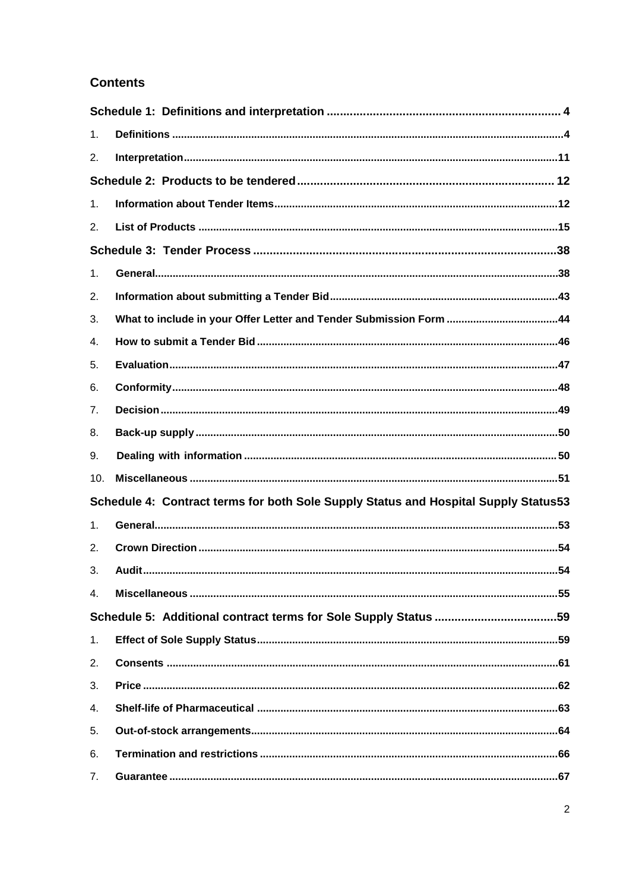## Contents

**Schedule 1: Definitions and interpretation ....................................................................... 4**

1. **Definitions .................................................................................................................................4**
2. **Interpretation...........................................................................................................................11**

**Schedule 2: Products to be tendered............................................................................. 12**

1. **Information about Tender Items...............................................................................................12**
2. **List of Products ........................................................................................................................15**

**Schedule 3: Tender Process ...........................................................................................38**

1. **General......................................................................................................................................38**
2. **Information about submitting a Tender Bid............................................................................43**
3. **What to include in your Offer Letter and Tender Submission Form .....................................44**
4. **How to submit a Tender Bid ....................................................................................................46**
5. **Evaluation..................................................................................................................................47**
6. **Conformity.................................................................................................................................48**
7. **Decision.....................................................................................................................................49**
8. **Back-up supply .........................................................................................................................50**
9. **Dealing with information ........................................................................................................50**
10. **Miscellaneous ..........................................................................................................................51**

**Schedule 4: Contract terms for both Sole Supply Status and Hospital Supply Status53**

1. **General......................................................................................................................................53**
2. **Crown Direction ........................................................................................................................54**
3. **Audit..........................................................................................................................................54**
4. **Miscellaneous ..........................................................................................................................55**

**Schedule 5: Additional contract terms for Sole Supply Status ....................................59**

1. **Effect of Sole Supply Status....................................................................................................59**
2. **Consents ..................................................................................................................................61**
3. **Price ..........................................................................................................................................62**
4. **Shelf-life of Pharmaceutical ....................................................................................................63**
5. **Out-of-stock arrangements......................................................................................................64**
6. **Termination and restrictions ....................................................................................................66**
7. **Guarantee .................................................................................................................................67**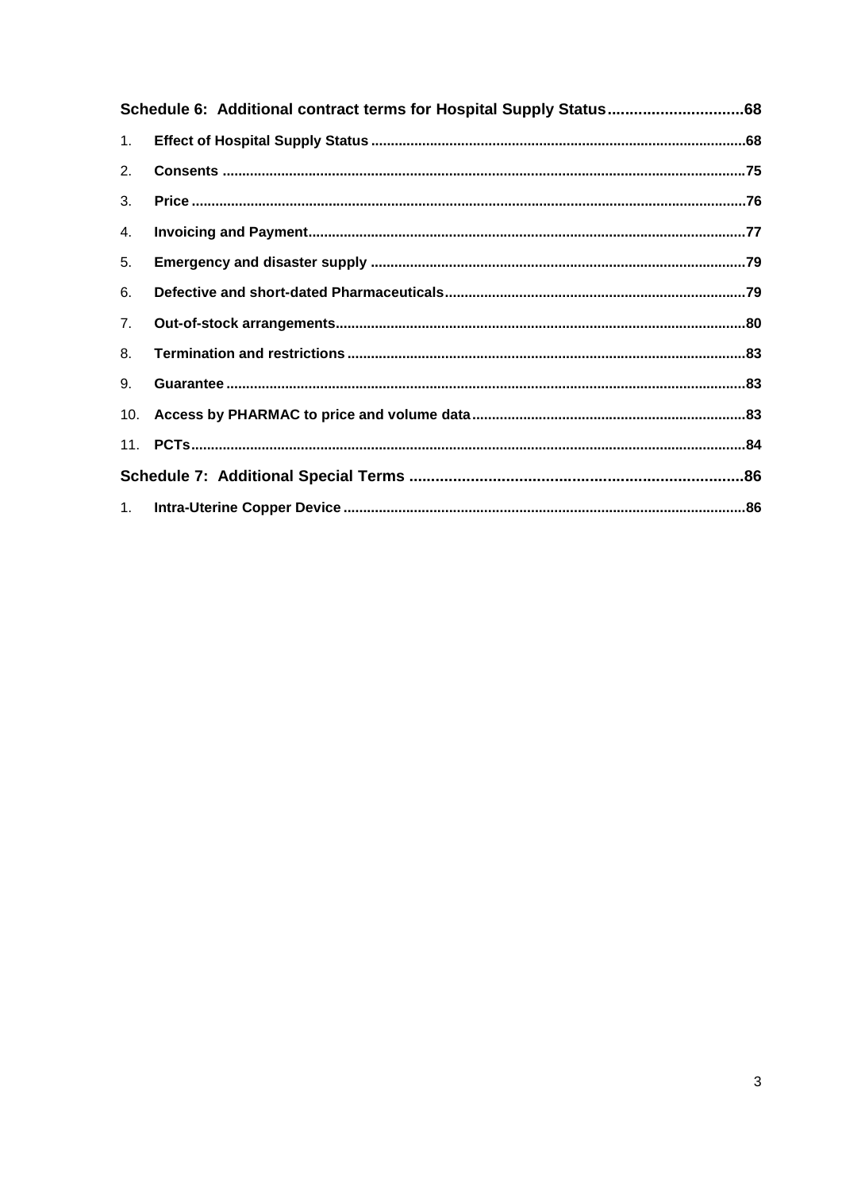**Schedule 6: Additional contract terms for Hospital Supply Status** ..... 68

1. **Effect of Hospital Supply Status** ..... 68
2. **Consents** ..... 75
3. **Price** ..... 76
4. **Invoicing and Payment** ..... 77
5. **Emergency and disaster supply** ..... 79
6. **Defective and short-dated Pharmaceuticals** ..... 79
7. **Out-of-stock arrangements** ..... 80
8. **Termination and restrictions** ..... 83
9. **Guarantee** ..... 83
10. **Access by PHARMAC to price and volume data** ..... 83
11. **PCTs** ..... 84

**Schedule 7: Additional Special Terms** ..... 86

1. **Intra-Uterine Copper Device** ..... 86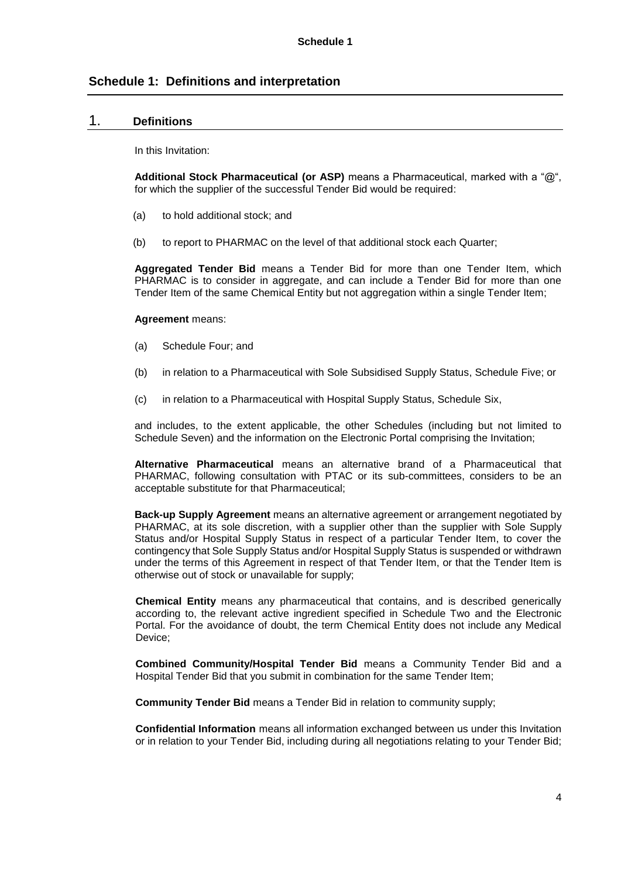# Schedule 1: Definitions and interpretation

## 1. Definitions

In this Invitation:

**Additional Stock Pharmaceutical (or ASP)** means a Pharmaceutical, marked with a "@", for which the supplier of the successful Tender Bid would be required:

(a) to hold additional stock; and

(b) to report to PHARMAC on the level of that additional stock each Quarter;

**Aggregated Tender Bid** means a Tender Bid for more than one Tender Item, which PHARMAC is to consider in aggregate, and can include a Tender Bid for more than one Tender Item of the same Chemical Entity but not aggregation within a single Tender Item;

**Agreement** means:

(a) Schedule Four; and

(b) in relation to a Pharmaceutical with Sole Subsidised Supply Status, Schedule Five; or

(c) in relation to a Pharmaceutical with Hospital Supply Status, Schedule Six,

and includes, to the extent applicable, the other Schedules (including but not limited to Schedule Seven) and the information on the Electronic Portal comprising the Invitation;

**Alternative Pharmaceutical** means an alternative brand of a Pharmaceutical that PHARMAC, following consultation with PTAC or its sub-committees, considers to be an acceptable substitute for that Pharmaceutical;

**Back-up Supply Agreement** means an alternative agreement or arrangement negotiated by PHARMAC, at its sole discretion, with a supplier other than the supplier with Sole Supply Status and/or Hospital Supply Status in respect of a particular Tender Item, to cover the contingency that Sole Supply Status and/or Hospital Supply Status is suspended or withdrawn under the terms of this Agreement in respect of that Tender Item, or that the Tender Item is otherwise out of stock or unavailable for supply;

**Chemical Entity** means any pharmaceutical that contains, and is described generically according to, the relevant active ingredient specified in Schedule Two and the Electronic Portal. For the avoidance of doubt, the term Chemical Entity does not include any Medical Device;

**Combined Community/Hospital Tender Bid** means a Community Tender Bid and a Hospital Tender Bid that you submit in combination for the same Tender Item;

**Community Tender Bid** means a Tender Bid in relation to community supply;

**Confidential Information** means all information exchanged between us under this Invitation or in relation to your Tender Bid, including during all negotiations relating to your Tender Bid;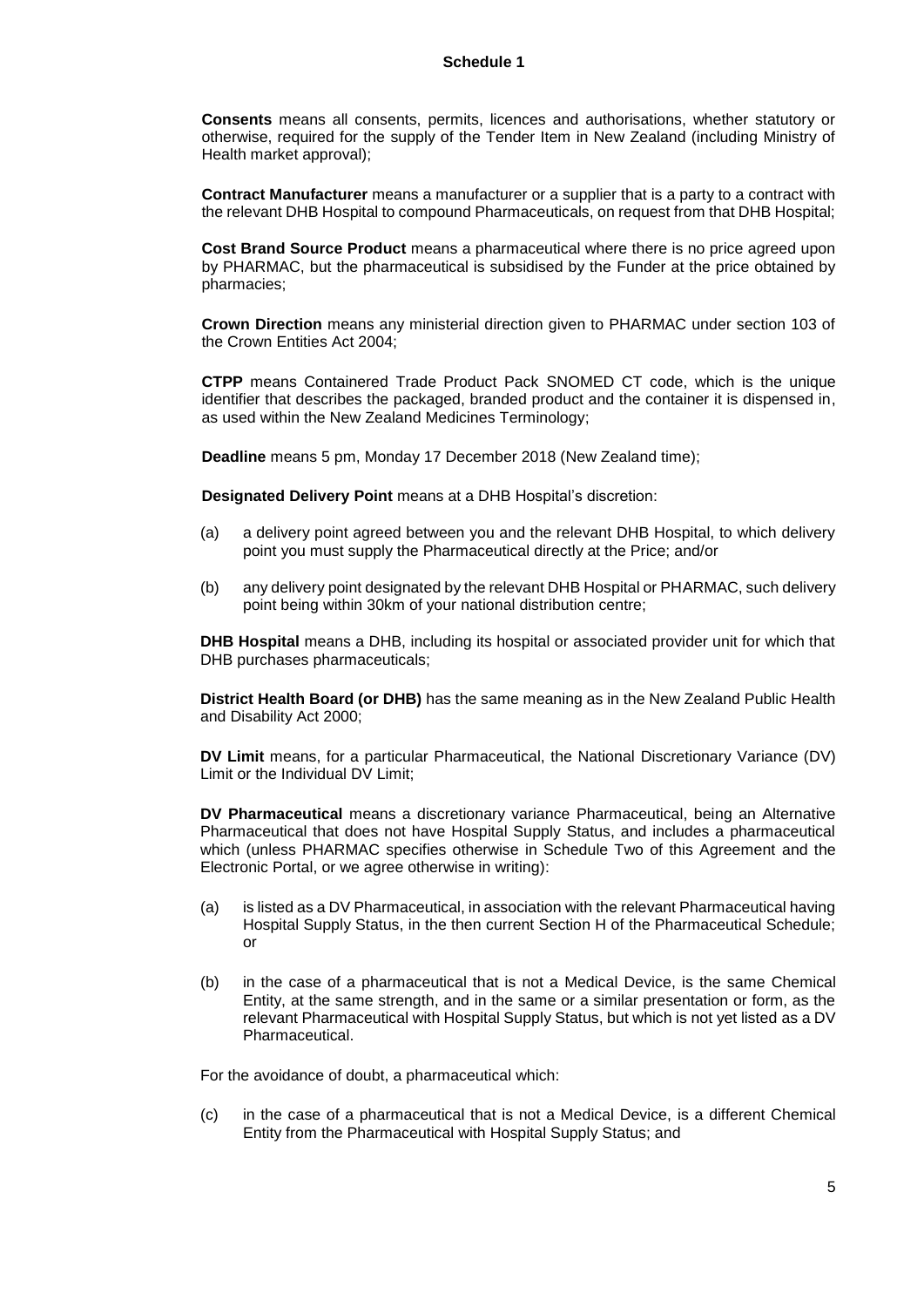## Schedule 1

**Consents** means all consents, permits, licences and authorisations, whether statutory or otherwise, required for the supply of the Tender Item in New Zealand (including Ministry of Health market approval);

**Contract Manufacturer** means a manufacturer or a supplier that is a party to a contract with the relevant DHB Hospital to compound Pharmaceuticals, on request from that DHB Hospital;

**Cost Brand Source Product** means a pharmaceutical where there is no price agreed upon by PHARMAC, but the pharmaceutical is subsidised by the Funder at the price obtained by pharmacies;

**Crown Direction** means any ministerial direction given to PHARMAC under section 103 of the Crown Entities Act 2004;

**CTPP** means Containered Trade Product Pack SNOMED CT code, which is the unique identifier that describes the packaged, branded product and the container it is dispensed in, as used within the New Zealand Medicines Terminology;

**Deadline** means 5 pm, Monday 17 December 2018 (New Zealand time);

**Designated Delivery Point** means at a DHB Hospital's discretion:

(a) a delivery point agreed between you and the relevant DHB Hospital, to which delivery point you must supply the Pharmaceutical directly at the Price; and/or

(b) any delivery point designated by the relevant DHB Hospital or PHARMAC, such delivery point being within 30km of your national distribution centre;

**DHB Hospital** means a DHB, including its hospital or associated provider unit for which that DHB purchases pharmaceuticals;

**District Health Board (or DHB)** has the same meaning as in the New Zealand Public Health and Disability Act 2000;

**DV Limit** means, for a particular Pharmaceutical, the National Discretionary Variance (DV) Limit or the Individual DV Limit;

**DV Pharmaceutical** means a discretionary variance Pharmaceutical, being an Alternative Pharmaceutical that does not have Hospital Supply Status, and includes a pharmaceutical which (unless PHARMAC specifies otherwise in Schedule Two of this Agreement and the Electronic Portal, or we agree otherwise in writing):

(a) is listed as a DV Pharmaceutical, in association with the relevant Pharmaceutical having Hospital Supply Status, in the then current Section H of the Pharmaceutical Schedule; or

(b) in the case of a pharmaceutical that is not a Medical Device, is the same Chemical Entity, at the same strength, and in the same or a similar presentation or form, as the relevant Pharmaceutical with Hospital Supply Status, but which is not yet listed as a DV Pharmaceutical.

For the avoidance of doubt, a pharmaceutical which:

(c) in the case of a pharmaceutical that is not a Medical Device, is a different Chemical Entity from the Pharmaceutical with Hospital Supply Status; and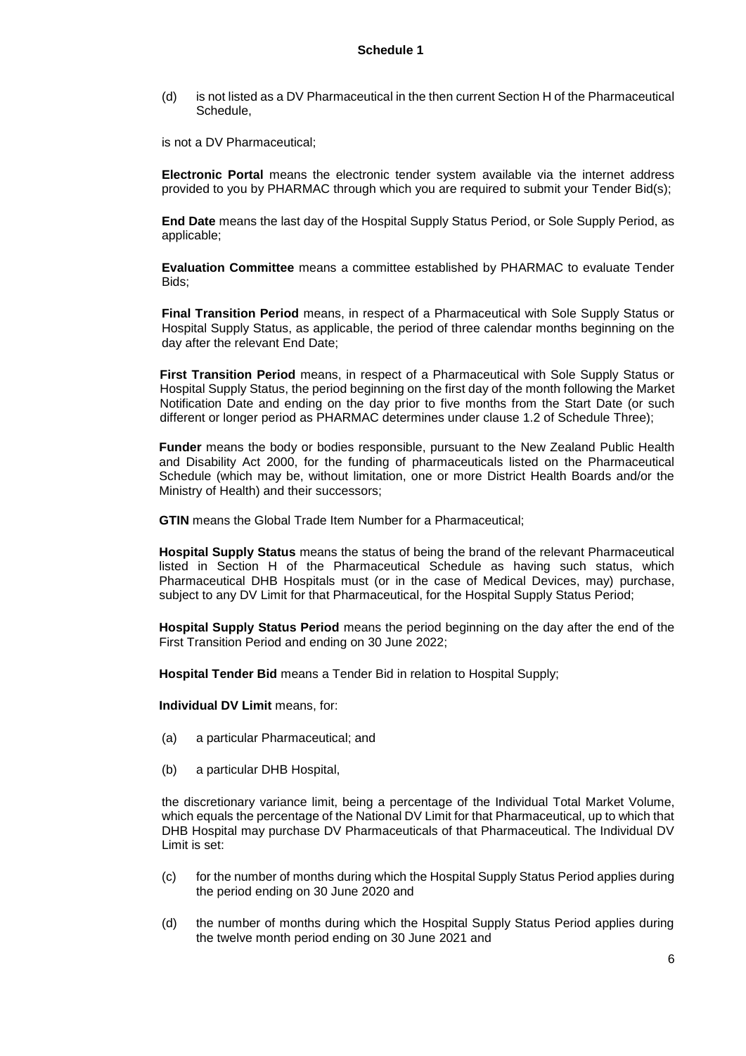**Schedule 1**

(d) is not listed as a DV Pharmaceutical in the then current Section H of the Pharmaceutical Schedule,

is not a DV Pharmaceutical;

**Electronic Portal** means the electronic tender system available via the internet address provided to you by PHARMAC through which you are required to submit your Tender Bid(s);

**End Date** means the last day of the Hospital Supply Status Period, or Sole Supply Period, as applicable;

**Evaluation Committee** means a committee established by PHARMAC to evaluate Tender Bids;

**Final Transition Period** means, in respect of a Pharmaceutical with Sole Supply Status or Hospital Supply Status, as applicable, the period of three calendar months beginning on the day after the relevant End Date;

**First Transition Period** means, in respect of a Pharmaceutical with Sole Supply Status or Hospital Supply Status, the period beginning on the first day of the month following the Market Notification Date and ending on the day prior to five months from the Start Date (or such different or longer period as PHARMAC determines under clause 1.2 of Schedule Three);

**Funder** means the body or bodies responsible, pursuant to the New Zealand Public Health and Disability Act 2000, for the funding of pharmaceuticals listed on the Pharmaceutical Schedule (which may be, without limitation, one or more District Health Boards and/or the Ministry of Health) and their successors;

**GTIN** means the Global Trade Item Number for a Pharmaceutical;

**Hospital Supply Status** means the status of being the brand of the relevant Pharmaceutical listed in Section H of the Pharmaceutical Schedule as having such status, which Pharmaceutical DHB Hospitals must (or in the case of Medical Devices, may) purchase, subject to any DV Limit for that Pharmaceutical, for the Hospital Supply Status Period;

**Hospital Supply Status Period** means the period beginning on the day after the end of the First Transition Period and ending on 30 June 2022;

**Hospital Tender Bid** means a Tender Bid in relation to Hospital Supply;

**Individual DV Limit** means, for:

(a) a particular Pharmaceutical; and

(b) a particular DHB Hospital,

the discretionary variance limit, being a percentage of the Individual Total Market Volume, which equals the percentage of the National DV Limit for that Pharmaceutical, up to which that DHB Hospital may purchase DV Pharmaceuticals of that Pharmaceutical. The Individual DV Limit is set:

(c) for the number of months during which the Hospital Supply Status Period applies during the period ending on 30 June 2020 and

(d) the number of months during which the Hospital Supply Status Period applies during the twelve month period ending on 30 June 2021 and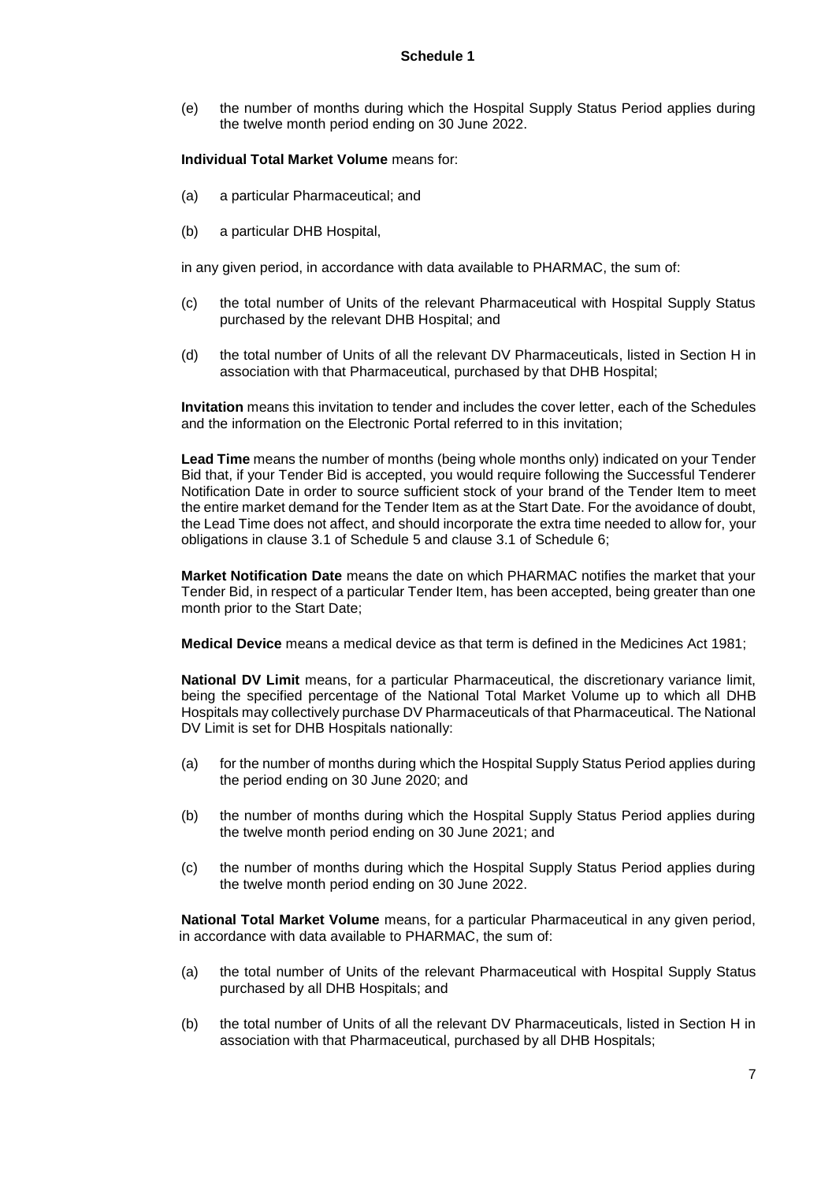(e) the number of months during which the Hospital Supply Status Period applies during the twelve month period ending on 30 June 2022.

**Individual Total Market Volume** means for:

(a) a particular Pharmaceutical; and

(b) a particular DHB Hospital,

in any given period, in accordance with data available to PHARMAC, the sum of:

(c) the total number of Units of the relevant Pharmaceutical with Hospital Supply Status purchased by the relevant DHB Hospital; and

(d) the total number of Units of all the relevant DV Pharmaceuticals, listed in Section H in association with that Pharmaceutical, purchased by that DHB Hospital;

**Invitation** means this invitation to tender and includes the cover letter, each of the Schedules and the information on the Electronic Portal referred to in this invitation;

**Lead Time** means the number of months (being whole months only) indicated on your Tender Bid that, if your Tender Bid is accepted, you would require following the Successful Tenderer Notification Date in order to source sufficient stock of your brand of the Tender Item to meet the entire market demand for the Tender Item as at the Start Date. For the avoidance of doubt, the Lead Time does not affect, and should incorporate the extra time needed to allow for, your obligations in clause 3.1 of Schedule 5 and clause 3.1 of Schedule 6;

**Market Notification Date** means the date on which PHARMAC notifies the market that your Tender Bid, in respect of a particular Tender Item, has been accepted, being greater than one month prior to the Start Date;

**Medical Device** means a medical device as that term is defined in the Medicines Act 1981;

**National DV Limit** means, for a particular Pharmaceutical, the discretionary variance limit, being the specified percentage of the National Total Market Volume up to which all DHB Hospitals may collectively purchase DV Pharmaceuticals of that Pharmaceutical. The National DV Limit is set for DHB Hospitals nationally:

(a) for the number of months during which the Hospital Supply Status Period applies during the period ending on 30 June 2020; and

(b) the number of months during which the Hospital Supply Status Period applies during the twelve month period ending on 30 June 2021; and

(c) the number of months during which the Hospital Supply Status Period applies during the twelve month period ending on 30 June 2022.

**National Total Market Volume** means, for a particular Pharmaceutical in any given period, in accordance with data available to PHARMAC, the sum of:

(a) the total number of Units of the relevant Pharmaceutical with Hospital Supply Status purchased by all DHB Hospitals; and

(b) the total number of Units of all the relevant DV Pharmaceuticals, listed in Section H in association with that Pharmaceutical, purchased by all DHB Hospitals;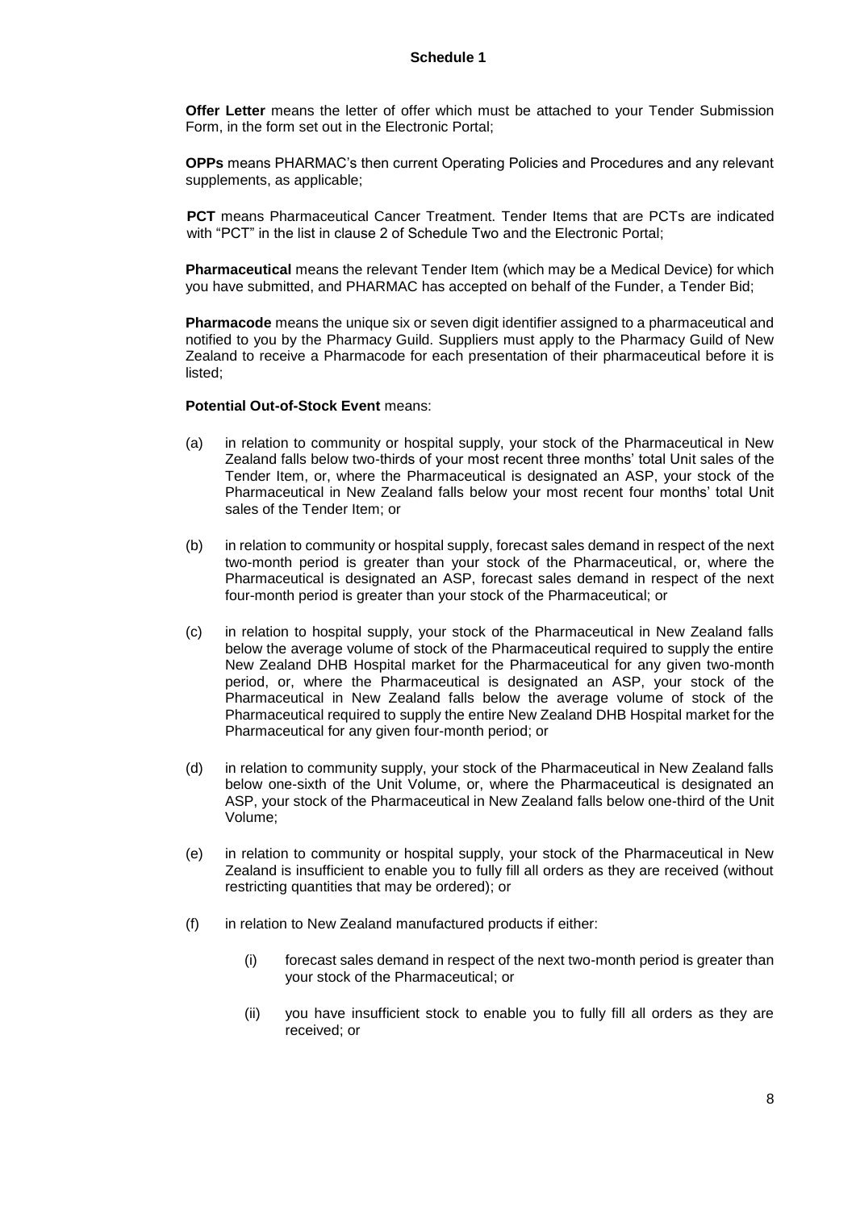**Schedule 1**

**Offer Letter** means the letter of offer which must be attached to your Tender Submission Form, in the form set out in the Electronic Portal;

**OPPs** means PHARMAC's then current Operating Policies and Procedures and any relevant supplements, as applicable;

**PCT** means Pharmaceutical Cancer Treatment. Tender Items that are PCTs are indicated with "PCT" in the list in clause 2 of Schedule Two and the Electronic Portal;

**Pharmaceutical** means the relevant Tender Item (which may be a Medical Device) for which you have submitted, and PHARMAC has accepted on behalf of the Funder, a Tender Bid;

**Pharmacode** means the unique six or seven digit identifier assigned to a pharmaceutical and notified to you by the Pharmacy Guild. Suppliers must apply to the Pharmacy Guild of New Zealand to receive a Pharmacode for each presentation of their pharmaceutical before it is listed;

**Potential Out-of-Stock Event** means:

(a) in relation to community or hospital supply, your stock of the Pharmaceutical in New Zealand falls below two-thirds of your most recent three months' total Unit sales of the Tender Item, or, where the Pharmaceutical is designated an ASP, your stock of the Pharmaceutical in New Zealand falls below your most recent four months' total Unit sales of the Tender Item; or

(b) in relation to community or hospital supply, forecast sales demand in respect of the next two-month period is greater than your stock of the Pharmaceutical, or, where the Pharmaceutical is designated an ASP, forecast sales demand in respect of the next four-month period is greater than your stock of the Pharmaceutical; or

(c) in relation to hospital supply, your stock of the Pharmaceutical in New Zealand falls below the average volume of stock of the Pharmaceutical required to supply the entire New Zealand DHB Hospital market for the Pharmaceutical for any given two-month period, or, where the Pharmaceutical is designated an ASP, your stock of the Pharmaceutical in New Zealand falls below the average volume of stock of the Pharmaceutical required to supply the entire New Zealand DHB Hospital market for the Pharmaceutical for any given four-month period; or

(d) in relation to community supply, your stock of the Pharmaceutical in New Zealand falls below one-sixth of the Unit Volume, or, where the Pharmaceutical is designated an ASP, your stock of the Pharmaceutical in New Zealand falls below one-third of the Unit Volume;

(e) in relation to community or hospital supply, your stock of the Pharmaceutical in New Zealand is insufficient to enable you to fully fill all orders as they are received (without restricting quantities that may be ordered); or

(f) in relation to New Zealand manufactured products if either:

    (i) forecast sales demand in respect of the next two-month period is greater than your stock of the Pharmaceutical; or

    (ii) you have insufficient stock to enable you to fully fill all orders as they are received; or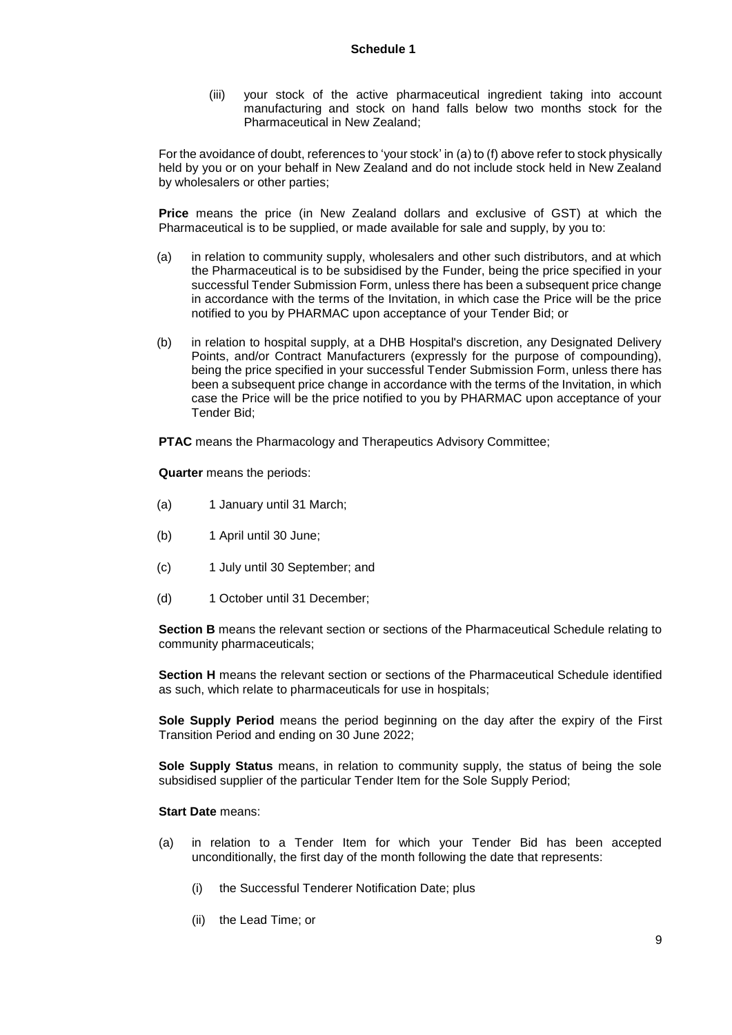(iii) your stock of the active pharmaceutical ingredient taking into account manufacturing and stock on hand falls below two months stock for the Pharmaceutical in New Zealand;

For the avoidance of doubt, references to 'your stock' in (a) to (f) above refer to stock physically held by you or on your behalf in New Zealand and do not include stock held in New Zealand by wholesalers or other parties;

**Price** means the price (in New Zealand dollars and exclusive of GST) at which the Pharmaceutical is to be supplied, or made available for sale and supply, by you to:

(a) in relation to community supply, wholesalers and other such distributors, and at which the Pharmaceutical is to be subsidised by the Funder, being the price specified in your successful Tender Submission Form, unless there has been a subsequent price change in accordance with the terms of the Invitation, in which case the Price will be the price notified to you by PHARMAC upon acceptance of your Tender Bid; or

(b) in relation to hospital supply, at a DHB Hospital's discretion, any Designated Delivery Points, and/or Contract Manufacturers (expressly for the purpose of compounding), being the price specified in your successful Tender Submission Form, unless there has been a subsequent price change in accordance with the terms of the Invitation, in which case the Price will be the price notified to you by PHARMAC upon acceptance of your Tender Bid;

**PTAC** means the Pharmacology and Therapeutics Advisory Committee;

**Quarter** means the periods:

(a) 1 January until 31 March;

(b) 1 April until 30 June;

(c) 1 July until 30 September; and

(d) 1 October until 31 December;

**Section B** means the relevant section or sections of the Pharmaceutical Schedule relating to community pharmaceuticals;

**Section H** means the relevant section or sections of the Pharmaceutical Schedule identified as such, which relate to pharmaceuticals for use in hospitals;

**Sole Supply Period** means the period beginning on the day after the expiry of the First Transition Period and ending on 30 June 2022;

**Sole Supply Status** means, in relation to community supply, the status of being the sole subsidised supplier of the particular Tender Item for the Sole Supply Period;

**Start Date** means:

(a) in relation to a Tender Item for which your Tender Bid has been accepted unconditionally, the first day of the month following the date that represents:

   (i) the Successful Tenderer Notification Date; plus

   (ii) the Lead Time; or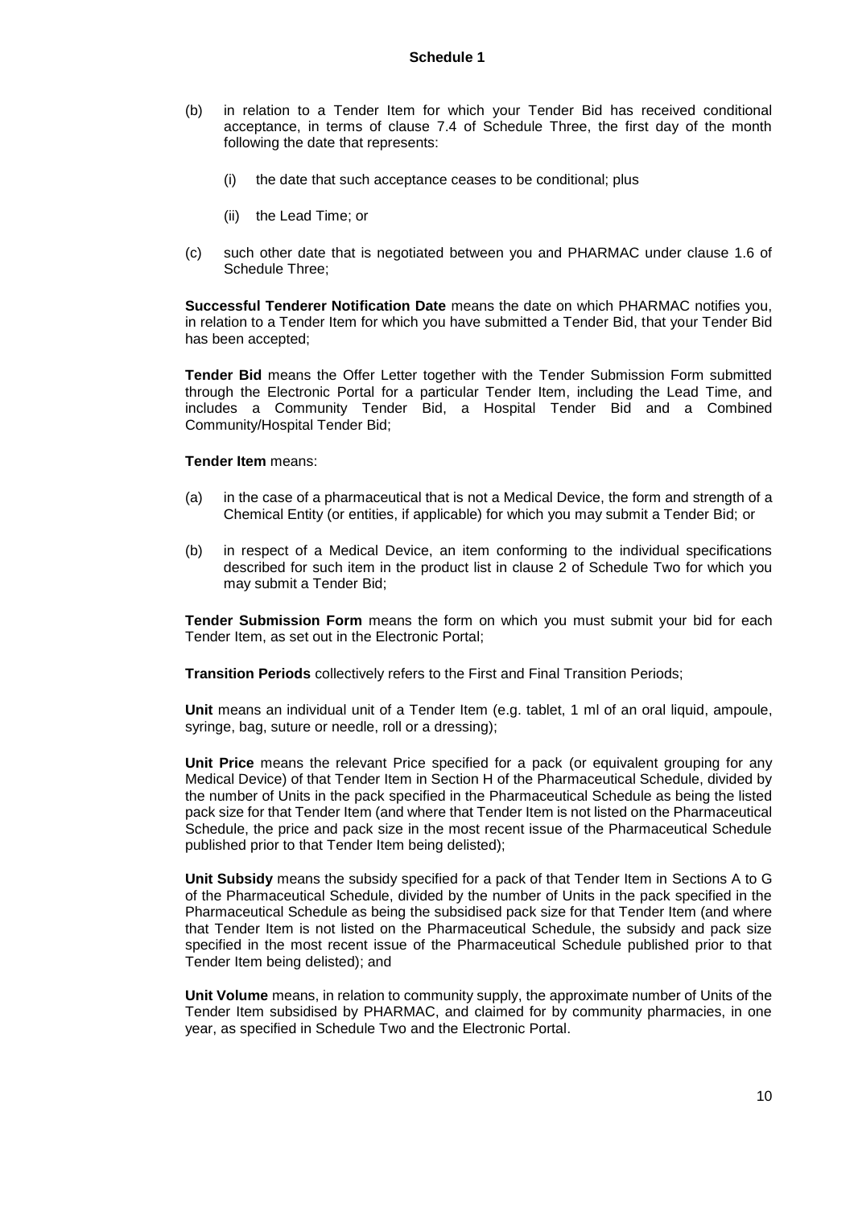(b) in relation to a Tender Item for which your Tender Bid has received conditional acceptance, in terms of clause 7.4 of Schedule Three, the first day of the month following the date that represents:

    (i) the date that such acceptance ceases to be conditional; plus

    (ii) the Lead Time; or

(c) such other date that is negotiated between you and PHARMAC under clause 1.6 of Schedule Three;

**Successful Tenderer Notification Date** means the date on which PHARMAC notifies you, in relation to a Tender Item for which you have submitted a Tender Bid, that your Tender Bid has been accepted;

**Tender Bid** means the Offer Letter together with the Tender Submission Form submitted through the Electronic Portal for a particular Tender Item, including the Lead Time, and includes a Community Tender Bid, a Hospital Tender Bid and a Combined Community/Hospital Tender Bid;

**Tender Item** means:

(a) in the case of a pharmaceutical that is not a Medical Device, the form and strength of a Chemical Entity (or entities, if applicable) for which you may submit a Tender Bid; or

(b) in respect of a Medical Device, an item conforming to the individual specifications described for such item in the product list in clause 2 of Schedule Two for which you may submit a Tender Bid;

**Tender Submission Form** means the form on which you must submit your bid for each Tender Item, as set out in the Electronic Portal;

**Transition Periods** collectively refers to the First and Final Transition Periods;

**Unit** means an individual unit of a Tender Item (e.g. tablet, 1 ml of an oral liquid, ampoule, syringe, bag, suture or needle, roll or a dressing);

**Unit Price** means the relevant Price specified for a pack (or equivalent grouping for any Medical Device) of that Tender Item in Section H of the Pharmaceutical Schedule, divided by the number of Units in the pack specified in the Pharmaceutical Schedule as being the listed pack size for that Tender Item (and where that Tender Item is not listed on the Pharmaceutical Schedule, the price and pack size in the most recent issue of the Pharmaceutical Schedule published prior to that Tender Item being delisted);

**Unit Subsidy** means the subsidy specified for a pack of that Tender Item in Sections A to G of the Pharmaceutical Schedule, divided by the number of Units in the pack specified in the Pharmaceutical Schedule as being the subsidised pack size for that Tender Item (and where that Tender Item is not listed on the Pharmaceutical Schedule, the subsidy and pack size specified in the most recent issue of the Pharmaceutical Schedule published prior to that Tender Item being delisted); and

**Unit Volume** means, in relation to community supply, the approximate number of Units of the Tender Item subsidised by PHARMAC, and claimed for by community pharmacies, in one year, as specified in Schedule Two and the Electronic Portal.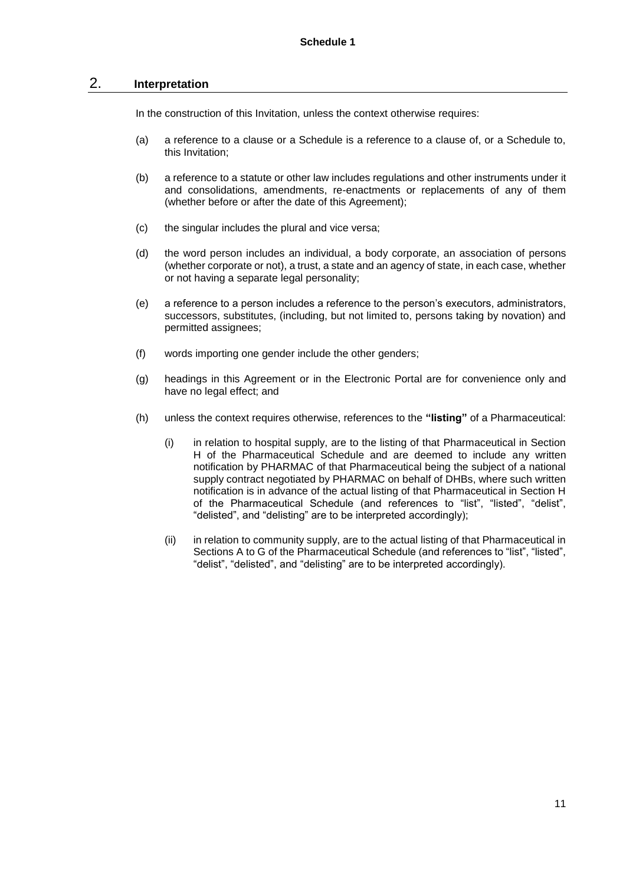**Schedule 1**

## 2. Interpretation

In the construction of this Invitation, unless the context otherwise requires:

(a) a reference to a clause or a Schedule is a reference to a clause of, or a Schedule to, this Invitation;

(b) a reference to a statute or other law includes regulations and other instruments under it and consolidations, amendments, re-enactments or replacements of any of them (whether before or after the date of this Agreement);

(c) the singular includes the plural and vice versa;

(d) the word person includes an individual, a body corporate, an association of persons (whether corporate or not), a trust, a state and an agency of state, in each case, whether or not having a separate legal personality;

(e) a reference to a person includes a reference to the person's executors, administrators, successors, substitutes, (including, but not limited to, persons taking by novation) and permitted assignees;

(f) words importing one gender include the other genders;

(g) headings in this Agreement or in the Electronic Portal are for convenience only and have no legal effect; and

(h) unless the context requires otherwise, references to the **"listing"** of a Pharmaceutical:

   (i) in relation to hospital supply, are to the listing of that Pharmaceutical in Section H of the Pharmaceutical Schedule and are deemed to include any written notification by PHARMAC of that Pharmaceutical being the subject of a national supply contract negotiated by PHARMAC on behalf of DHBs, where such written notification is in advance of the actual listing of that Pharmaceutical in Section H of the Pharmaceutical Schedule (and references to "list", "listed", "delist", "delisted", and "delisting" are to be interpreted accordingly);

   (ii) in relation to community supply, are to the actual listing of that Pharmaceutical in Sections A to G of the Pharmaceutical Schedule (and references to "list", "listed", "delist", "delisted", and "delisting" are to be interpreted accordingly).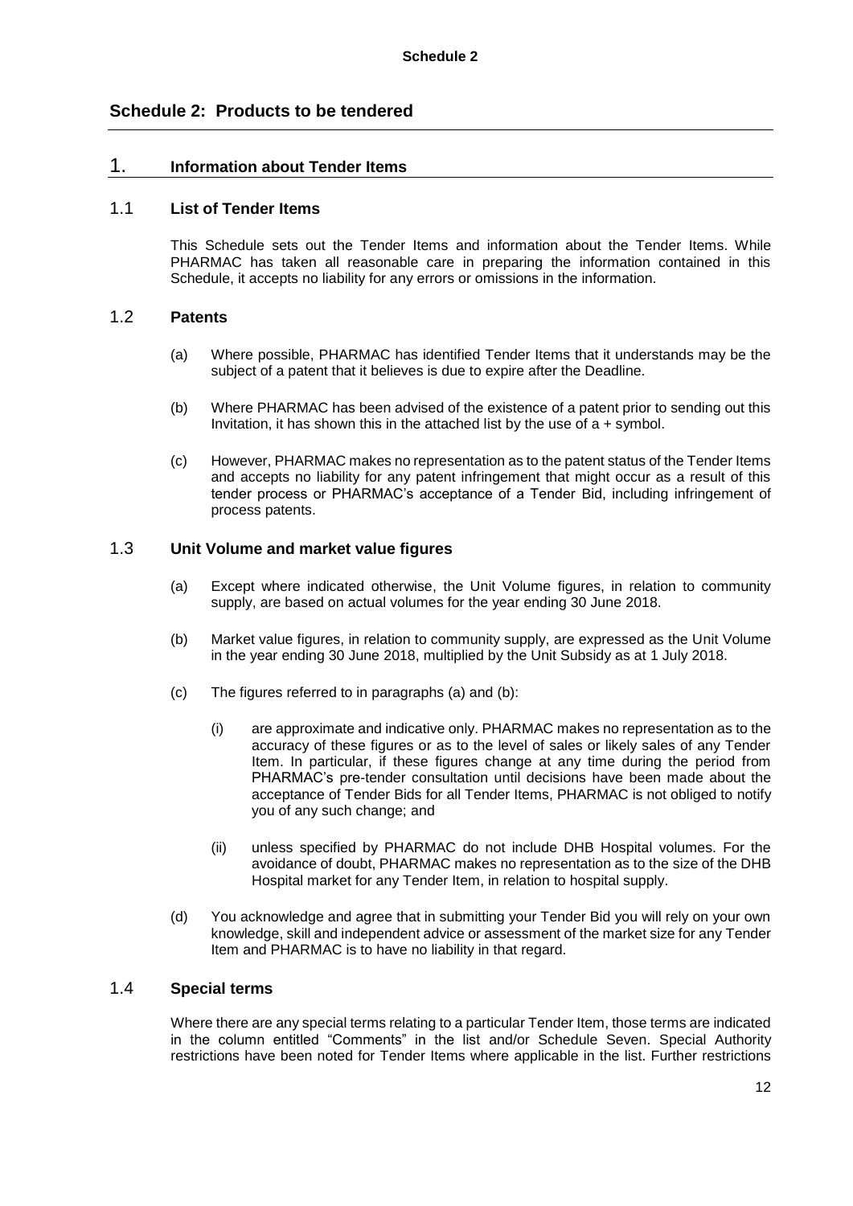# Schedule 2: Products to be tendered

## 1. Information about Tender Items

### 1.1 List of Tender Items

This Schedule sets out the Tender Items and information about the Tender Items. While PHARMAC has taken all reasonable care in preparing the information contained in this Schedule, it accepts no liability for any errors or omissions in the information.

### 1.2 Patents

(a) Where possible, PHARMAC has identified Tender Items that it understands may be the subject of a patent that it believes is due to expire after the Deadline.

(b) Where PHARMAC has been advised of the existence of a patent prior to sending out this Invitation, it has shown this in the attached list by the use of a + symbol.

(c) However, PHARMAC makes no representation as to the patent status of the Tender Items and accepts no liability for any patent infringement that might occur as a result of this tender process or PHARMAC's acceptance of a Tender Bid, including infringement of process patents.

### 1.3 Unit Volume and market value figures

(a) Except where indicated otherwise, the Unit Volume figures, in relation to community supply, are based on actual volumes for the year ending 30 June 2018.

(b) Market value figures, in relation to community supply, are expressed as the Unit Volume in the year ending 30 June 2018, multiplied by the Unit Subsidy as at 1 July 2018.

(c) The figures referred to in paragraphs (a) and (b):

(i) are approximate and indicative only. PHARMAC makes no representation as to the accuracy of these figures or as to the level of sales or likely sales of any Tender Item. In particular, if these figures change at any time during the period from PHARMAC's pre-tender consultation until decisions have been made about the acceptance of Tender Bids for all Tender Items, PHARMAC is not obliged to notify you of any such change; and

(ii) unless specified by PHARMAC do not include DHB Hospital volumes. For the avoidance of doubt, PHARMAC makes no representation as to the size of the DHB Hospital market for any Tender Item, in relation to hospital supply.

(d) You acknowledge and agree that in submitting your Tender Bid you will rely on your own knowledge, skill and independent advice or assessment of the market size for any Tender Item and PHARMAC is to have no liability in that regard.

### 1.4 Special terms

Where there are any special terms relating to a particular Tender Item, those terms are indicated in the column entitled "Comments" in the list and/or Schedule Seven. Special Authority restrictions have been noted for Tender Items where applicable in the list. Further restrictions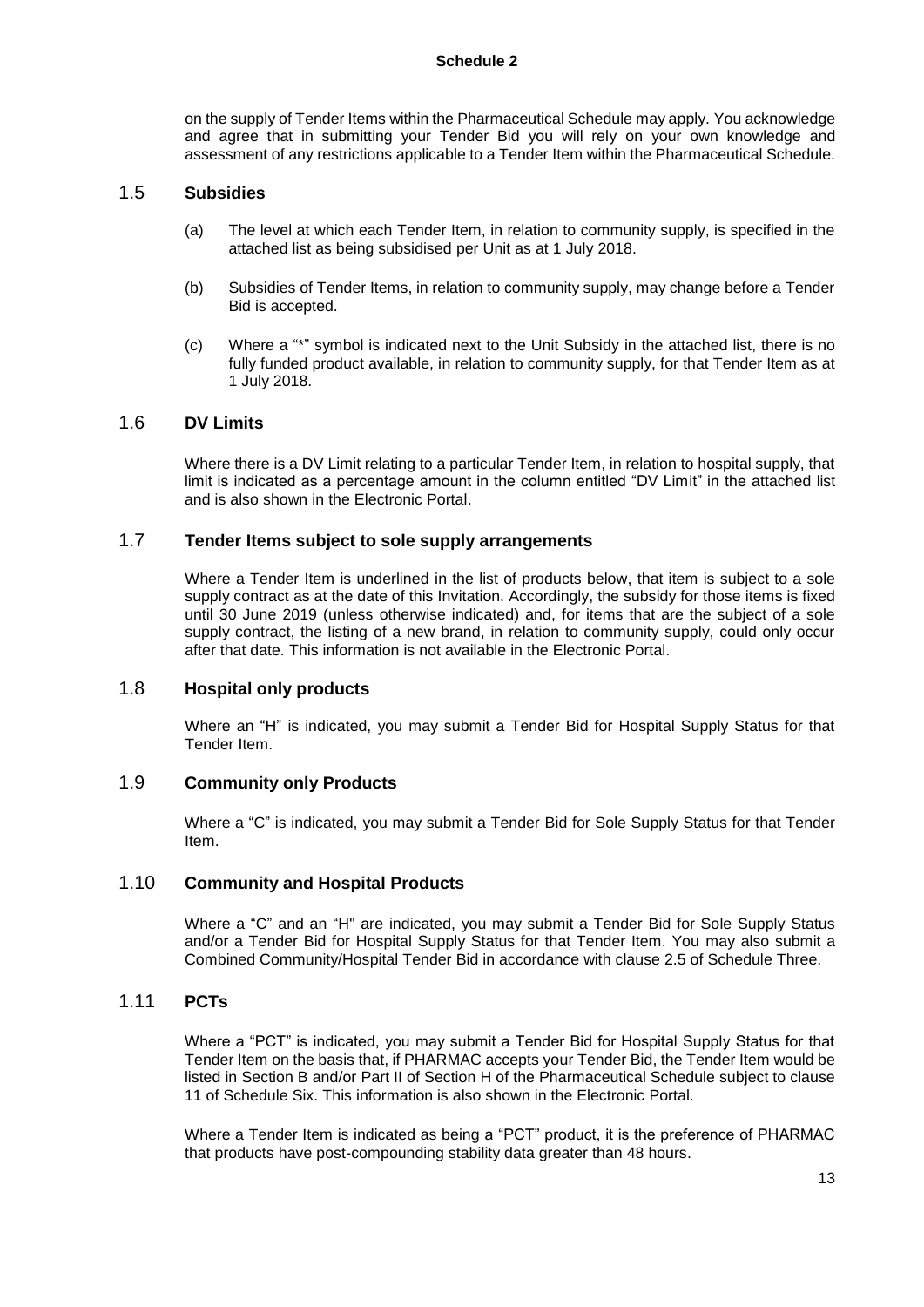on the supply of Tender Items within the Pharmaceutical Schedule may apply. You acknowledge and agree that in submitting your Tender Bid you will rely on your own knowledge and assessment of any restrictions applicable to a Tender Item within the Pharmaceutical Schedule.

## 1.5 Subsidies

(a) The level at which each Tender Item, in relation to community supply, is specified in the attached list as being subsidised per Unit as at 1 July 2018.

(b) Subsidies of Tender Items, in relation to community supply, may change before a Tender Bid is accepted.

(c) Where a "*" symbol is indicated next to the Unit Subsidy in the attached list, there is no fully funded product available, in relation to community supply, for that Tender Item as at 1 July 2018.

## 1.6 DV Limits

Where there is a DV Limit relating to a particular Tender Item, in relation to hospital supply, that limit is indicated as a percentage amount in the column entitled "DV Limit" in the attached list and is also shown in the Electronic Portal.

## 1.7 Tender Items subject to sole supply arrangements

Where a Tender Item is underlined in the list of products below, that item is subject to a sole supply contract as at the date of this Invitation. Accordingly, the subsidy for those items is fixed until 30 June 2019 (unless otherwise indicated) and, for items that are the subject of a sole supply contract, the listing of a new brand, in relation to community supply, could only occur after that date. This information is not available in the Electronic Portal.

## 1.8 Hospital only products

Where an "H" is indicated, you may submit a Tender Bid for Hospital Supply Status for that Tender Item.

## 1.9 Community only Products

Where a "C" is indicated, you may submit a Tender Bid for Sole Supply Status for that Tender Item.

## 1.10 Community and Hospital Products

Where a "C" and an "H" are indicated, you may submit a Tender Bid for Sole Supply Status and/or a Tender Bid for Hospital Supply Status for that Tender Item. You may also submit a Combined Community/Hospital Tender Bid in accordance with clause 2.5 of Schedule Three.

## 1.11 PCTs

Where a "PCT" is indicated, you may submit a Tender Bid for Hospital Supply Status for that Tender Item on the basis that, if PHARMAC accepts your Tender Bid, the Tender Item would be listed in Section B and/or Part II of Section H of the Pharmaceutical Schedule subject to clause 11 of Schedule Six. This information is also shown in the Electronic Portal.

Where a Tender Item is indicated as being a "PCT" product, it is the preference of PHARMAC that products have post-compounding stability data greater than 48 hours.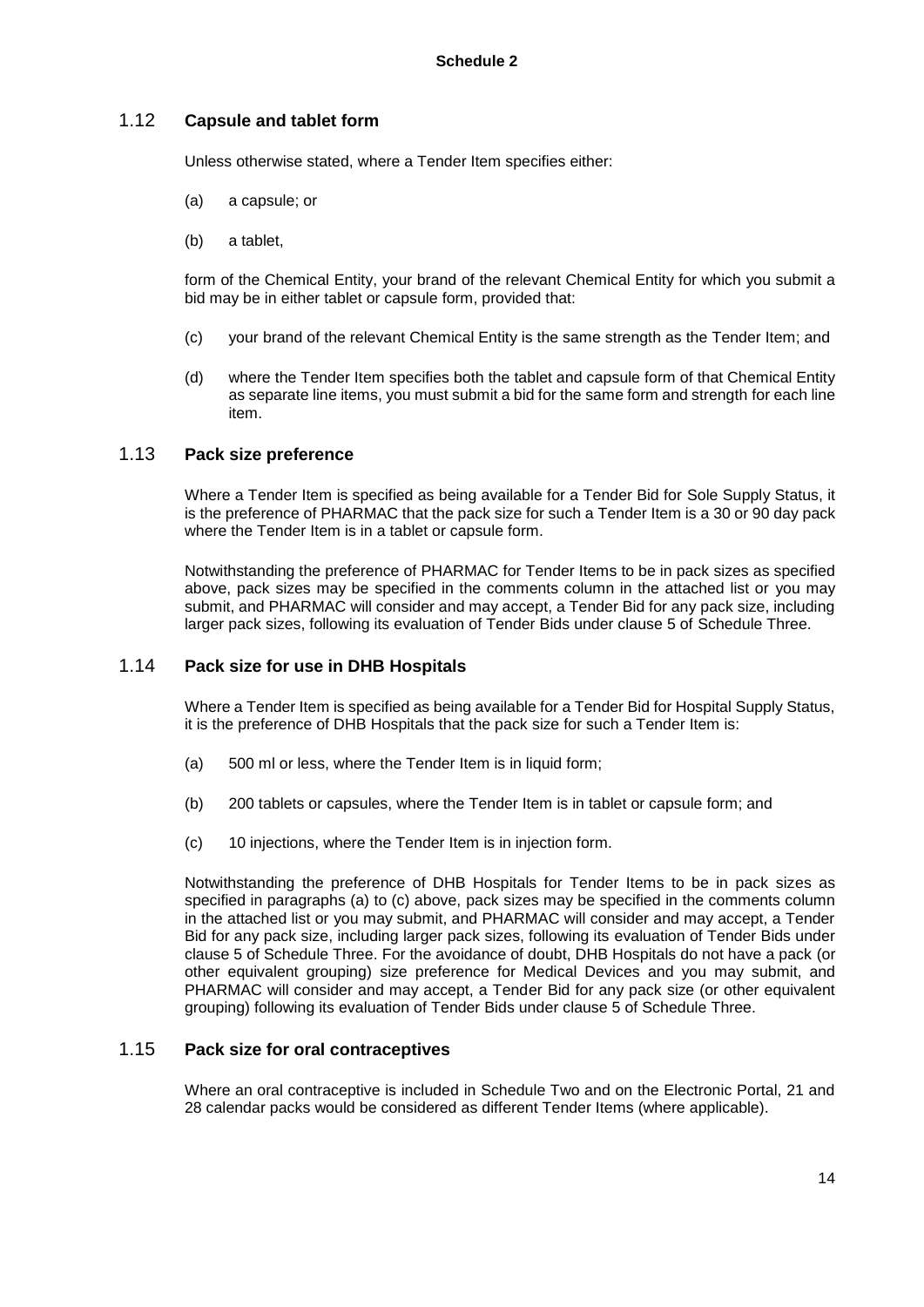**Schedule 2**

## 1.12 Capsule and tablet form

Unless otherwise stated, where a Tender Item specifies either:

(a) a capsule; or

(b) a tablet,

form of the Chemical Entity, your brand of the relevant Chemical Entity for which you submit a bid may be in either tablet or capsule form, provided that:

(c) your brand of the relevant Chemical Entity is the same strength as the Tender Item; and

(d) where the Tender Item specifies both the tablet and capsule form of that Chemical Entity as separate line items, you must submit a bid for the same form and strength for each line item.

## 1.13 Pack size preference

Where a Tender Item is specified as being available for a Tender Bid for Sole Supply Status, it is the preference of PHARMAC that the pack size for such a Tender Item is a 30 or 90 day pack where the Tender Item is in a tablet or capsule form.

Notwithstanding the preference of PHARMAC for Tender Items to be in pack sizes as specified above, pack sizes may be specified in the comments column in the attached list or you may submit, and PHARMAC will consider and may accept, a Tender Bid for any pack size, including larger pack sizes, following its evaluation of Tender Bids under clause 5 of Schedule Three.

## 1.14 Pack size for use in DHB Hospitals

Where a Tender Item is specified as being available for a Tender Bid for Hospital Supply Status, it is the preference of DHB Hospitals that the pack size for such a Tender Item is:

(a) 500 ml or less, where the Tender Item is in liquid form;

(b) 200 tablets or capsules, where the Tender Item is in tablet or capsule form; and

(c) 10 injections, where the Tender Item is in injection form.

Notwithstanding the preference of DHB Hospitals for Tender Items to be in pack sizes as specified in paragraphs (a) to (c) above, pack sizes may be specified in the comments column in the attached list or you may submit, and PHARMAC will consider and may accept, a Tender Bid for any pack size, including larger pack sizes, following its evaluation of Tender Bids under clause 5 of Schedule Three. For the avoidance of doubt, DHB Hospitals do not have a pack (or other equivalent grouping) size preference for Medical Devices and you may submit, and PHARMAC will consider and may accept, a Tender Bid for any pack size (or other equivalent grouping) following its evaluation of Tender Bids under clause 5 of Schedule Three.

## 1.15 Pack size for oral contraceptives

Where an oral contraceptive is included in Schedule Two and on the Electronic Portal, 21 and 28 calendar packs would be considered as different Tender Items (where applicable).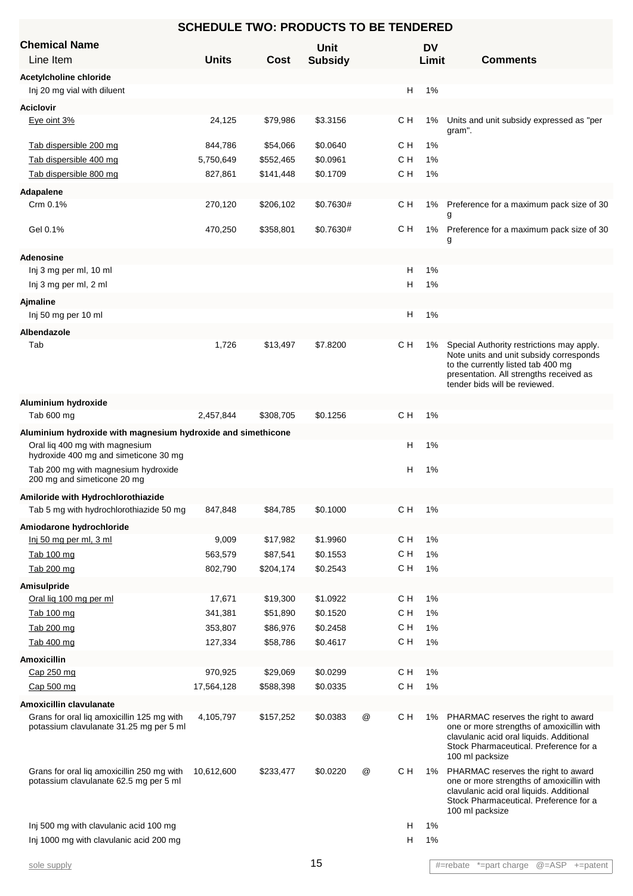## SCHEDULE TWO: PRODUCTS TO BE TENDERED

| Chemical Name / Line Item | Units | Cost | Unit Subsidy | | | DV Limit | Comments |
|---|---|---|---|---|---|---|---|
| **Acetylcholine chloride** | | | | | | | |
| Inj 20 mg vial with diluent | | | | | H | 1% | |
| **Aciclovir** | | | | | | | |
| Eye oint 3% | 24,125 | $79,986 | $3.3156 | | C H | 1% | Units and unit subsidy expressed as "per gram". |
| Tab dispersible 200 mg | 844,786 | $54,066 | $0.0640 | | C H | 1% | |
| Tab dispersible 400 mg | 5,750,649 | $552,465 | $0.0961 | | C H | 1% | |
| Tab dispersible 800 mg | 827,861 | $141,448 | $0.1709 | | C H | 1% | |
| **Adapalene** | | | | | | | |
| Crm 0.1% | 270,120 | $206,102 | $0.7630# | | C H | 1% | Preference for a maximum pack size of 30 g |
| Gel 0.1% | 470,250 | $358,801 | $0.7630# | | C H | 1% | Preference for a maximum pack size of 30 g |
| **Adenosine** | | | | | | | |
| Inj 3 mg per ml, 10 ml | | | | | H | 1% | |
| Inj 3 mg per ml, 2 ml | | | | | H | 1% | |
| **Ajmaline** | | | | | | | |
| Inj 50 mg per 10 ml | | | | | H | 1% | |
| **Albendazole** | | | | | | | |
| Tab | 1,726 | $13,497 | $7.8200 | | C H | 1% | Special Authority restrictions may apply. Note units and unit subsidy corresponds to the currently listed tab 400 mg presentation. All strengths received as tender bids will be reviewed. |
| **Aluminium hydroxide** | | | | | | | |
| Tab 600 mg | 2,457,844 | $308,705 | $0.1256 | | C H | 1% | |
| **Aluminium hydroxide with magnesium hydroxide and simethicone** | | | | | | | |
| Oral liq 400 mg with magnesium hydroxide 400 mg and simeticone 30 mg | | | | | H | 1% | |
| Tab 200 mg with magnesium hydroxide 200 mg and simeticone 20 mg | | | | | H | 1% | |
| **Amiloride with Hydrochlorothiazide** | | | | | | | |
| Tab 5 mg with hydrochlorothiazide 50 mg | 847,848 | $84,785 | $0.1000 | | C H | 1% | |
| **Amiodarone hydrochloride** | | | | | | | |
| Inj 50 mg per ml, 3 ml | 9,009 | $17,982 | $1.9960 | | C H | 1% | |
| Tab 100 mg | 563,579 | $87,541 | $0.1553 | | C H | 1% | |
| Tab 200 mg | 802,790 | $204,174 | $0.2543 | | C H | 1% | |
| **Amisulpride** | | | | | | | |
| Oral liq 100 mg per ml | 17,671 | $19,300 | $1.0922 | | C H | 1% | |
| Tab 100 mg | 341,381 | $51,890 | $0.1520 | | C H | 1% | |
| Tab 200 mg | 353,807 | $86,976 | $0.2458 | | C H | 1% | |
| Tab 400 mg | 127,334 | $58,786 | $0.4617 | | C H | 1% | |
| **Amoxicillin** | | | | | | | |
| Cap 250 mg | 970,925 | $29,069 | $0.0299 | | C H | 1% | |
| Cap 500 mg | 17,564,128 | $588,398 | $0.0335 | | C H | 1% | |
| **Amoxicillin clavulanate** | | | | | | | |
| Grans for oral liq amoxicillin 125 mg with potassium clavulanate 31.25 mg per 5 ml | 4,105,797 | $157,252 | $0.0383 | @ | C H | 1% | PHARMAC reserves the right to award one or more strengths of amoxicillin with clavulanic acid oral liquids. Additional Stock Pharmaceutical. Preference for a 100 ml packsize |
| Grans for oral liq amoxicillin 250 mg with potassium clavulanate 62.5 mg per 5 ml | 10,612,600 | $233,477 | $0.0220 | @ | C H | 1% | PHARMAC reserves the right to award one or more strengths of amoxicillin with clavulanic acid oral liquids. Additional Stock Pharmaceutical. Preference for a 100 ml packsize |
| Inj 500 mg with clavulanic acid 100 mg | | | | | H | 1% | |
| Inj 1000 mg with clavulanic acid 200 mg | | | | | H | 1% | |

sole supply

#=rebate *=part charge @=ASP +=patent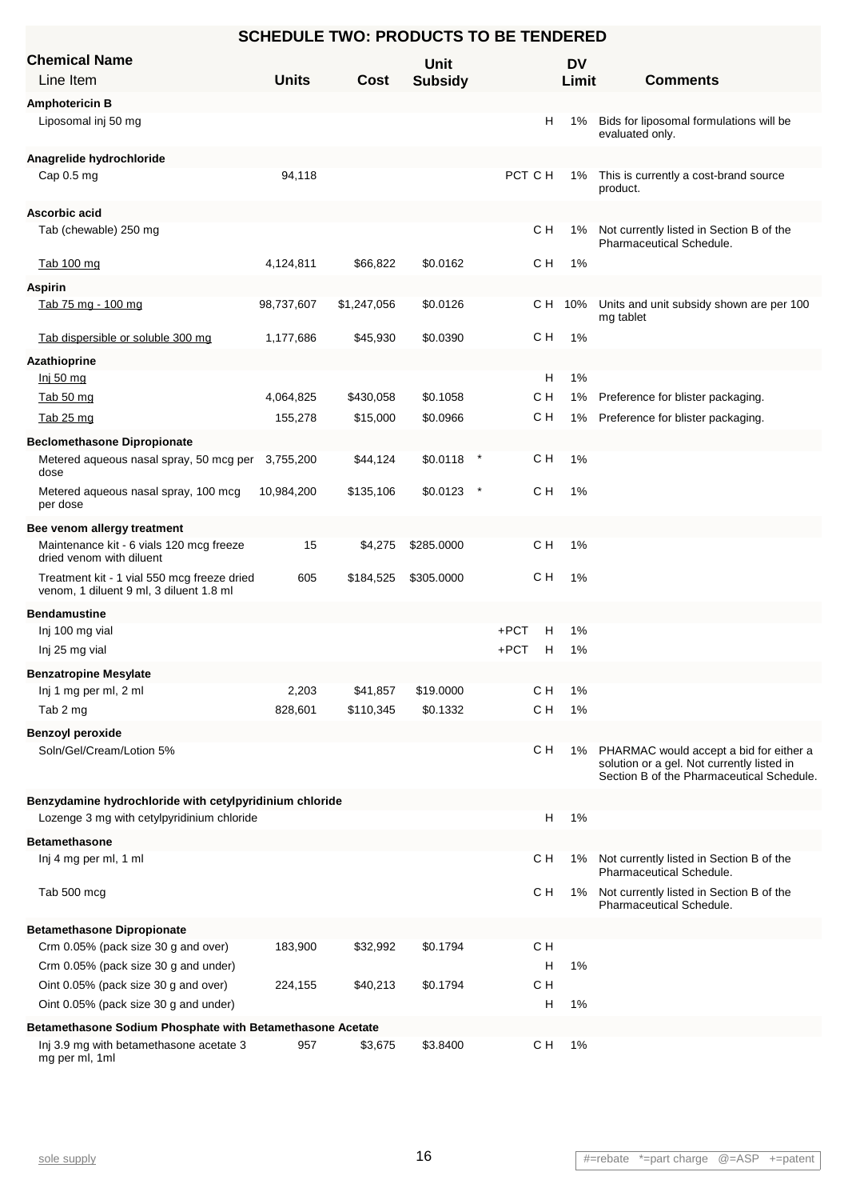## SCHEDULE TWO: PRODUCTS TO BE TENDERED

| Chemical Name / Line Item | Units | Cost | Unit Subsidy | | | DV Limit | Comments |
|---|---|---|---|---|---|---|---|
| **Amphotericin B** | | | | | | | |
| Liposomal inj 50 mg | | | | | H | 1% | Bids for liposomal formulations will be evaluated only. |
| **Anagrelide hydrochloride** | | | | | | | |
| Cap 0.5 mg | 94,118 | | | PCT | C H | 1% | This is currently a cost-brand source product. |
| **Ascorbic acid** | | | | | | | |
| Tab (chewable) 250 mg | | | | | C H | 1% | Not currently listed in Section B of the Pharmaceutical Schedule. |
| Tab 100 mg | 4,124,811 | $66,822 | $0.0162 | | C H | 1% | |
| **Aspirin** | | | | | | | |
| Tab 75 mg - 100 mg | 98,737,607 | $1,247,056 | $0.0126 | | C H | 10% | Units and unit subsidy shown are per 100 mg tablet |
| Tab dispersible or soluble 300 mg | 1,177,686 | $45,930 | $0.0390 | | C H | 1% | |
| **Azathioprine** | | | | | | | |
| Inj 50 mg | | | | | H | 1% | |
| Tab 50 mg | 4,064,825 | $430,058 | $0.1058 | | C H | 1% | Preference for blister packaging. |
| Tab 25 mg | 155,278 | $15,000 | $0.0966 | | C H | 1% | Preference for blister packaging. |
| **Beclomethasone Dipropionate** | | | | | | | |
| Metered aqueous nasal spray, 50 mcg per dose | 3,755,200 | $44,124 | $0.0118 * | | C H | 1% | |
| Metered aqueous nasal spray, 100 mcg per dose | 10,984,200 | $135,106 | $0.0123 * | | C H | 1% | |
| **Bee venom allergy treatment** | | | | | | | |
| Maintenance kit - 6 vials 120 mcg freeze dried venom with diluent | 15 | $4,275 | $285.0000 | | C H | 1% | |
| Treatment kit - 1 vial 550 mcg freeze dried venom, 1 diluent 9 ml, 3 diluent 1.8 ml | 605 | $184,525 | $305.0000 | | C H | 1% | |
| **Bendamustine** | | | | | | | |
| Inj 100 mg vial | | | | +PCT | H | 1% | |
| Inj 25 mg vial | | | | +PCT | H | 1% | |
| **Benzatropine Mesylate** | | | | | | | |
| Inj 1 mg per ml, 2 ml | 2,203 | $41,857 | $19.0000 | | C H | 1% | |
| Tab 2 mg | 828,601 | $110,345 | $0.1332 | | C H | 1% | |
| **Benzoyl peroxide** | | | | | | | |
| Soln/Gel/Cream/Lotion 5% | | | | | C H | 1% | PHARMAC would accept a bid for either a solution or a gel. Not currently listed in Section B of the Pharmaceutical Schedule. |
| **Benzydamine hydrochloride with cetylpyridinium chloride** | | | | | | | |
| Lozenge 3 mg with cetylpyridinium chloride | | | | | H | 1% | |
| **Betamethasone** | | | | | | | |
| Inj 4 mg per ml, 1 ml | | | | | C H | 1% | Not currently listed in Section B of the Pharmaceutical Schedule. |
| Tab 500 mcg | | | | | C H | 1% | Not currently listed in Section B of the Pharmaceutical Schedule. |
| **Betamethasone Dipropionate** | | | | | | | |
| Crm 0.05% (pack size 30 g and over) | 183,900 | $32,992 | $0.1794 | | C H | | |
| Crm 0.05% (pack size 30 g and under) | | | | | H | 1% | |
| Oint 0.05% (pack size 30 g and over) | 224,155 | $40,213 | $0.1794 | | C H | | |
| Oint 0.05% (pack size 30 g and under) | | | | | H | 1% | |
| **Betamethasone Sodium Phosphate with Betamethasone Acetate** | | | | | | | |
| Inj 3.9 mg with betamethasone acetate 3 mg per ml, 1ml | 957 | $3,675 | $3.8400 | | C H | 1% | |

sole supply

#=rebate *=part charge @=ASP +=patent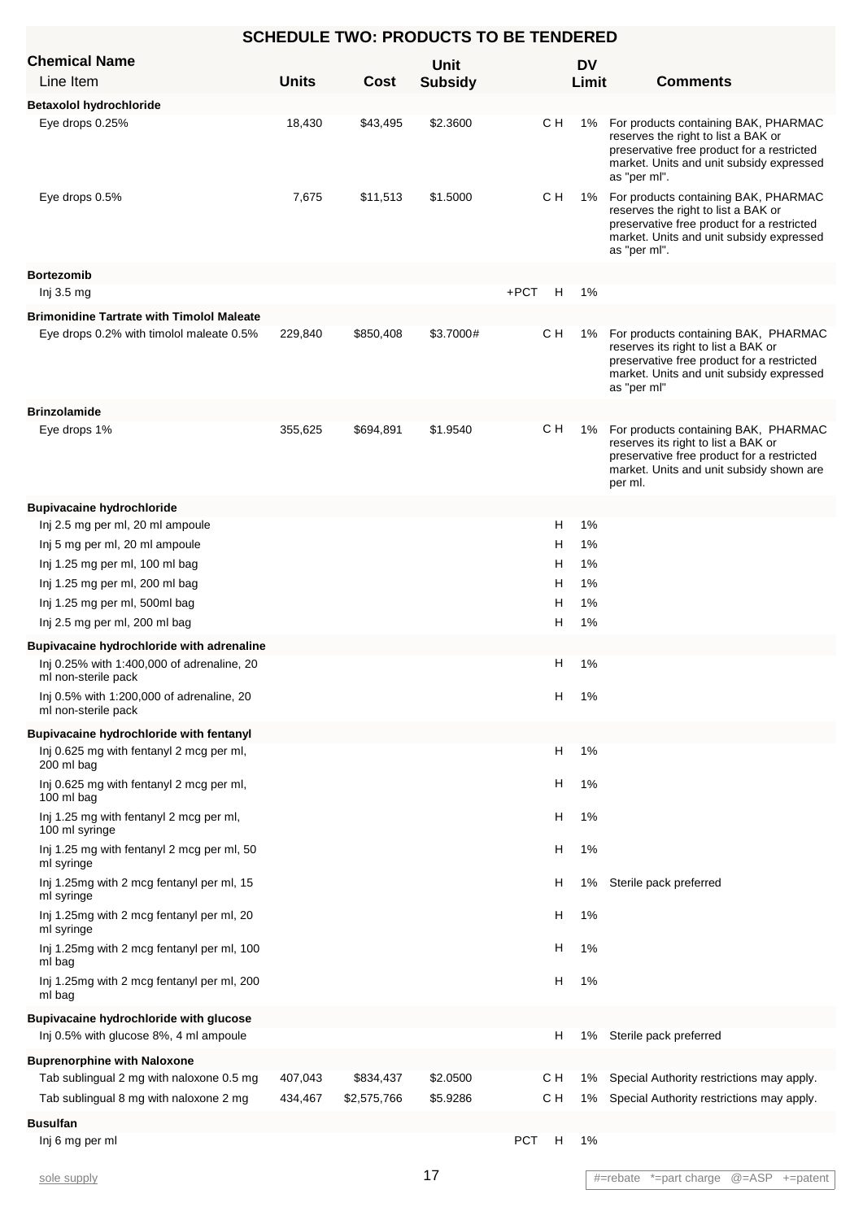## SCHEDULE TWO: PRODUCTS TO BE TENDERED

| Chemical Name<br>Line Item | Units | Cost | Unit Subsidy | | | DV Limit | Comments |
|---|---|---|---|---|---|---|---|
| **Betaxolol hydrochloride** | | | | | | | |
| Eye drops 0.25% | 18,430 | $43,495 | $2.3600 | | C H | 1% | For products containing BAK, PHARMAC reserves the right to list a BAK or preservative free product for a restricted market. Units and unit subsidy expressed as "per ml". |
| Eye drops 0.5% | 7,675 | $11,513 | $1.5000 | | C H | 1% | For products containing BAK, PHARMAC reserves the right to list a BAK or preservative free product for a restricted market. Units and unit subsidy expressed as "per ml". |
| **Bortezomib** | | | | | | | |
| Inj 3.5 mg | | | | +PCT | H | 1% | |
| **Brimonidine Tartrate with Timolol Maleate** | | | | | | | |
| Eye drops 0.2% with timolol maleate 0.5% | 229,840 | $850,408 | $3.7000# | | C H | 1% | For products containing BAK, PHARMAC reserves its right to list a BAK or preservative free product for a restricted market. Units and unit subsidy expressed as "per ml" |
| **Brinzolamide** | | | | | | | |
| Eye drops 1% | 355,625 | $694,891 | $1.9540 | | C H | 1% | For products containing BAK, PHARMAC reserves its right to list a BAK or preservative free product for a restricted market. Units and unit subsidy shown are per ml. |
| **Bupivacaine hydrochloride** | | | | | | | |
| Inj 2.5 mg per ml, 20 ml ampoule | | | | | H | 1% | |
| Inj 5 mg per ml, 20 ml ampoule | | | | | H | 1% | |
| Inj 1.25 mg per ml, 100 ml bag | | | | | H | 1% | |
| Inj 1.25 mg per ml, 200 ml bag | | | | | H | 1% | |
| Inj 1.25 mg per ml, 500ml bag | | | | | H | 1% | |
| Inj 2.5 mg per ml, 200 ml bag | | | | | H | 1% | |
| **Bupivacaine hydrochloride with adrenaline** | | | | | | | |
| Inj 0.25% with 1:400,000 of adrenaline, 20 ml non-sterile pack | | | | | H | 1% | |
| Inj 0.5% with 1:200,000 of adrenaline, 20 ml non-sterile pack | | | | | H | 1% | |
| **Bupivacaine hydrochloride with fentanyl** | | | | | | | |
| Inj 0.625 mg with fentanyl 2 mcg per ml, 200 ml bag | | | | | H | 1% | |
| Inj 0.625 mg with fentanyl 2 mcg per ml, 100 ml bag | | | | | H | 1% | |
| Inj 1.25 mg with fentanyl 2 mcg per ml, 100 ml syringe | | | | | H | 1% | |
| Inj 1.25 mg with fentanyl 2 mcg per ml, 50 ml syringe | | | | | H | 1% | |
| Inj 1.25mg with 2 mcg fentanyl per ml, 15 ml syringe | | | | | H | 1% | Sterile pack preferred |
| Inj 1.25mg with 2 mcg fentanyl per ml, 20 ml syringe | | | | | H | 1% | |
| Inj 1.25mg with 2 mcg fentanyl per ml, 100 ml bag | | | | | H | 1% | |
| Inj 1.25mg with 2 mcg fentanyl per ml, 200 ml bag | | | | | H | 1% | |
| **Bupivacaine hydrochloride with glucose** | | | | | | | |
| Inj 0.5% with glucose 8%, 4 ml ampoule | | | | | H | 1% | Sterile pack preferred |
| **Buprenorphine with Naloxone** | | | | | | | |
| Tab sublingual 2 mg with naloxone 0.5 mg | 407,043 | $834,437 | $2.0500 | | C H | 1% | Special Authority restrictions may apply. |
| Tab sublingual 8 mg with naloxone 2 mg | 434,467 | $2,575,766 | $5.9286 | | C H | 1% | Special Authority restrictions may apply. |
| **Busulfan** | | | | | | | |
| Inj 6 mg per ml | | | | PCT | H | 1% | |

sole supply

#=rebate *=part charge @=ASP +=patent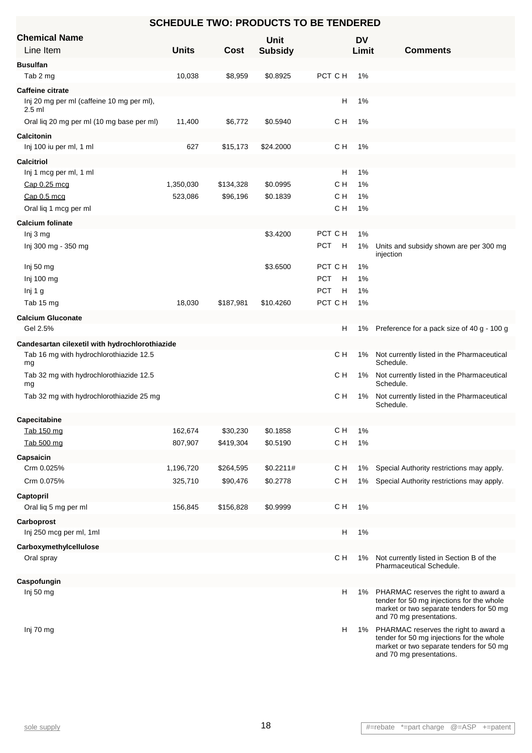## SCHEDULE TWO: PRODUCTS TO BE TENDERED

| Chemical Name / Line Item | Units | Cost | Unit Subsidy | | DV Limit | Comments |
|---|---|---|---|---|---|---|
| **Busulfan** | | | | | | |
| Tab 2 mg | 10,038 | $8,959 | $0.8925 | PCT C H | 1% | |
| **Caffeine citrate** | | | | | | |
| Inj 20 mg per ml (caffeine 10 mg per ml), 2.5 ml | | | | H | 1% | |
| Oral liq 20 mg per ml (10 mg base per ml) | 11,400 | $6,772 | $0.5940 | C H | 1% | |
| **Calcitonin** | | | | | | |
| Inj 100 iu per ml, 1 ml | 627 | $15,173 | $24.2000 | C H | 1% | |
| **Calcitriol** | | | | | | |
| Inj 1 mcg per ml, 1 ml | | | | H | 1% | |
| Cap 0.25 mcg | 1,350,030 | $134,328 | $0.0995 | C H | 1% | |
| Cap 0.5 mcg | 523,086 | $96,196 | $0.1839 | C H | 1% | |
| Oral liq 1 mcg per ml | | | | C H | 1% | |
| **Calcium folinate** | | | | | | |
| Inj 3 mg | | | $3.4200 | PCT C H | 1% | |
| Inj 300 mg - 350 mg | | | | PCT H | 1% | Units and subsidy shown are per 300 mg injection |
| Inj 50 mg | | | $3.6500 | PCT C H | 1% | |
| Inj 100 mg | | | | PCT H | 1% | |
| Inj 1 g | | | | PCT H | 1% | |
| Tab 15 mg | 18,030 | $187,981 | $10.4260 | PCT C H | 1% | |
| **Calcium Gluconate** | | | | | | |
| Gel 2.5% | | | | H | 1% | Preference for a pack size of 40 g - 100 g |
| **Candesartan cilexetil with hydrochlorothiazide** | | | | | | |
| Tab 16 mg with hydrochlorothiazide 12.5 mg | | | | C H | 1% | Not currently listed in the Pharmaceutical Schedule. |
| Tab 32 mg with hydrochlorothiazide 12.5 mg | | | | C H | 1% | Not currently listed in the Pharmaceutical Schedule. |
| Tab 32 mg with hydrochlorothiazide 25 mg | | | | C H | 1% | Not currently listed in the Pharmaceutical Schedule. |
| **Capecitabine** | | | | | | |
| Tab 150 mg | 162,674 | $30,230 | $0.1858 | C H | 1% | |
| Tab 500 mg | 807,907 | $419,304 | $0.5190 | C H | 1% | |
| **Capsaicin** | | | | | | |
| Crm 0.025% | 1,196,720 | $264,595 | $0.2211# | C H | 1% | Special Authority restrictions may apply. |
| Crm 0.075% | 325,710 | $90,476 | $0.2778 | C H | 1% | Special Authority restrictions may apply. |
| **Captopril** | | | | | | |
| Oral liq 5 mg per ml | 156,845 | $156,828 | $0.9999 | C H | 1% | |
| **Carboprost** | | | | | | |
| Inj 250 mcg per ml, 1ml | | | | H | 1% | |
| **Carboxymethylcellulose** | | | | | | |
| Oral spray | | | | C H | 1% | Not currently listed in Section B of the Pharmaceutical Schedule. |
| **Caspofungin** | | | | | | |
| Inj 50 mg | | | | H | 1% | PHARMAC reserves the right to award a tender for 50 mg injections for the whole market or two separate tenders for 50 mg and 70 mg presentations. |
| Inj 70 mg | | | | H | 1% | PHARMAC reserves the right to award a tender for 50 mg injections for the whole market or two separate tenders for 50 mg and 70 mg presentations. |

sole supply

#=rebate *=part charge @=ASP +=patent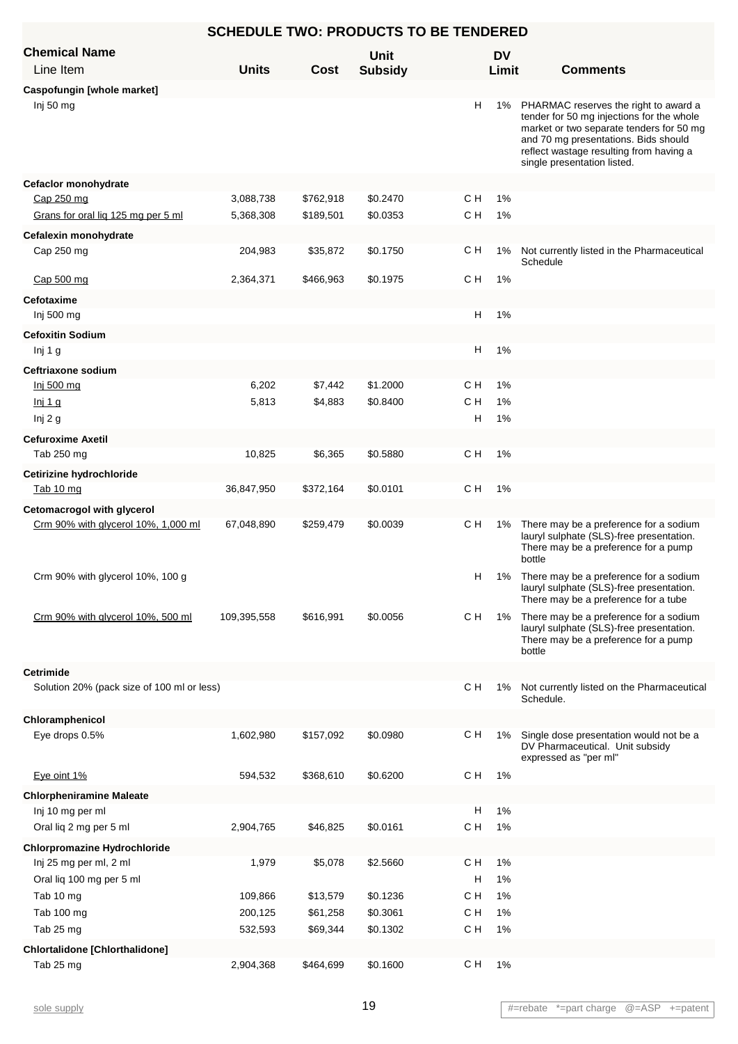## SCHEDULE TWO: PRODUCTS TO BE TENDERED

| Chemical Name / Line Item | Units | Cost | Unit Subsidy | | DV Limit | Comments |
|---|---|---|---|---|---|---|
| **Caspofungin [whole market]** | | | | | | |
| Inj 50 mg | | | | H | 1% | PHARMAC reserves the right to award a tender for 50 mg injections for the whole market or two separate tenders for 50 mg and 70 mg presentations. Bids should reflect wastage resulting from having a single presentation listed. |
| **Cefaclor monohydrate** | | | | | | |
| Cap 250 mg | 3,088,738 | $762,918 | $0.2470 | C H | 1% | |
| Grans for oral liq 125 mg per 5 ml | 5,368,308 | $189,501 | $0.0353 | C H | 1% | |
| **Cefalexin monohydrate** | | | | | | |
| Cap 250 mg | 204,983 | $35,872 | $0.1750 | C H | 1% | Not currently listed in the Pharmaceutical Schedule |
| Cap 500 mg | 2,364,371 | $466,963 | $0.1975 | C H | 1% | |
| **Cefotaxime** | | | | | | |
| Inj 500 mg | | | | H | 1% | |
| **Cefoxitin Sodium** | | | | | | |
| Inj 1 g | | | | H | 1% | |
| **Ceftriaxone sodium** | | | | | | |
| Inj 500 mg | 6,202 | $7,442 | $1.2000 | C H | 1% | |
| Inj 1 g | 5,813 | $4,883 | $0.8400 | C H | 1% | |
| Inj 2 g | | | | H | 1% | |
| **Cefuroxime Axetil** | | | | | | |
| Tab 250 mg | 10,825 | $6,365 | $0.5880 | C H | 1% | |
| **Cetirizine hydrochloride** | | | | | | |
| Tab 10 mg | 36,847,950 | $372,164 | $0.0101 | C H | 1% | |
| **Cetomacrogol with glycerol** | | | | | | |
| Crm 90% with glycerol 10%, 1,000 ml | 67,048,890 | $259,479 | $0.0039 | C H | 1% | There may be a preference for a sodium lauryl sulphate (SLS)-free presentation. There may be a preference for a pump bottle |
| Crm 90% with glycerol 10%, 100 g | | | | H | 1% | There may be a preference for a sodium lauryl sulphate (SLS)-free presentation. There may be a preference for a tube |
| Crm 90% with glycerol 10%, 500 ml | 109,395,558 | $616,991 | $0.0056 | C H | 1% | There may be a preference for a sodium lauryl sulphate (SLS)-free presentation. There may be a preference for a pump bottle |
| **Cetrimide** | | | | | | |
| Solution 20% (pack size of 100 ml or less) | | | | C H | 1% | Not currently listed on the Pharmaceutical Schedule. |
| **Chloramphenicol** | | | | | | |
| Eye drops 0.5% | 1,602,980 | $157,092 | $0.0980 | C H | 1% | Single dose presentation would not be a DV Pharmaceutical. Unit subsidy expressed as "per ml" |
| Eye oint 1% | 594,532 | $368,610 | $0.6200 | C H | 1% | |
| **Chlorpheniramine Maleate** | | | | | | |
| Inj 10 mg per ml | | | | H | 1% | |
| Oral liq 2 mg per 5 ml | 2,904,765 | $46,825 | $0.0161 | C H | 1% | |
| **Chlorpromazine Hydrochloride** | | | | | | |
| Inj 25 mg per ml, 2 ml | 1,979 | $5,078 | $2.5660 | C H | 1% | |
| Oral liq 100 mg per 5 ml | | | | H | 1% | |
| Tab 10 mg | 109,866 | $13,579 | $0.1236 | C H | 1% | |
| Tab 100 mg | 200,125 | $61,258 | $0.3061 | C H | 1% | |
| Tab 25 mg | 532,593 | $69,344 | $0.1302 | C H | 1% | |
| **Chlortalidone [Chlorthalidone]** | | | | | | |
| Tab 25 mg | 2,904,368 | $464,699 | $0.1600 | C H | 1% | |

sole supply

#=rebate *=part charge @=ASP +=patent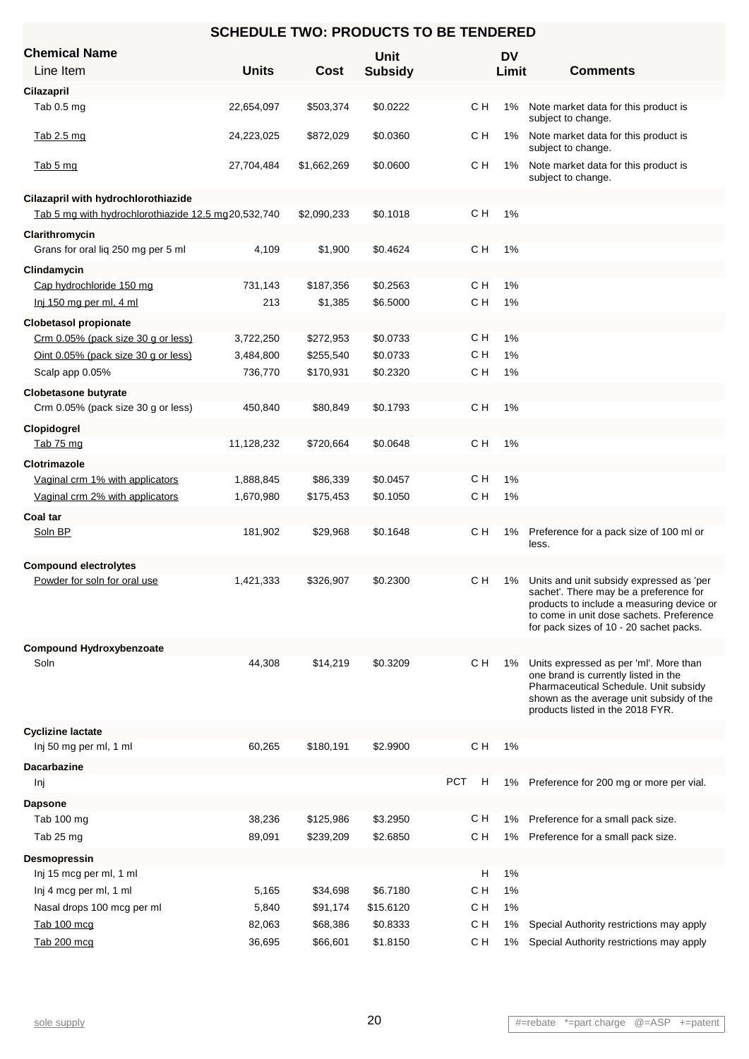## SCHEDULE TWO: PRODUCTS TO BE TENDERED

| Chemical Name / Line Item | Units | Cost | Unit Subsidy | | DV Limit | Comments |
|---|---|---|---|---|---|---|
| **Cilazapril** | | | | | | |
| Tab 0.5 mg | 22,654,097 | $503,374 | $0.0222 | C H | 1% | Note market data for this product is subject to change. |
| Tab 2.5 mg | 24,223,025 | $872,029 | $0.0360 | C H | 1% | Note market data for this product is subject to change. |
| Tab 5 mg | 27,704,484 | $1,662,269 | $0.0600 | C H | 1% | Note market data for this product is subject to change. |
| **Cilazapril with hydrochlorothiazide** | | | | | | |
| Tab 5 mg with hydrochlorothiazide 12.5 mg | 20,532,740 | $2,090,233 | $0.1018 | C H | 1% | |
| **Clarithromycin** | | | | | | |
| Grans for oral liq 250 mg per 5 ml | 4,109 | $1,900 | $0.4624 | C H | 1% | |
| **Clindamycin** | | | | | | |
| Cap hydrochloride 150 mg | 731,143 | $187,356 | $0.2563 | C H | 1% | |
| Inj 150 mg per ml, 4 ml | 213 | $1,385 | $6.5000 | C H | 1% | |
| **Clobetasol propionate** | | | | | | |
| Crm 0.05% (pack size 30 g or less) | 3,722,250 | $272,953 | $0.0733 | C H | 1% | |
| Oint 0.05% (pack size 30 g or less) | 3,484,800 | $255,540 | $0.0733 | C H | 1% | |
| Scalp app 0.05% | 736,770 | $170,931 | $0.2320 | C H | 1% | |
| **Clobetasone butyrate** | | | | | | |
| Crm 0.05% (pack size 30 g or less) | 450,840 | $80,849 | $0.1793 | C H | 1% | |
| **Clopidogrel** | | | | | | |
| Tab 75 mg | 11,128,232 | $720,664 | $0.0648 | C H | 1% | |
| **Clotrimazole** | | | | | | |
| Vaginal crm 1% with applicators | 1,888,845 | $86,339 | $0.0457 | C H | 1% | |
| Vaginal crm 2% with applicators | 1,670,980 | $175,453 | $0.1050 | C H | 1% | |
| **Coal tar** | | | | | | |
| Soln BP | 181,902 | $29,968 | $0.1648 | C H | 1% | Preference for a pack size of 100 ml or less. |
| **Compound electrolytes** | | | | | | |
| Powder for soln for oral use | 1,421,333 | $326,907 | $0.2300 | C H | 1% | Units and unit subsidy expressed as 'per sachet'. There may be a preference for products to include a measuring device or to come in unit dose sachets. Preference for pack sizes of 10 - 20 sachet packs. |
| **Compound Hydroxybenzoate** | | | | | | |
| Soln | 44,308 | $14,219 | $0.3209 | C H | 1% | Units expressed as per 'ml'. More than one brand is currently listed in the Pharmaceutical Schedule. Unit subsidy shown as the average unit subsidy of the products listed in the 2018 FYR. |
| **Cyclizine lactate** | | | | | | |
| Inj 50 mg per ml, 1 ml | 60,265 | $180,191 | $2.9900 | C H | 1% | |
| **Dacarbazine** | | | | | | |
| Inj | | | | PCT H | 1% | Preference for 200 mg or more per vial. |
| **Dapsone** | | | | | | |
| Tab 100 mg | 38,236 | $125,986 | $3.2950 | C H | 1% | Preference for a small pack size. |
| Tab 25 mg | 89,091 | $239,209 | $2.6850 | C H | 1% | Preference for a small pack size. |
| **Desmopressin** | | | | | | |
| Inj 15 mcg per ml, 1 ml | | | | H | 1% | |
| Inj 4 mcg per ml, 1 ml | 5,165 | $34,698 | $6.7180 | C H | 1% | |
| Nasal drops 100 mcg per ml | 5,840 | $91,174 | $15.6120 | C H | 1% | |
| Tab 100 mcg | 82,063 | $68,386 | $0.8333 | C H | 1% | Special Authority restrictions may apply |
| Tab 200 mcg | 36,695 | $66,601 | $1.8150 | C H | 1% | Special Authority restrictions may apply |

sole supply

#=rebate *=part charge @=ASP +=patent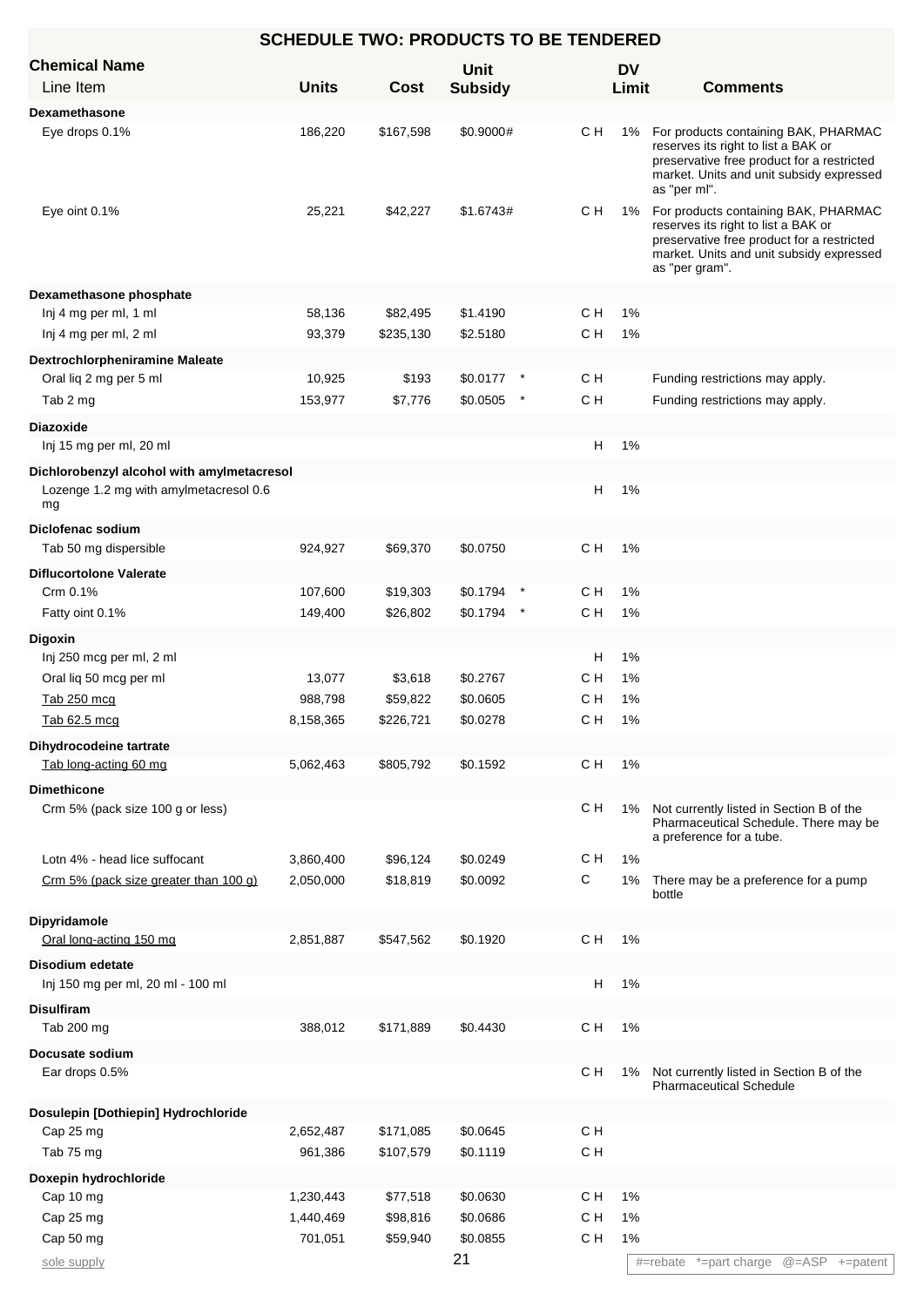# SCHEDULE TWO: PRODUCTS TO BE TENDERED

| Chemical Name / Line Item | Units | Cost | Unit Subsidy | | | DV Limit | Comments |
|---|---|---|---|---|---|---|---|
| **Dexamethasone** | | | | | | | |
| Eye drops 0.1% | 186,220 | $167,598 | $0.9000# | | C H | 1% | For products containing BAK, PHARMAC reserves its right to list a BAK or preservative free product for a restricted market. Units and unit subsidy expressed as "per ml". |
| Eye oint 0.1% | 25,221 | $42,227 | $1.6743# | | C H | 1% | For products containing BAK, PHARMAC reserves its right to list a BAK or preservative free product for a restricted market. Units and unit subsidy expressed as "per gram". |
| **Dexamethasone phosphate** | | | | | | | |
| Inj 4 mg per ml, 1 ml | 58,136 | $82,495 | $1.4190 | | C H | 1% | |
| Inj 4 mg per ml, 2 ml | 93,379 | $235,130 | $2.5180 | | C H | 1% | |
| **Dextrochlorpheniramine Maleate** | | | | | | | |
| Oral liq 2 mg per 5 ml | 10,925 | $193 | $0.0177 | * | C H | | Funding restrictions may apply. |
| Tab 2 mg | 153,977 | $7,776 | $0.0505 | * | C H | | Funding restrictions may apply. |
| **Diazoxide** | | | | | | | |
| Inj 15 mg per ml, 20 ml | | | | | H | 1% | |
| **Dichlorobenzyl alcohol with amylmetacresol** | | | | | | | |
| Lozenge 1.2 mg with amylmetacresol 0.6 mg | | | | | H | 1% | |
| **Diclofenac sodium** | | | | | | | |
| Tab 50 mg dispersible | 924,927 | $69,370 | $0.0750 | | C H | 1% | |
| **Diflucortolone Valerate** | | | | | | | |
| Crm 0.1% | 107,600 | $19,303 | $0.1794 | * | C H | 1% | |
| Fatty oint 0.1% | 149,400 | $26,802 | $0.1794 | * | C H | 1% | |
| **Digoxin** | | | | | | | |
| Inj 250 mcg per ml, 2 ml | | | | | H | 1% | |
| Oral liq 50 mcg per ml | 13,077 | $3,618 | $0.2767 | | C H | 1% | |
| Tab 250 mcg | 988,798 | $59,822 | $0.0605 | | C H | 1% | |
| Tab 62.5 mcg | 8,158,365 | $226,721 | $0.0278 | | C H | 1% | |
| **Dihydrocodeine tartrate** | | | | | | | |
| Tab long-acting 60 mg | 5,062,463 | $805,792 | $0.1592 | | C H | 1% | |
| **Dimethicone** | | | | | | | |
| Crm 5% (pack size 100 g or less) | | | | | C H | 1% | Not currently listed in Section B of the Pharmaceutical Schedule. There may be a preference for a tube. |
| Lotn 4% - head lice suffocant | 3,860,400 | $96,124 | $0.0249 | | C H | 1% | |
| Crm 5% (pack size greater than 100 g) | 2,050,000 | $18,819 | $0.0092 | | C | 1% | There may be a preference for a pump bottle |
| **Dipyridamole** | | | | | | | |
| Oral long-acting 150 mg | 2,851,887 | $547,562 | $0.1920 | | C H | 1% | |
| **Disodium edetate** | | | | | | | |
| Inj 150 mg per ml, 20 ml - 100 ml | | | | | H | 1% | |
| **Disulfiram** | | | | | | | |
| Tab 200 mg | 388,012 | $171,889 | $0.4430 | | C H | 1% | |
| **Docusate sodium** | | | | | | | |
| Ear drops 0.5% | | | | | C H | 1% | Not currently listed in Section B of the Pharmaceutical Schedule |
| **Dosulepin [Dothiepin] Hydrochloride** | | | | | | | |
| Cap 25 mg | 2,652,487 | $171,085 | $0.0645 | | C H | | |
| Tab 75 mg | 961,386 | $107,579 | $0.1119 | | C H | | |
| **Doxepin hydrochloride** | | | | | | | |
| Cap 10 mg | 1,230,443 | $77,518 | $0.0630 | | C H | 1% | |
| Cap 25 mg | 1,440,469 | $98,816 | $0.0686 | | C H | 1% | |
| Cap 50 mg | 701,051 | $59,940 | $0.0855 | | C H | 1% | |

sole supply

#=rebate *=part charge @=ASP +=patent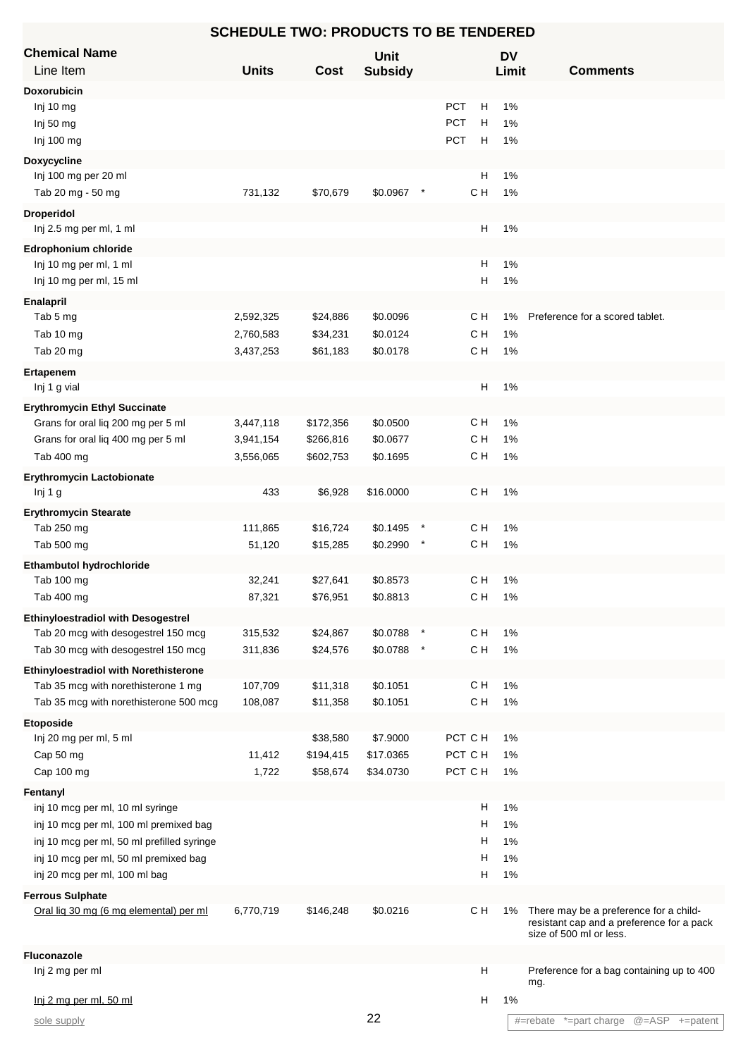## SCHEDULE TWO: PRODUCTS TO BE TENDERED

| Chemical Name / Line Item | Units | Cost | Unit Subsidy | | | DV Limit | Comments |
|---|---|---|---|---|---|---|---|
| **Doxorubicin** | | | | | | | |
| Inj 10 mg | | | | | PCT H | 1% | |
| Inj 50 mg | | | | | PCT H | 1% | |
| Inj 100 mg | | | | | PCT H | 1% | |
| **Doxycycline** | | | | | | | |
| Inj 100 mg per 20 ml | | | | | H | 1% | |
| Tab 20 mg - 50 mg | 731,132 | $70,679 | $0.0967 | * | C H | 1% | |
| **Droperidol** | | | | | | | |
| Inj 2.5 mg per ml, 1 ml | | | | | H | 1% | |
| **Edrophonium chloride** | | | | | | | |
| Inj 10 mg per ml, 1 ml | | | | | H | 1% | |
| Inj 10 mg per ml, 15 ml | | | | | H | 1% | |
| **Enalapril** | | | | | | | |
| Tab 5 mg | 2,592,325 | $24,886 | $0.0096 | | C H | 1% | Preference for a scored tablet. |
| Tab 10 mg | 2,760,583 | $34,231 | $0.0124 | | C H | 1% | |
| Tab 20 mg | 3,437,253 | $61,183 | $0.0178 | | C H | 1% | |
| **Ertapenem** | | | | | | | |
| Inj 1 g vial | | | | | H | 1% | |
| **Erythromycin Ethyl Succinate** | | | | | | | |
| Grans for oral liq 200 mg per 5 ml | 3,447,118 | $172,356 | $0.0500 | | C H | 1% | |
| Grans for oral liq 400 mg per 5 ml | 3,941,154 | $266,816 | $0.0677 | | C H | 1% | |
| Tab 400 mg | 3,556,065 | $602,753 | $0.1695 | | C H | 1% | |
| **Erythromycin Lactobionate** | | | | | | | |
| Inj 1 g | 433 | $6,928 | $16.0000 | | C H | 1% | |
| **Erythromycin Stearate** | | | | | | | |
| Tab 250 mg | 111,865 | $16,724 | $0.1495 | * | C H | 1% | |
| Tab 500 mg | 51,120 | $15,285 | $0.2990 | * | C H | 1% | |
| **Ethambutol hydrochloride** | | | | | | | |
| Tab 100 mg | 32,241 | $27,641 | $0.8573 | | C H | 1% | |
| Tab 400 mg | 87,321 | $76,951 | $0.8813 | | C H | 1% | |
| **Ethinyloestradiol with Desogestrel** | | | | | | | |
| Tab 20 mcg with desogestrel 150 mcg | 315,532 | $24,867 | $0.0788 | * | C H | 1% | |
| Tab 30 mcg with desogestrel 150 mcg | 311,836 | $24,576 | $0.0788 | * | C H | 1% | |
| **Ethinyloestradiol with Norethisterone** | | | | | | | |
| Tab 35 mcg with norethisterone 1 mg | 107,709 | $11,318 | $0.1051 | | C H | 1% | |
| Tab 35 mcg with norethisterone 500 mcg | 108,087 | $11,358 | $0.1051 | | C H | 1% | |
| **Etoposide** | | | | | | | |
| Inj 20 mg per ml, 5 ml | | $38,580 | $7.9000 | | PCT C H | 1% | |
| Cap 50 mg | 11,412 | $194,415 | $17.0365 | | PCT C H | 1% | |
| Cap 100 mg | 1,722 | $58,674 | $34.0730 | | PCT C H | 1% | |
| **Fentanyl** | | | | | | | |
| inj 10 mcg per ml, 10 ml syringe | | | | | H | 1% | |
| inj 10 mcg per ml, 100 ml premixed bag | | | | | H | 1% | |
| inj 10 mcg per ml, 50 ml prefilled syringe | | | | | H | 1% | |
| inj 10 mcg per ml, 50 ml premixed bag | | | | | H | 1% | |
| inj 20 mcg per ml, 100 ml bag | | | | | H | 1% | |
| **Ferrous Sulphate** | | | | | | | |
| Oral liq 30 mg (6 mg elemental) per ml | 6,770,719 | $146,248 | $0.0216 | | C H | 1% | There may be a preference for a child-resistant cap and a preference for a pack size of 500 ml or less. |
| **Fluconazole** | | | | | | | |
| Inj 2 mg per ml | | | | | H | | Preference for a bag containing up to 400 mg. |
| Inj 2 mg per ml, 50 ml | | | | | H | 1% | |

sole supply

#=rebate *=part charge @=ASP +=patent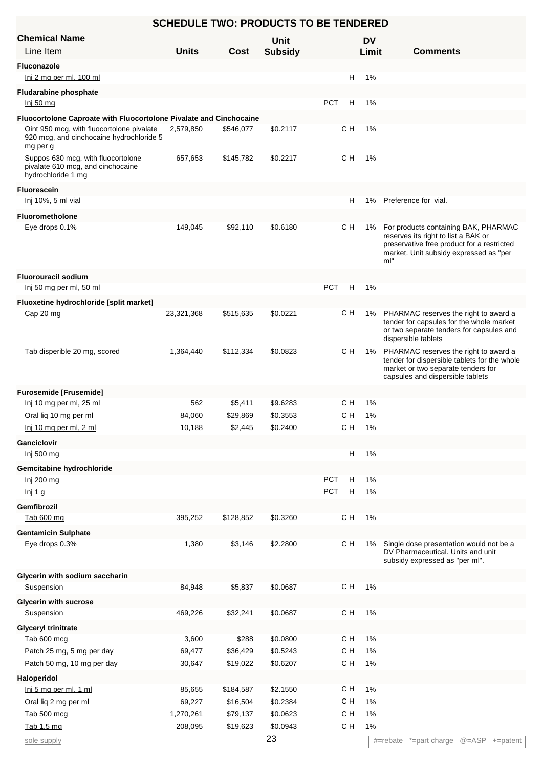## SCHEDULE TWO: PRODUCTS TO BE TENDERED

| Chemical Name / Line Item | Units | Cost | Unit Subsidy | | | DV Limit | Comments |
|---|---|---|---|---|---|---|---|
| **Fluconazole** | | | | | | | |
| Inj 2 mg per ml, 100 ml | | | | | H | 1% | |
| **Fludarabine phosphate** | | | | | | | |
| Inj 50 mg | | | | PCT | H | 1% | |
| **Fluocortolone Caproate with Fluocortolone Pivalate and Cinchocaine** | | | | | | | |
| Oint 950 mcg, with fluocortolone pivalate 920 mcg, and cinchocaine hydrochloride 5 mg per g | 2,579,850 | $546,077 | $0.2117 | | C H | 1% | |
| Suppos 630 mcg, with fluocortolone pivalate 610 mcg, and cinchocaine hydrochloride 1 mg | 657,653 | $145,782 | $0.2217 | | C H | 1% | |
| **Fluorescein** | | | | | | | |
| Inj 10%, 5 ml vial | | | | | H | 1% | Preference for vial. |
| **Fluorometholone** | | | | | | | |
| Eye drops 0.1% | 149,045 | $92,110 | $0.6180 | | C H | 1% | For products containing BAK, PHARMAC reserves its right to list a BAK or preservative free product for a restricted market. Unit subsidy expressed as "per ml" |
| **Fluorouracil sodium** | | | | | | | |
| Inj 50 mg per ml, 50 ml | | | | PCT | H | 1% | |
| **Fluoxetine hydrochloride [split market]** | | | | | | | |
| Cap 20 mg | 23,321,368 | $515,635 | $0.0221 | | C H | 1% | PHARMAC reserves the right to award a tender for capsules for the whole market or two separate tenders for capsules and dispersible tablets |
| Tab disperible 20 mg, scored | 1,364,440 | $112,334 | $0.0823 | | C H | 1% | PHARMAC reserves the right to award a tender for dispersible tablets for the whole market or two separate tenders for capsules and dispersible tablets |
| **Furosemide [Frusemide]** | | | | | | | |
| Inj 10 mg per ml, 25 ml | 562 | $5,411 | $9.6283 | | C H | 1% | |
| Oral liq 10 mg per ml | 84,060 | $29,869 | $0.3553 | | C H | 1% | |
| Inj 10 mg per ml, 2 ml | 10,188 | $2,445 | $0.2400 | | C H | 1% | |
| **Ganciclovir** | | | | | | | |
| Inj 500 mg | | | | | H | 1% | |
| **Gemcitabine hydrochloride** | | | | | | | |
| Inj 200 mg | | | | PCT | H | 1% | |
| Inj 1 g | | | | PCT | H | 1% | |
| **Gemfibrozil** | | | | | | | |
| Tab 600 mg | 395,252 | $128,852 | $0.3260 | | C H | 1% | |
| **Gentamicin Sulphate** | | | | | | | |
| Eye drops 0.3% | 1,380 | $3,146 | $2.2800 | | C H | 1% | Single dose presentation would not be a DV Pharmaceutical. Units and unit subsidy expressed as "per ml". |
| **Glycerin with sodium saccharin** | | | | | | | |
| Suspension | 84,948 | $5,837 | $0.0687 | | C H | 1% | |
| **Glycerin with sucrose** | | | | | | | |
| Suspension | 469,226 | $32,241 | $0.0687 | | C H | 1% | |
| **Glyceryl trinitrate** | | | | | | | |
| Tab 600 mcg | 3,600 | $288 | $0.0800 | | C H | 1% | |
| Patch 25 mg, 5 mg per day | 69,477 | $36,429 | $0.5243 | | C H | 1% | |
| Patch 50 mg, 10 mg per day | 30,647 | $19,022 | $0.6207 | | C H | 1% | |
| **Haloperidol** | | | | | | | |
| Inj 5 mg per ml, 1 ml | 85,655 | $184,587 | $2.1550 | | C H | 1% | |
| Oral liq 2 mg per ml | 69,227 | $16,504 | $0.2384 | | C H | 1% | |
| Tab 500 mcg | 1,270,261 | $79,137 | $0.0623 | | C H | 1% | |
| Tab 1.5 mg | 208,095 | $19,623 | $0.0943 | | C H | 1% | |

sole supply

#=rebate *=part charge @=ASP +=patent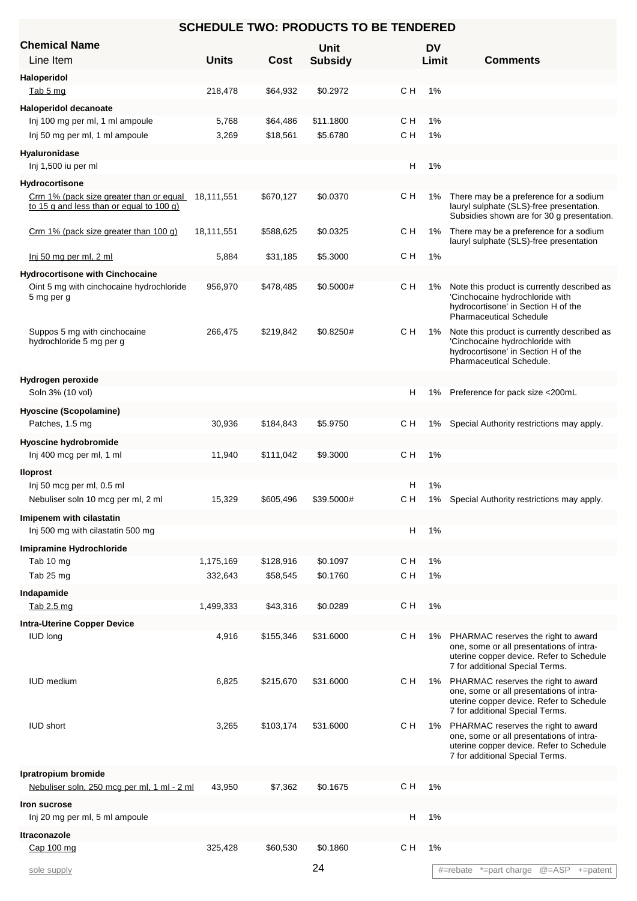## SCHEDULE TWO: PRODUCTS TO BE TENDERED

| Chemical Name / Line Item | Units | Cost | Unit Subsidy | | DV Limit | Comments |
|---|---|---|---|---|---|---|
| **Haloperidol** | | | | | | |
| Tab 5 mg | 218,478 | $64,932 | $0.2972 | C H | 1% | |
| **Haloperidol decanoate** | | | | | | |
| Inj 100 mg per ml, 1 ml ampoule | 5,768 | $64,486 | $11.1800 | C H | 1% | |
| Inj 50 mg per ml, 1 ml ampoule | 3,269 | $18,561 | $5.6780 | C H | 1% | |
| **Hyaluronidase** | | | | | | |
| Inj 1,500 iu per ml | | | | H | 1% | |
| **Hydrocortisone** | | | | | | |
| Crm 1% (pack size greater than or equal to 15 g and less than or equal to 100 g) | 18,111,551 | $670,127 | $0.0370 | C H | 1% | There may be a preference for a sodium lauryl sulphate (SLS)-free presentation. Subsidies shown are for 30 g presentation. |
| Crm 1% (pack size greater than 100 g) | 18,111,551 | $588,625 | $0.0325 | C H | 1% | There may be a preference for a sodium lauryl sulphate (SLS)-free presentation |
| Inj 50 mg per ml, 2 ml | 5,884 | $31,185 | $5.3000 | C H | 1% | |
| **Hydrocortisone with Cinchocaine** | | | | | | |
| Oint 5 mg with cinchocaine hydrochloride 5 mg per g | 956,970 | $478,485 | $0.5000# | C H | 1% | Note this product is currently described as 'Cinchocaine hydrochloride with hydrocortisone' in Section H of the Pharmaceutical Schedule |
| Suppos 5 mg with cinchocaine hydrochloride 5 mg per g | 266,475 | $219,842 | $0.8250# | C H | 1% | Note this product is currently described as 'Cinchocaine hydrochloride with hydrocortisone' in Section H of the Pharmaceutical Schedule. |
| **Hydrogen peroxide** | | | | | | |
| Soln 3% (10 vol) | | | | H | 1% | Preference for pack size <200mL |
| **Hyoscine (Scopolamine)** | | | | | | |
| Patches, 1.5 mg | 30,936 | $184,843 | $5.9750 | C H | 1% | Special Authority restrictions may apply. |
| **Hyoscine hydrobromide** | | | | | | |
| Inj 400 mcg per ml, 1 ml | 11,940 | $111,042 | $9.3000 | C H | 1% | |
| **Iloprost** | | | | | | |
| Inj 50 mcg per ml, 0.5 ml | | | | H | 1% | |
| Nebuliser soln 10 mcg per ml, 2 ml | 15,329 | $605,496 | $39.5000# | C H | 1% | Special Authority restrictions may apply. |
| **Imipenem with cilastatin** | | | | | | |
| Inj 500 mg with cilastatin 500 mg | | | | H | 1% | |
| **Imipramine Hydrochloride** | | | | | | |
| Tab 10 mg | 1,175,169 | $128,916 | $0.1097 | C H | 1% | |
| Tab 25 mg | 332,643 | $58,545 | $0.1760 | C H | 1% | |
| **Indapamide** | | | | | | |
| Tab 2.5 mg | 1,499,333 | $43,316 | $0.0289 | C H | 1% | |
| **Intra-Uterine Copper Device** | | | | | | |
| IUD long | 4,916 | $155,346 | $31.6000 | C H | 1% | PHARMAC reserves the right to award one, some or all presentations of intra-uterine copper device. Refer to Schedule 7 for additional Special Terms. |
| IUD medium | 6,825 | $215,670 | $31.6000 | C H | 1% | PHARMAC reserves the right to award one, some or all presentations of intra-uterine copper device. Refer to Schedule 7 for additional Special Terms. |
| IUD short | 3,265 | $103,174 | $31.6000 | C H | 1% | PHARMAC reserves the right to award one, some or all presentations of intra-uterine copper device. Refer to Schedule 7 for additional Special Terms. |
| **Ipratropium bromide** | | | | | | |
| Nebuliser soln, 250 mcg per ml, 1 ml - 2 ml | 43,950 | $7,362 | $0.1675 | C H | 1% | |
| **Iron sucrose** | | | | | | |
| Inj 20 mg per ml, 5 ml ampoule | | | | H | 1% | |
| **Itraconazole** | | | | | | |
| Cap 100 mg | 325,428 | $60,530 | $0.1860 | C H | 1% | |

sole supply (underlined items)

#=rebate *=part charge @=ASP +=patent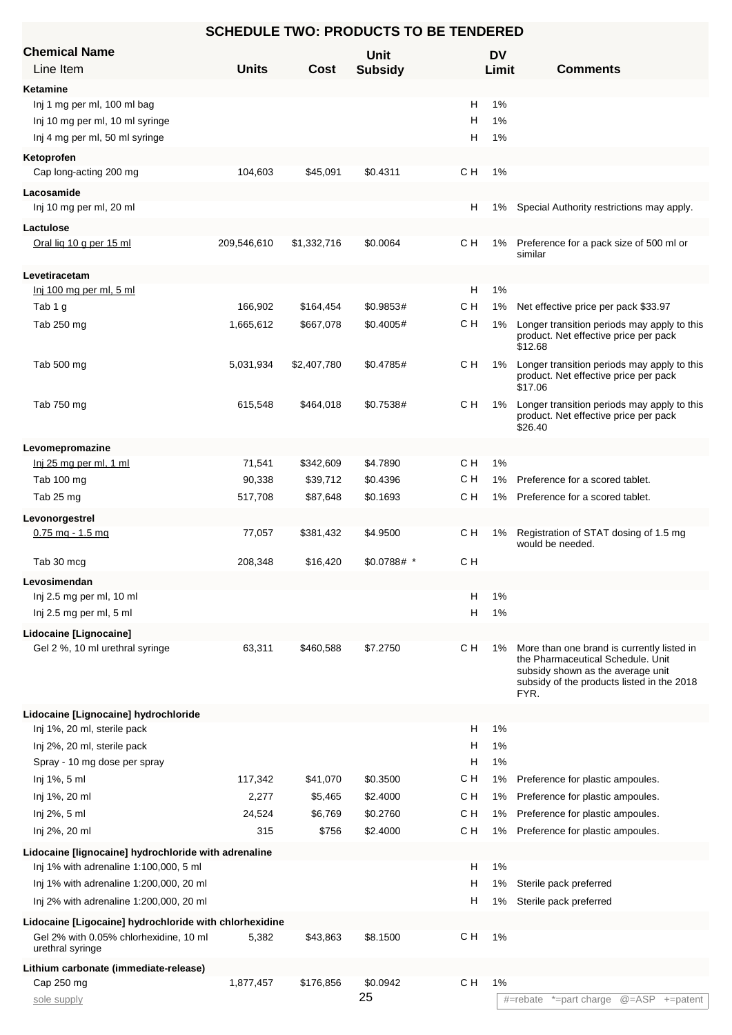## SCHEDULE TWO: PRODUCTS TO BE TENDERED

| Chemical Name / Line Item | Units | Cost | Unit Subsidy | | DV Limit | Comments |
|---|---|---|---|---|---|---|
| **Ketamine** | | | | | | |
| Inj 1 mg per ml, 100 ml bag | | | | H | 1% | |
| Inj 10 mg per ml, 10 ml syringe | | | | H | 1% | |
| Inj 4 mg per ml, 50 ml syringe | | | | H | 1% | |
| **Ketoprofen** | | | | | | |
| Cap long-acting 200 mg | 104,603 | $45,091 | $0.4311 | C H | 1% | |
| **Lacosamide** | | | | | | |
| Inj 10 mg per ml, 20 ml | | | | H | 1% | Special Authority restrictions may apply. |
| **Lactulose** | | | | | | |
| Oral liq 10 g per 15 ml | 209,546,610 | $1,332,716 | $0.0064 | C H | 1% | Preference for a pack size of 500 ml or similar |
| **Levetiracetam** | | | | | | |
| Inj 100 mg per ml, 5 ml | | | | H | 1% | |
| Tab 1 g | 166,902 | $164,454 | $0.9853# | C H | 1% | Net effective price per pack $33.97 |
| Tab 250 mg | 1,665,612 | $667,078 | $0.4005# | C H | 1% | Longer transition periods may apply to this product. Net effective price per pack $12.68 |
| Tab 500 mg | 5,031,934 | $2,407,780 | $0.4785# | C H | 1% | Longer transition periods may apply to this product. Net effective price per pack $17.06 |
| Tab 750 mg | 615,548 | $464,018 | $0.7538# | C H | 1% | Longer transition periods may apply to this product. Net effective price per pack $26.40 |
| **Levomepromazine** | | | | | | |
| Inj 25 mg per ml, 1 ml | 71,541 | $342,609 | $4.7890 | C H | 1% | |
| Tab 100 mg | 90,338 | $39,712 | $0.4396 | C H | 1% | Preference for a scored tablet. |
| Tab 25 mg | 517,708 | $87,648 | $0.1693 | C H | 1% | Preference for a scored tablet. |
| **Levonorgestrel** | | | | | | |
| 0.75 mg - 1.5 mg | 77,057 | $381,432 | $4.9500 | C H | 1% | Registration of STAT dosing of 1.5 mg would be needed. |
| Tab 30 mcg | 208,348 | $16,420 | $0.0788# * | C H | | |
| **Levosimendan** | | | | | | |
| Inj 2.5 mg per ml, 10 ml | | | | H | 1% | |
| Inj 2.5 mg per ml, 5 ml | | | | H | 1% | |
| **Lidocaine [Lignocaine]** | | | | | | |
| Gel 2 %, 10 ml urethral syringe | 63,311 | $460,588 | $7.2750 | C H | 1% | More than one brand is currently listed in the Pharmaceutical Schedule. Unit subsidy shown as the average unit subsidy of the products listed in the 2018 FYR. |
| **Lidocaine [Lignocaine] hydrochloride** | | | | | | |
| Inj 1%, 20 ml, sterile pack | | | | H | 1% | |
| Inj 2%, 20 ml, sterile pack | | | | H | 1% | |
| Spray - 10 mg dose per spray | | | | H | 1% | |
| Inj 1%, 5 ml | 117,342 | $41,070 | $0.3500 | C H | 1% | Preference for plastic ampoules. |
| Inj 1%, 20 ml | 2,277 | $5,465 | $2.4000 | C H | 1% | Preference for plastic ampoules. |
| Inj 2%, 5 ml | 24,524 | $6,769 | $0.2760 | C H | 1% | Preference for plastic ampoules. |
| Inj 2%, 20 ml | 315 | $756 | $2.4000 | C H | 1% | Preference for plastic ampoules. |
| **Lidocaine [lignocaine] hydrochloride with adrenaline** | | | | | | |
| Inj 1% with adrenaline 1:100,000, 5 ml | | | | H | 1% | |
| Inj 1% with adrenaline 1:200,000, 20 ml | | | | H | 1% | Sterile pack preferred |
| Inj 2% with adrenaline 1:200,000, 20 ml | | | | H | 1% | Sterile pack preferred |
| **Lidocaine [Ligocaine] hydrochloride with chlorhexidine** | | | | | | |
| Gel 2% with 0.05% chlorhexidine, 10 ml urethral syringe | 5,382 | $43,863 | $8.1500 | C H | 1% | |
| **Lithium carbonate (immediate-release)** | | | | | | |
| Cap 250 mg | 1,877,457 | $176,856 | $0.0942 | C H | 1% | |

sole supply

#=rebate *=part charge @=ASP +=patent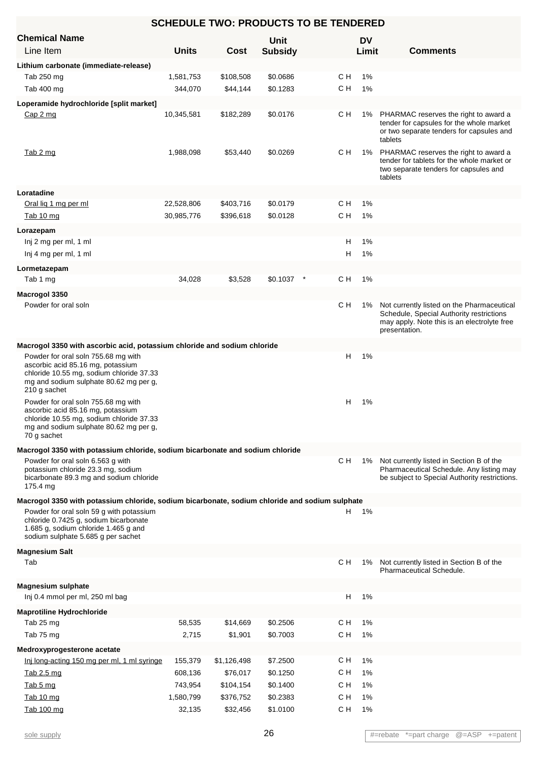## SCHEDULE TWO: PRODUCTS TO BE TENDERED

| Chemical Name<br>Line Item | Units | Cost | Unit Subsidy | | DV Limit | Comments |
|---|---|---|---|---|---|---|
| **Lithium carbonate (immediate-release)** | | | | | | |
| Tab 250 mg | 1,581,753 | $108,508 | $0.0686 | C H | 1% | |
| Tab 400 mg | 344,070 | $44,144 | $0.1283 | C H | 1% | |
| **Loperamide hydrochloride [split market]** | | | | | | |
| Cap 2 mg | 10,345,581 | $182,289 | $0.0176 | C H | 1% | PHARMAC reserves the right to award a tender for capsules for the whole market or two separate tenders for capsules and tablets |
| Tab 2 mg | 1,988,098 | $53,440 | $0.0269 | C H | 1% | PHARMAC reserves the right to award a tender for tablets for the whole market or two separate tenders for capsules and tablets |
| **Loratadine** | | | | | | |
| Oral liq 1 mg per ml | 22,528,806 | $403,716 | $0.0179 | C H | 1% | |
| Tab 10 mg | 30,985,776 | $396,618 | $0.0128 | C H | 1% | |
| **Lorazepam** | | | | | | |
| Inj 2 mg per ml, 1 ml | | | | H | 1% | |
| Inj 4 mg per ml, 1 ml | | | | H | 1% | |
| **Lormetazepam** | | | | | | |
| Tab 1 mg | 34,028 | $3,528 | $0.1037 * | C H | 1% | |
| **Macrogol 3350** | | | | | | |
| Powder for oral soln | | | | C H | 1% | Not currently listed on the Pharmaceutical Schedule, Special Authority restrictions may apply. Note this is an electrolyte free presentation. |
| **Macrogol 3350 with ascorbic acid, potassium chloride and sodium chloride** | | | | | | |
| Powder for oral soln 755.68 mg with ascorbic acid 85.16 mg, potassium chloride 10.55 mg, sodium chloride 37.33 mg and sodium sulphate 80.62 mg per g, 210 g sachet | | | | H | 1% | |
| Powder for oral soln 755.68 mg with ascorbic acid 85.16 mg, potassium chloride 10.55 mg, sodium chloride 37.33 mg and sodium sulphate 80.62 mg per g, 70 g sachet | | | | H | 1% | |
| **Macrogol 3350 with potassium chloride, sodium bicarbonate and sodium chloride** | | | | | | |
| Powder for oral soln 6.563 g with potassium chloride 23.3 mg, sodium bicarbonate 89.3 mg and sodium chloride 175.4 mg | | | | C H | 1% | Not currently listed in Section B of the Pharmaceutical Schedule. Any listing may be subject to Special Authority restrictions. |
| **Macrogol 3350 with potassium chloride, sodium bicarbonate, sodium chloride and sodium sulphate** | | | | | | |
| Powder for oral soln 59 g with potassium chloride 0.7425 g, sodium bicarbonate 1.685 g, sodium chloride 1.465 g and sodium sulphate 5.685 g per sachet | | | | H | 1% | |
| **Magnesium Salt** | | | | | | |
| Tab | | | | C H | 1% | Not currently listed in Section B of the Pharmaceutical Schedule. |
| **Magnesium sulphate** | | | | | | |
| Inj 0.4 mmol per ml, 250 ml bag | | | | H | 1% | |
| **Maprotiline Hydrochloride** | | | | | | |
| Tab 25 mg | 58,535 | $14,669 | $0.2506 | C H | 1% | |
| Tab 75 mg | 2,715 | $1,901 | $0.7003 | C H | 1% | |
| **Medroxyprogesterone acetate** | | | | | | |
| Inj long-acting 150 mg per ml, 1 ml syringe | 155,379 | $1,126,498 | $7.2500 | C H | 1% | |
| Tab 2.5 mg | 608,136 | $76,017 | $0.1250 | C H | 1% | |
| Tab 5 mg | 743,954 | $104,154 | $0.1400 | C H | 1% | |
| Tab 10 mg | 1,580,799 | $376,752 | $0.2383 | C H | 1% | |
| Tab 100 mg | 32,135 | $32,456 | $1.0100 | C H | 1% | |

sole supply

#=rebate *=part charge @=ASP +=patent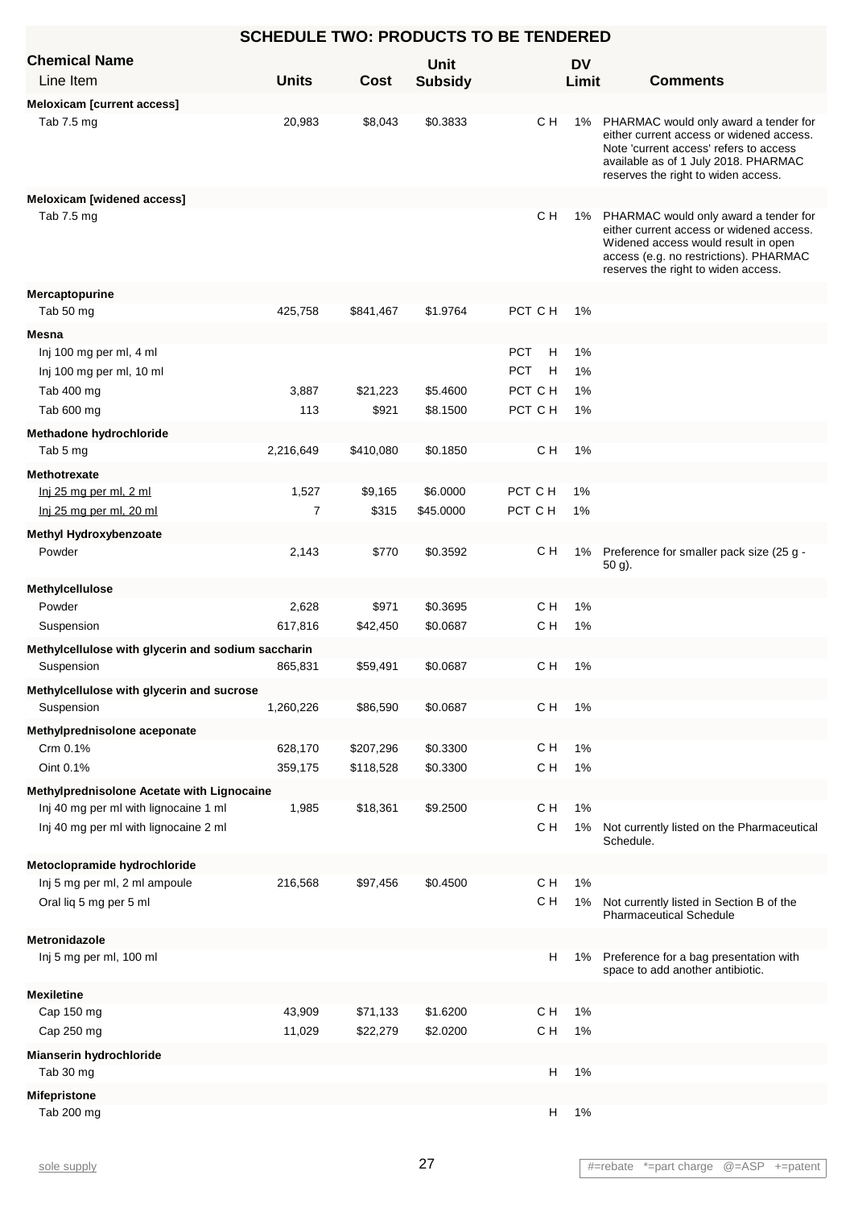## SCHEDULE TWO: PRODUCTS TO BE TENDERED

| Chemical Name / Line Item | Units | Cost | Unit Subsidy | | DV Limit | Comments |
|---|---|---|---|---|---|---|
| **Meloxicam [current access]** | | | | | | |
| Tab 7.5 mg | 20,983 | $8,043 | $0.3833 | C H | 1% | PHARMAC would only award a tender for either current access or widened access. Note 'current access' refers to access available as of 1 July 2018. PHARMAC reserves the right to widen access. |
| **Meloxicam [widened access]** | | | | | | |
| Tab 7.5 mg | | | | C H | 1% | PHARMAC would only award a tender for either current access or widened access. Widened access would result in open access (e.g. no restrictions). PHARMAC reserves the right to widen access. |
| **Mercaptopurine** | | | | | | |
| Tab 50 mg | 425,758 | $841,467 | $1.9764 | PCT C H | 1% | |
| **Mesna** | | | | | | |
| Inj 100 mg per ml, 4 ml | | | | PCT H | 1% | |
| Inj 100 mg per ml, 10 ml | | | | PCT H | 1% | |
| Tab 400 mg | 3,887 | $21,223 | $5.4600 | PCT C H | 1% | |
| Tab 600 mg | 113 | $921 | $8.1500 | PCT C H | 1% | |
| **Methadone hydrochloride** | | | | | | |
| Tab 5 mg | 2,216,649 | $410,080 | $0.1850 | C H | 1% | |
| **Methotrexate** | | | | | | |
| Inj 25 mg per ml, 2 ml | 1,527 | $9,165 | $6.0000 | PCT C H | 1% | |
| Inj 25 mg per ml, 20 ml | 7 | $315 | $45.0000 | PCT C H | 1% | |
| **Methyl Hydroxybenzoate** | | | | | | |
| Powder | 2,143 | $770 | $0.3592 | C H | 1% | Preference for smaller pack size (25 g - 50 g). |
| **Methylcellulose** | | | | | | |
| Powder | 2,628 | $971 | $0.3695 | C H | 1% | |
| Suspension | 617,816 | $42,450 | $0.0687 | C H | 1% | |
| **Methylcellulose with glycerin and sodium saccharin** | | | | | | |
| Suspension | 865,831 | $59,491 | $0.0687 | C H | 1% | |
| **Methylcellulose with glycerin and sucrose** | | | | | | |
| Suspension | 1,260,226 | $86,590 | $0.0687 | C H | 1% | |
| **Methylprednisolone aceponate** | | | | | | |
| Crm 0.1% | 628,170 | $207,296 | $0.3300 | C H | 1% | |
| Oint 0.1% | 359,175 | $118,528 | $0.3300 | C H | 1% | |
| **Methylprednisolone Acetate with Lignocaine** | | | | | | |
| Inj 40 mg per ml with lignocaine 1 ml | 1,985 | $18,361 | $9.2500 | C H | 1% | |
| Inj 40 mg per ml with lignocaine 2 ml | | | | C H | 1% | Not currently listed on the Pharmaceutical Schedule. |
| **Metoclopramide hydrochloride** | | | | | | |
| Inj 5 mg per ml, 2 ml ampoule | 216,568 | $97,456 | $0.4500 | C H | 1% | |
| Oral liq 5 mg per 5 ml | | | | C H | 1% | Not currently listed in Section B of the Pharmaceutical Schedule |
| **Metronidazole** | | | | | | |
| Inj 5 mg per ml, 100 ml | | | | H | 1% | Preference for a bag presentation with space to add another antibiotic. |
| **Mexiletine** | | | | | | |
| Cap 150 mg | 43,909 | $71,133 | $1.6200 | C H | 1% | |
| Cap 250 mg | 11,029 | $22,279 | $2.0200 | C H | 1% | |
| **Mianserin hydrochloride** | | | | | | |
| Tab 30 mg | | | | H | 1% | |
| **Mifepristone** | | | | | | |
| Tab 200 mg | | | | H | 1% | |

sole supply

#=rebate *=part charge @=ASP +=patent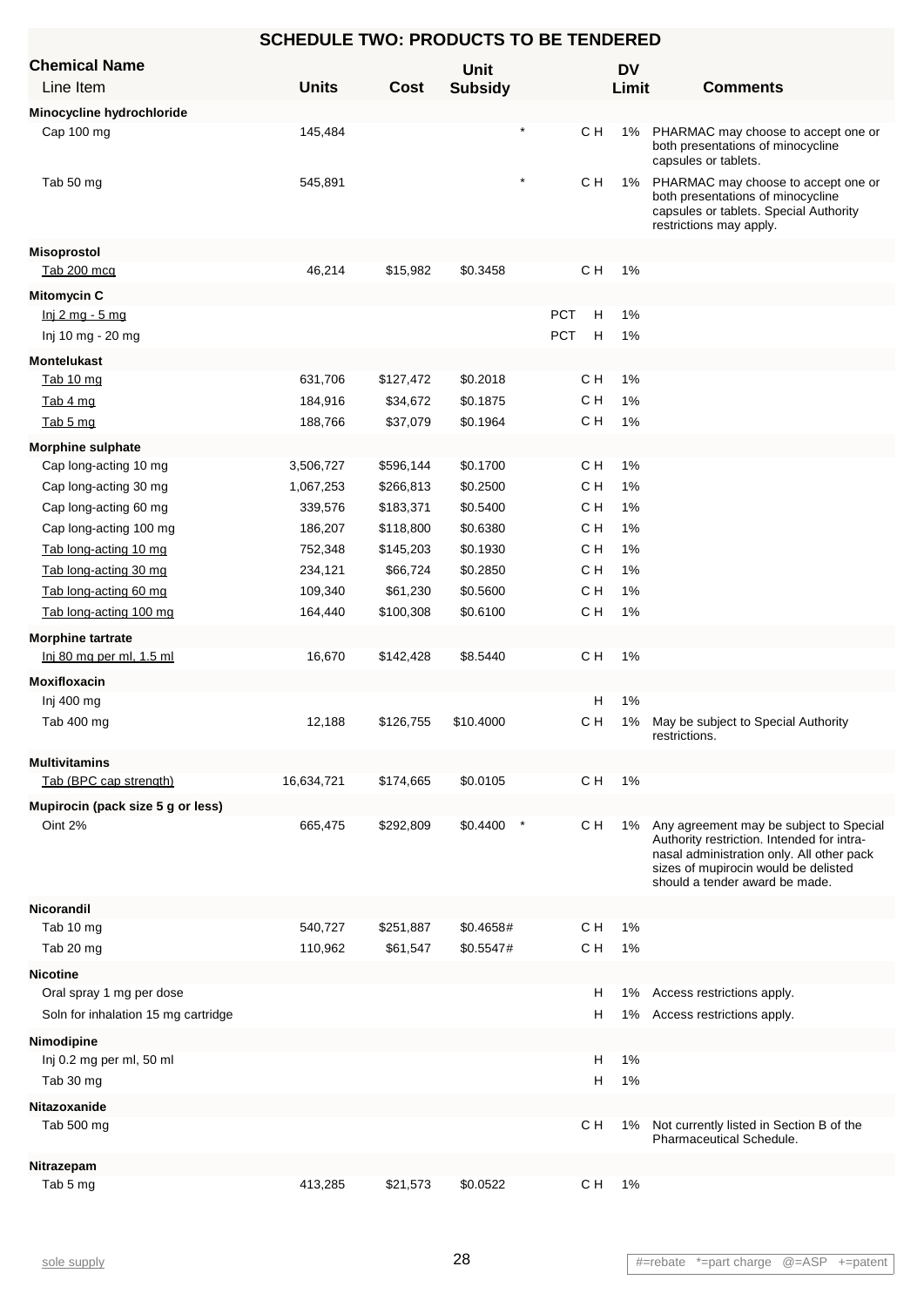## SCHEDULE TWO: PRODUCTS TO BE TENDERED

| Chemical Name / Line Item | Units | Cost | Unit Subsidy | | | DV Limit | Comments |
|---|---|---|---|---|---|---|---|
| **Minocycline hydrochloride** | | | | | | | |
| Cap 100 mg | 145,484 | | * | | C H | 1% | PHARMAC may choose to accept one or both presentations of minocycline capsules or tablets. |
| Tab 50 mg | 545,891 | | * | | C H | 1% | PHARMAC may choose to accept one or both presentations of minocycline capsules or tablets. Special Authority restrictions may apply. |
| **Misoprostol** | | | | | | | |
| Tab 200 mcg | 46,214 | $15,982 | $0.3458 | | C H | 1% | |
| **Mitomycin C** | | | | | | | |
| Inj 2 mg - 5 mg | | | | PCT | H | 1% | |
| Inj 10 mg - 20 mg | | | | PCT | H | 1% | |
| **Montelukast** | | | | | | | |
| Tab 10 mg | 631,706 | $127,472 | $0.2018 | | C H | 1% | |
| Tab 4 mg | 184,916 | $34,672 | $0.1875 | | C H | 1% | |
| Tab 5 mg | 188,766 | $37,079 | $0.1964 | | C H | 1% | |
| **Morphine sulphate** | | | | | | | |
| Cap long-acting 10 mg | 3,506,727 | $596,144 | $0.1700 | | C H | 1% | |
| Cap long-acting 30 mg | 1,067,253 | $266,813 | $0.2500 | | C H | 1% | |
| Cap long-acting 60 mg | 339,576 | $183,371 | $0.5400 | | C H | 1% | |
| Cap long-acting 100 mg | 186,207 | $118,800 | $0.6380 | | C H | 1% | |
| Tab long-acting 10 mg | 752,348 | $145,203 | $0.1930 | | C H | 1% | |
| Tab long-acting 30 mg | 234,121 | $66,724 | $0.2850 | | C H | 1% | |
| Tab long-acting 60 mg | 109,340 | $61,230 | $0.5600 | | C H | 1% | |
| Tab long-acting 100 mg | 164,440 | $100,308 | $0.6100 | | C H | 1% | |
| **Morphine tartrate** | | | | | | | |
| Inj 80 mg per ml, 1.5 ml | 16,670 | $142,428 | $8.5440 | | C H | 1% | |
| **Moxifloxacin** | | | | | | | |
| Inj 400 mg | | | | | H | 1% | |
| Tab 400 mg | 12,188 | $126,755 | $10.4000 | | C H | 1% | May be subject to Special Authority restrictions. |
| **Multivitamins** | | | | | | | |
| Tab (BPC cap strength) | 16,634,721 | $174,665 | $0.0105 | | C H | 1% | |
| **Mupirocin (pack size 5 g or less)** | | | | | | | |
| Oint 2% | 665,475 | $292,809 | $0.4400 * | | C H | 1% | Any agreement may be subject to Special Authority restriction. Intended for intra-nasal administration only. All other pack sizes of mupirocin would be delisted should a tender award be made. |
| **Nicorandil** | | | | | | | |
| Tab 10 mg | 540,727 | $251,887 | $0.4658# | | C H | 1% | |
| Tab 20 mg | 110,962 | $61,547 | $0.5547# | | C H | 1% | |
| **Nicotine** | | | | | | | |
| Oral spray 1 mg per dose | | | | | H | 1% | Access restrictions apply. |
| Soln for inhalation 15 mg cartridge | | | | | H | 1% | Access restrictions apply. |
| **Nimodipine** | | | | | | | |
| Inj 0.2 mg per ml, 50 ml | | | | | H | 1% | |
| Tab 30 mg | | | | | H | 1% | |
| **Nitazoxanide** | | | | | | | |
| Tab 500 mg | | | | | C H | 1% | Not currently listed in Section B of the Pharmaceutical Schedule. |
| **Nitrazepam** | | | | | | | |
| Tab 5 mg | 413,285 | $21,573 | $0.0522 | | C H | 1% | |

sole supply

#=rebate *=part charge @=ASP +=patent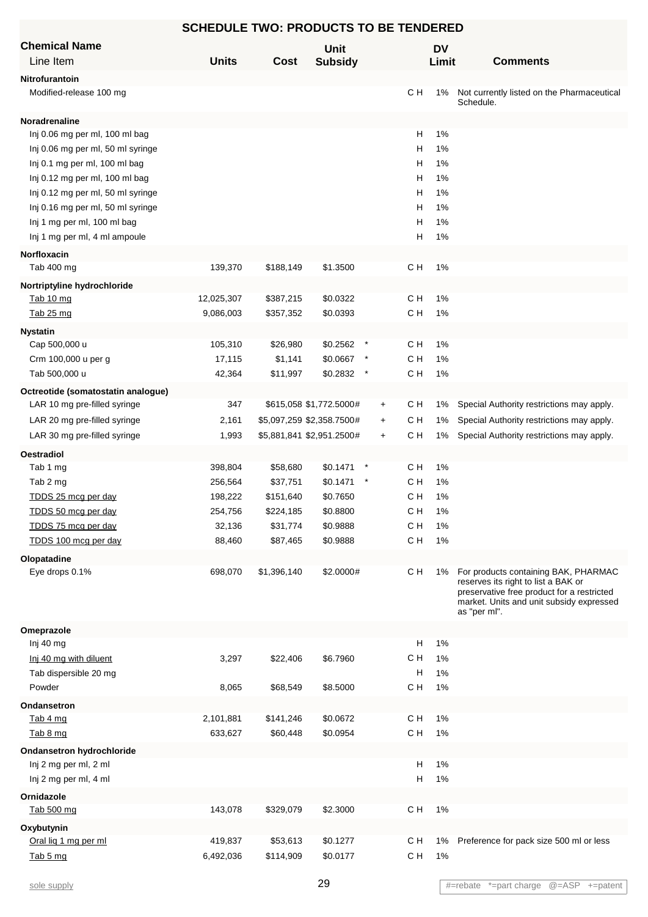## SCHEDULE TWO: PRODUCTS TO BE TENDERED

| Chemical Name<br>Line Item | Units | Cost | Unit Subsidy | | | DV Limit | Comments |
|---|---|---|---|---|---|---|---|
| **Nitrofurantoin** | | | | | | | |
| Modified-release 100 mg | | | | | C H | 1% | Not currently listed on the Pharmaceutical Schedule. |
| **Noradrenaline** | | | | | | | |
| Inj 0.06 mg per ml, 100 ml bag | | | | | H | 1% | |
| Inj 0.06 mg per ml, 50 ml syringe | | | | | H | 1% | |
| Inj 0.1 mg per ml, 100 ml bag | | | | | H | 1% | |
| Inj 0.12 mg per ml, 100 ml bag | | | | | H | 1% | |
| Inj 0.12 mg per ml, 50 ml syringe | | | | | H | 1% | |
| Inj 0.16 mg per ml, 50 ml syringe | | | | | H | 1% | |
| Inj 1 mg per ml, 100 ml bag | | | | | H | 1% | |
| Inj 1 mg per ml, 4 ml ampoule | | | | | H | 1% | |
| **Norfloxacin** | | | | | | | |
| Tab 400 mg | 139,370 | $188,149 | $1.3500 | | C H | 1% | |
| **Nortriptyline hydrochloride** | | | | | | | |
| Tab 10 mg | 12,025,307 | $387,215 | $0.0322 | | C H | 1% | |
| Tab 25 mg | 9,086,003 | $357,352 | $0.0393 | | C H | 1% | |
| **Nystatin** | | | | | | | |
| Cap 500,000 u | 105,310 | $26,980 | $0.2562 * | | C H | 1% | |
| Crm 100,000 u per g | 17,115 | $1,141 | $0.0667 * | | C H | 1% | |
| Tab 500,000 u | 42,364 | $11,997 | $0.2832 * | | C H | 1% | |
| **Octreotide (somatostatin analogue)** | | | | | | | |
| LAR 10 mg pre-filled syringe | 347 | $615,058 | $1,772.5000# | + | C H | 1% | Special Authority restrictions may apply. |
| LAR 20 mg pre-filled syringe | 2,161 | $5,097,259 | $2,358.7500# | + | C H | 1% | Special Authority restrictions may apply. |
| LAR 30 mg pre-filled syringe | 1,993 | $5,881,841 | $2,951.2500# | + | C H | 1% | Special Authority restrictions may apply. |
| **Oestradiol** | | | | | | | |
| Tab 1 mg | 398,804 | $58,680 | $0.1471 * | | C H | 1% | |
| Tab 2 mg | 256,564 | $37,751 | $0.1471 * | | C H | 1% | |
| TDDS 25 mcg per day | 198,222 | $151,640 | $0.7650 | | C H | 1% | |
| TDDS 50 mcg per day | 254,756 | $224,185 | $0.8800 | | C H | 1% | |
| TDDS 75 mcg per day | 32,136 | $31,774 | $0.9888 | | C H | 1% | |
| TDDS 100 mcg per day | 88,460 | $87,465 | $0.9888 | | C H | 1% | |
| **Olopatadine** | | | | | | | |
| Eye drops 0.1% | 698,070 | $1,396,140 | $2.0000# | | C H | 1% | For products containing BAK, PHARMAC reserves its right to list a BAK or preservative free product for a restricted market. Units and unit subsidy expressed as "per ml". |
| **Omeprazole** | | | | | | | |
| Inj 40 mg | | | | | H | 1% | |
| Inj 40 mg with diluent | 3,297 | $22,406 | $6.7960 | | C H | 1% | |
| Tab dispersible 20 mg | | | | | H | 1% | |
| Powder | 8,065 | $68,549 | $8.5000 | | C H | 1% | |
| **Ondansetron** | | | | | | | |
| Tab 4 mg | 2,101,881 | $141,246 | $0.0672 | | C H | 1% | |
| Tab 8 mg | 633,627 | $60,448 | $0.0954 | | C H | 1% | |
| **Ondansetron hydrochloride** | | | | | | | |
| Inj 2 mg per ml, 2 ml | | | | | H | 1% | |
| Inj 2 mg per ml, 4 ml | | | | | H | 1% | |
| **Ornidazole** | | | | | | | |
| Tab 500 mg | 143,078 | $329,079 | $2.3000 | | C H | 1% | |
| **Oxybutynin** | | | | | | | |
| Oral liq 1 mg per ml | 419,837 | $53,613 | $0.1277 | | C H | 1% | Preference for pack size 500 ml or less |
| Tab 5 mg | 6,492,036 | $114,909 | $0.0177 | | C H | 1% | |

sole supply

#=rebate *=part charge @=ASP +=patent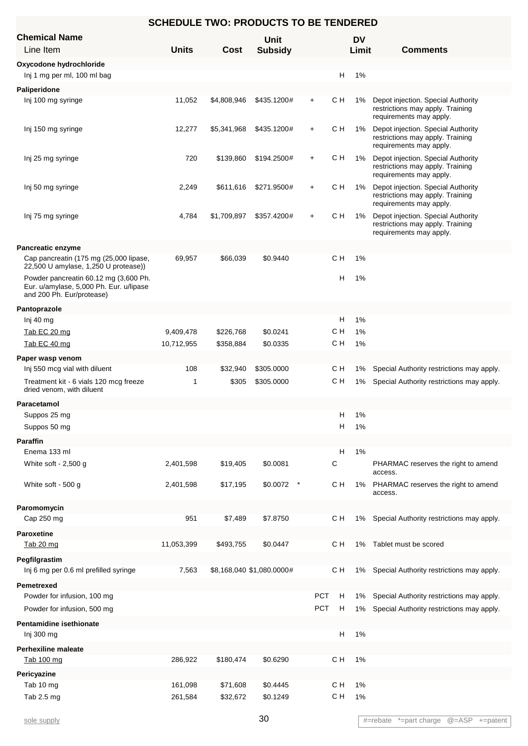## SCHEDULE TWO: PRODUCTS TO BE TENDERED

| Chemical Name / Line Item | Units | Cost | Unit Subsidy | | | DV Limit | Comments |
|---|---|---|---|---|---|---|---|
| **Oxycodone hydrochloride** | | | | | | | |
| Inj 1 mg per ml, 100 ml bag | | | | | H | 1% | |
| **Paliperidone** | | | | | | | |
| Inj 100 mg syringe | 11,052 | $4,808,946 | $435.1200# | + | C H | 1% | Depot injection. Special Authority restrictions may apply. Training requirements may apply. |
| Inj 150 mg syringe | 12,277 | $5,341,968 | $435.1200# | + | C H | 1% | Depot injection. Special Authority restrictions may apply. Training requirements may apply. |
| Inj 25 mg syringe | 720 | $139,860 | $194.2500# | + | C H | 1% | Depot injection. Special Authority restrictions may apply. Training requirements may apply. |
| Inj 50 mg syringe | 2,249 | $611,616 | $271.9500# | + | C H | 1% | Depot injection. Special Authority restrictions may apply. Training requirements may apply. |
| Inj 75 mg syringe | 4,784 | $1,709,897 | $357.4200# | + | C H | 1% | Depot injection. Special Authority restrictions may apply. Training requirements may apply. |
| **Pancreatic enzyme** | | | | | | | |
| Cap pancreatin (175 mg (25,000 lipase, 22,500 U amylase, 1,250 U protease)) | 69,957 | $66,039 | $0.9440 | | C H | 1% | |
| Powder pancreatin 60.12 mg (3,600 Ph. Eur. u/amylase, 5,000 Ph. Eur. u/lipase and 200 Ph. Eur/protease) | | | | | H | 1% | |
| **Pantoprazole** | | | | | | | |
| Inj 40 mg | | | | | H | 1% | |
| Tab EC 20 mg | 9,409,478 | $226,768 | $0.0241 | | C H | 1% | |
| Tab EC 40 mg | 10,712,955 | $358,884 | $0.0335 | | C H | 1% | |
| **Paper wasp venom** | | | | | | | |
| Inj 550 mcg vial with diluent | 108 | $32,940 | $305.0000 | | C H | 1% | Special Authority restrictions may apply. |
| Treatment kit - 6 vials 120 mcg freeze dried venom, with diluent | 1 | $305 | $305.0000 | | C H | 1% | Special Authority restrictions may apply. |
| **Paracetamol** | | | | | | | |
| Suppos 25 mg | | | | | H | 1% | |
| Suppos 50 mg | | | | | H | 1% | |
| **Paraffin** | | | | | | | |
| Enema 133 ml | | | | | H | 1% | |
| White soft - 2,500 g | 2,401,598 | $19,405 | $0.0081 | | C | | PHARMAC reserves the right to amend access. |
| White soft - 500 g | 2,401,598 | $17,195 | $0.0072 | * | C H | 1% | PHARMAC reserves the right to amend access. |
| **Paromomycin** | | | | | | | |
| Cap 250 mg | 951 | $7,489 | $7.8750 | | C H | 1% | Special Authority restrictions may apply. |
| **Paroxetine** | | | | | | | |
| Tab 20 mg | 11,053,399 | $493,755 | $0.0447 | | C H | 1% | Tablet must be scored |
| **Pegfilgrastim** | | | | | | | |
| Inj 6 mg per 0.6 ml prefilled syringe | 7,563 | $8,168,040 | $1,080.0000# | | C H | 1% | Special Authority restrictions may apply. |
| **Pemetrexed** | | | | | | | |
| Powder for infusion, 100 mg | | | | PCT | H | 1% | Special Authority restrictions may apply. |
| Powder for infusion, 500 mg | | | | PCT | H | 1% | Special Authority restrictions may apply. |
| **Pentamidine isethionate** | | | | | | | |
| Inj 300 mg | | | | | H | 1% | |
| **Perhexiline maleate** | | | | | | | |
| Tab 100 mg | 286,922 | $180,474 | $0.6290 | | C H | 1% | |
| **Pericyazine** | | | | | | | |
| Tab 10 mg | 161,098 | $71,608 | $0.4445 | | C H | 1% | |
| Tab 2.5 mg | 261,584 | $32,672 | $0.1249 | | C H | 1% | |

sole supply

#=rebate *=part charge @=ASP +=patent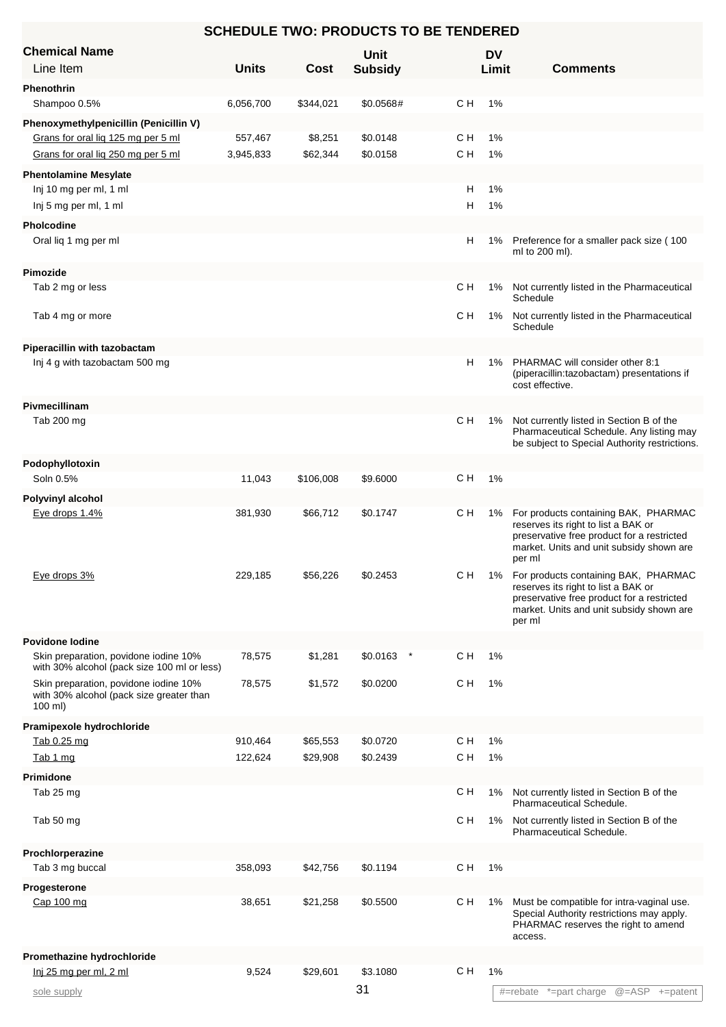## SCHEDULE TWO: PRODUCTS TO BE TENDERED

| Chemical Name / Line Item | Units | Cost | Unit Subsidy | | DV Limit | Comments |
|---|---|---|---|---|---|---|
| **Phenothrin** | | | | | | |
| Shampoo 0.5% | 6,056,700 | $344,021 | $0.0568# | C H | 1% | |
| **Phenoxymethylpenicillin (Penicillin V)** | | | | | | |
| Grans for oral liq 125 mg per 5 ml | 557,467 | $8,251 | $0.0148 | C H | 1% | |
| Grans for oral liq 250 mg per 5 ml | 3,945,833 | $62,344 | $0.0158 | C H | 1% | |
| **Phentolamine Mesylate** | | | | | | |
| Inj 10 mg per ml, 1 ml | | | | H | 1% | |
| Inj 5 mg per ml, 1 ml | | | | H | 1% | |
| **Pholcodine** | | | | | | |
| Oral liq 1 mg per ml | | | | H | 1% | Preference for a smaller pack size ( 100 ml to 200 ml). |
| **Pimozide** | | | | | | |
| Tab 2 mg or less | | | | C H | 1% | Not currently listed in the Pharmaceutical Schedule |
| Tab 4 mg or more | | | | C H | 1% | Not currently listed in the Pharmaceutical Schedule |
| **Piperacillin with tazobactam** | | | | | | |
| Inj 4 g with tazobactam 500 mg | | | | H | 1% | PHARMAC will consider other 8:1 (piperacillin:tazobactam) presentations if cost effective. |
| **Pivmecillinam** | | | | | | |
| Tab 200 mg | | | | C H | 1% | Not currently listed in Section B of the Pharmaceutical Schedule. Any listing may be subject to Special Authority restrictions. |
| **Podophyllotoxin** | | | | | | |
| Soln 0.5% | 11,043 | $106,008 | $9.6000 | C H | 1% | |
| **Polyvinyl alcohol** | | | | | | |
| Eye drops 1.4% | 381,930 | $66,712 | $0.1747 | C H | 1% | For products containing BAK, PHARMAC reserves its right to list a BAK or preservative free product for a restricted market. Units and unit subsidy shown are per ml |
| Eye drops 3% | 229,185 | $56,226 | $0.2453 | C H | 1% | For products containing BAK, PHARMAC reserves its right to list a BAK or preservative free product for a restricted market. Units and unit subsidy shown are per ml |
| **Povidone Iodine** | | | | | | |
| Skin preparation, povidone iodine 10% with 30% alcohol (pack size 100 ml or less) | 78,575 | $1,281 | $0.0163 * | C H | 1% | |
| Skin preparation, povidone iodine 10% with 30% alcohol (pack size greater than 100 ml) | 78,575 | $1,572 | $0.0200 | C H | 1% | |
| **Pramipexole hydrochloride** | | | | | | |
| Tab 0.25 mg | 910,464 | $65,553 | $0.0720 | C H | 1% | |
| Tab 1 mg | 122,624 | $29,908 | $0.2439 | C H | 1% | |
| **Primidone** | | | | | | |
| Tab 25 mg | | | | C H | 1% | Not currently listed in Section B of the Pharmaceutical Schedule. |
| Tab 50 mg | | | | C H | 1% | Not currently listed in Section B of the Pharmaceutical Schedule. |
| **Prochlorperazine** | | | | | | |
| Tab 3 mg buccal | 358,093 | $42,756 | $0.1194 | C H | 1% | |
| **Progesterone** | | | | | | |
| Cap 100 mg | 38,651 | $21,258 | $0.5500 | C H | 1% | Must be compatible for intra-vaginal use. Special Authority restrictions may apply. PHARMAC reserves the right to amend access. |
| **Promethazine hydrochloride** | | | | | | |
| Inj 25 mg per ml, 2 ml | 9,524 | $29,601 | $3.1080 | C H | 1% | |

sole supply

#=rebate *=part charge @=ASP +=patent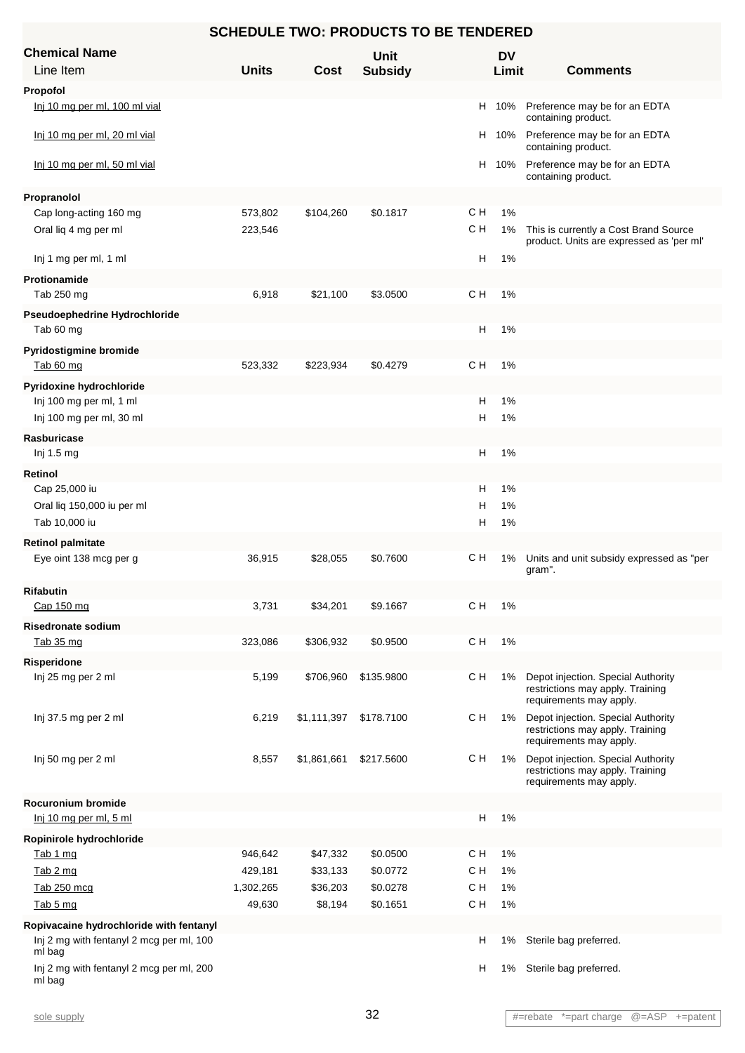## SCHEDULE TWO: PRODUCTS TO BE TENDERED

| Chemical Name / Line Item | Units | Cost | Unit Subsidy | | DV Limit | Comments |
|---|---|---|---|---|---|---|
| **Propofol** | | | | | | |
| Inj 10 mg per ml, 100 ml vial | | | | H | 10% | Preference may be for an EDTA containing product. |
| Inj 10 mg per ml, 20 ml vial | | | | H | 10% | Preference may be for an EDTA containing product. |
| Inj 10 mg per ml, 50 ml vial | | | | H | 10% | Preference may be for an EDTA containing product. |
| **Propranolol** | | | | | | |
| Cap long-acting 160 mg | 573,802 | $104,260 | $0.1817 | C H | 1% | |
| Oral liq 4 mg per ml | 223,546 | | | C H | 1% | This is currently a Cost Brand Source product. Units are expressed as 'per ml' |
| Inj 1 mg per ml, 1 ml | | | | H | 1% | |
| **Protionamide** | | | | | | |
| Tab 250 mg | 6,918 | $21,100 | $3.0500 | C H | 1% | |
| **Pseudoephedrine Hydrochloride** | | | | | | |
| Tab 60 mg | | | | H | 1% | |
| **Pyridostigmine bromide** | | | | | | |
| Tab 60 mg | 523,332 | $223,934 | $0.4279 | C H | 1% | |
| **Pyridoxine hydrochloride** | | | | | | |
| Inj 100 mg per ml, 1 ml | | | | H | 1% | |
| Inj 100 mg per ml, 30 ml | | | | H | 1% | |
| **Rasburicase** | | | | | | |
| Inj 1.5 mg | | | | H | 1% | |
| **Retinol** | | | | | | |
| Cap 25,000 iu | | | | H | 1% | |
| Oral liq 150,000 iu per ml | | | | H | 1% | |
| Tab 10,000 iu | | | | H | 1% | |
| **Retinol palmitate** | | | | | | |
| Eye oint 138 mcg per g | 36,915 | $28,055 | $0.7600 | C H | 1% | Units and unit subsidy expressed as "per gram". |
| **Rifabutin** | | | | | | |
| Cap 150 mg | 3,731 | $34,201 | $9.1667 | C H | 1% | |
| **Risedronate sodium** | | | | | | |
| Tab 35 mg | 323,086 | $306,932 | $0.9500 | C H | 1% | |
| **Risperidone** | | | | | | |
| Inj 25 mg per 2 ml | 5,199 | $706,960 | $135.9800 | C H | 1% | Depot injection. Special Authority restrictions may apply. Training requirements may apply. |
| Inj 37.5 mg per 2 ml | 6,219 | $1,111,397 | $178.7100 | C H | 1% | Depot injection. Special Authority restrictions may apply. Training requirements may apply. |
| Inj 50 mg per 2 ml | 8,557 | $1,861,661 | $217.5600 | C H | 1% | Depot injection. Special Authority restrictions may apply. Training requirements may apply. |
| **Rocuronium bromide** | | | | | | |
| Inj 10 mg per ml, 5 ml | | | | H | 1% | |
| **Ropinirole hydrochloride** | | | | | | |
| Tab 1 mg | 946,642 | $47,332 | $0.0500 | C H | 1% | |
| Tab 2 mg | 429,181 | $33,133 | $0.0772 | C H | 1% | |
| Tab 250 mcg | 1,302,265 | $36,203 | $0.0278 | C H | 1% | |
| Tab 5 mg | 49,630 | $8,194 | $0.1651 | C H | 1% | |
| **Ropivacaine hydrochloride with fentanyl** | | | | | | |
| Inj 2 mg with fentanyl 2 mcg per ml, 100 ml bag | | | | H | 1% | Sterile bag preferred. |
| Inj 2 mg with fentanyl 2 mcg per ml, 200 ml bag | | | | H | 1% | Sterile bag preferred. |

sole supply

#=rebate *=part charge @=ASP +=patent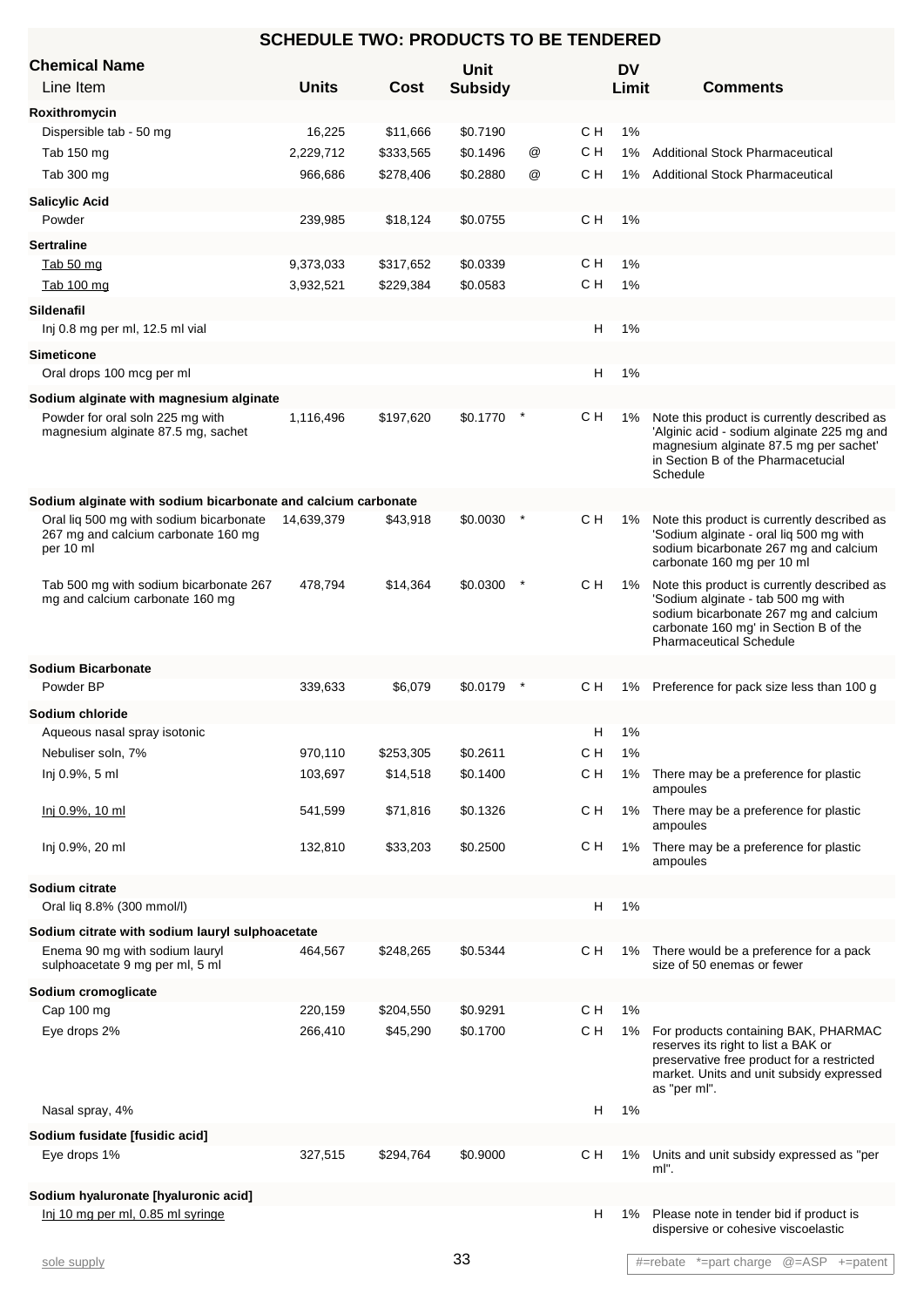## SCHEDULE TWO: PRODUCTS TO BE TENDERED

| Chemical Name / Line Item | Units | Cost | Unit Subsidy | | | DV Limit | Comments |
|---|---|---|---|---|---|---|---|
| **Roxithromycin** | | | | | | | |
| Dispersible tab - 50 mg | 16,225 | $11,666 | $0.7190 | | C H | 1% | |
| Tab 150 mg | 2,229,712 | $333,565 | $0.1496 | @ | C H | 1% | Additional Stock Pharmaceutical |
| Tab 300 mg | 966,686 | $278,406 | $0.2880 | @ | C H | 1% | Additional Stock Pharmaceutical |
| **Salicylic Acid** | | | | | | | |
| Powder | 239,985 | $18,124 | $0.0755 | | C H | 1% | |
| **Sertraline** | | | | | | | |
| Tab 50 mg | 9,373,033 | $317,652 | $0.0339 | | C H | 1% | |
| Tab 100 mg | 3,932,521 | $229,384 | $0.0583 | | C H | 1% | |
| **Sildenafil** | | | | | | | |
| Inj 0.8 mg per ml, 12.5 ml vial | | | | | H | 1% | |
| **Simeticone** | | | | | | | |
| Oral drops 100 mcg per ml | | | | | H | 1% | |
| **Sodium alginate with magnesium alginate** | | | | | | | |
| Powder for oral soln 225 mg with magnesium alginate 87.5 mg, sachet | 1,116,496 | $197,620 | $0.1770 | * | C H | 1% | Note this product is currently described as 'Alginic acid - sodium alginate 225 mg and magnesium alginate 87.5 mg per sachet' in Section B of the Pharmacetucial Schedule |
| **Sodium alginate with sodium bicarbonate and calcium carbonate** | | | | | | | |
| Oral liq 500 mg with sodium bicarbonate 267 mg and calcium carbonate 160 mg per 10 ml | 14,639,379 | $43,918 | $0.0030 | * | C H | 1% | Note this product is currently described as 'Sodium alginate - oral liq 500 mg with sodium bicarbonate 267 mg and calcium carbonate 160 mg per 10 ml |
| Tab 500 mg with sodium bicarbonate 267 mg and calcium carbonate 160 mg | 478,794 | $14,364 | $0.0300 | * | C H | 1% | Note this product is currently described as 'Sodium alginate - tab 500 mg with sodium bicarbonate 267 mg and calcium carbonate 160 mg' in Section B of the Pharmaceutical Schedule |
| **Sodium Bicarbonate** | | | | | | | |
| Powder BP | 339,633 | $6,079 | $0.0179 | * | C H | 1% | Preference for pack size less than 100 g |
| **Sodium chloride** | | | | | | | |
| Aqueous nasal spray isotonic | | | | | H | 1% | |
| Nebuliser soln, 7% | 970,110 | $253,305 | $0.2611 | | C H | 1% | |
| Inj 0.9%, 5 ml | 103,697 | $14,518 | $0.1400 | | C H | 1% | There may be a preference for plastic ampoules |
| Inj 0.9%, 10 ml | 541,599 | $71,816 | $0.1326 | | C H | 1% | There may be a preference for plastic ampoules |
| Inj 0.9%, 20 ml | 132,810 | $33,203 | $0.2500 | | C H | 1% | There may be a preference for plastic ampoules |
| **Sodium citrate** | | | | | | | |
| Oral liq 8.8% (300 mmol/l) | | | | | H | 1% | |
| **Sodium citrate with sodium lauryl sulphoacetate** | | | | | | | |
| Enema 90 mg with sodium lauryl sulphoacetate 9 mg per ml, 5 ml | 464,567 | $248,265 | $0.5344 | | C H | 1% | There would be a preference for a pack size of 50 enemas or fewer |
| **Sodium cromoglicate** | | | | | | | |
| Cap 100 mg | 220,159 | $204,550 | $0.9291 | | C H | 1% | |
| Eye drops 2% | 266,410 | $45,290 | $0.1700 | | C H | 1% | For products containing BAK, PHARMAC reserves its right to list a BAK or preservative free product for a restricted market. Units and unit subsidy expressed as "per ml". |
| Nasal spray, 4% | | | | | H | 1% | |
| **Sodium fusidate [fusidic acid]** | | | | | | | |
| Eye drops 1% | 327,515 | $294,764 | $0.9000 | | C H | 1% | Units and unit subsidy expressed as "per ml". |
| **Sodium hyaluronate [hyaluronic acid]** | | | | | | | |
| Inj 10 mg per ml, 0.85 ml syringe | | | | | H | 1% | Please note in tender bid if product is dispersive or cohesive viscoelastic |

sole supply

#=rebate *=part charge @=ASP +=patent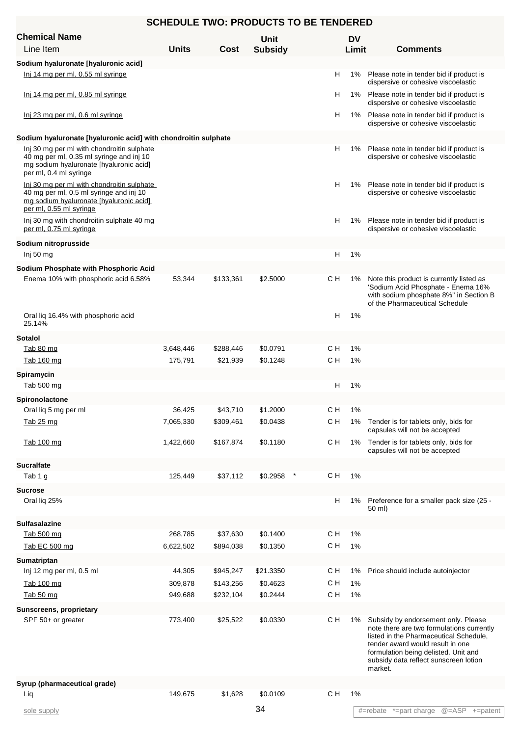## SCHEDULE TWO: PRODUCTS TO BE TENDERED

| Chemical Name / Line Item | Units | Cost | Unit Subsidy | | DV Limit | Comments |
|---|---|---|---|---|---|---|
| **Sodium hyaluronate [hyaluronic acid]** | | | | | | |
| Inj 14 mg per ml, 0.55 ml syringe | | | | H | 1% | Please note in tender bid if product is dispersive or cohesive viscoelastic |
| Inj 14 mg per ml, 0.85 ml syringe | | | | H | 1% | Please note in tender bid if product is dispersive or cohesive viscoelastic |
| Inj 23 mg per ml, 0.6 ml syringe | | | | H | 1% | Please note in tender bid if product is dispersive or cohesive viscoelastic |
| **Sodium hyaluronate [hyaluronic acid] with chondroitin sulphate** | | | | | | |
| Inj 30 mg per ml with chondroitin sulphate 40 mg per ml, 0.35 ml syringe and inj 10 mg sodium hyaluronate [hyaluronic acid] per ml, 0.4 ml syringe | | | | H | 1% | Please note in tender bid if product is dispersive or cohesive viscoelastic |
| Inj 30 mg per ml with chondroitin sulphate 40 mg per ml, 0.5 ml syringe and inj 10 mg sodium hyaluronate [hyaluronic acid] per ml, 0.55 ml syringe | | | | H | 1% | Please note in tender bid if product is dispersive or cohesive viscoelastic |
| Inj 30 mg with chondroitin sulphate 40 mg per ml, 0.75 ml syringe | | | | H | 1% | Please note in tender bid if product is dispersive or cohesive viscoelastic |
| **Sodium nitroprusside** | | | | | | |
| Inj 50 mg | | | | H | 1% | |
| **Sodium Phosphate with Phosphoric Acid** | | | | | | |
| Enema 10% with phosphoric acid 6.58% | 53,344 | $133,361 | $2.5000 | C H | 1% | Note this product is currently listed as 'Sodium Acid Phosphate - Enema 16% with sodium phosphate 8%" in Section B of the Pharmaceutical Schedule |
| Oral liq 16.4% with phosphoric acid 25.14% | | | | H | 1% | |
| **Sotalol** | | | | | | |
| Tab 80 mg | 3,648,446 | $288,446 | $0.0791 | C H | 1% | |
| Tab 160 mg | 175,791 | $21,939 | $0.1248 | C H | 1% | |
| **Spiramycin** | | | | | | |
| Tab 500 mg | | | | H | 1% | |
| **Spironolactone** | | | | | | |
| Oral liq 5 mg per ml | 36,425 | $43,710 | $1.2000 | C H | 1% | |
| Tab 25 mg | 7,065,330 | $309,461 | $0.0438 | C H | 1% | Tender is for tablets only, bids for capsules will not be accepted |
| Tab 100 mg | 1,422,660 | $167,874 | $0.1180 | C H | 1% | Tender is for tablets only, bids for capsules will not be accepted |
| **Sucralfate** | | | | | | |
| Tab 1 g | 125,449 | $37,112 | $0.2958 * | C H | 1% | |
| **Sucrose** | | | | | | |
| Oral liq 25% | | | | H | 1% | Preference for a smaller pack size (25 - 50 ml) |
| **Sulfasalazine** | | | | | | |
| Tab 500 mg | 268,785 | $37,630 | $0.1400 | C H | 1% | |
| Tab EC 500 mg | 6,622,502 | $894,038 | $0.1350 | C H | 1% | |
| **Sumatriptan** | | | | | | |
| Inj 12 mg per ml, 0.5 ml | 44,305 | $945,247 | $21.3350 | C H | 1% | Price should include autoinjector |
| Tab 100 mg | 309,878 | $143,256 | $0.4623 | C H | 1% | |
| Tab 50 mg | 949,688 | $232,104 | $0.2444 | C H | 1% | |
| **Sunscreens, proprietary** | | | | | | |
| SPF 50+ or greater | 773,400 | $25,522 | $0.0330 | C H | 1% | Subsidy by endorsement only. Please note there are two formulations currently listed in the Pharmaceutical Schedule, tender award would result in one formulation being delisted. Unit and subsidy data reflect sunscreen lotion market. |
| **Syrup (pharmaceutical grade)** | | | | | | |
| Liq | 149,675 | $1,628 | $0.0109 | C H | 1% | |

sole supply

#=rebate *=part charge @=ASP +=patent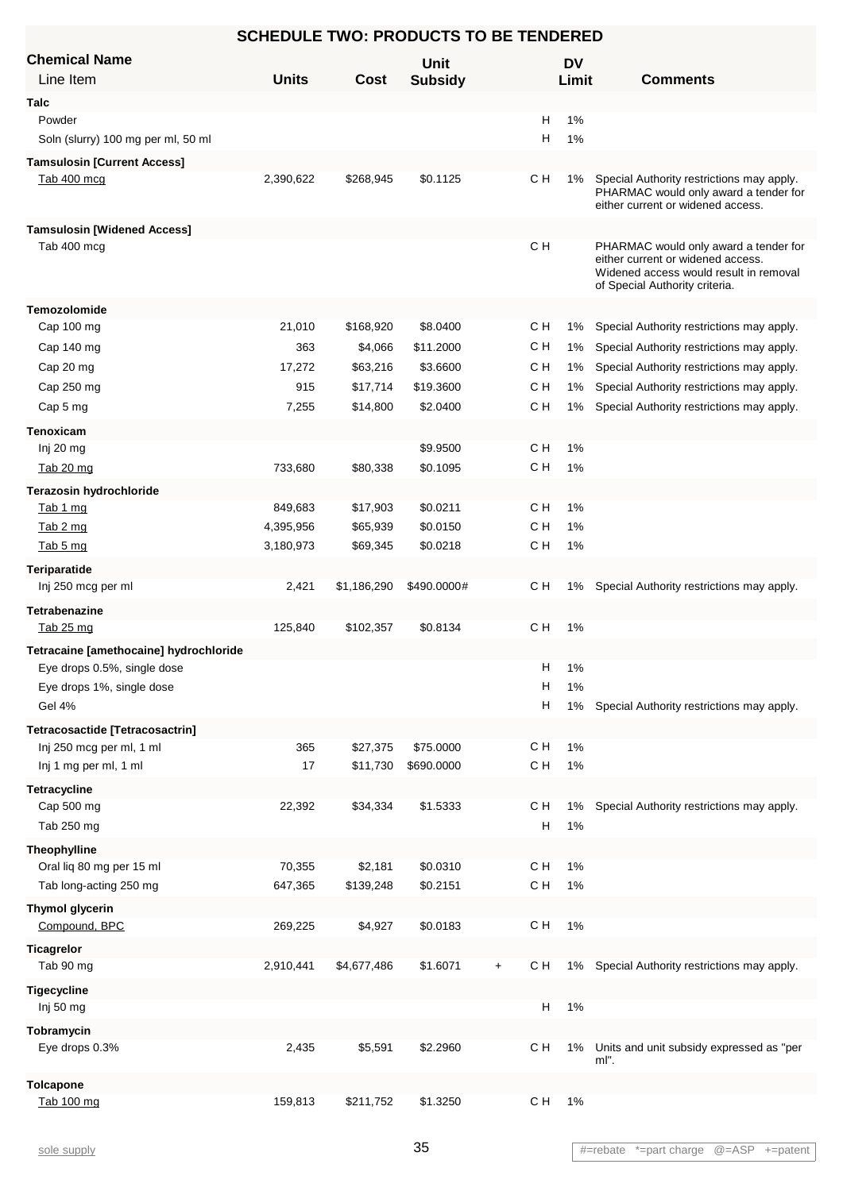## SCHEDULE TWO: PRODUCTS TO BE TENDERED

| Chemical Name / Line Item | Units | Cost | Unit Subsidy | | | DV Limit | Comments |
|---|---|---|---|---|---|---|---|
| **Talc** | | | | | | | |
| Powder | | | | | H | 1% | |
| Soln (slurry) 100 mg per ml, 50 ml | | | | | H | 1% | |
| **Tamsulosin [Current Access]** | | | | | | | |
| Tab 400 mcg | 2,390,622 | $268,945 | $0.1125 | | C H | 1% | Special Authority restrictions may apply. PHARMAC would only award a tender for either current or widened access. |
| **Tamsulosin [Widened Access]** | | | | | | | |
| Tab 400 mcg | | | | | C H | | PHARMAC would only award a tender for either current or widened access. Widened access would result in removal of Special Authority criteria. |
| **Temozolomide** | | | | | | | |
| Cap 100 mg | 21,010 | $168,920 | $8.0400 | | C H | 1% | Special Authority restrictions may apply. |
| Cap 140 mg | 363 | $4,066 | $11.2000 | | C H | 1% | Special Authority restrictions may apply. |
| Cap 20 mg | 17,272 | $63,216 | $3.6600 | | C H | 1% | Special Authority restrictions may apply. |
| Cap 250 mg | 915 | $17,714 | $19.3600 | | C H | 1% | Special Authority restrictions may apply. |
| Cap 5 mg | 7,255 | $14,800 | $2.0400 | | C H | 1% | Special Authority restrictions may apply. |
| **Tenoxicam** | | | | | | | |
| Inj 20 mg | | | $9.9500 | | C H | 1% | |
| Tab 20 mg | 733,680 | $80,338 | $0.1095 | | C H | 1% | |
| **Terazosin hydrochloride** | | | | | | | |
| Tab 1 mg | 849,683 | $17,903 | $0.0211 | | C H | 1% | |
| Tab 2 mg | 4,395,956 | $65,939 | $0.0150 | | C H | 1% | |
| Tab 5 mg | 3,180,973 | $69,345 | $0.0218 | | C H | 1% | |
| **Teriparatide** | | | | | | | |
| Inj 250 mcg per ml | 2,421 | $1,186,290 | $490.0000# | | C H | 1% | Special Authority restrictions may apply. |
| **Tetrabenazine** | | | | | | | |
| Tab 25 mg | 125,840 | $102,357 | $0.8134 | | C H | 1% | |
| **Tetracaine [amethocaine] hydrochloride** | | | | | | | |
| Eye drops 0.5%, single dose | | | | | H | 1% | |
| Eye drops 1%, single dose | | | | | H | 1% | |
| Gel 4% | | | | | H | 1% | Special Authority restrictions may apply. |
| **Tetracosactide [Tetracosactrin]** | | | | | | | |
| Inj 250 mcg per ml, 1 ml | 365 | $27,375 | $75.0000 | | C H | 1% | |
| Inj 1 mg per ml, 1 ml | 17 | $11,730 | $690.0000 | | C H | 1% | |
| **Tetracycline** | | | | | | | |
| Cap 500 mg | 22,392 | $34,334 | $1.5333 | | C H | 1% | Special Authority restrictions may apply. |
| Tab 250 mg | | | | | H | 1% | |
| **Theophylline** | | | | | | | |
| Oral liq 80 mg per 15 ml | 70,355 | $2,181 | $0.0310 | | C H | 1% | |
| Tab long-acting 250 mg | 647,365 | $139,248 | $0.2151 | | C H | 1% | |
| **Thymol glycerin** | | | | | | | |
| Compound, BPC | 269,225 | $4,927 | $0.0183 | | C H | 1% | |
| **Ticagrelor** | | | | | | | |
| Tab 90 mg | 2,910,441 | $4,677,486 | $1.6071 | + | C H | 1% | Special Authority restrictions may apply. |
| **Tigecycline** | | | | | | | |
| Inj 50 mg | | | | | H | 1% | |
| **Tobramycin** | | | | | | | |
| Eye drops 0.3% | 2,435 | $5,591 | $2.2960 | | C H | 1% | Units and unit subsidy expressed as "per ml". |
| **Tolcapone** | | | | | | | |
| Tab 100 mg | 159,813 | $211,752 | $1.3250 | | C H | 1% | |

sole supply

#=rebate *=part charge @=ASP +=patent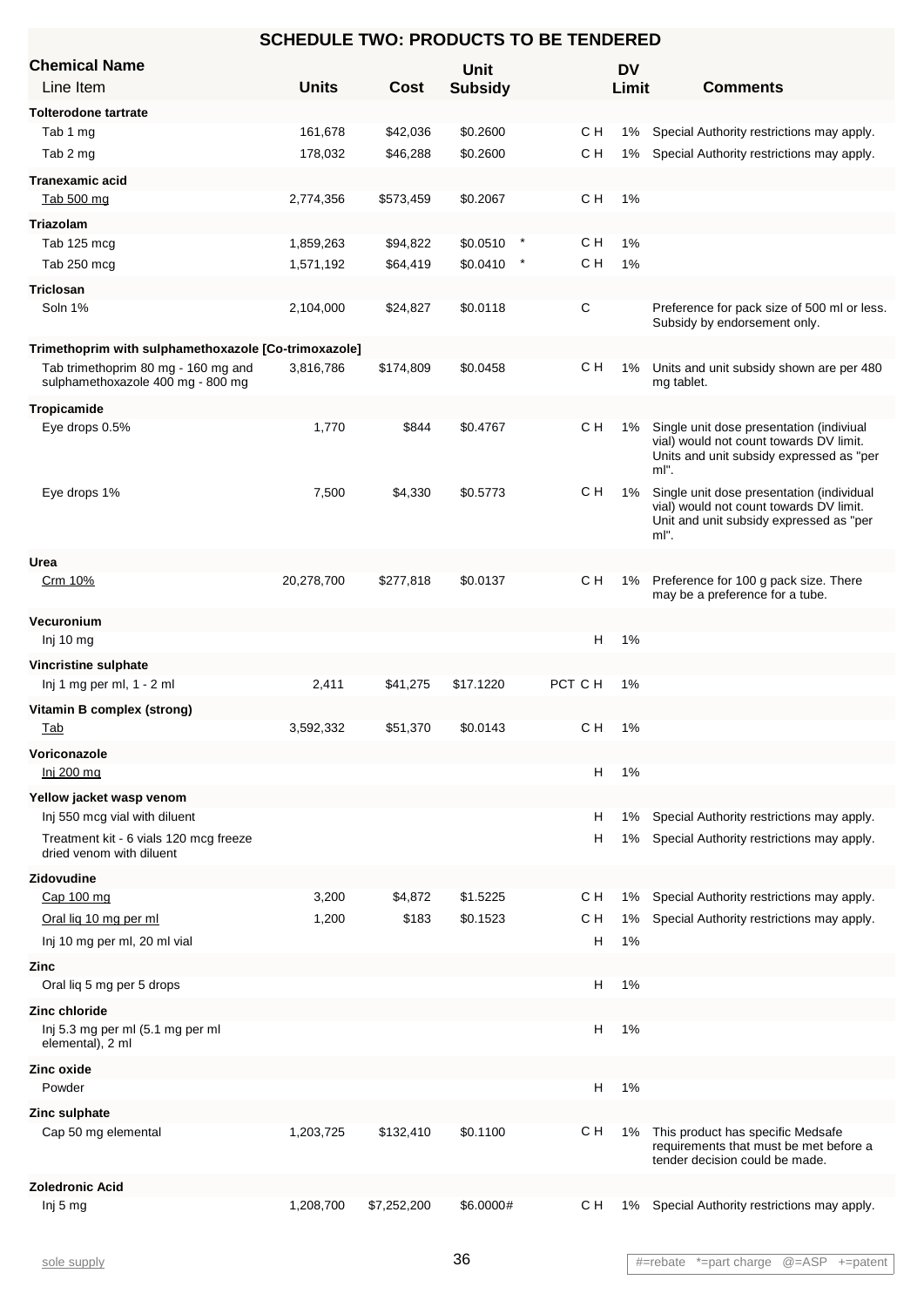## SCHEDULE TWO: PRODUCTS TO BE TENDERED

| Chemical Name / Line Item | Units | Cost | Unit Subsidy | | | DV Limit | Comments |
|---|---|---|---|---|---|---|---|
| **Tolterodone tartrate** | | | | | | | |
| Tab 1 mg | 161,678 | $42,036 | $0.2600 | | C H | 1% | Special Authority restrictions may apply. |
| Tab 2 mg | 178,032 | $46,288 | $0.2600 | | C H | 1% | Special Authority restrictions may apply. |
| **Tranexamic acid** | | | | | | | |
| Tab 500 mg | 2,774,356 | $573,459 | $0.2067 | | C H | 1% | |
| **Triazolam** | | | | | | | |
| Tab 125 mcg | 1,859,263 | $94,822 | $0.0510 | * | C H | 1% | |
| Tab 250 mcg | 1,571,192 | $64,419 | $0.0410 | * | C H | 1% | |
| **Triclosan** | | | | | | | |
| Soln 1% | 2,104,000 | $24,827 | $0.0118 | | C | | Preference for pack size of 500 ml or less. Subsidy by endorsement only. |
| **Trimethoprim with sulphamethoxazole [Co-trimoxazole]** | | | | | | | |
| Tab trimethoprim 80 mg - 160 mg and sulphamethoxazole 400 mg - 800 mg | 3,816,786 | $174,809 | $0.0458 | | C H | 1% | Units and unit subsidy shown are per 480 mg tablet. |
| **Tropicamide** | | | | | | | |
| Eye drops 0.5% | 1,770 | $844 | $0.4767 | | C H | 1% | Single unit dose presentation (indiviual vial) would not count towards DV limit. Units and unit subsidy expressed as "per ml". |
| Eye drops 1% | 7,500 | $4,330 | $0.5773 | | C H | 1% | Single unit dose presentation (individual vial) would not count towards DV limit. Unit and unit subsidy expressed as "per ml". |
| **Urea** | | | | | | | |
| Crm 10% | 20,278,700 | $277,818 | $0.0137 | | C H | 1% | Preference for 100 g pack size. There may be a preference for a tube. |
| **Vecuronium** | | | | | | | |
| Inj 10 mg | | | | | H | 1% | |
| **Vincristine sulphate** | | | | | | | |
| Inj 1 mg per ml, 1 - 2 ml | 2,411 | $41,275 | $17.1220 | | PCT C H | 1% | |
| **Vitamin B complex (strong)** | | | | | | | |
| Tab | 3,592,332 | $51,370 | $0.0143 | | C H | 1% | |
| **Voriconazole** | | | | | | | |
| Inj 200 mg | | | | | H | 1% | |
| **Yellow jacket wasp venom** | | | | | | | |
| Inj 550 mcg vial with diluent | | | | | H | 1% | Special Authority restrictions may apply. |
| Treatment kit - 6 vials 120 mcg freeze dried venom with diluent | | | | | H | 1% | Special Authority restrictions may apply. |
| **Zidovudine** | | | | | | | |
| Cap 100 mg | 3,200 | $4,872 | $1.5225 | | C H | 1% | Special Authority restrictions may apply. |
| Oral liq 10 mg per ml | 1,200 | $183 | $0.1523 | | C H | 1% | Special Authority restrictions may apply. |
| Inj 10 mg per ml, 20 ml vial | | | | | H | 1% | |
| **Zinc** | | | | | | | |
| Oral liq 5 mg per 5 drops | | | | | H | 1% | |
| **Zinc chloride** | | | | | | | |
| Inj 5.3 mg per ml (5.1 mg per ml elemental), 2 ml | | | | | H | 1% | |
| **Zinc oxide** | | | | | | | |
| Powder | | | | | H | 1% | |
| **Zinc sulphate** | | | | | | | |
| Cap 50 mg elemental | 1,203,725 | $132,410 | $0.1100 | | C H | 1% | This product has specific Medsafe requirements that must be met before a tender decision could be made. |
| **Zoledronic Acid** | | | | | | | |
| Inj 5 mg | 1,208,700 | $7,252,200 | $6.0000# | | C H | 1% | Special Authority restrictions may apply. |

sole supply

#=rebate *=part charge @=ASP +=patent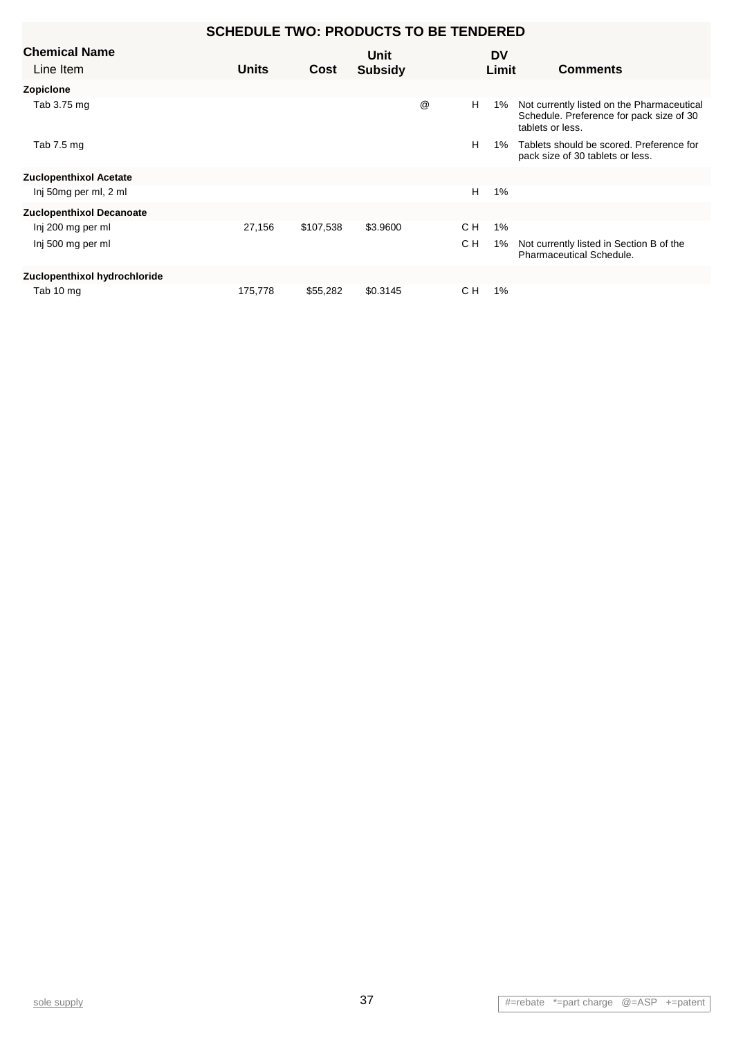## SCHEDULE TWO: PRODUCTS TO BE TENDERED

| Chemical Name / Line Item | Units | Cost | Unit Subsidy | | | DV Limit | Comments |
|---|---|---|---|---|---|---|---|
| **Zopiclone** | | | | | | | |
| Tab 3.75 mg | | | | @ | H | 1% | Not currently listed on the Pharmaceutical Schedule. Preference for pack size of 30 tablets or less. |
| Tab 7.5 mg | | | | | H | 1% | Tablets should be scored. Preference for pack size of 30 tablets or less. |
| **Zuclopenthixol Acetate** | | | | | | | |
| Inj 50mg per ml, 2 ml | | | | | H | 1% | |
| **Zuclopenthixol Decanoate** | | | | | | | |
| Inj 200 mg per ml | 27,156 | $107,538 | $3.9600 | | C H | 1% | |
| Inj 500 mg per ml | | | | | C H | 1% | Not currently listed in Section B of the Pharmaceutical Schedule. |
| **Zuclopenthixol hydrochloride** | | | | | | | |
| Tab 10 mg | 175,778 | $55,282 | $0.3145 | | C H | 1% | |

sole supply

#=rebate *=part charge @=ASP +=patent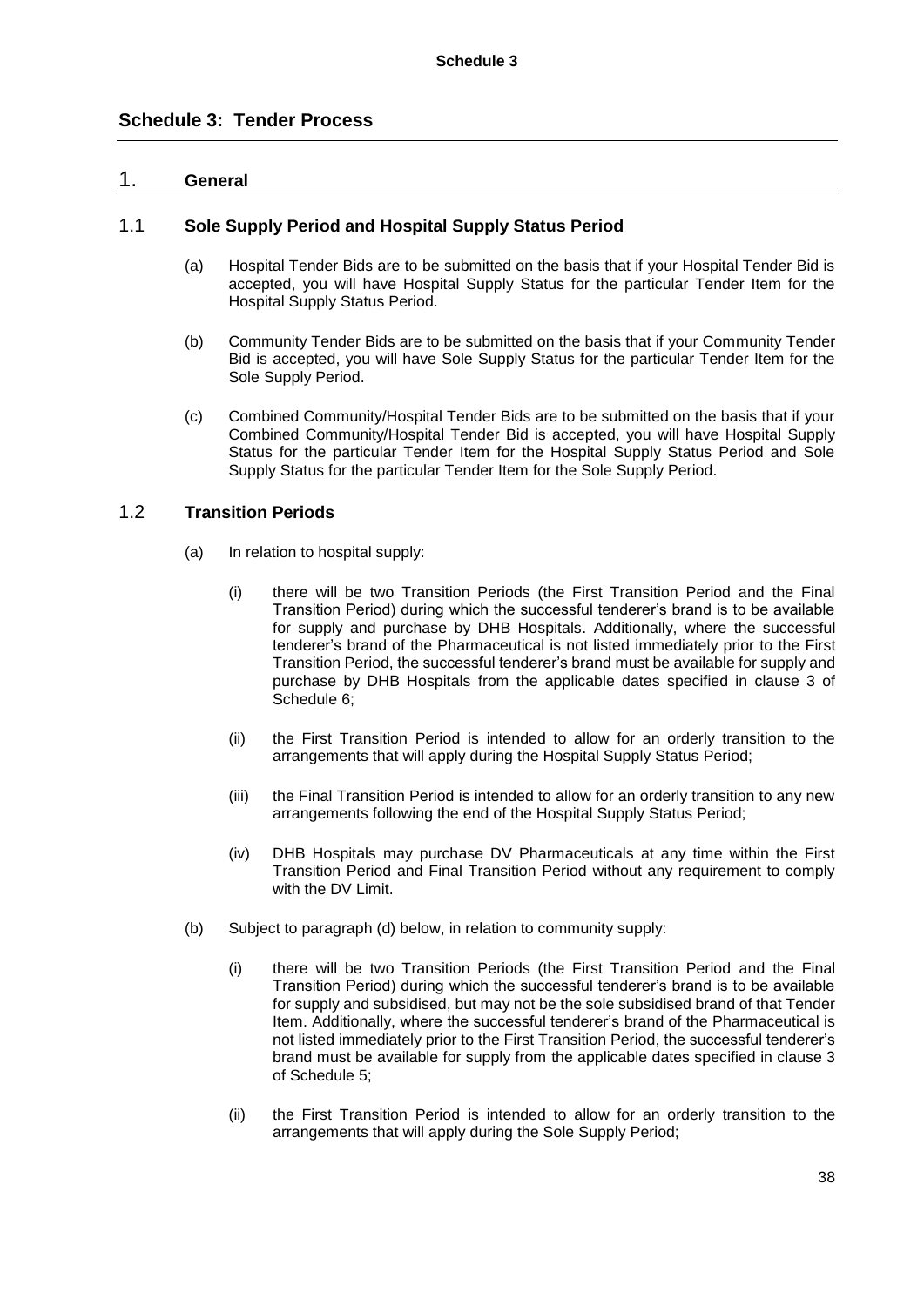# Schedule 3: Tender Process

## 1. General

### 1.1 Sole Supply Period and Hospital Supply Status Period

(a) Hospital Tender Bids are to be submitted on the basis that if your Hospital Tender Bid is accepted, you will have Hospital Supply Status for the particular Tender Item for the Hospital Supply Status Period.

(b) Community Tender Bids are to be submitted on the basis that if your Community Tender Bid is accepted, you will have Sole Supply Status for the particular Tender Item for the Sole Supply Period.

(c) Combined Community/Hospital Tender Bids are to be submitted on the basis that if your Combined Community/Hospital Tender Bid is accepted, you will have Hospital Supply Status for the particular Tender Item for the Hospital Supply Status Period and Sole Supply Status for the particular Tender Item for the Sole Supply Period.

### 1.2 Transition Periods

(a) In relation to hospital supply:

(i) there will be two Transition Periods (the First Transition Period and the Final Transition Period) during which the successful tenderer's brand is to be available for supply and purchase by DHB Hospitals. Additionally, where the successful tenderer's brand of the Pharmaceutical is not listed immediately prior to the First Transition Period, the successful tenderer's brand must be available for supply and purchase by DHB Hospitals from the applicable dates specified in clause 3 of Schedule 6;

(ii) the First Transition Period is intended to allow for an orderly transition to the arrangements that will apply during the Hospital Supply Status Period;

(iii) the Final Transition Period is intended to allow for an orderly transition to any new arrangements following the end of the Hospital Supply Status Period;

(iv) DHB Hospitals may purchase DV Pharmaceuticals at any time within the First Transition Period and Final Transition Period without any requirement to comply with the DV Limit.

(b) Subject to paragraph (d) below, in relation to community supply:

(i) there will be two Transition Periods (the First Transition Period and the Final Transition Period) during which the successful tenderer's brand is to be available for supply and subsidised, but may not be the sole subsidised brand of that Tender Item. Additionally, where the successful tenderer's brand of the Pharmaceutical is not listed immediately prior to the First Transition Period, the successful tenderer's brand must be available for supply from the applicable dates specified in clause 3 of Schedule 5;

(ii) the First Transition Period is intended to allow for an orderly transition to the arrangements that will apply during the Sole Supply Period;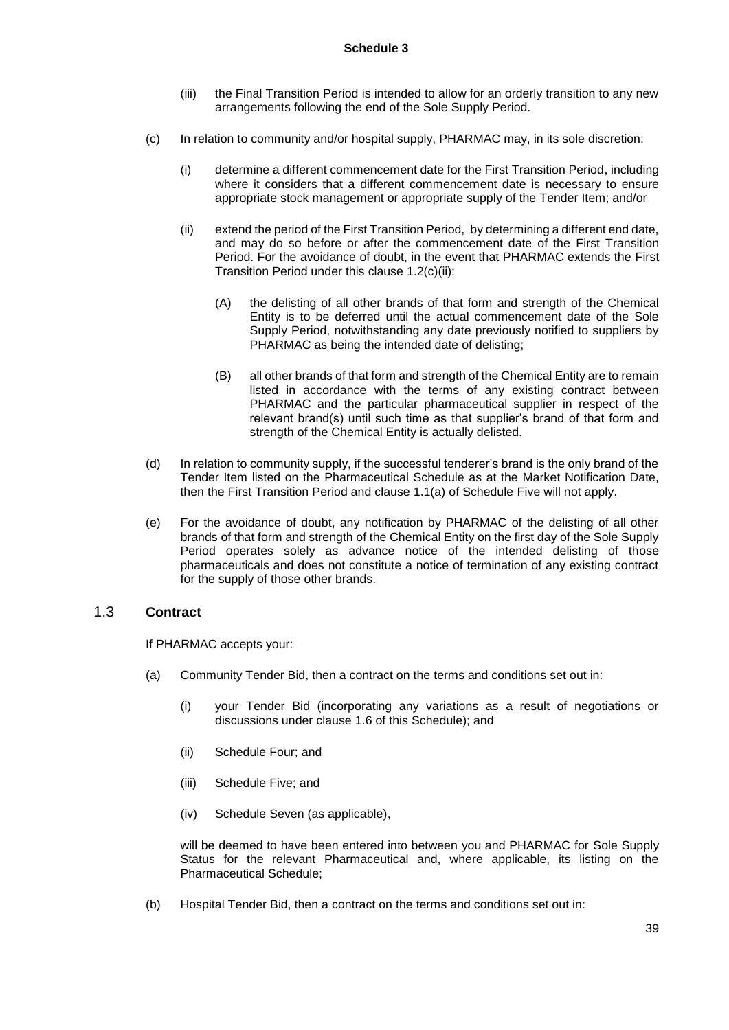(iii) the Final Transition Period is intended to allow for an orderly transition to any new arrangements following the end of the Sole Supply Period.

(c) In relation to community and/or hospital supply, PHARMAC may, in its sole discretion:

(i) determine a different commencement date for the First Transition Period, including where it considers that a different commencement date is necessary to ensure appropriate stock management or appropriate supply of the Tender Item; and/or

(ii) extend the period of the First Transition Period, by determining a different end date, and may do so before or after the commencement date of the First Transition Period. For the avoidance of doubt, in the event that PHARMAC extends the First Transition Period under this clause 1.2(c)(ii):

(A) the delisting of all other brands of that form and strength of the Chemical Entity is to be deferred until the actual commencement date of the Sole Supply Period, notwithstanding any date previously notified to suppliers by PHARMAC as being the intended date of delisting;

(B) all other brands of that form and strength of the Chemical Entity are to remain listed in accordance with the terms of any existing contract between PHARMAC and the particular pharmaceutical supplier in respect of the relevant brand(s) until such time as that supplier's brand of that form and strength of the Chemical Entity is actually delisted.

(d) In relation to community supply, if the successful tenderer's brand is the only brand of the Tender Item listed on the Pharmaceutical Schedule as at the Market Notification Date, then the First Transition Period and clause 1.1(a) of Schedule Five will not apply.

(e) For the avoidance of doubt, any notification by PHARMAC of the delisting of all other brands of that form and strength of the Chemical Entity on the first day of the Sole Supply Period operates solely as advance notice of the intended delisting of those pharmaceuticals and does not constitute a notice of termination of any existing contract for the supply of those other brands.

## 1.3 Contract

If PHARMAC accepts your:

(a) Community Tender Bid, then a contract on the terms and conditions set out in:

(i) your Tender Bid (incorporating any variations as a result of negotiations or discussions under clause 1.6 of this Schedule); and

(ii) Schedule Four; and

(iii) Schedule Five; and

(iv) Schedule Seven (as applicable),

will be deemed to have been entered into between you and PHARMAC for Sole Supply Status for the relevant Pharmaceutical and, where applicable, its listing on the Pharmaceutical Schedule;

(b) Hospital Tender Bid, then a contract on the terms and conditions set out in: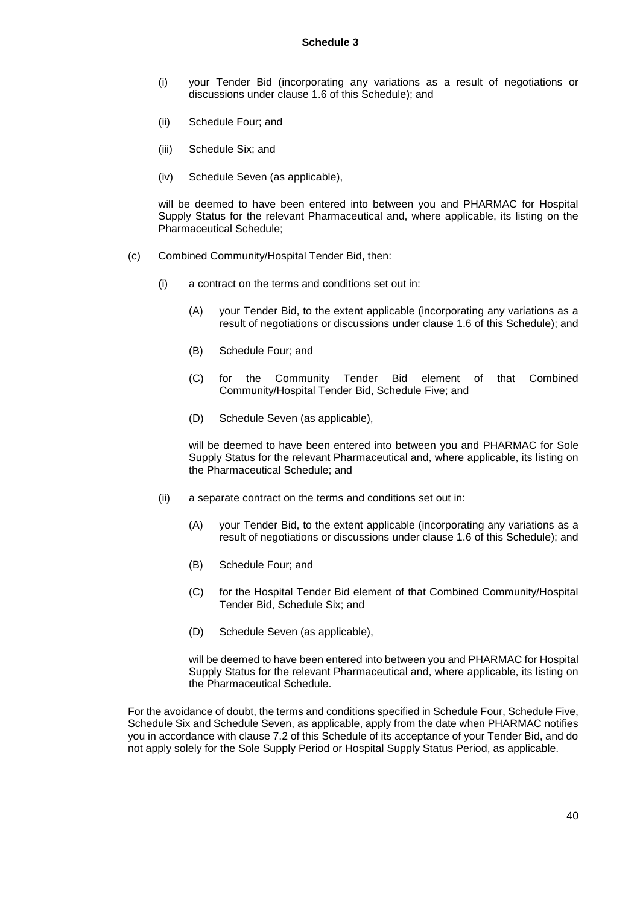(i) your Tender Bid (incorporating any variations as a result of negotiations or discussions under clause 1.6 of this Schedule); and

(ii) Schedule Four; and

(iii) Schedule Six; and

(iv) Schedule Seven (as applicable),

will be deemed to have been entered into between you and PHARMAC for Hospital Supply Status for the relevant Pharmaceutical and, where applicable, its listing on the Pharmaceutical Schedule;

(c) Combined Community/Hospital Tender Bid, then:

(i) a contract on the terms and conditions set out in:

(A) your Tender Bid, to the extent applicable (incorporating any variations as a result of negotiations or discussions under clause 1.6 of this Schedule); and

(B) Schedule Four; and

(C) for the Community Tender Bid element of that Combined Community/Hospital Tender Bid, Schedule Five; and

(D) Schedule Seven (as applicable),

will be deemed to have been entered into between you and PHARMAC for Sole Supply Status for the relevant Pharmaceutical and, where applicable, its listing on the Pharmaceutical Schedule; and

(ii) a separate contract on the terms and conditions set out in:

(A) your Tender Bid, to the extent applicable (incorporating any variations as a result of negotiations or discussions under clause 1.6 of this Schedule); and

(B) Schedule Four; and

(C) for the Hospital Tender Bid element of that Combined Community/Hospital Tender Bid, Schedule Six; and

(D) Schedule Seven (as applicable),

will be deemed to have been entered into between you and PHARMAC for Hospital Supply Status for the relevant Pharmaceutical and, where applicable, its listing on the Pharmaceutical Schedule.

For the avoidance of doubt, the terms and conditions specified in Schedule Four, Schedule Five, Schedule Six and Schedule Seven, as applicable, apply from the date when PHARMAC notifies you in accordance with clause 7.2 of this Schedule of its acceptance of your Tender Bid, and do not apply solely for the Sole Supply Period or Hospital Supply Status Period, as applicable.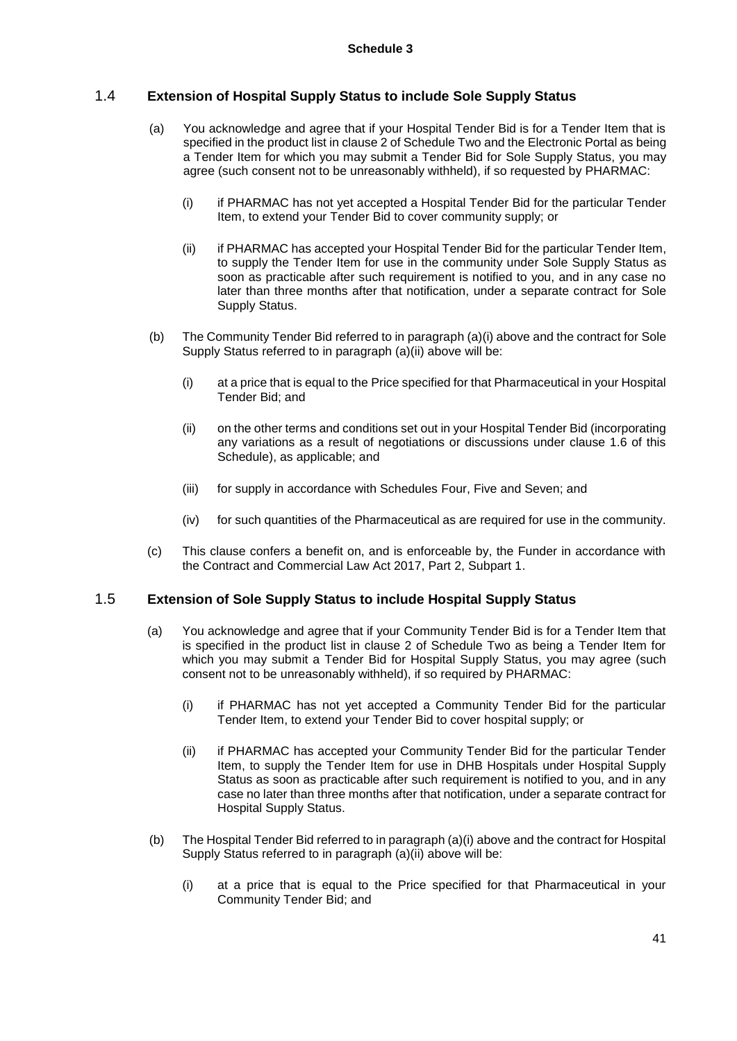**Schedule 3**

## 1.4 Extension of Hospital Supply Status to include Sole Supply Status

(a) You acknowledge and agree that if your Hospital Tender Bid is for a Tender Item that is specified in the product list in clause 2 of Schedule Two and the Electronic Portal as being a Tender Item for which you may submit a Tender Bid for Sole Supply Status, you may agree (such consent not to be unreasonably withheld), if so requested by PHARMAC:

(i) if PHARMAC has not yet accepted a Hospital Tender Bid for the particular Tender Item, to extend your Tender Bid to cover community supply; or

(ii) if PHARMAC has accepted your Hospital Tender Bid for the particular Tender Item, to supply the Tender Item for use in the community under Sole Supply Status as soon as practicable after such requirement is notified to you, and in any case no later than three months after that notification, under a separate contract for Sole Supply Status.

(b) The Community Tender Bid referred to in paragraph (a)(i) above and the contract for Sole Supply Status referred to in paragraph (a)(ii) above will be:

(i) at a price that is equal to the Price specified for that Pharmaceutical in your Hospital Tender Bid; and

(ii) on the other terms and conditions set out in your Hospital Tender Bid (incorporating any variations as a result of negotiations or discussions under clause 1.6 of this Schedule), as applicable; and

(iii) for supply in accordance with Schedules Four, Five and Seven; and

(iv) for such quantities of the Pharmaceutical as are required for use in the community.

(c) This clause confers a benefit on, and is enforceable by, the Funder in accordance with the Contract and Commercial Law Act 2017, Part 2, Subpart 1.

## 1.5 Extension of Sole Supply Status to include Hospital Supply Status

(a) You acknowledge and agree that if your Community Tender Bid is for a Tender Item that is specified in the product list in clause 2 of Schedule Two as being a Tender Item for which you may submit a Tender Bid for Hospital Supply Status, you may agree (such consent not to be unreasonably withheld), if so required by PHARMAC:

(i) if PHARMAC has not yet accepted a Community Tender Bid for the particular Tender Item, to extend your Tender Bid to cover hospital supply; or

(ii) if PHARMAC has accepted your Community Tender Bid for the particular Tender Item, to supply the Tender Item for use in DHB Hospitals under Hospital Supply Status as soon as practicable after such requirement is notified to you, and in any case no later than three months after that notification, under a separate contract for Hospital Supply Status.

(b) The Hospital Tender Bid referred to in paragraph (a)(i) above and the contract for Hospital Supply Status referred to in paragraph (a)(ii) above will be:

(i) at a price that is equal to the Price specified for that Pharmaceutical in your Community Tender Bid; and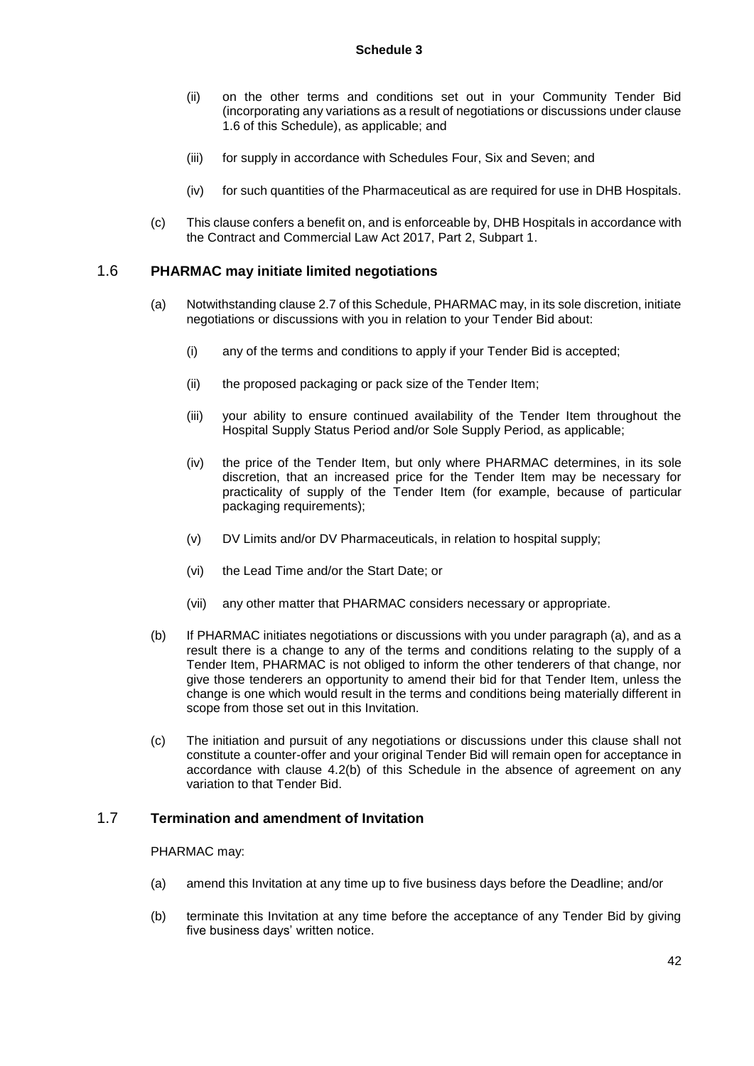(ii) on the other terms and conditions set out in your Community Tender Bid (incorporating any variations as a result of negotiations or discussions under clause 1.6 of this Schedule), as applicable; and

(iii) for supply in accordance with Schedules Four, Six and Seven; and

(iv) for such quantities of the Pharmaceutical as are required for use in DHB Hospitals.

(c) This clause confers a benefit on, and is enforceable by, DHB Hospitals in accordance with the Contract and Commercial Law Act 2017, Part 2, Subpart 1.

## 1.6 PHARMAC may initiate limited negotiations

(a) Notwithstanding clause 2.7 of this Schedule, PHARMAC may, in its sole discretion, initiate negotiations or discussions with you in relation to your Tender Bid about:

(i) any of the terms and conditions to apply if your Tender Bid is accepted;

(ii) the proposed packaging or pack size of the Tender Item;

(iii) your ability to ensure continued availability of the Tender Item throughout the Hospital Supply Status Period and/or Sole Supply Period, as applicable;

(iv) the price of the Tender Item, but only where PHARMAC determines, in its sole discretion, that an increased price for the Tender Item may be necessary for practicality of supply of the Tender Item (for example, because of particular packaging requirements);

(v) DV Limits and/or DV Pharmaceuticals, in relation to hospital supply;

(vi) the Lead Time and/or the Start Date; or

(vii) any other matter that PHARMAC considers necessary or appropriate.

(b) If PHARMAC initiates negotiations or discussions with you under paragraph (a), and as a result there is a change to any of the terms and conditions relating to the supply of a Tender Item, PHARMAC is not obliged to inform the other tenderers of that change, nor give those tenderers an opportunity to amend their bid for that Tender Item, unless the change is one which would result in the terms and conditions being materially different in scope from those set out in this Invitation.

(c) The initiation and pursuit of any negotiations or discussions under this clause shall not constitute a counter-offer and your original Tender Bid will remain open for acceptance in accordance with clause 4.2(b) of this Schedule in the absence of agreement on any variation to that Tender Bid.

## 1.7 Termination and amendment of Invitation

PHARMAC may:

(a) amend this Invitation at any time up to five business days before the Deadline; and/or

(b) terminate this Invitation at any time before the acceptance of any Tender Bid by giving five business days' written notice.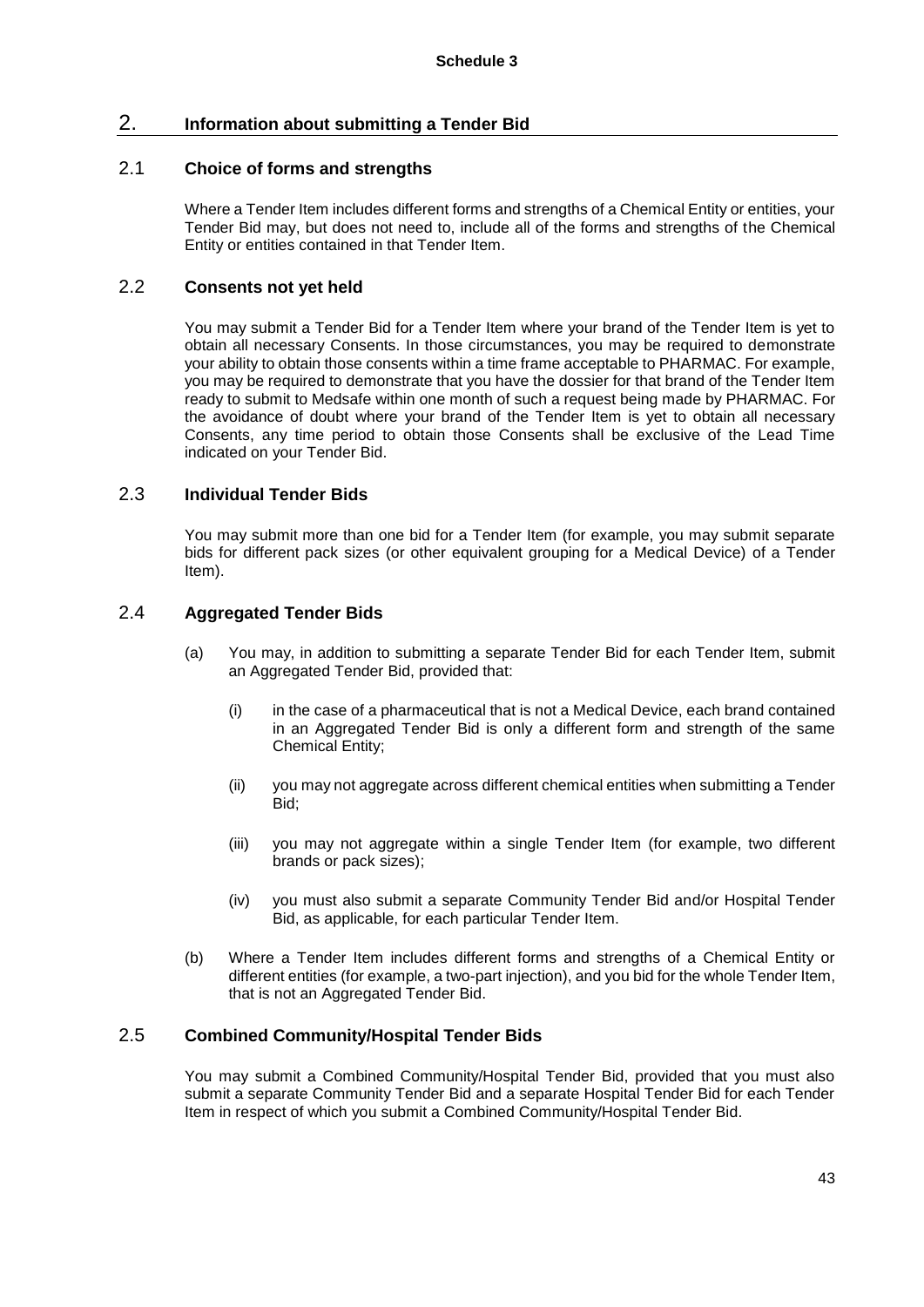**Schedule 3**

## 2. Information about submitting a Tender Bid

### 2.1 Choice of forms and strengths

Where a Tender Item includes different forms and strengths of a Chemical Entity or entities, your Tender Bid may, but does not need to, include all of the forms and strengths of the Chemical Entity or entities contained in that Tender Item.

### 2.2 Consents not yet held

You may submit a Tender Bid for a Tender Item where your brand of the Tender Item is yet to obtain all necessary Consents. In those circumstances, you may be required to demonstrate your ability to obtain those consents within a time frame acceptable to PHARMAC. For example, you may be required to demonstrate that you have the dossier for that brand of the Tender Item ready to submit to Medsafe within one month of such a request being made by PHARMAC. For the avoidance of doubt where your brand of the Tender Item is yet to obtain all necessary Consents, any time period to obtain those Consents shall be exclusive of the Lead Time indicated on your Tender Bid.

### 2.3 Individual Tender Bids

You may submit more than one bid for a Tender Item (for example, you may submit separate bids for different pack sizes (or other equivalent grouping for a Medical Device) of a Tender Item).

### 2.4 Aggregated Tender Bids

(a) You may, in addition to submitting a separate Tender Bid for each Tender Item, submit an Aggregated Tender Bid, provided that:

(i) in the case of a pharmaceutical that is not a Medical Device, each brand contained in an Aggregated Tender Bid is only a different form and strength of the same Chemical Entity;

(ii) you may not aggregate across different chemical entities when submitting a Tender Bid;

(iii) you may not aggregate within a single Tender Item (for example, two different brands or pack sizes);

(iv) you must also submit a separate Community Tender Bid and/or Hospital Tender Bid, as applicable, for each particular Tender Item.

(b) Where a Tender Item includes different forms and strengths of a Chemical Entity or different entities (for example, a two-part injection), and you bid for the whole Tender Item, that is not an Aggregated Tender Bid.

### 2.5 Combined Community/Hospital Tender Bids

You may submit a Combined Community/Hospital Tender Bid, provided that you must also submit a separate Community Tender Bid and a separate Hospital Tender Bid for each Tender Item in respect of which you submit a Combined Community/Hospital Tender Bid.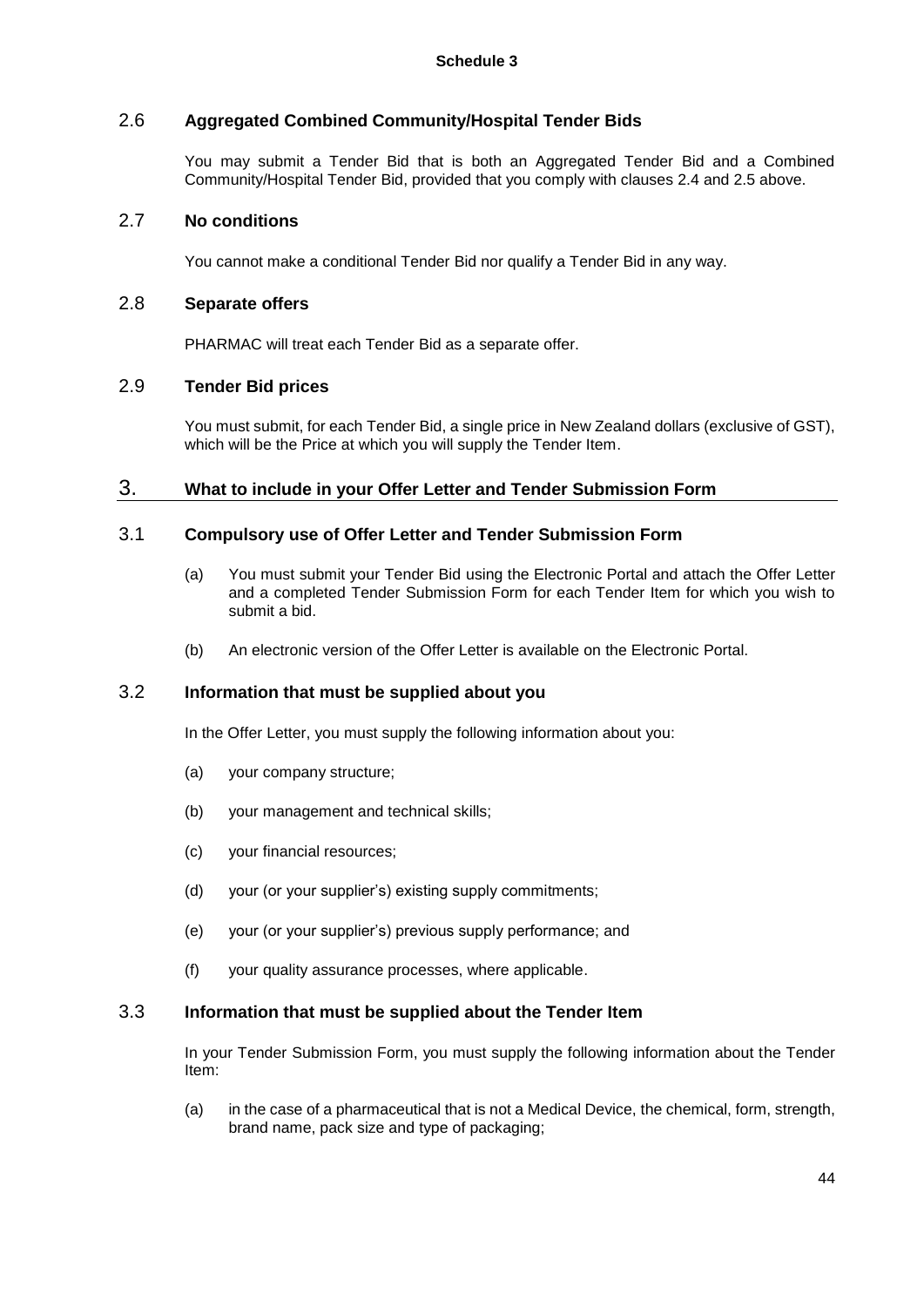**Schedule 3**

### 2.6 Aggregated Combined Community/Hospital Tender Bids

You may submit a Tender Bid that is both an Aggregated Tender Bid and a Combined Community/Hospital Tender Bid, provided that you comply with clauses 2.4 and 2.5 above.

### 2.7 No conditions

You cannot make a conditional Tender Bid nor qualify a Tender Bid in any way.

### 2.8 Separate offers

PHARMAC will treat each Tender Bid as a separate offer.

### 2.9 Tender Bid prices

You must submit, for each Tender Bid, a single price in New Zealand dollars (exclusive of GST), which will be the Price at which you will supply the Tender Item.

## 3. What to include in your Offer Letter and Tender Submission Form

### 3.1 Compulsory use of Offer Letter and Tender Submission Form

(a) You must submit your Tender Bid using the Electronic Portal and attach the Offer Letter and a completed Tender Submission Form for each Tender Item for which you wish to submit a bid.

(b) An electronic version of the Offer Letter is available on the Electronic Portal.

### 3.2 Information that must be supplied about you

In the Offer Letter, you must supply the following information about you:

(a) your company structure;

(b) your management and technical skills;

(c) your financial resources;

(d) your (or your supplier's) existing supply commitments;

(e) your (or your supplier's) previous supply performance; and

(f) your quality assurance processes, where applicable.

### 3.3 Information that must be supplied about the Tender Item

In your Tender Submission Form, you must supply the following information about the Tender Item:

(a) in the case of a pharmaceutical that is not a Medical Device, the chemical, form, strength, brand name, pack size and type of packaging;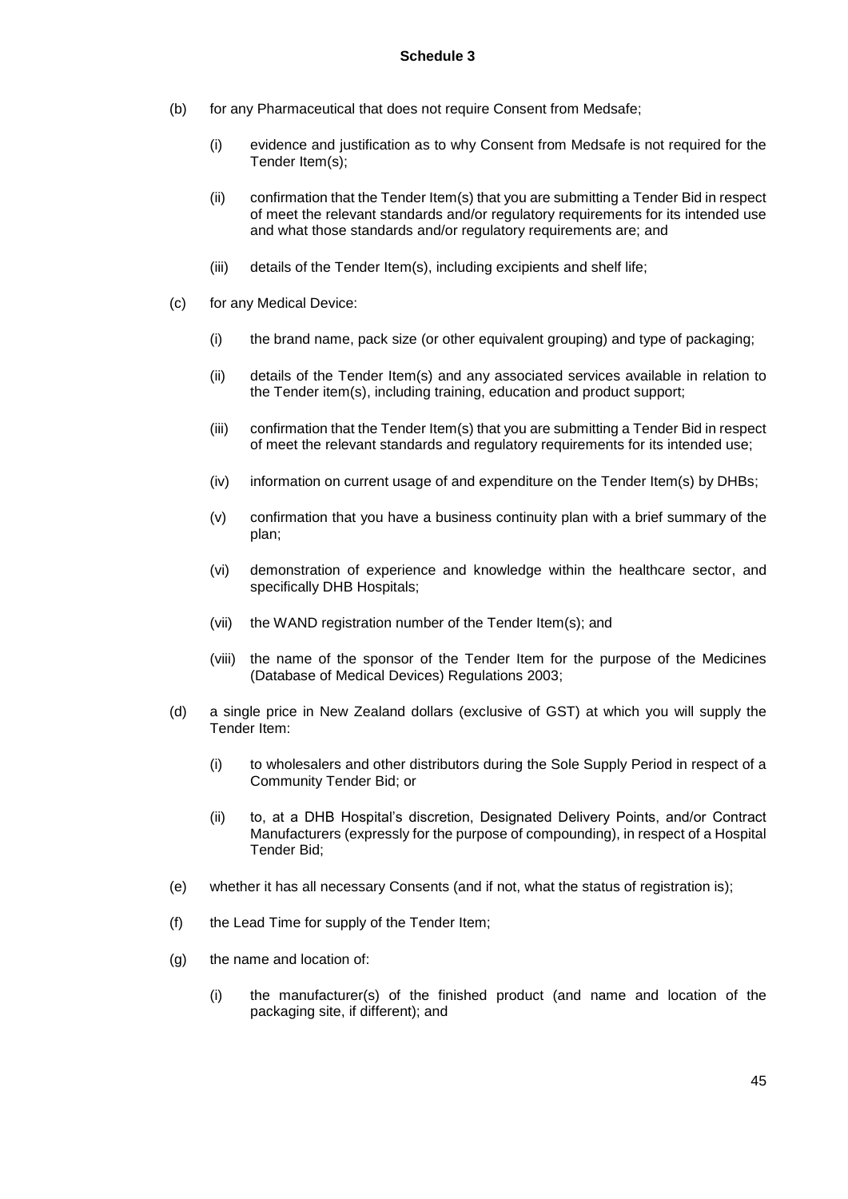**Schedule 3**

(b) for any Pharmaceutical that does not require Consent from Medsafe;

  (i) evidence and justification as to why Consent from Medsafe is not required for the Tender Item(s);

  (ii) confirmation that the Tender Item(s) that you are submitting a Tender Bid in respect of meet the relevant standards and/or regulatory requirements for its intended use and what those standards and/or regulatory requirements are; and

  (iii) details of the Tender Item(s), including excipients and shelf life;

(c) for any Medical Device:

  (i) the brand name, pack size (or other equivalent grouping) and type of packaging;

  (ii) details of the Tender Item(s) and any associated services available in relation to the Tender item(s), including training, education and product support;

  (iii) confirmation that the Tender Item(s) that you are submitting a Tender Bid in respect of meet the relevant standards and regulatory requirements for its intended use;

  (iv) information on current usage of and expenditure on the Tender Item(s) by DHBs;

  (v) confirmation that you have a business continuity plan with a brief summary of the plan;

  (vi) demonstration of experience and knowledge within the healthcare sector, and specifically DHB Hospitals;

  (vii) the WAND registration number of the Tender Item(s); and

  (viii) the name of the sponsor of the Tender Item for the purpose of the Medicines (Database of Medical Devices) Regulations 2003;

(d) a single price in New Zealand dollars (exclusive of GST) at which you will supply the Tender Item:

  (i) to wholesalers and other distributors during the Sole Supply Period in respect of a Community Tender Bid; or

  (ii) to, at a DHB Hospital's discretion, Designated Delivery Points, and/or Contract Manufacturers (expressly for the purpose of compounding), in respect of a Hospital Tender Bid;

(e) whether it has all necessary Consents (and if not, what the status of registration is);

(f) the Lead Time for supply of the Tender Item;

(g) the name and location of:

  (i) the manufacturer(s) of the finished product (and name and location of the packaging site, if different); and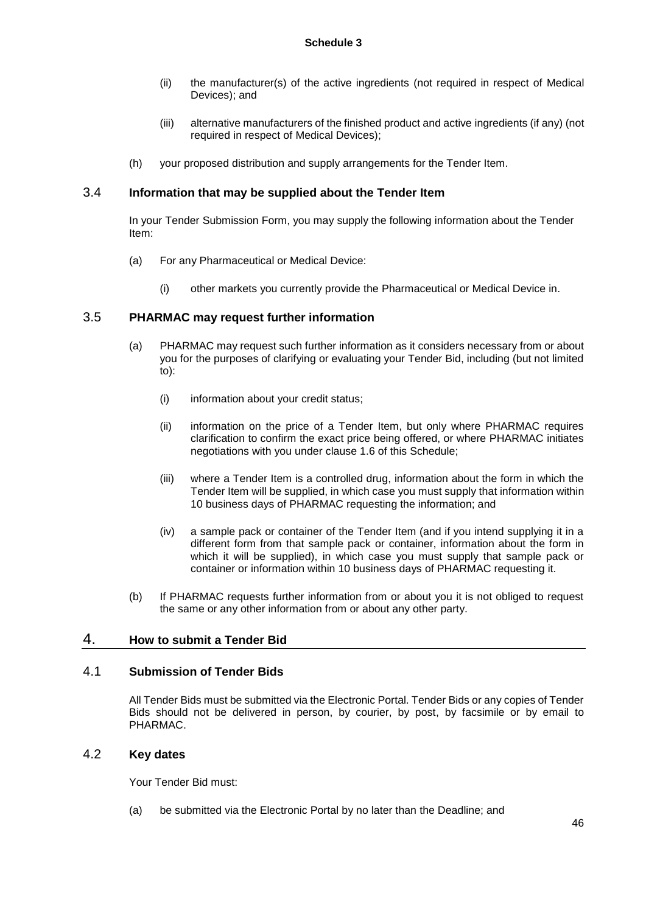(ii) the manufacturer(s) of the active ingredients (not required in respect of Medical Devices); and

(iii) alternative manufacturers of the finished product and active ingredients (if any) (not required in respect of Medical Devices);

(h) your proposed distribution and supply arrangements for the Tender Item.

### 3.4 Information that may be supplied about the Tender Item

In your Tender Submission Form, you may supply the following information about the Tender Item:

(a) For any Pharmaceutical or Medical Device:

(i) other markets you currently provide the Pharmaceutical or Medical Device in.

### 3.5 PHARMAC may request further information

(a) PHARMAC may request such further information as it considers necessary from or about you for the purposes of clarifying or evaluating your Tender Bid, including (but not limited to):

(i) information about your credit status;

(ii) information on the price of a Tender Item, but only where PHARMAC requires clarification to confirm the exact price being offered, or where PHARMAC initiates negotiations with you under clause 1.6 of this Schedule;

(iii) where a Tender Item is a controlled drug, information about the form in which the Tender Item will be supplied, in which case you must supply that information within 10 business days of PHARMAC requesting the information; and

(iv) a sample pack or container of the Tender Item (and if you intend supplying it in a different form from that sample pack or container, information about the form in which it will be supplied), in which case you must supply that sample pack or container or information within 10 business days of PHARMAC requesting it.

(b) If PHARMAC requests further information from or about you it is not obliged to request the same or any other information from or about any other party.

## 4. How to submit a Tender Bid

### 4.1 Submission of Tender Bids

All Tender Bids must be submitted via the Electronic Portal. Tender Bids or any copies of Tender Bids should not be delivered in person, by courier, by post, by facsimile or by email to PHARMAC.

### 4.2 Key dates

Your Tender Bid must:

(a) be submitted via the Electronic Portal by no later than the Deadline; and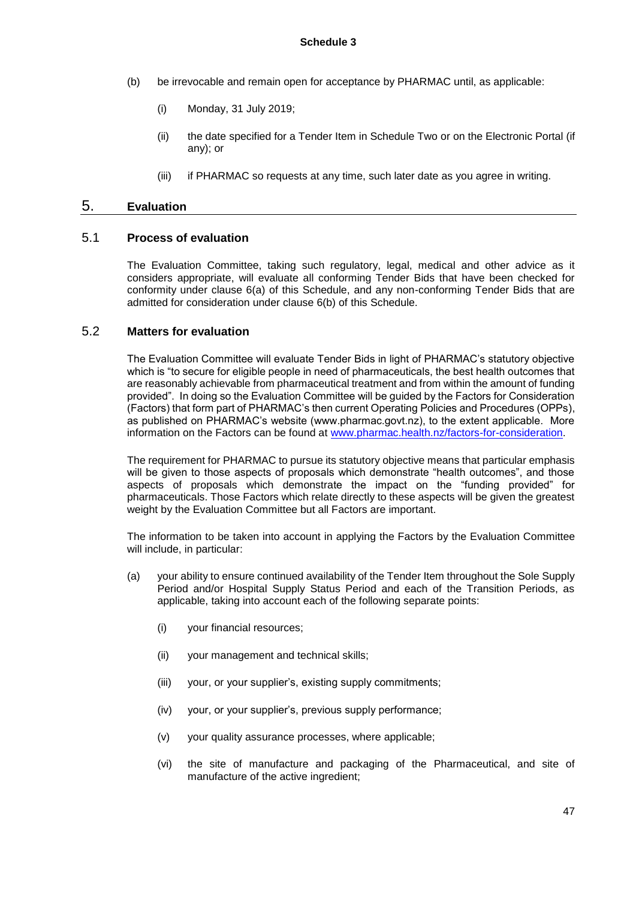(b) be irrevocable and remain open for acceptance by PHARMAC until, as applicable:

(i) Monday, 31 July 2019;

(ii) the date specified for a Tender Item in Schedule Two or on the Electronic Portal (if any); or

(iii) if PHARMAC so requests at any time, such later date as you agree in writing.

## 5. Evaluation

### 5.1 Process of evaluation

The Evaluation Committee, taking such regulatory, legal, medical and other advice as it considers appropriate, will evaluate all conforming Tender Bids that have been checked for conformity under clause 6(a) of this Schedule, and any non-conforming Tender Bids that are admitted for consideration under clause 6(b) of this Schedule.

### 5.2 Matters for evaluation

The Evaluation Committee will evaluate Tender Bids in light of PHARMAC's statutory objective which is "to secure for eligible people in need of pharmaceuticals, the best health outcomes that are reasonably achievable from pharmaceutical treatment and from within the amount of funding provided". In doing so the Evaluation Committee will be guided by the Factors for Consideration (Factors) that form part of PHARMAC's then current Operating Policies and Procedures (OPPs), as published on PHARMAC's website (www.pharmac.govt.nz), to the extent applicable. More information on the Factors can be found at [www.pharmac.health.nz/factors-for-consideration](www.pharmac.health.nz/factors-for-consideration).

The requirement for PHARMAC to pursue its statutory objective means that particular emphasis will be given to those aspects of proposals which demonstrate "health outcomes", and those aspects of proposals which demonstrate the impact on the "funding provided" for pharmaceuticals. Those Factors which relate directly to these aspects will be given the greatest weight by the Evaluation Committee but all Factors are important.

The information to be taken into account in applying the Factors by the Evaluation Committee will include, in particular:

(a) your ability to ensure continued availability of the Tender Item throughout the Sole Supply Period and/or Hospital Supply Status Period and each of the Transition Periods, as applicable, taking into account each of the following separate points:

(i) your financial resources;

(ii) your management and technical skills;

(iii) your, or your supplier's, existing supply commitments;

(iv) your, or your supplier's, previous supply performance;

(v) your quality assurance processes, where applicable;

(vi) the site of manufacture and packaging of the Pharmaceutical, and site of manufacture of the active ingredient;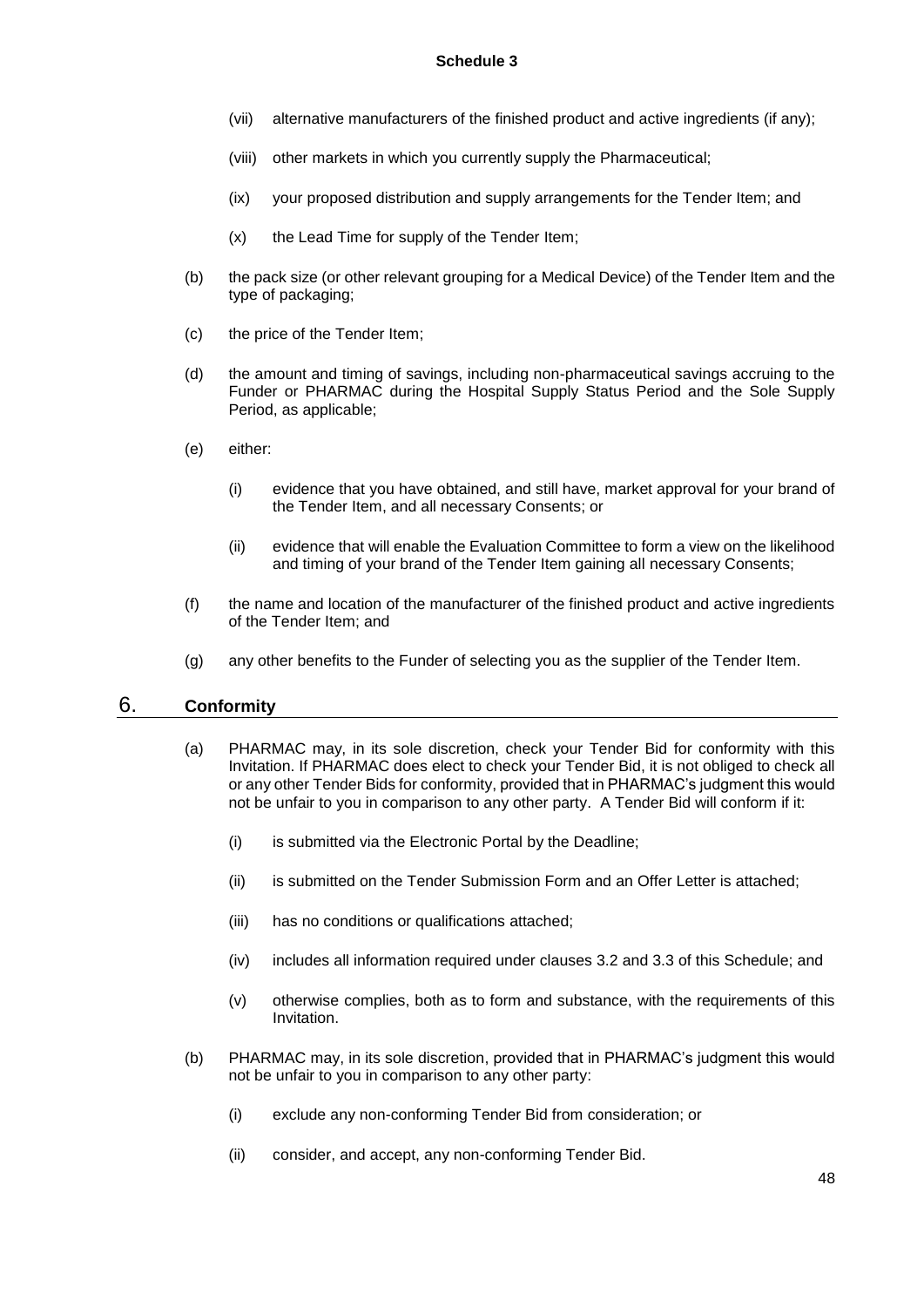(vii) alternative manufacturers of the finished product and active ingredients (if any);

(viii) other markets in which you currently supply the Pharmaceutical;

(ix) your proposed distribution and supply arrangements for the Tender Item; and

(x) the Lead Time for supply of the Tender Item;

(b) the pack size (or other relevant grouping for a Medical Device) of the Tender Item and the type of packaging;

(c) the price of the Tender Item;

(d) the amount and timing of savings, including non-pharmaceutical savings accruing to the Funder or PHARMAC during the Hospital Supply Status Period and the Sole Supply Period, as applicable;

(e) either:

(i) evidence that you have obtained, and still have, market approval for your brand of the Tender Item, and all necessary Consents; or

(ii) evidence that will enable the Evaluation Committee to form a view on the likelihood and timing of your brand of the Tender Item gaining all necessary Consents;

(f) the name and location of the manufacturer of the finished product and active ingredients of the Tender Item; and

(g) any other benefits to the Funder of selecting you as the supplier of the Tender Item.

## 6. Conformity

(a) PHARMAC may, in its sole discretion, check your Tender Bid for conformity with this Invitation. If PHARMAC does elect to check your Tender Bid, it is not obliged to check all or any other Tender Bids for conformity, provided that in PHARMAC's judgment this would not be unfair to you in comparison to any other party. A Tender Bid will conform if it:

(i) is submitted via the Electronic Portal by the Deadline;

(ii) is submitted on the Tender Submission Form and an Offer Letter is attached;

(iii) has no conditions or qualifications attached;

(iv) includes all information required under clauses 3.2 and 3.3 of this Schedule; and

(v) otherwise complies, both as to form and substance, with the requirements of this Invitation.

(b) PHARMAC may, in its sole discretion, provided that in PHARMAC's judgment this would not be unfair to you in comparison to any other party:

(i) exclude any non-conforming Tender Bid from consideration; or

(ii) consider, and accept, any non-conforming Tender Bid.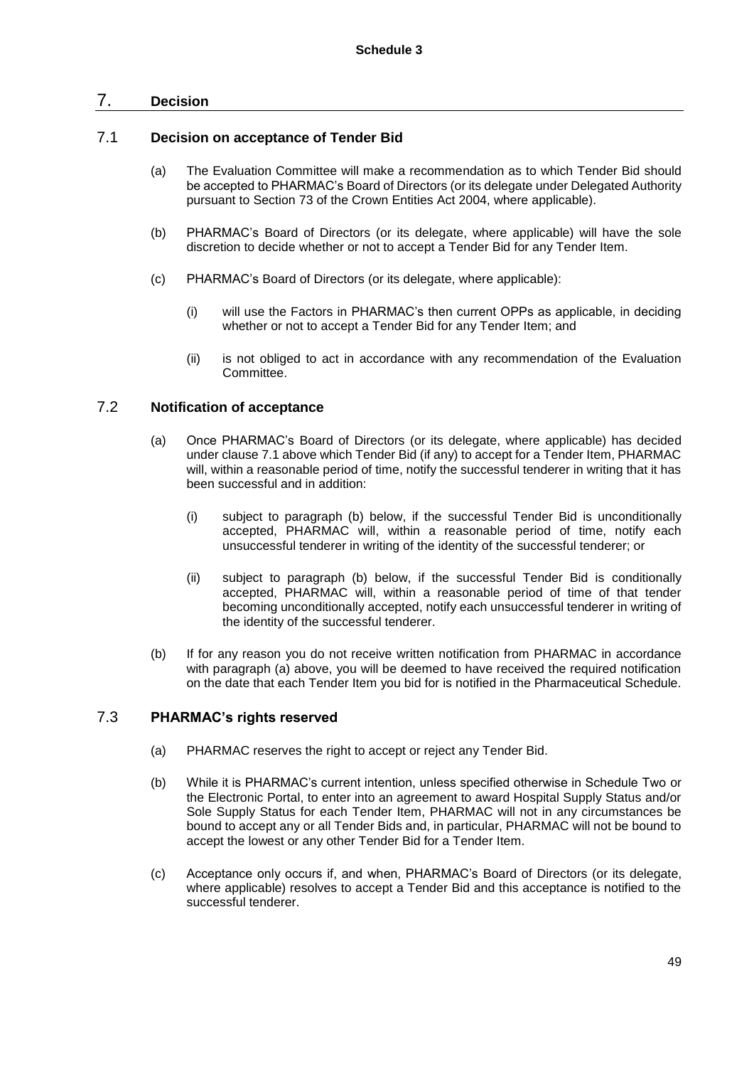**Schedule 3**

# 7. Decision

## 7.1 Decision on acceptance of Tender Bid

(a) The Evaluation Committee will make a recommendation as to which Tender Bid should be accepted to PHARMAC's Board of Directors (or its delegate under Delegated Authority pursuant to Section 73 of the Crown Entities Act 2004, where applicable).

(b) PHARMAC's Board of Directors (or its delegate, where applicable) will have the sole discretion to decide whether or not to accept a Tender Bid for any Tender Item.

(c) PHARMAC's Board of Directors (or its delegate, where applicable):

(i) will use the Factors in PHARMAC's then current OPPs as applicable, in deciding whether or not to accept a Tender Bid for any Tender Item; and

(ii) is not obliged to act in accordance with any recommendation of the Evaluation Committee.

## 7.2 Notification of acceptance

(a) Once PHARMAC's Board of Directors (or its delegate, where applicable) has decided under clause 7.1 above which Tender Bid (if any) to accept for a Tender Item, PHARMAC will, within a reasonable period of time, notify the successful tenderer in writing that it has been successful and in addition:

(i) subject to paragraph (b) below, if the successful Tender Bid is unconditionally accepted, PHARMAC will, within a reasonable period of time, notify each unsuccessful tenderer in writing of the identity of the successful tenderer; or

(ii) subject to paragraph (b) below, if the successful Tender Bid is conditionally accepted, PHARMAC will, within a reasonable period of time of that tender becoming unconditionally accepted, notify each unsuccessful tenderer in writing of the identity of the successful tenderer.

(b) If for any reason you do not receive written notification from PHARMAC in accordance with paragraph (a) above, you will be deemed to have received the required notification on the date that each Tender Item you bid for is notified in the Pharmaceutical Schedule.

## 7.3 PHARMAC's rights reserved

(a) PHARMAC reserves the right to accept or reject any Tender Bid.

(b) While it is PHARMAC's current intention, unless specified otherwise in Schedule Two or the Electronic Portal, to enter into an agreement to award Hospital Supply Status and/or Sole Supply Status for each Tender Item, PHARMAC will not in any circumstances be bound to accept any or all Tender Bids and, in particular, PHARMAC will not be bound to accept the lowest or any other Tender Bid for a Tender Item.

(c) Acceptance only occurs if, and when, PHARMAC's Board of Directors (or its delegate, where applicable) resolves to accept a Tender Bid and this acceptance is notified to the successful tenderer.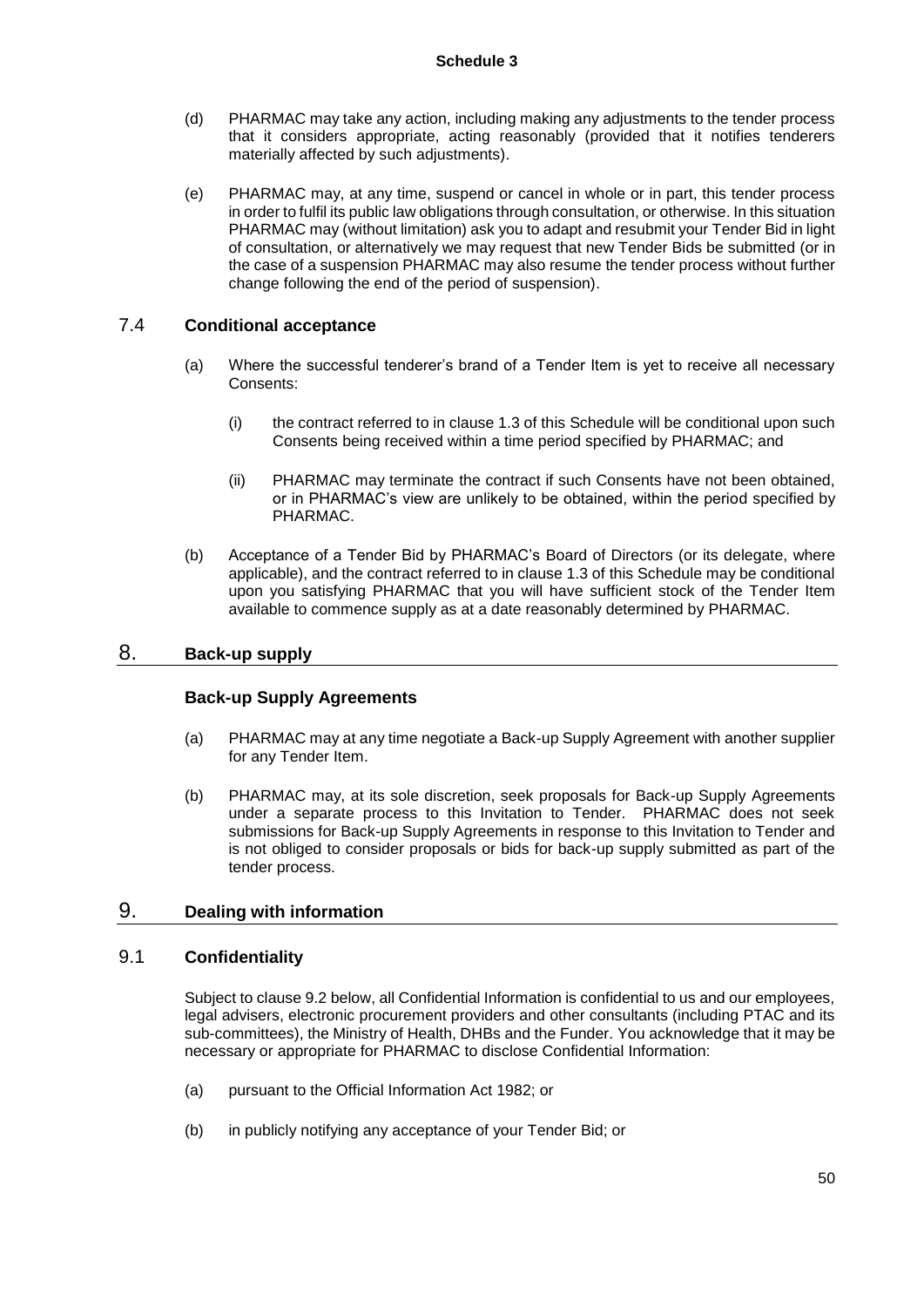(d) PHARMAC may take any action, including making any adjustments to the tender process that it considers appropriate, acting reasonably (provided that it notifies tenderers materially affected by such adjustments).

(e) PHARMAC may, at any time, suspend or cancel in whole or in part, this tender process in order to fulfil its public law obligations through consultation, or otherwise. In this situation PHARMAC may (without limitation) ask you to adapt and resubmit your Tender Bid in light of consultation, or alternatively we may request that new Tender Bids be submitted (or in the case of a suspension PHARMAC may also resume the tender process without further change following the end of the period of suspension).

### 7.4 Conditional acceptance

(a) Where the successful tenderer's brand of a Tender Item is yet to receive all necessary Consents:

(i) the contract referred to in clause 1.3 of this Schedule will be conditional upon such Consents being received within a time period specified by PHARMAC; and

(ii) PHARMAC may terminate the contract if such Consents have not been obtained, or in PHARMAC's view are unlikely to be obtained, within the period specified by PHARMAC.

(b) Acceptance of a Tender Bid by PHARMAC's Board of Directors (or its delegate, where applicable), and the contract referred to in clause 1.3 of this Schedule may be conditional upon you satisfying PHARMAC that you will have sufficient stock of the Tender Item available to commence supply as at a date reasonably determined by PHARMAC.

## 8. Back-up supply

### Back-up Supply Agreements

(a) PHARMAC may at any time negotiate a Back-up Supply Agreement with another supplier for any Tender Item.

(b) PHARMAC may, at its sole discretion, seek proposals for Back-up Supply Agreements under a separate process to this Invitation to Tender. PHARMAC does not seek submissions for Back-up Supply Agreements in response to this Invitation to Tender and is not obliged to consider proposals or bids for back-up supply submitted as part of the tender process.

## 9. Dealing with information

### 9.1 Confidentiality

Subject to clause 9.2 below, all Confidential Information is confidential to us and our employees, legal advisers, electronic procurement providers and other consultants (including PTAC and its sub-committees), the Ministry of Health, DHBs and the Funder. You acknowledge that it may be necessary or appropriate for PHARMAC to disclose Confidential Information:

(a) pursuant to the Official Information Act 1982; or

(b) in publicly notifying any acceptance of your Tender Bid; or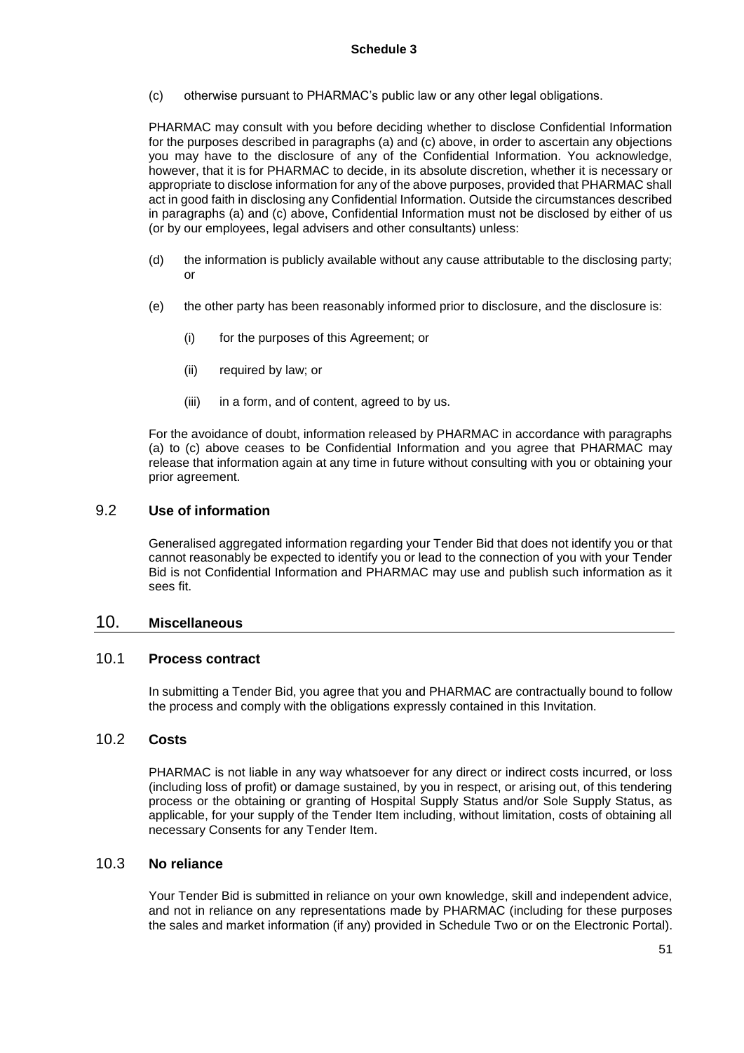(c) otherwise pursuant to PHARMAC's public law or any other legal obligations.

PHARMAC may consult with you before deciding whether to disclose Confidential Information for the purposes described in paragraphs (a) and (c) above, in order to ascertain any objections you may have to the disclosure of any of the Confidential Information. You acknowledge, however, that it is for PHARMAC to decide, in its absolute discretion, whether it is necessary or appropriate to disclose information for any of the above purposes, provided that PHARMAC shall act in good faith in disclosing any Confidential Information. Outside the circumstances described in paragraphs (a) and (c) above, Confidential Information must not be disclosed by either of us (or by our employees, legal advisers and other consultants) unless:

(d) the information is publicly available without any cause attributable to the disclosing party; or

(e) the other party has been reasonably informed prior to disclosure, and the disclosure is:

   (i) for the purposes of this Agreement; or

   (ii) required by law; or

   (iii) in a form, and of content, agreed to by us.

For the avoidance of doubt, information released by PHARMAC in accordance with paragraphs (a) to (c) above ceases to be Confidential Information and you agree that PHARMAC may release that information again at any time in future without consulting with you or obtaining your prior agreement.

### 9.2 Use of information

Generalised aggregated information regarding your Tender Bid that does not identify you or that cannot reasonably be expected to identify you or lead to the connection of you with your Tender Bid is not Confidential Information and PHARMAC may use and publish such information as it sees fit.

## 10. Miscellaneous

### 10.1 Process contract

In submitting a Tender Bid, you agree that you and PHARMAC are contractually bound to follow the process and comply with the obligations expressly contained in this Invitation.

### 10.2 Costs

PHARMAC is not liable in any way whatsoever for any direct or indirect costs incurred, or loss (including loss of profit) or damage sustained, by you in respect, or arising out, of this tendering process or the obtaining or granting of Hospital Supply Status and/or Sole Supply Status, as applicable, for your supply of the Tender Item including, without limitation, costs of obtaining all necessary Consents for any Tender Item.

### 10.3 No reliance

Your Tender Bid is submitted in reliance on your own knowledge, skill and independent advice, and not in reliance on any representations made by PHARMAC (including for these purposes the sales and market information (if any) provided in Schedule Two or on the Electronic Portal).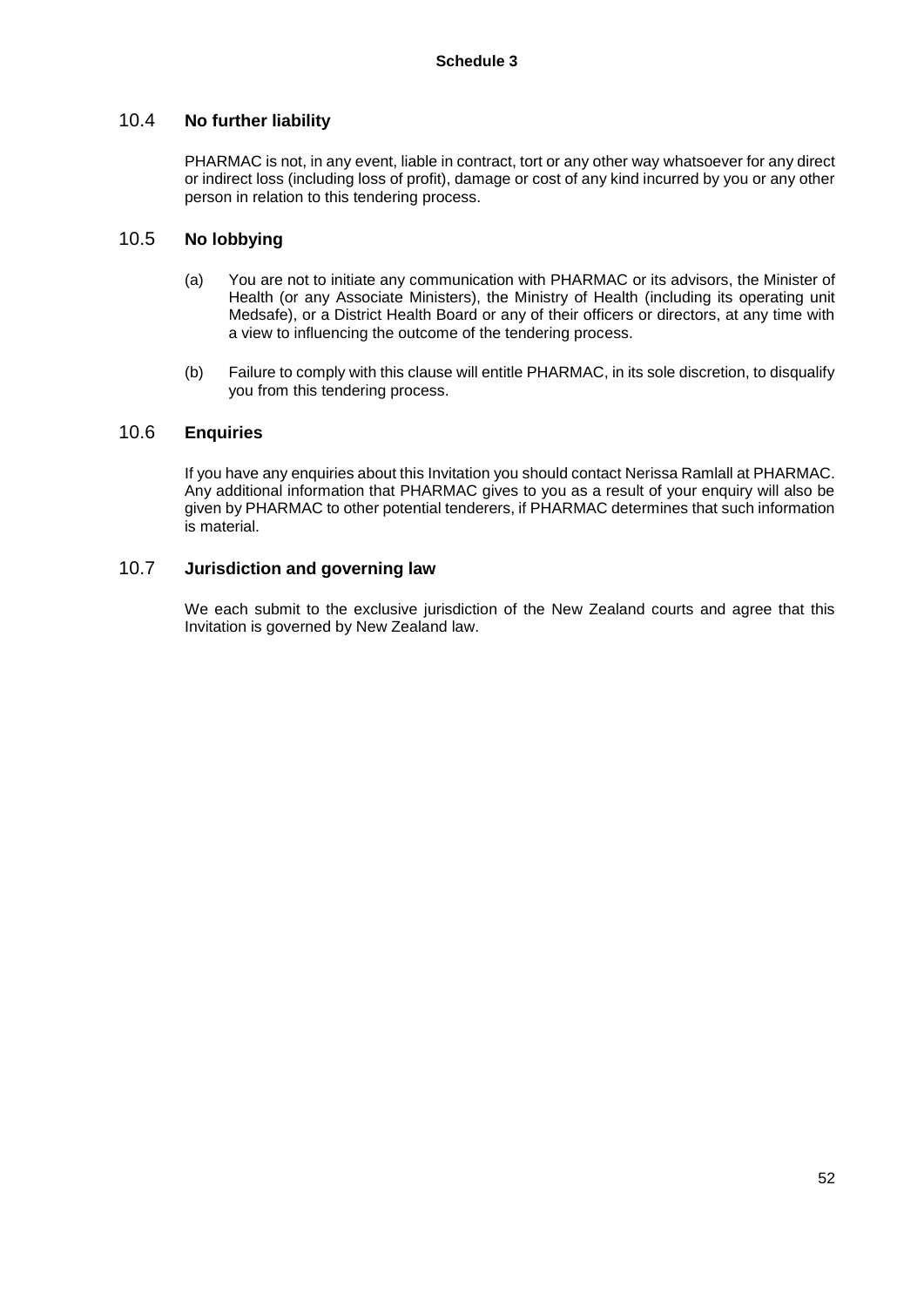**Schedule 3**

## 10.4 No further liability

PHARMAC is not, in any event, liable in contract, tort or any other way whatsoever for any direct or indirect loss (including loss of profit), damage or cost of any kind incurred by you or any other person in relation to this tendering process.

## 10.5 No lobbying

(a) You are not to initiate any communication with PHARMAC or its advisors, the Minister of Health (or any Associate Ministers), the Ministry of Health (including its operating unit Medsafe), or a District Health Board or any of their officers or directors, at any time with a view to influencing the outcome of the tendering process.

(b) Failure to comply with this clause will entitle PHARMAC, in its sole discretion, to disqualify you from this tendering process.

## 10.6 Enquiries

If you have any enquiries about this Invitation you should contact Nerissa Ramlall at PHARMAC. Any additional information that PHARMAC gives to you as a result of your enquiry will also be given by PHARMAC to other potential tenderers, if PHARMAC determines that such information is material.

## 10.7 Jurisdiction and governing law

We each submit to the exclusive jurisdiction of the New Zealand courts and agree that this Invitation is governed by New Zealand law.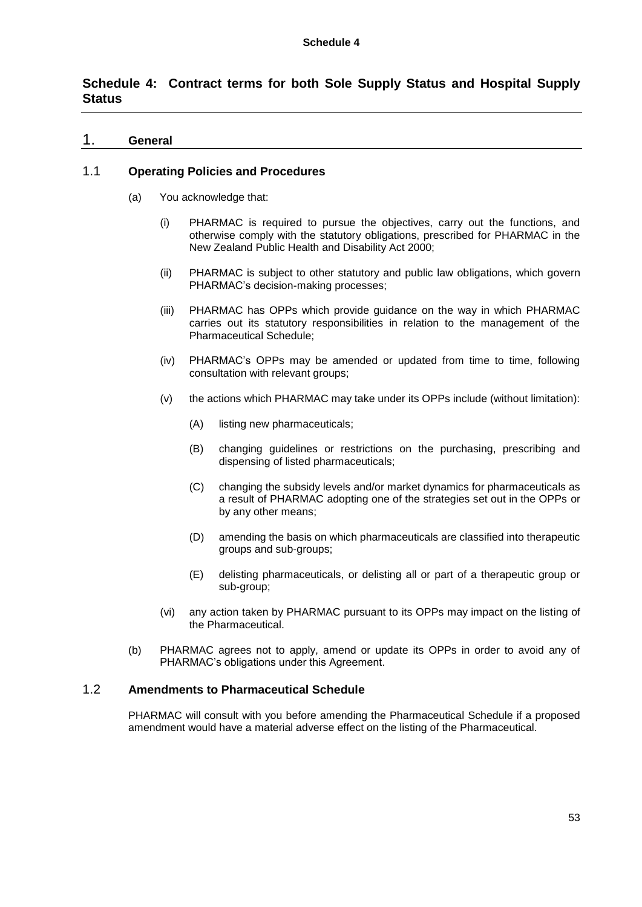## Schedule 4: Contract terms for both Sole Supply Status and Hospital Supply Status

### 1. General

#### 1.1 Operating Policies and Procedures

(a) You acknowledge that:

(i) PHARMAC is required to pursue the objectives, carry out the functions, and otherwise comply with the statutory obligations, prescribed for PHARMAC in the New Zealand Public Health and Disability Act 2000;

(ii) PHARMAC is subject to other statutory and public law obligations, which govern PHARMAC's decision-making processes;

(iii) PHARMAC has OPPs which provide guidance on the way in which PHARMAC carries out its statutory responsibilities in relation to the management of the Pharmaceutical Schedule;

(iv) PHARMAC's OPPs may be amended or updated from time to time, following consultation with relevant groups;

(v) the actions which PHARMAC may take under its OPPs include (without limitation):

(A) listing new pharmaceuticals;

(B) changing guidelines or restrictions on the purchasing, prescribing and dispensing of listed pharmaceuticals;

(C) changing the subsidy levels and/or market dynamics for pharmaceuticals as a result of PHARMAC adopting one of the strategies set out in the OPPs or by any other means;

(D) amending the basis on which pharmaceuticals are classified into therapeutic groups and sub-groups;

(E) delisting pharmaceuticals, or delisting all or part of a therapeutic group or sub-group;

(vi) any action taken by PHARMAC pursuant to its OPPs may impact on the listing of the Pharmaceutical.

(b) PHARMAC agrees not to apply, amend or update its OPPs in order to avoid any of PHARMAC's obligations under this Agreement.

#### 1.2 Amendments to Pharmaceutical Schedule

PHARMAC will consult with you before amending the Pharmaceutical Schedule if a proposed amendment would have a material adverse effect on the listing of the Pharmaceutical.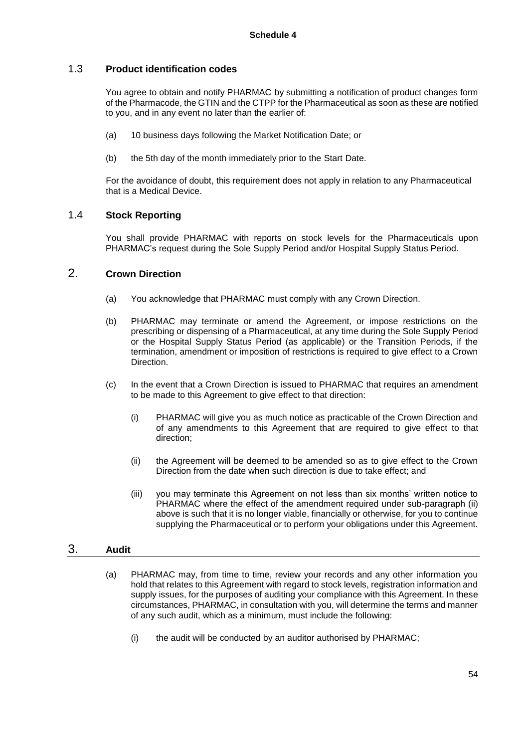## Schedule 4

### 1.3 Product identification codes

You agree to obtain and notify PHARMAC by submitting a notification of product changes form of the Pharmacode, the GTIN and the CTPP for the Pharmaceutical as soon as these are notified to you, and in any event no later than the earlier of:

(a) 10 business days following the Market Notification Date; or

(b) the 5th day of the month immediately prior to the Start Date.

For the avoidance of doubt, this requirement does not apply in relation to any Pharmaceutical that is a Medical Device.

### 1.4 Stock Reporting

You shall provide PHARMAC with reports on stock levels for the Pharmaceuticals upon PHARMAC's request during the Sole Supply Period and/or Hospital Supply Status Period.

## 2. Crown Direction

(a) You acknowledge that PHARMAC must comply with any Crown Direction.

(b) PHARMAC may terminate or amend the Agreement, or impose restrictions on the prescribing or dispensing of a Pharmaceutical, at any time during the Sole Supply Period or the Hospital Supply Status Period (as applicable) or the Transition Periods, if the termination, amendment or imposition of restrictions is required to give effect to a Crown Direction.

(c) In the event that a Crown Direction is issued to PHARMAC that requires an amendment to be made to this Agreement to give effect to that direction:

(i) PHARMAC will give you as much notice as practicable of the Crown Direction and of any amendments to this Agreement that are required to give effect to that direction;

(ii) the Agreement will be deemed to be amended so as to give effect to the Crown Direction from the date when such direction is due to take effect; and

(iii) you may terminate this Agreement on not less than six months' written notice to PHARMAC where the effect of the amendment required under sub-paragraph (ii) above is such that it is no longer viable, financially or otherwise, for you to continue supplying the Pharmaceutical or to perform your obligations under this Agreement.

## 3. Audit

(a) PHARMAC may, from time to time, review your records and any other information you hold that relates to this Agreement with regard to stock levels, registration information and supply issues, for the purposes of auditing your compliance with this Agreement. In these circumstances, PHARMAC, in consultation with you, will determine the terms and manner of any such audit, which as a minimum, must include the following:

(i) the audit will be conducted by an auditor authorised by PHARMAC;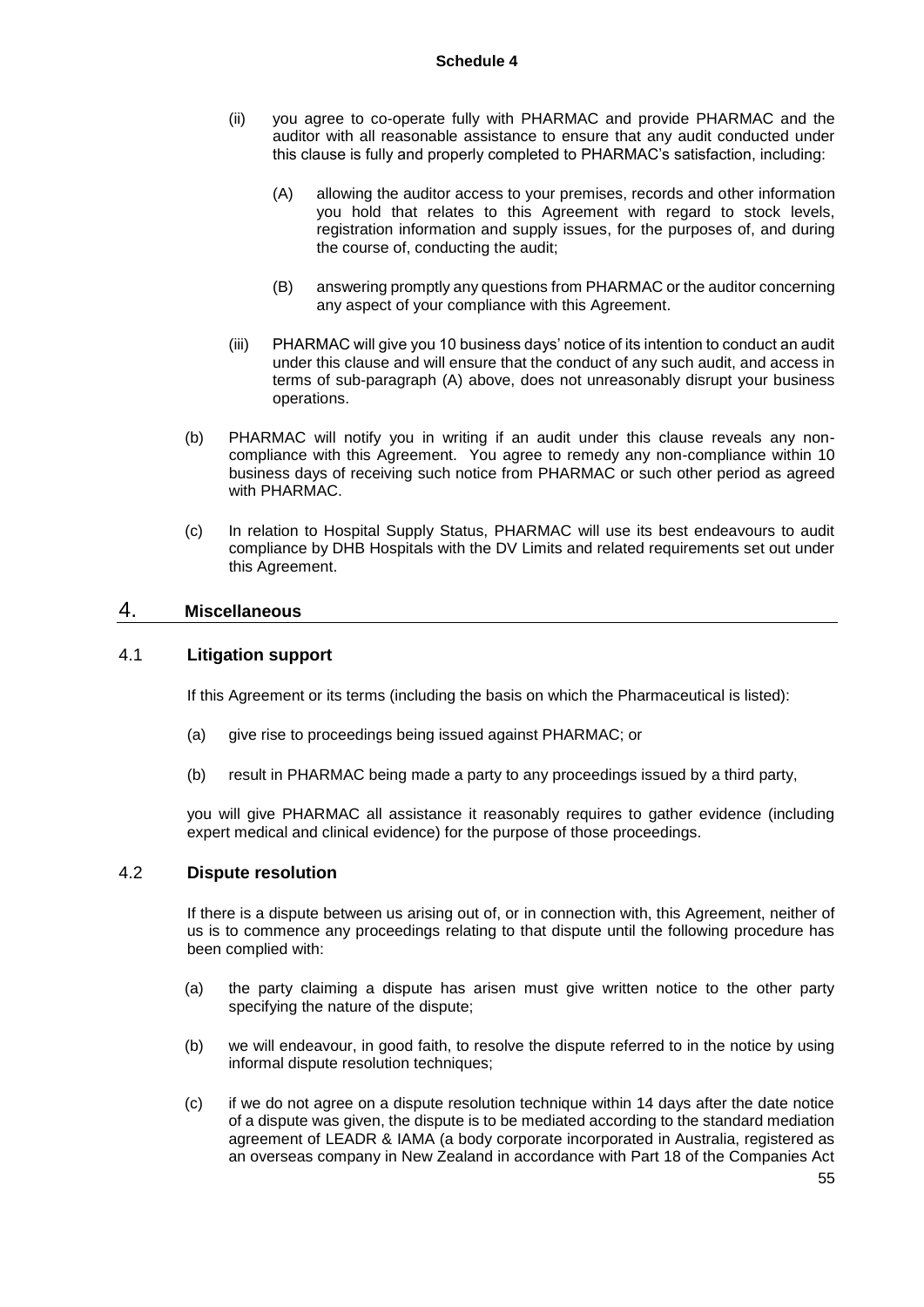(ii) you agree to co-operate fully with PHARMAC and provide PHARMAC and the auditor with all reasonable assistance to ensure that any audit conducted under this clause is fully and properly completed to PHARMAC's satisfaction, including:

(A) allowing the auditor access to your premises, records and other information you hold that relates to this Agreement with regard to stock levels, registration information and supply issues, for the purposes of, and during the course of, conducting the audit;

(B) answering promptly any questions from PHARMAC or the auditor concerning any aspect of your compliance with this Agreement.

(iii) PHARMAC will give you 10 business days' notice of its intention to conduct an audit under this clause and will ensure that the conduct of any such audit, and access in terms of sub-paragraph (A) above, does not unreasonably disrupt your business operations.

(b) PHARMAC will notify you in writing if an audit under this clause reveals any non-compliance with this Agreement. You agree to remedy any non-compliance within 10 business days of receiving such notice from PHARMAC or such other period as agreed with PHARMAC.

(c) In relation to Hospital Supply Status, PHARMAC will use its best endeavours to audit compliance by DHB Hospitals with the DV Limits and related requirements set out under this Agreement.

## 4. Miscellaneous

### 4.1 Litigation support

If this Agreement or its terms (including the basis on which the Pharmaceutical is listed):

(a) give rise to proceedings being issued against PHARMAC; or

(b) result in PHARMAC being made a party to any proceedings issued by a third party,

you will give PHARMAC all assistance it reasonably requires to gather evidence (including expert medical and clinical evidence) for the purpose of those proceedings.

### 4.2 Dispute resolution

If there is a dispute between us arising out of, or in connection with, this Agreement, neither of us is to commence any proceedings relating to that dispute until the following procedure has been complied with:

(a) the party claiming a dispute has arisen must give written notice to the other party specifying the nature of the dispute;

(b) we will endeavour, in good faith, to resolve the dispute referred to in the notice by using informal dispute resolution techniques;

(c) if we do not agree on a dispute resolution technique within 14 days after the date notice of a dispute was given, the dispute is to be mediated according to the standard mediation agreement of LEADR & IAMA (a body corporate incorporated in Australia, registered as an overseas company in New Zealand in accordance with Part 18 of the Companies Act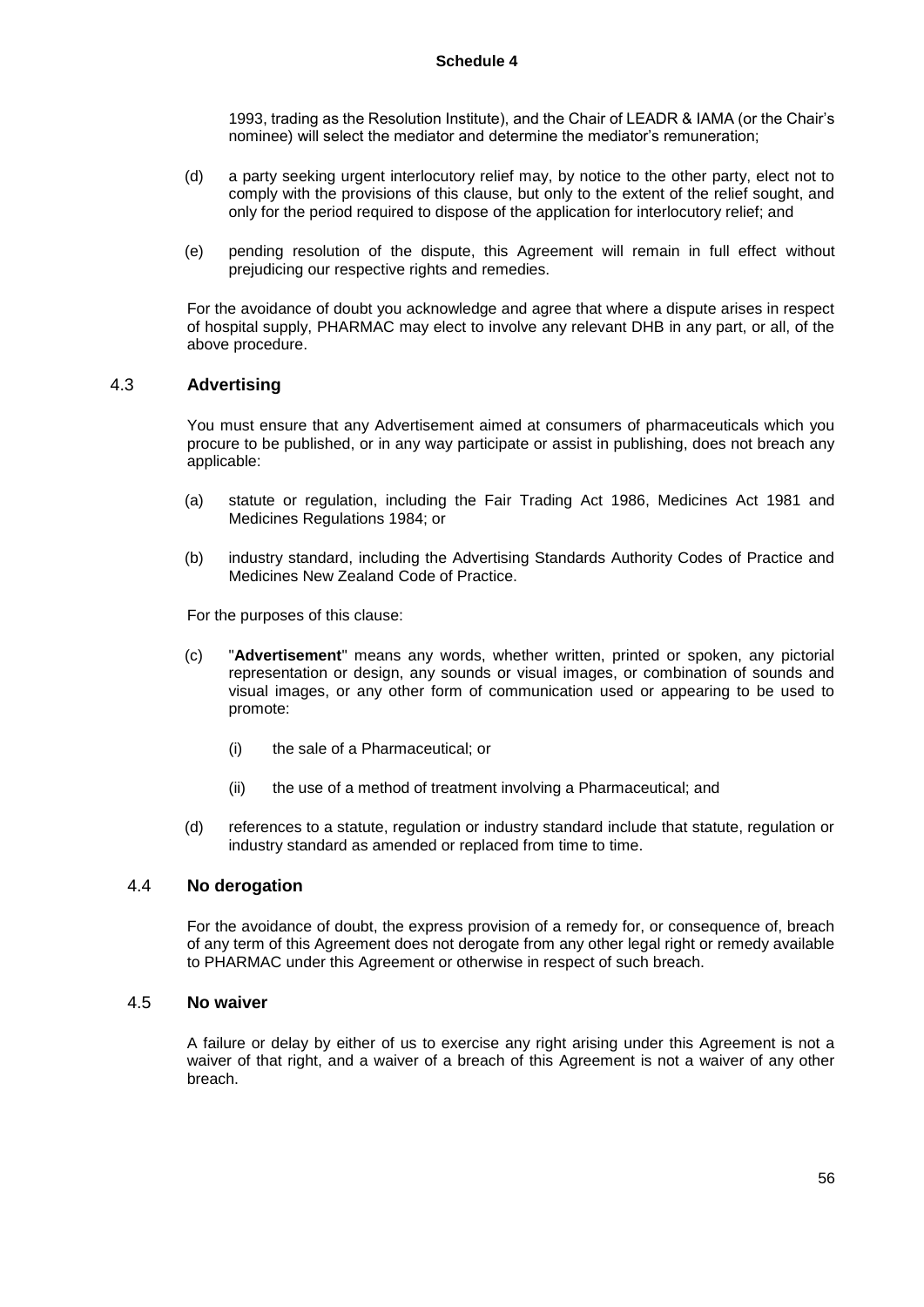1993, trading as the Resolution Institute), and the Chair of LEADR & IAMA (or the Chair's nominee) will select the mediator and determine the mediator's remuneration;

(d) a party seeking urgent interlocutory relief may, by notice to the other party, elect not to comply with the provisions of this clause, but only to the extent of the relief sought, and only for the period required to dispose of the application for interlocutory relief; and

(e) pending resolution of the dispute, this Agreement will remain in full effect without prejudicing our respective rights and remedies.

For the avoidance of doubt you acknowledge and agree that where a dispute arises in respect of hospital supply, PHARMAC may elect to involve any relevant DHB in any part, or all, of the above procedure.

### 4.3 Advertising

You must ensure that any Advertisement aimed at consumers of pharmaceuticals which you procure to be published, or in any way participate or assist in publishing, does not breach any applicable:

(a) statute or regulation, including the Fair Trading Act 1986, Medicines Act 1981 and Medicines Regulations 1984; or

(b) industry standard, including the Advertising Standards Authority Codes of Practice and Medicines New Zealand Code of Practice.

For the purposes of this clause:

(c) "**Advertisement**" means any words, whether written, printed or spoken, any pictorial representation or design, any sounds or visual images, or combination of sounds and visual images, or any other form of communication used or appearing to be used to promote:

   (i) the sale of a Pharmaceutical; or

   (ii) the use of a method of treatment involving a Pharmaceutical; and

(d) references to a statute, regulation or industry standard include that statute, regulation or industry standard as amended or replaced from time to time.

### 4.4 No derogation

For the avoidance of doubt, the express provision of a remedy for, or consequence of, breach of any term of this Agreement does not derogate from any other legal right or remedy available to PHARMAC under this Agreement or otherwise in respect of such breach.

### 4.5 No waiver

A failure or delay by either of us to exercise any right arising under this Agreement is not a waiver of that right, and a waiver of a breach of this Agreement is not a waiver of any other breach.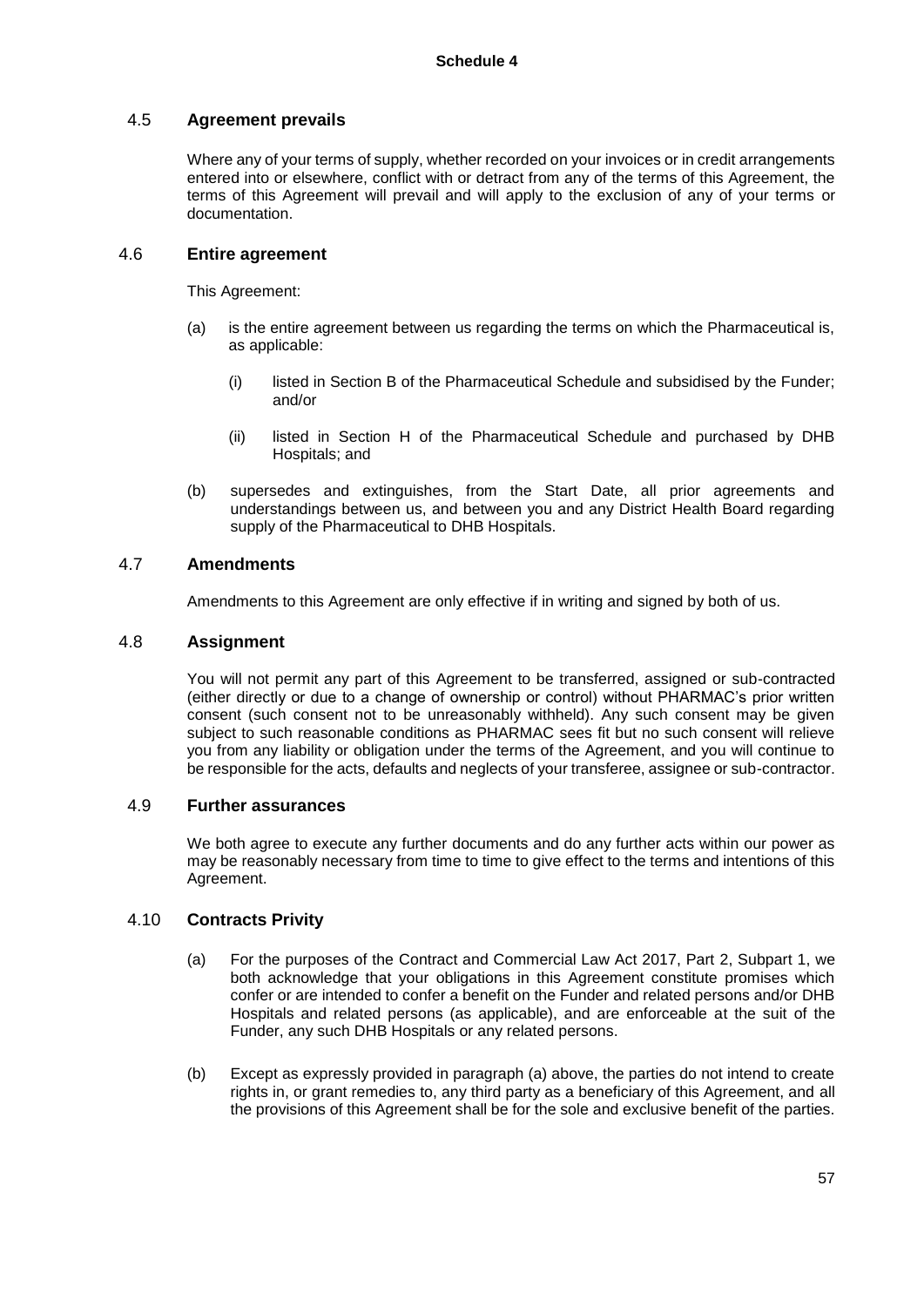**Schedule 4**

### 4.5 Agreement prevails

Where any of your terms of supply, whether recorded on your invoices or in credit arrangements entered into or elsewhere, conflict with or detract from any of the terms of this Agreement, the terms of this Agreement will prevail and will apply to the exclusion of any of your terms or documentation.

### 4.6 Entire agreement

This Agreement:

(a) is the entire agreement between us regarding the terms on which the Pharmaceutical is, as applicable:

   (i) listed in Section B of the Pharmaceutical Schedule and subsidised by the Funder; and/or

   (ii) listed in Section H of the Pharmaceutical Schedule and purchased by DHB Hospitals; and

(b) supersedes and extinguishes, from the Start Date, all prior agreements and understandings between us, and between you and any District Health Board regarding supply of the Pharmaceutical to DHB Hospitals.

### 4.7 Amendments

Amendments to this Agreement are only effective if in writing and signed by both of us.

### 4.8 Assignment

You will not permit any part of this Agreement to be transferred, assigned or sub-contracted (either directly or due to a change of ownership or control) without PHARMAC's prior written consent (such consent not to be unreasonably withheld). Any such consent may be given subject to such reasonable conditions as PHARMAC sees fit but no such consent will relieve you from any liability or obligation under the terms of the Agreement, and you will continue to be responsible for the acts, defaults and neglects of your transferee, assignee or sub-contractor.

### 4.9 Further assurances

We both agree to execute any further documents and do any further acts within our power as may be reasonably necessary from time to time to give effect to the terms and intentions of this Agreement.

### 4.10 Contracts Privity

(a) For the purposes of the Contract and Commercial Law Act 2017, Part 2, Subpart 1, we both acknowledge that your obligations in this Agreement constitute promises which confer or are intended to confer a benefit on the Funder and related persons and/or DHB Hospitals and related persons (as applicable), and are enforceable at the suit of the Funder, any such DHB Hospitals or any related persons.

(b) Except as expressly provided in paragraph (a) above, the parties do not intend to create rights in, or grant remedies to, any third party as a beneficiary of this Agreement, and all the provisions of this Agreement shall be for the sole and exclusive benefit of the parties.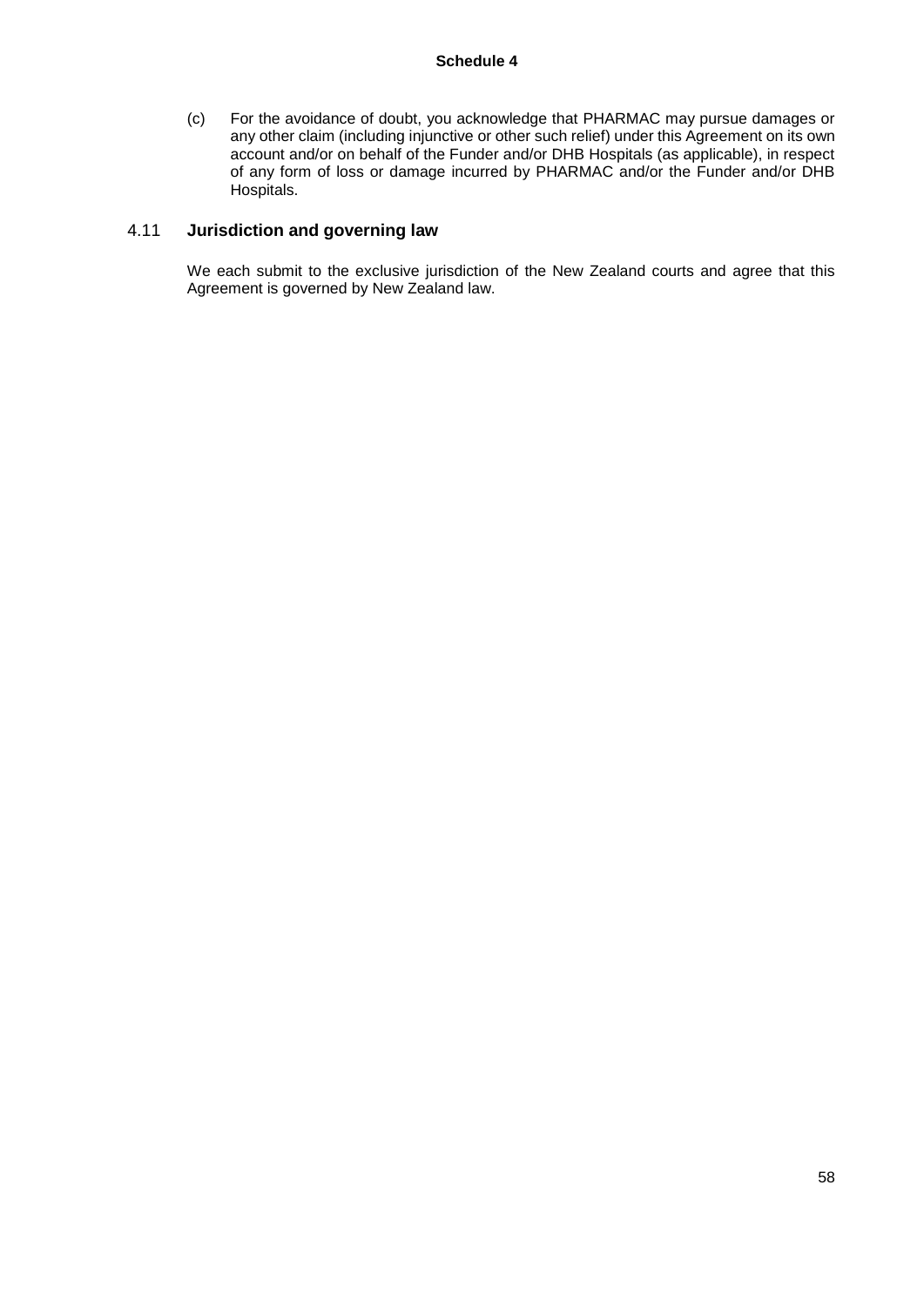(c) For the avoidance of doubt, you acknowledge that PHARMAC may pursue damages or any other claim (including injunctive or other such relief) under this Agreement on its own account and/or on behalf of the Funder and/or DHB Hospitals (as applicable), in respect of any form of loss or damage incurred by PHARMAC and/or the Funder and/or DHB Hospitals.

## 4.11 **Jurisdiction and governing law**

We each submit to the exclusive jurisdiction of the New Zealand courts and agree that this Agreement is governed by New Zealand law.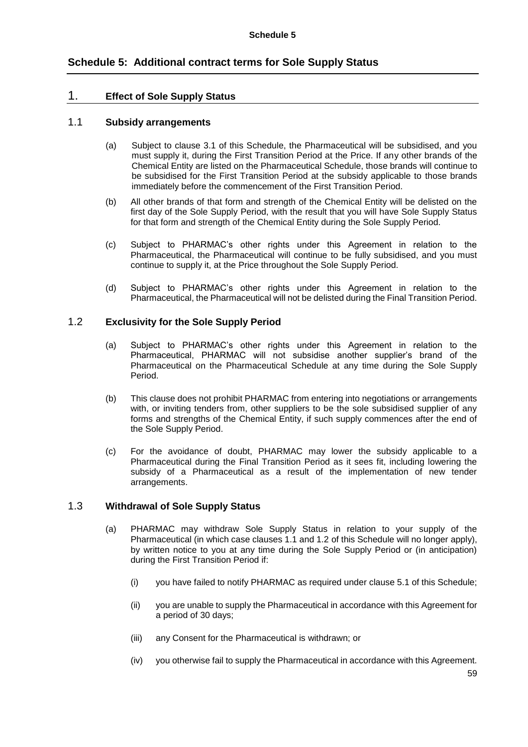# Schedule 5: Additional contract terms for Sole Supply Status

## 1. Effect of Sole Supply Status

### 1.1 Subsidy arrangements

(a) Subject to clause 3.1 of this Schedule, the Pharmaceutical will be subsidised, and you must supply it, during the First Transition Period at the Price. If any other brands of the Chemical Entity are listed on the Pharmaceutical Schedule, those brands will continue to be subsidised for the First Transition Period at the subsidy applicable to those brands immediately before the commencement of the First Transition Period.

(b) All other brands of that form and strength of the Chemical Entity will be delisted on the first day of the Sole Supply Period, with the result that you will have Sole Supply Status for that form and strength of the Chemical Entity during the Sole Supply Period.

(c) Subject to PHARMAC's other rights under this Agreement in relation to the Pharmaceutical, the Pharmaceutical will continue to be fully subsidised, and you must continue to supply it, at the Price throughout the Sole Supply Period.

(d) Subject to PHARMAC's other rights under this Agreement in relation to the Pharmaceutical, the Pharmaceutical will not be delisted during the Final Transition Period.

### 1.2 Exclusivity for the Sole Supply Period

(a) Subject to PHARMAC's other rights under this Agreement in relation to the Pharmaceutical, PHARMAC will not subsidise another supplier's brand of the Pharmaceutical on the Pharmaceutical Schedule at any time during the Sole Supply Period.

(b) This clause does not prohibit PHARMAC from entering into negotiations or arrangements with, or inviting tenders from, other suppliers to be the sole subsidised supplier of any forms and strengths of the Chemical Entity, if such supply commences after the end of the Sole Supply Period.

(c) For the avoidance of doubt, PHARMAC may lower the subsidy applicable to a Pharmaceutical during the Final Transition Period as it sees fit, including lowering the subsidy of a Pharmaceutical as a result of the implementation of new tender arrangements.

### 1.3 Withdrawal of Sole Supply Status

(a) PHARMAC may withdraw Sole Supply Status in relation to your supply of the Pharmaceutical (in which case clauses 1.1 and 1.2 of this Schedule will no longer apply), by written notice to you at any time during the Sole Supply Period or (in anticipation) during the First Transition Period if:

(i) you have failed to notify PHARMAC as required under clause 5.1 of this Schedule;

(ii) you are unable to supply the Pharmaceutical in accordance with this Agreement for a period of 30 days;

(iii) any Consent for the Pharmaceutical is withdrawn; or

(iv) you otherwise fail to supply the Pharmaceutical in accordance with this Agreement.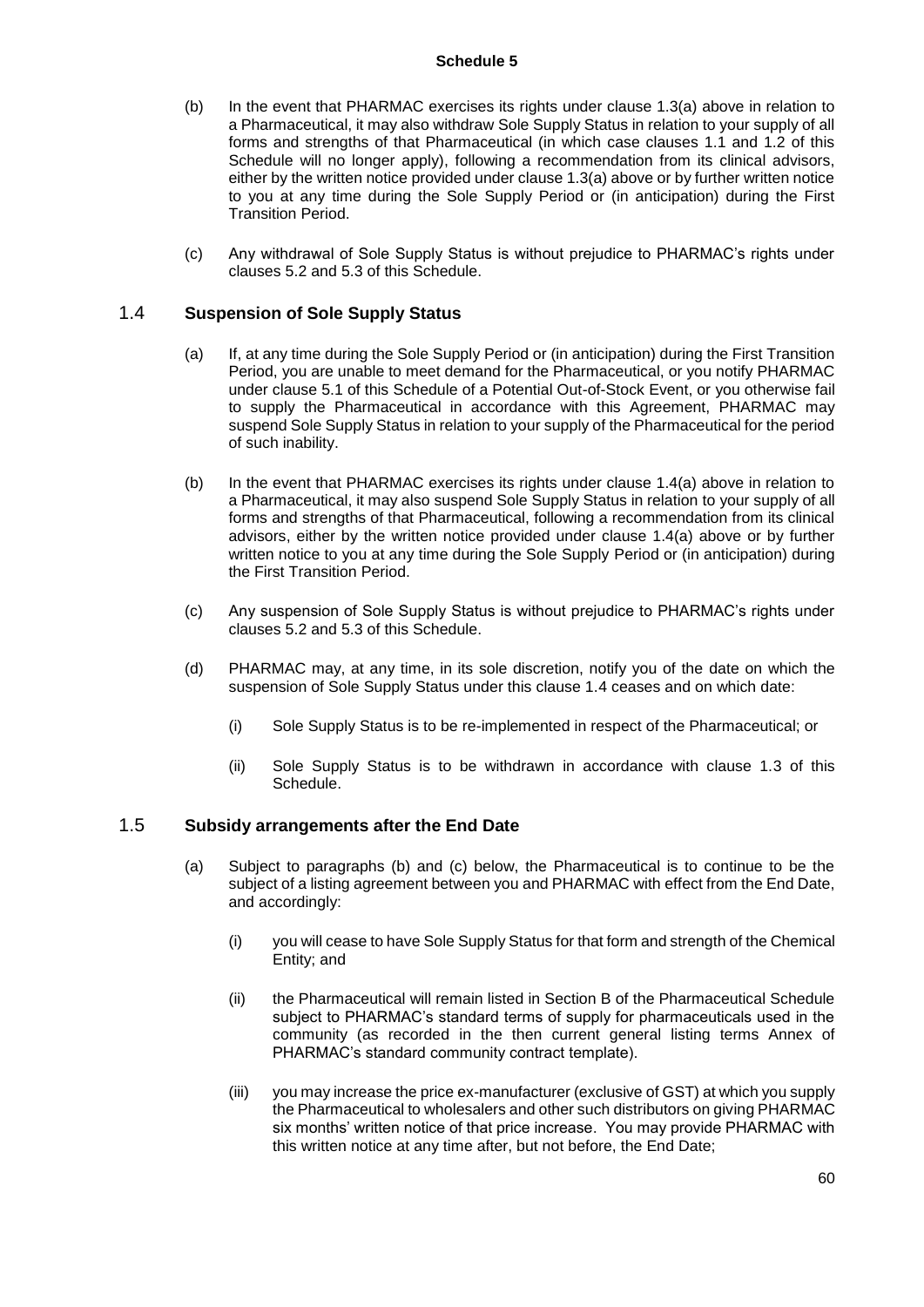**Schedule 5**

(b) In the event that PHARMAC exercises its rights under clause 1.3(a) above in relation to a Pharmaceutical, it may also withdraw Sole Supply Status in relation to your supply of all forms and strengths of that Pharmaceutical (in which case clauses 1.1 and 1.2 of this Schedule will no longer apply), following a recommendation from its clinical advisors, either by the written notice provided under clause 1.3(a) above or by further written notice to you at any time during the Sole Supply Period or (in anticipation) during the First Transition Period.

(c) Any withdrawal of Sole Supply Status is without prejudice to PHARMAC's rights under clauses 5.2 and 5.3 of this Schedule.

## 1.4 Suspension of Sole Supply Status

(a) If, at any time during the Sole Supply Period or (in anticipation) during the First Transition Period, you are unable to meet demand for the Pharmaceutical, or you notify PHARMAC under clause 5.1 of this Schedule of a Potential Out-of-Stock Event, or you otherwise fail to supply the Pharmaceutical in accordance with this Agreement, PHARMAC may suspend Sole Supply Status in relation to your supply of the Pharmaceutical for the period of such inability.

(b) In the event that PHARMAC exercises its rights under clause 1.4(a) above in relation to a Pharmaceutical, it may also suspend Sole Supply Status in relation to your supply of all forms and strengths of that Pharmaceutical, following a recommendation from its clinical advisors, either by the written notice provided under clause 1.4(a) above or by further written notice to you at any time during the Sole Supply Period or (in anticipation) during the First Transition Period.

(c) Any suspension of Sole Supply Status is without prejudice to PHARMAC's rights under clauses 5.2 and 5.3 of this Schedule.

(d) PHARMAC may, at any time, in its sole discretion, notify you of the date on which the suspension of Sole Supply Status under this clause 1.4 ceases and on which date:

  (i) Sole Supply Status is to be re-implemented in respect of the Pharmaceutical; or

  (ii) Sole Supply Status is to be withdrawn in accordance with clause 1.3 of this Schedule.

## 1.5 Subsidy arrangements after the End Date

(a) Subject to paragraphs (b) and (c) below, the Pharmaceutical is to continue to be the subject of a listing agreement between you and PHARMAC with effect from the End Date, and accordingly:

  (i) you will cease to have Sole Supply Status for that form and strength of the Chemical Entity; and

  (ii) the Pharmaceutical will remain listed in Section B of the Pharmaceutical Schedule subject to PHARMAC's standard terms of supply for pharmaceuticals used in the community (as recorded in the then current general listing terms Annex of PHARMAC's standard community contract template).

  (iii) you may increase the price ex-manufacturer (exclusive of GST) at which you supply the Pharmaceutical to wholesalers and other such distributors on giving PHARMAC six months' written notice of that price increase. You may provide PHARMAC with this written notice at any time after, but not before, the End Date;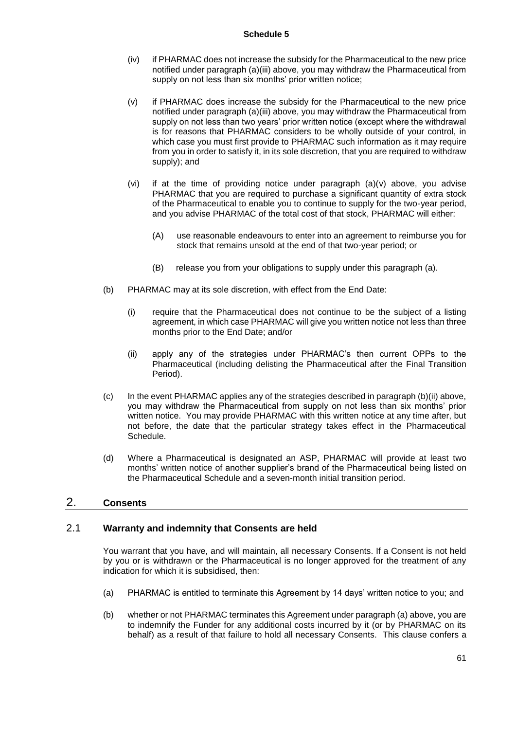(iv) if PHARMAC does not increase the subsidy for the Pharmaceutical to the new price notified under paragraph (a)(iii) above, you may withdraw the Pharmaceutical from supply on not less than six months' prior written notice;

(v) if PHARMAC does increase the subsidy for the Pharmaceutical to the new price notified under paragraph (a)(iii) above, you may withdraw the Pharmaceutical from supply on not less than two years' prior written notice (except where the withdrawal is for reasons that PHARMAC considers to be wholly outside of your control, in which case you must first provide to PHARMAC such information as it may require from you in order to satisfy it, in its sole discretion, that you are required to withdraw supply); and

(vi) if at the time of providing notice under paragraph (a)(v) above, you advise PHARMAC that you are required to purchase a significant quantity of extra stock of the Pharmaceutical to enable you to continue to supply for the two-year period, and you advise PHARMAC of the total cost of that stock, PHARMAC will either:

   (A) use reasonable endeavours to enter into an agreement to reimburse you for stock that remains unsold at the end of that two-year period; or

   (B) release you from your obligations to supply under this paragraph (a).

(b) PHARMAC may at its sole discretion, with effect from the End Date:

   (i) require that the Pharmaceutical does not continue to be the subject of a listing agreement, in which case PHARMAC will give you written notice not less than three months prior to the End Date; and/or

   (ii) apply any of the strategies under PHARMAC's then current OPPs to the Pharmaceutical (including delisting the Pharmaceutical after the Final Transition Period).

(c) In the event PHARMAC applies any of the strategies described in paragraph (b)(ii) above, you may withdraw the Pharmaceutical from supply on not less than six months' prior written notice. You may provide PHARMAC with this written notice at any time after, but not before, the date that the particular strategy takes effect in the Pharmaceutical Schedule.

(d) Where a Pharmaceutical is designated an ASP, PHARMAC will provide at least two months' written notice of another supplier's brand of the Pharmaceutical being listed on the Pharmaceutical Schedule and a seven-month initial transition period.

## 2. Consents

### 2.1 Warranty and indemnity that Consents are held

You warrant that you have, and will maintain, all necessary Consents. If a Consent is not held by you or is withdrawn or the Pharmaceutical is no longer approved for the treatment of any indication for which it is subsidised, then:

(a) PHARMAC is entitled to terminate this Agreement by 14 days' written notice to you; and

(b) whether or not PHARMAC terminates this Agreement under paragraph (a) above, you are to indemnify the Funder for any additional costs incurred by it (or by PHARMAC on its behalf) as a result of that failure to hold all necessary Consents. This clause confers a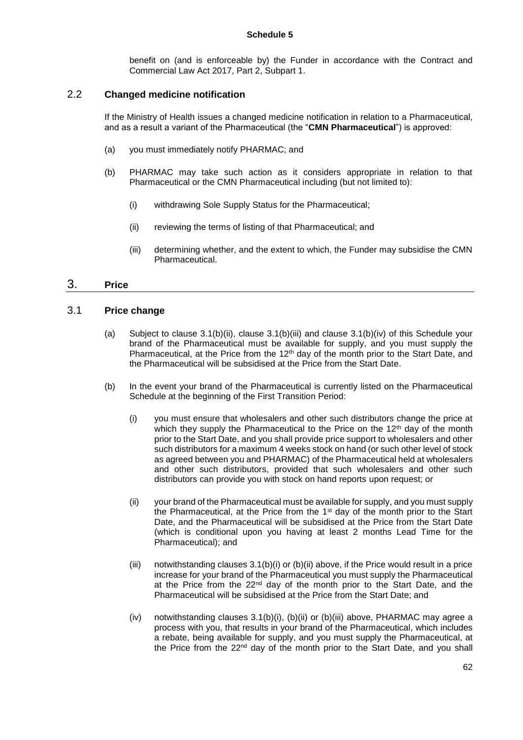benefit on (and is enforceable by) the Funder in accordance with the Contract and Commercial Law Act 2017, Part 2, Subpart 1.

### 2.2 Changed medicine notification

If the Ministry of Health issues a changed medicine notification in relation to a Pharmaceutical, and as a result a variant of the Pharmaceutical (the "**CMN Pharmaceutical**") is approved:

(a) you must immediately notify PHARMAC; and

(b) PHARMAC may take such action as it considers appropriate in relation to that Pharmaceutical or the CMN Pharmaceutical including (but not limited to):

(i) withdrawing Sole Supply Status for the Pharmaceutical;

(ii) reviewing the terms of listing of that Pharmaceutical; and

(iii) determining whether, and the extent to which, the Funder may subsidise the CMN Pharmaceutical.

## 3. Price

### 3.1 Price change

(a) Subject to clause 3.1(b)(ii), clause 3.1(b)(iii) and clause 3.1(b)(iv) of this Schedule your brand of the Pharmaceutical must be available for supply, and you must supply the Pharmaceutical, at the Price from the 12th day of the month prior to the Start Date, and the Pharmaceutical will be subsidised at the Price from the Start Date.

(b) In the event your brand of the Pharmaceutical is currently listed on the Pharmaceutical Schedule at the beginning of the First Transition Period:

(i) you must ensure that wholesalers and other such distributors change the price at which they supply the Pharmaceutical to the Price on the 12th day of the month prior to the Start Date, and you shall provide price support to wholesalers and other such distributors for a maximum 4 weeks stock on hand (or such other level of stock as agreed between you and PHARMAC) of the Pharmaceutical held at wholesalers and other such distributors, provided that such wholesalers and other such distributors can provide you with stock on hand reports upon request; or

(ii) your brand of the Pharmaceutical must be available for supply, and you must supply the Pharmaceutical, at the Price from the 1st day of the month prior to the Start Date, and the Pharmaceutical will be subsidised at the Price from the Start Date (which is conditional upon you having at least 2 months Lead Time for the Pharmaceutical); and

(iii) notwithstanding clauses 3.1(b)(i) or (b)(ii) above, if the Price would result in a price increase for your brand of the Pharmaceutical you must supply the Pharmaceutical at the Price from the 22nd day of the month prior to the Start Date, and the Pharmaceutical will be subsidised at the Price from the Start Date; and

(iv) notwithstanding clauses 3.1(b)(i), (b)(ii) or (b)(iii) above, PHARMAC may agree a process with you, that results in your brand of the Pharmaceutical, which includes a rebate, being available for supply, and you must supply the Pharmaceutical, at the Price from the 22nd day of the month prior to the Start Date, and you shall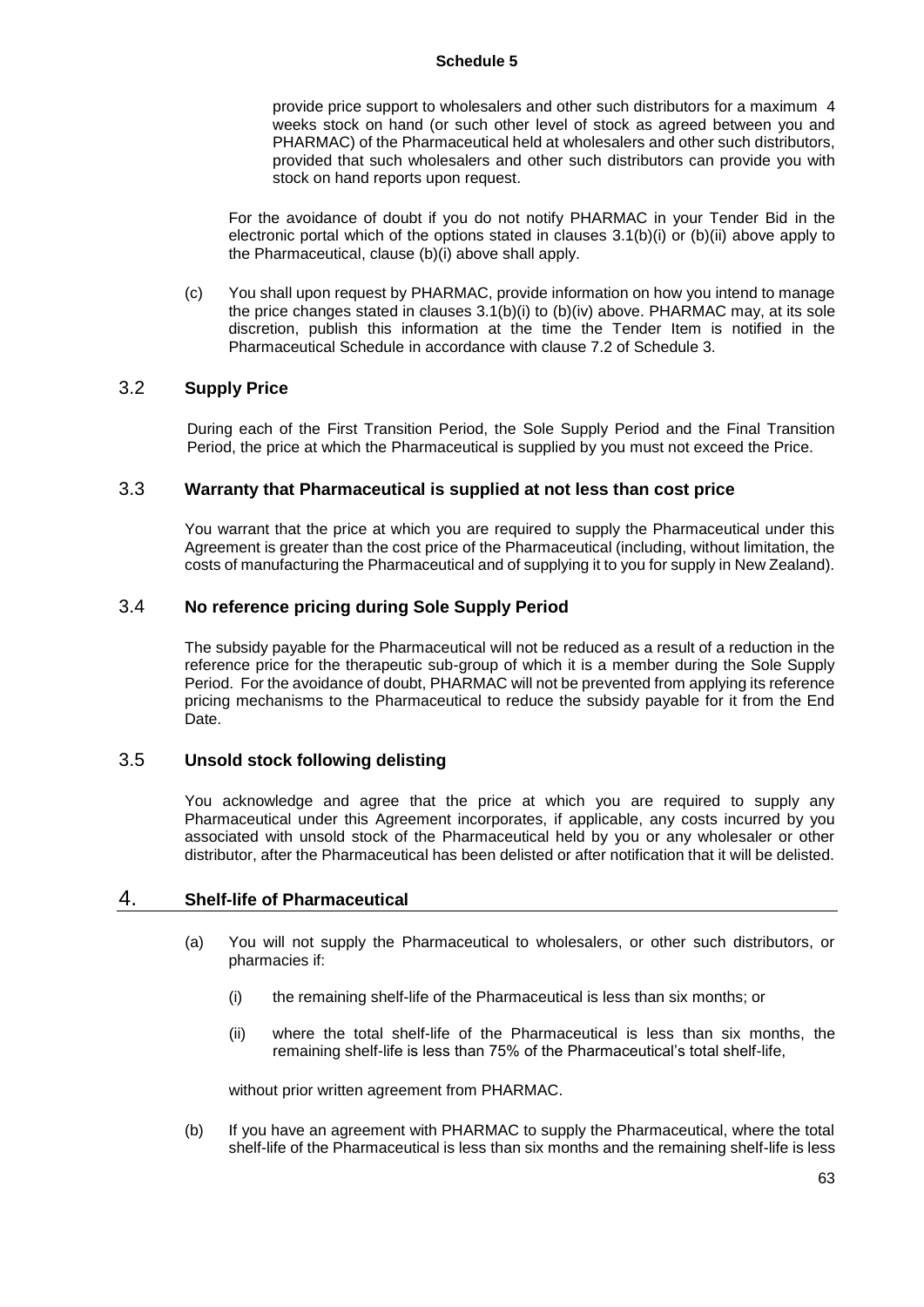provide price support to wholesalers and other such distributors for a maximum 4 weeks stock on hand (or such other level of stock as agreed between you and PHARMAC) of the Pharmaceutical held at wholesalers and other such distributors, provided that such wholesalers and other such distributors can provide you with stock on hand reports upon request.

For the avoidance of doubt if you do not notify PHARMAC in your Tender Bid in the electronic portal which of the options stated in clauses 3.1(b)(i) or (b)(ii) above apply to the Pharmaceutical, clause (b)(i) above shall apply.

(c) You shall upon request by PHARMAC, provide information on how you intend to manage the price changes stated in clauses 3.1(b)(i) to (b)(iv) above. PHARMAC may, at its sole discretion, publish this information at the time the Tender Item is notified in the Pharmaceutical Schedule in accordance with clause 7.2 of Schedule 3.

### 3.2 Supply Price

During each of the First Transition Period, the Sole Supply Period and the Final Transition Period, the price at which the Pharmaceutical is supplied by you must not exceed the Price.

### 3.3 Warranty that Pharmaceutical is supplied at not less than cost price

You warrant that the price at which you are required to supply the Pharmaceutical under this Agreement is greater than the cost price of the Pharmaceutical (including, without limitation, the costs of manufacturing the Pharmaceutical and of supplying it to you for supply in New Zealand).

### 3.4 No reference pricing during Sole Supply Period

The subsidy payable for the Pharmaceutical will not be reduced as a result of a reduction in the reference price for the therapeutic sub-group of which it is a member during the Sole Supply Period. For the avoidance of doubt, PHARMAC will not be prevented from applying its reference pricing mechanisms to the Pharmaceutical to reduce the subsidy payable for it from the End Date.

### 3.5 Unsold stock following delisting

You acknowledge and agree that the price at which you are required to supply any Pharmaceutical under this Agreement incorporates, if applicable, any costs incurred by you associated with unsold stock of the Pharmaceutical held by you or any wholesaler or other distributor, after the Pharmaceutical has been delisted or after notification that it will be delisted.

## 4. Shelf-life of Pharmaceutical

(a) You will not supply the Pharmaceutical to wholesalers, or other such distributors, or pharmacies if:

(i) the remaining shelf-life of the Pharmaceutical is less than six months; or

(ii) where the total shelf-life of the Pharmaceutical is less than six months, the remaining shelf-life is less than 75% of the Pharmaceutical's total shelf-life,

without prior written agreement from PHARMAC.

(b) If you have an agreement with PHARMAC to supply the Pharmaceutical, where the total shelf-life of the Pharmaceutical is less than six months and the remaining shelf-life is less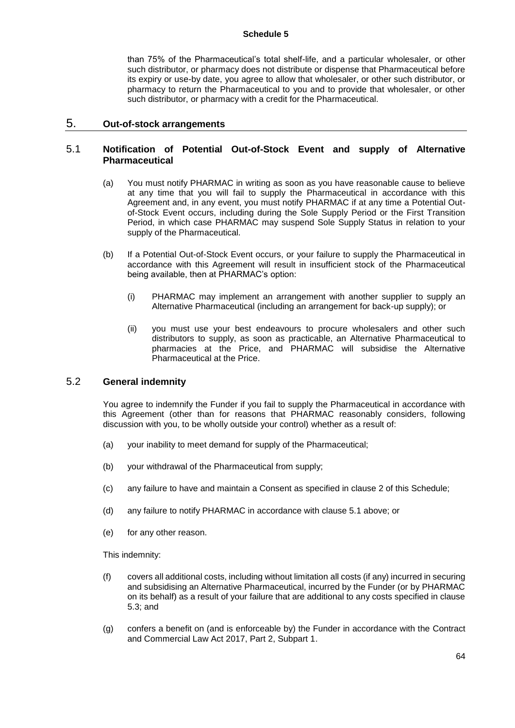than 75% of the Pharmaceutical's total shelf-life, and a particular wholesaler, or other such distributor, or pharmacy does not distribute or dispense that Pharmaceutical before its expiry or use-by date, you agree to allow that wholesaler, or other such distributor, or pharmacy to return the Pharmaceutical to you and to provide that wholesaler, or other such distributor, or pharmacy with a credit for the Pharmaceutical.

## 5. Out-of-stock arrangements

### 5.1 Notification of Potential Out-of-Stock Event and supply of Alternative Pharmaceutical

(a) You must notify PHARMAC in writing as soon as you have reasonable cause to believe at any time that you will fail to supply the Pharmaceutical in accordance with this Agreement and, in any event, you must notify PHARMAC if at any time a Potential Out-of-Stock Event occurs, including during the Sole Supply Period or the First Transition Period, in which case PHARMAC may suspend Sole Supply Status in relation to your supply of the Pharmaceutical.

(b) If a Potential Out-of-Stock Event occurs, or your failure to supply the Pharmaceutical in accordance with this Agreement will result in insufficient stock of the Pharmaceutical being available, then at PHARMAC's option:

(i) PHARMAC may implement an arrangement with another supplier to supply an Alternative Pharmaceutical (including an arrangement for back-up supply); or

(ii) you must use your best endeavours to procure wholesalers and other such distributors to supply, as soon as practicable, an Alternative Pharmaceutical to pharmacies at the Price, and PHARMAC will subsidise the Alternative Pharmaceutical at the Price.

### 5.2 General indemnity

You agree to indemnify the Funder if you fail to supply the Pharmaceutical in accordance with this Agreement (other than for reasons that PHARMAC reasonably considers, following discussion with you, to be wholly outside your control) whether as a result of:

(a) your inability to meet demand for supply of the Pharmaceutical;

(b) your withdrawal of the Pharmaceutical from supply;

(c) any failure to have and maintain a Consent as specified in clause 2 of this Schedule;

(d) any failure to notify PHARMAC in accordance with clause 5.1 above; or

(e) for any other reason.

This indemnity:

(f) covers all additional costs, including without limitation all costs (if any) incurred in securing and subsidising an Alternative Pharmaceutical, incurred by the Funder (or by PHARMAC on its behalf) as a result of your failure that are additional to any costs specified in clause 5.3; and

(g) confers a benefit on (and is enforceable by) the Funder in accordance with the Contract and Commercial Law Act 2017, Part 2, Subpart 1.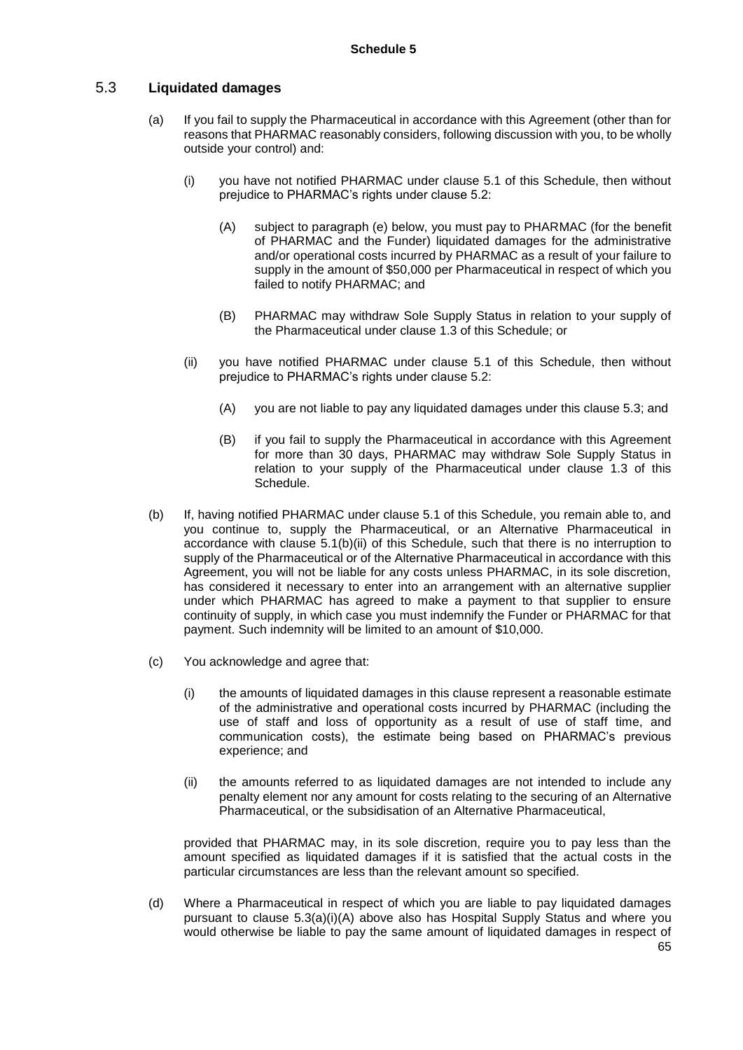**Schedule 5**

## 5.3 Liquidated damages

(a) If you fail to supply the Pharmaceutical in accordance with this Agreement (other than for reasons that PHARMAC reasonably considers, following discussion with you, to be wholly outside your control) and:

   (i) you have not notified PHARMAC under clause 5.1 of this Schedule, then without prejudice to PHARMAC's rights under clause 5.2:

      (A) subject to paragraph (e) below, you must pay to PHARMAC (for the benefit of PHARMAC and the Funder) liquidated damages for the administrative and/or operational costs incurred by PHARMAC as a result of your failure to supply in the amount of $50,000 per Pharmaceutical in respect of which you failed to notify PHARMAC; and

      (B) PHARMAC may withdraw Sole Supply Status in relation to your supply of the Pharmaceutical under clause 1.3 of this Schedule; or

   (ii) you have notified PHARMAC under clause 5.1 of this Schedule, then without prejudice to PHARMAC's rights under clause 5.2:

      (A) you are not liable to pay any liquidated damages under this clause 5.3; and

      (B) if you fail to supply the Pharmaceutical in accordance with this Agreement for more than 30 days, PHARMAC may withdraw Sole Supply Status in relation to your supply of the Pharmaceutical under clause 1.3 of this Schedule.

(b) If, having notified PHARMAC under clause 5.1 of this Schedule, you remain able to, and you continue to, supply the Pharmaceutical, or an Alternative Pharmaceutical in accordance with clause 5.1(b)(ii) of this Schedule, such that there is no interruption to supply of the Pharmaceutical or of the Alternative Pharmaceutical in accordance with this Agreement, you will not be liable for any costs unless PHARMAC, in its sole discretion, has considered it necessary to enter into an arrangement with an alternative supplier under which PHARMAC has agreed to make a payment to that supplier to ensure continuity of supply, in which case you must indemnify the Funder or PHARMAC for that payment. Such indemnity will be limited to an amount of $10,000.

(c) You acknowledge and agree that:

   (i) the amounts of liquidated damages in this clause represent a reasonable estimate of the administrative and operational costs incurred by PHARMAC (including the use of staff and loss of opportunity as a result of use of staff time, and communication costs), the estimate being based on PHARMAC's previous experience; and

   (ii) the amounts referred to as liquidated damages are not intended to include any penalty element nor any amount for costs relating to the securing of an Alternative Pharmaceutical, or the subsidisation of an Alternative Pharmaceutical,

provided that PHARMAC may, in its sole discretion, require you to pay less than the amount specified as liquidated damages if it is satisfied that the actual costs in the particular circumstances are less than the relevant amount so specified.

(d) Where a Pharmaceutical in respect of which you are liable to pay liquidated damages pursuant to clause 5.3(a)(i)(A) above also has Hospital Supply Status and where you would otherwise be liable to pay the same amount of liquidated damages in respect of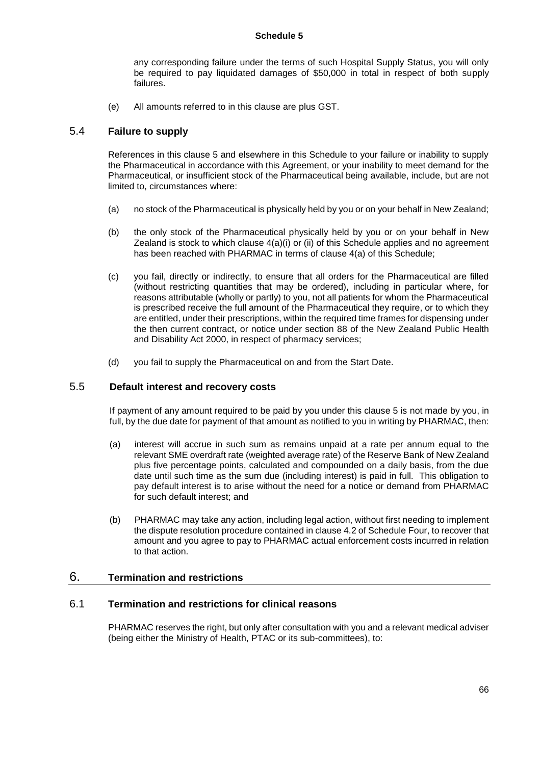any corresponding failure under the terms of such Hospital Supply Status, you will only be required to pay liquidated damages of $50,000 in total in respect of both supply failures.

(e) All amounts referred to in this clause are plus GST.

### 5.4 Failure to supply

References in this clause 5 and elsewhere in this Schedule to your failure or inability to supply the Pharmaceutical in accordance with this Agreement, or your inability to meet demand for the Pharmaceutical, or insufficient stock of the Pharmaceutical being available, include, but are not limited to, circumstances where:

(a) no stock of the Pharmaceutical is physically held by you or on your behalf in New Zealand;

(b) the only stock of the Pharmaceutical physically held by you or on your behalf in New Zealand is stock to which clause 4(a)(i) or (ii) of this Schedule applies and no agreement has been reached with PHARMAC in terms of clause 4(a) of this Schedule;

(c) you fail, directly or indirectly, to ensure that all orders for the Pharmaceutical are filled (without restricting quantities that may be ordered), including in particular where, for reasons attributable (wholly or partly) to you, not all patients for whom the Pharmaceutical is prescribed receive the full amount of the Pharmaceutical they require, or to which they are entitled, under their prescriptions, within the required time frames for dispensing under the then current contract, or notice under section 88 of the New Zealand Public Health and Disability Act 2000, in respect of pharmacy services;

(d) you fail to supply the Pharmaceutical on and from the Start Date.

### 5.5 Default interest and recovery costs

If payment of any amount required to be paid by you under this clause 5 is not made by you, in full, by the due date for payment of that amount as notified to you in writing by PHARMAC, then:

(a) interest will accrue in such sum as remains unpaid at a rate per annum equal to the relevant SME overdraft rate (weighted average rate) of the Reserve Bank of New Zealand plus five percentage points, calculated and compounded on a daily basis, from the due date until such time as the sum due (including interest) is paid in full. This obligation to pay default interest is to arise without the need for a notice or demand from PHARMAC for such default interest; and

(b) PHARMAC may take any action, including legal action, without first needing to implement the dispute resolution procedure contained in clause 4.2 of Schedule Four, to recover that amount and you agree to pay to PHARMAC actual enforcement costs incurred in relation to that action.

## 6. Termination and restrictions

### 6.1 Termination and restrictions for clinical reasons

PHARMAC reserves the right, but only after consultation with you and a relevant medical adviser (being either the Ministry of Health, PTAC or its sub-committees), to: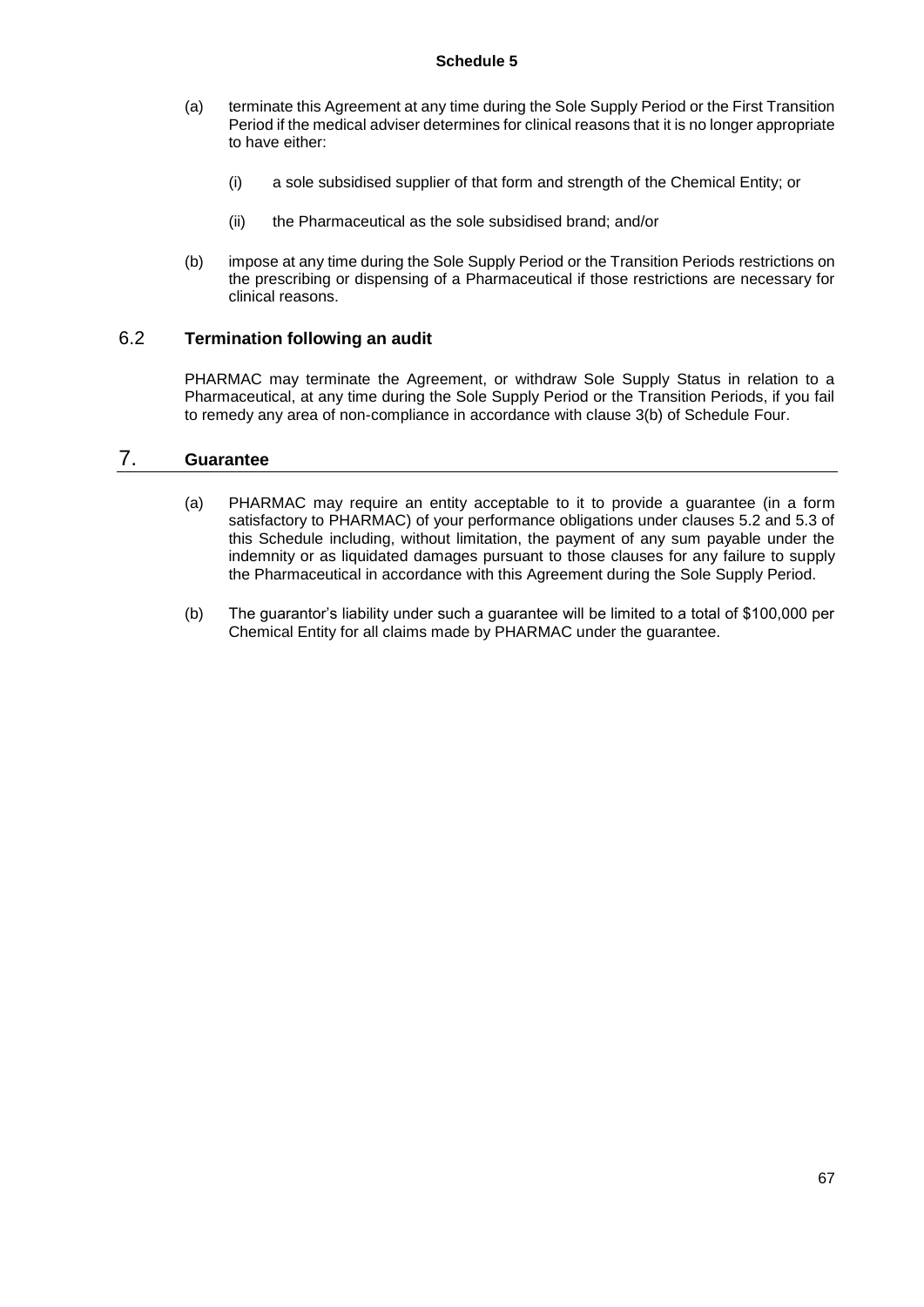(a) terminate this Agreement at any time during the Sole Supply Period or the First Transition Period if the medical adviser determines for clinical reasons that it is no longer appropriate to have either:

   (i) a sole subsidised supplier of that form and strength of the Chemical Entity; or

   (ii) the Pharmaceutical as the sole subsidised brand; and/or

(b) impose at any time during the Sole Supply Period or the Transition Periods restrictions on the prescribing or dispensing of a Pharmaceutical if those restrictions are necessary for clinical reasons.

### 6.2 Termination following an audit

PHARMAC may terminate the Agreement, or withdraw Sole Supply Status in relation to a Pharmaceutical, at any time during the Sole Supply Period or the Transition Periods, if you fail to remedy any area of non-compliance in accordance with clause 3(b) of Schedule Four.

## 7. Guarantee

(a) PHARMAC may require an entity acceptable to it to provide a guarantee (in a form satisfactory to PHARMAC) of your performance obligations under clauses 5.2 and 5.3 of this Schedule including, without limitation, the payment of any sum payable under the indemnity or as liquidated damages pursuant to those clauses for any failure to supply the Pharmaceutical in accordance with this Agreement during the Sole Supply Period.

(b) The guarantor's liability under such a guarantee will be limited to a total of $100,000 per Chemical Entity for all claims made by PHARMAC under the guarantee.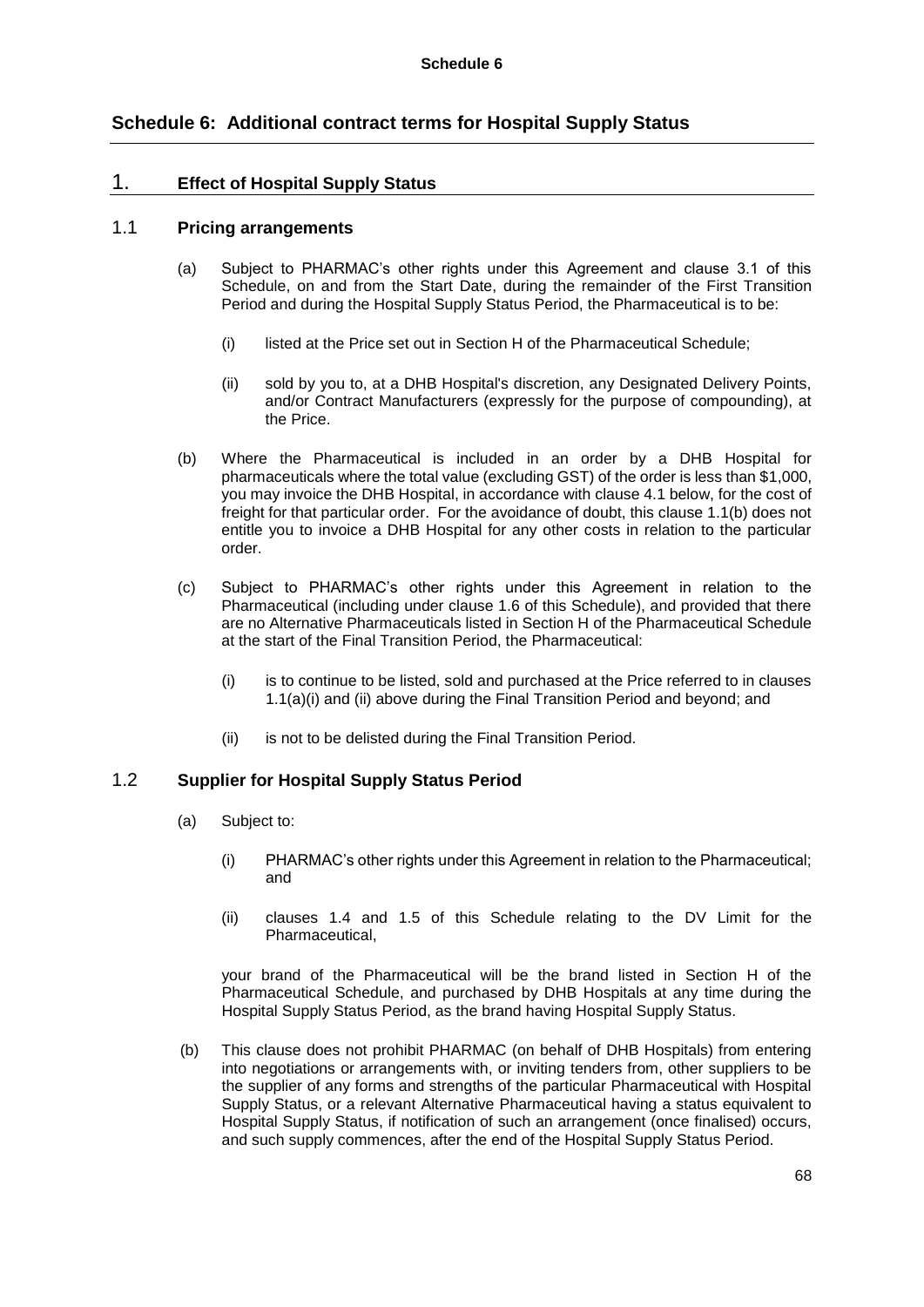# Schedule 6: Additional contract terms for Hospital Supply Status

## 1. Effect of Hospital Supply Status

### 1.1 Pricing arrangements

(a) Subject to PHARMAC's other rights under this Agreement and clause 3.1 of this Schedule, on and from the Start Date, during the remainder of the First Transition Period and during the Hospital Supply Status Period, the Pharmaceutical is to be:

(i) listed at the Price set out in Section H of the Pharmaceutical Schedule;

(ii) sold by you to, at a DHB Hospital's discretion, any Designated Delivery Points, and/or Contract Manufacturers (expressly for the purpose of compounding), at the Price.

(b) Where the Pharmaceutical is included in an order by a DHB Hospital for pharmaceuticals where the total value (excluding GST) of the order is less than $1,000, you may invoice the DHB Hospital, in accordance with clause 4.1 below, for the cost of freight for that particular order. For the avoidance of doubt, this clause 1.1(b) does not entitle you to invoice a DHB Hospital for any other costs in relation to the particular order.

(c) Subject to PHARMAC's other rights under this Agreement in relation to the Pharmaceutical (including under clause 1.6 of this Schedule), and provided that there are no Alternative Pharmaceuticals listed in Section H of the Pharmaceutical Schedule at the start of the Final Transition Period, the Pharmaceutical:

(i) is to continue to be listed, sold and purchased at the Price referred to in clauses 1.1(a)(i) and (ii) above during the Final Transition Period and beyond; and

(ii) is not to be delisted during the Final Transition Period.

### 1.2 Supplier for Hospital Supply Status Period

(a) Subject to:

(i) PHARMAC's other rights under this Agreement in relation to the Pharmaceutical; and

(ii) clauses 1.4 and 1.5 of this Schedule relating to the DV Limit for the Pharmaceutical,

your brand of the Pharmaceutical will be the brand listed in Section H of the Pharmaceutical Schedule, and purchased by DHB Hospitals at any time during the Hospital Supply Status Period, as the brand having Hospital Supply Status.

(b) This clause does not prohibit PHARMAC (on behalf of DHB Hospitals) from entering into negotiations or arrangements with, or inviting tenders from, other suppliers to be the supplier of any forms and strengths of the particular Pharmaceutical with Hospital Supply Status, or a relevant Alternative Pharmaceutical having a status equivalent to Hospital Supply Status, if notification of such an arrangement (once finalised) occurs, and such supply commences, after the end of the Hospital Supply Status Period.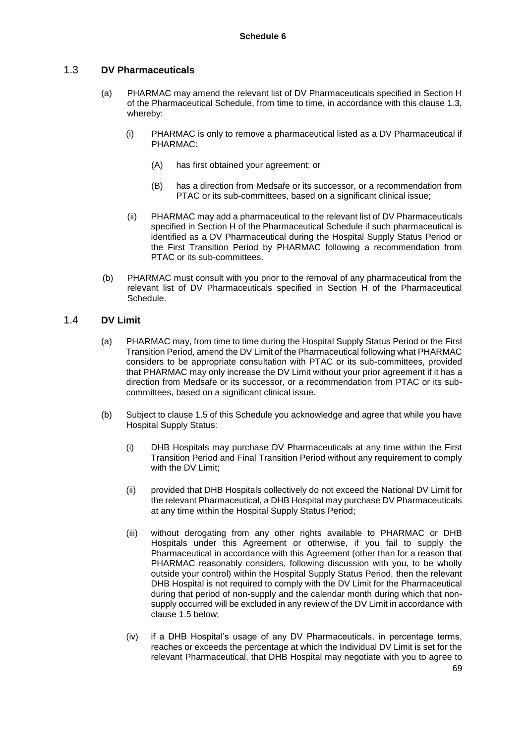**Schedule 6**

## 1.3 DV Pharmaceuticals

(a) PHARMAC may amend the relevant list of DV Pharmaceuticals specified in Section H of the Pharmaceutical Schedule, from time to time, in accordance with this clause 1.3, whereby:

(i) PHARMAC is only to remove a pharmaceutical listed as a DV Pharmaceutical if PHARMAC:

(A) has first obtained your agreement; or

(B) has a direction from Medsafe or its successor, or a recommendation from PTAC or its sub-committees, based on a significant clinical issue;

(ii) PHARMAC may add a pharmaceutical to the relevant list of DV Pharmaceuticals specified in Section H of the Pharmaceutical Schedule if such pharmaceutical is identified as a DV Pharmaceutical during the Hospital Supply Status Period or the First Transition Period by PHARMAC following a recommendation from PTAC or its sub-committees.

(b) PHARMAC must consult with you prior to the removal of any pharmaceutical from the relevant list of DV Pharmaceuticals specified in Section H of the Pharmaceutical Schedule.

## 1.4 DV Limit

(a) PHARMAC may, from time to time during the Hospital Supply Status Period or the First Transition Period, amend the DV Limit of the Pharmaceutical following what PHARMAC considers to be appropriate consultation with PTAC or its sub-committees, provided that PHARMAC may only increase the DV Limit without your prior agreement if it has a direction from Medsafe or its successor, or a recommendation from PTAC or its sub-committees, based on a significant clinical issue.

(b) Subject to clause 1.5 of this Schedule you acknowledge and agree that while you have Hospital Supply Status:

(i) DHB Hospitals may purchase DV Pharmaceuticals at any time within the First Transition Period and Final Transition Period without any requirement to comply with the DV Limit;

(ii) provided that DHB Hospitals collectively do not exceed the National DV Limit for the relevant Pharmaceutical, a DHB Hospital may purchase DV Pharmaceuticals at any time within the Hospital Supply Status Period;

(iii) without derogating from any other rights available to PHARMAC or DHB Hospitals under this Agreement or otherwise, if you fail to supply the Pharmaceutical in accordance with this Agreement (other than for a reason that PHARMAC reasonably considers, following discussion with you, to be wholly outside your control) within the Hospital Supply Status Period, then the relevant DHB Hospital is not required to comply with the DV Limit for the Pharmaceutical during that period of non-supply and the calendar month during which that non-supply occurred will be excluded in any review of the DV Limit in accordance with clause 1.5 below;

(iv) if a DHB Hospital's usage of any DV Pharmaceuticals, in percentage terms, reaches or exceeds the percentage at which the Individual DV Limit is set for the relevant Pharmaceutical, that DHB Hospital may negotiate with you to agree to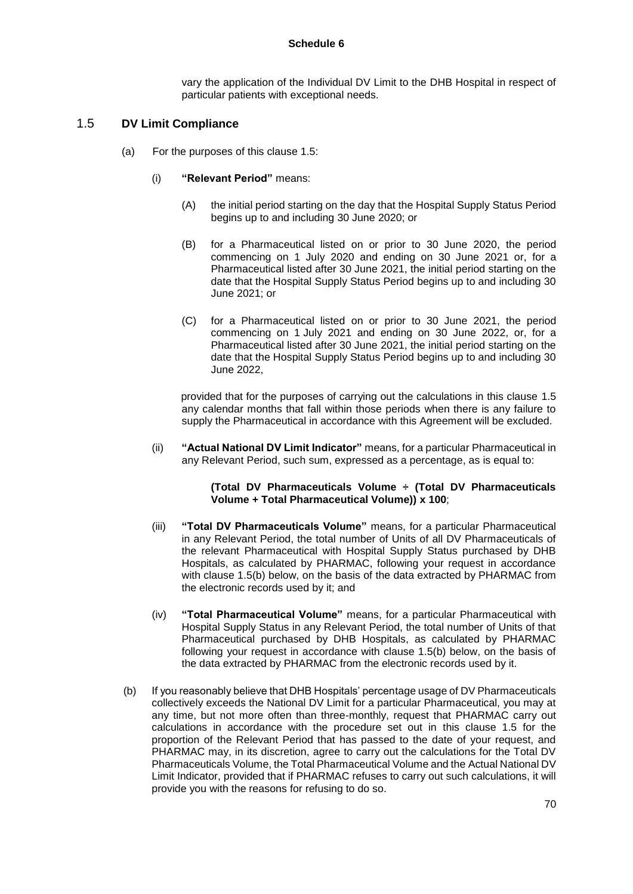vary the application of the Individual DV Limit to the DHB Hospital in respect of particular patients with exceptional needs.

## 1.5 DV Limit Compliance

(a) For the purposes of this clause 1.5:

(i) **"Relevant Period"** means:

(A) the initial period starting on the day that the Hospital Supply Status Period begins up to and including 30 June 2020; or

(B) for a Pharmaceutical listed on or prior to 30 June 2020, the period commencing on 1 July 2020 and ending on 30 June 2021 or, for a Pharmaceutical listed after 30 June 2021, the initial period starting on the date that the Hospital Supply Status Period begins up to and including 30 June 2021; or

(C) for a Pharmaceutical listed on or prior to 30 June 2021, the period commencing on 1 July 2021 and ending on 30 June 2022, or, for a Pharmaceutical listed after 30 June 2021, the initial period starting on the date that the Hospital Supply Status Period begins up to and including 30 June 2022,

provided that for the purposes of carrying out the calculations in this clause 1.5 any calendar months that fall within those periods when there is any failure to supply the Pharmaceutical in accordance with this Agreement will be excluded.

(ii) **"Actual National DV Limit Indicator"** means, for a particular Pharmaceutical in any Relevant Period, such sum, expressed as a percentage, as is equal to:

**(Total DV Pharmaceuticals Volume ÷ (Total DV Pharmaceuticals Volume + Total Pharmaceutical Volume)) x 100**;

(iii) **"Total DV Pharmaceuticals Volume"** means, for a particular Pharmaceutical in any Relevant Period, the total number of Units of all DV Pharmaceuticals of the relevant Pharmaceutical with Hospital Supply Status purchased by DHB Hospitals, as calculated by PHARMAC, following your request in accordance with clause 1.5(b) below, on the basis of the data extracted by PHARMAC from the electronic records used by it; and

(iv) **"Total Pharmaceutical Volume"** means, for a particular Pharmaceutical with Hospital Supply Status in any Relevant Period, the total number of Units of that Pharmaceutical purchased by DHB Hospitals, as calculated by PHARMAC following your request in accordance with clause 1.5(b) below, on the basis of the data extracted by PHARMAC from the electronic records used by it.

(b) If you reasonably believe that DHB Hospitals' percentage usage of DV Pharmaceuticals collectively exceeds the National DV Limit for a particular Pharmaceutical, you may at any time, but not more often than three-monthly, request that PHARMAC carry out calculations in accordance with the procedure set out in this clause 1.5 for the proportion of the Relevant Period that has passed to the date of your request, and PHARMAC may, in its discretion, agree to carry out the calculations for the Total DV Pharmaceuticals Volume, the Total Pharmaceutical Volume and the Actual National DV Limit Indicator, provided that if PHARMAC refuses to carry out such calculations, it will provide you with the reasons for refusing to do so.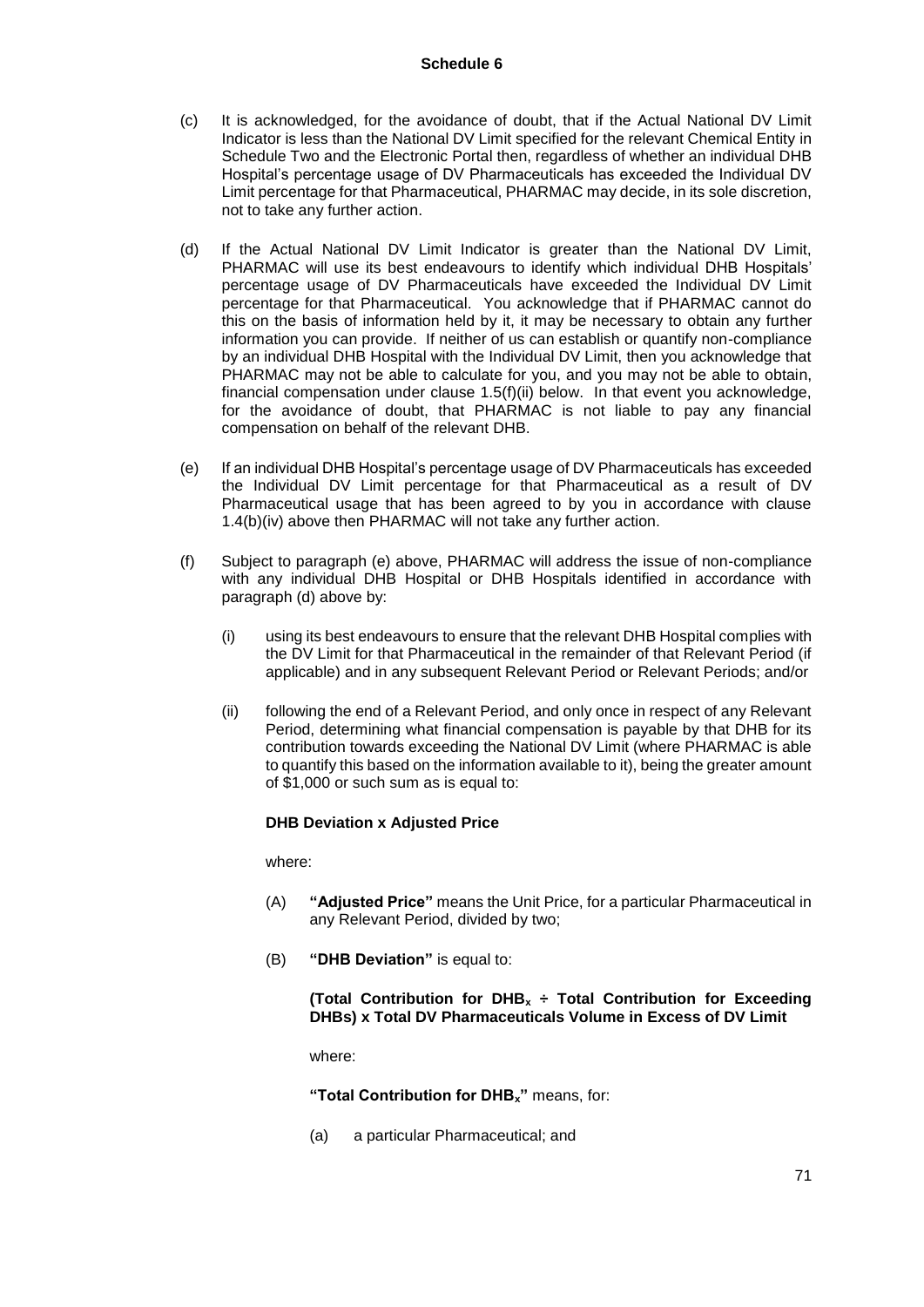**Schedule 6**

(c) It is acknowledged, for the avoidance of doubt, that if the Actual National DV Limit Indicator is less than the National DV Limit specified for the relevant Chemical Entity in Schedule Two and the Electronic Portal then, regardless of whether an individual DHB Hospital's percentage usage of DV Pharmaceuticals has exceeded the Individual DV Limit percentage for that Pharmaceutical, PHARMAC may decide, in its sole discretion, not to take any further action.

(d) If the Actual National DV Limit Indicator is greater than the National DV Limit, PHARMAC will use its best endeavours to identify which individual DHB Hospitals' percentage usage of DV Pharmaceuticals have exceeded the Individual DV Limit percentage for that Pharmaceutical. You acknowledge that if PHARMAC cannot do this on the basis of information held by it, it may be necessary to obtain any further information you can provide. If neither of us can establish or quantify non-compliance by an individual DHB Hospital with the Individual DV Limit, then you acknowledge that PHARMAC may not be able to calculate for you, and you may not be able to obtain, financial compensation under clause 1.5(f)(ii) below. In that event you acknowledge, for the avoidance of doubt, that PHARMAC is not liable to pay any financial compensation on behalf of the relevant DHB.

(e) If an individual DHB Hospital's percentage usage of DV Pharmaceuticals has exceeded the Individual DV Limit percentage for that Pharmaceutical as a result of DV Pharmaceutical usage that has been agreed to by you in accordance with clause 1.4(b)(iv) above then PHARMAC will not take any further action.

(f) Subject to paragraph (e) above, PHARMAC will address the issue of non-compliance with any individual DHB Hospital or DHB Hospitals identified in accordance with paragraph (d) above by:

   (i) using its best endeavours to ensure that the relevant DHB Hospital complies with the DV Limit for that Pharmaceutical in the remainder of that Relevant Period (if applicable) and in any subsequent Relevant Period or Relevant Periods; and/or

   (ii) following the end of a Relevant Period, and only once in respect of any Relevant Period, determining what financial compensation is payable by that DHB for its contribution towards exceeding the National DV Limit (where PHARMAC is able to quantify this based on the information available to it), being the greater amount of $1,000 or such sum as is equal to:

   **DHB Deviation x Adjusted Price**

   where:

   (A) **"Adjusted Price"** means the Unit Price, for a particular Pharmaceutical in any Relevant Period, divided by two;

   (B) **"DHB Deviation"** is equal to:

   **(Total Contribution for $DHB_x$ ÷ Total Contribution for Exceeding DHBs) x Total DV Pharmaceuticals Volume in Excess of DV Limit**

   where:

   **"Total Contribution for $DHB_x$"** means, for:

   (a) a particular Pharmaceutical; and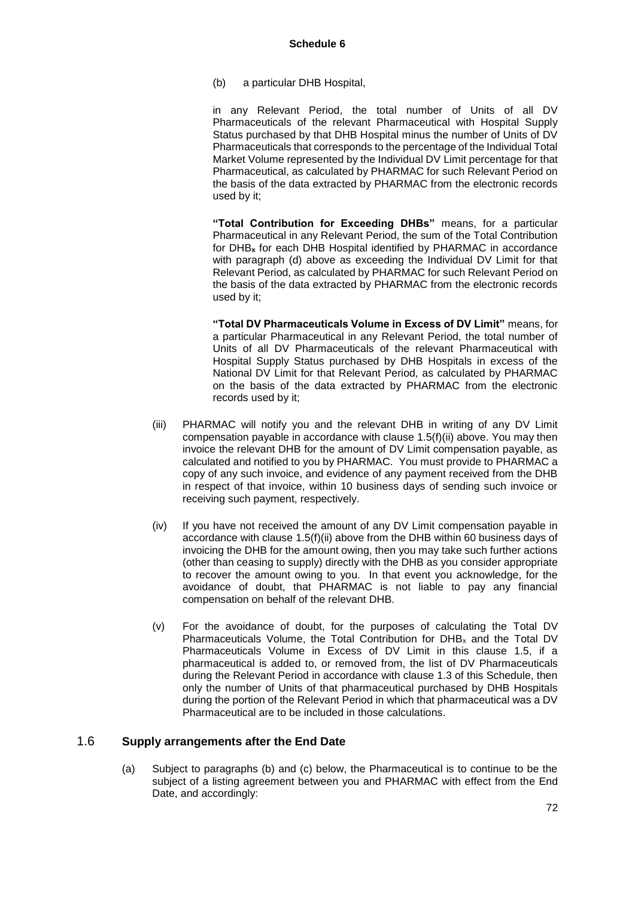**Schedule 6**

(b) a particular DHB Hospital,

in any Relevant Period, the total number of Units of all DV Pharmaceuticals of the relevant Pharmaceutical with Hospital Supply Status purchased by that DHB Hospital minus the number of Units of DV Pharmaceuticals that corresponds to the percentage of the Individual Total Market Volume represented by the Individual DV Limit percentage for that Pharmaceutical, as calculated by PHARMAC for such Relevant Period on the basis of the data extracted by PHARMAC from the electronic records used by it;

**"Total Contribution for Exceeding DHBs"** means, for a particular Pharmaceutical in any Relevant Period, the sum of the Total Contribution for $DHB_x$ for each DHB Hospital identified by PHARMAC in accordance with paragraph (d) above as exceeding the Individual DV Limit for that Relevant Period, as calculated by PHARMAC for such Relevant Period on the basis of the data extracted by PHARMAC from the electronic records used by it;

**"Total DV Pharmaceuticals Volume in Excess of DV Limit"** means, for a particular Pharmaceutical in any Relevant Period, the total number of Units of all DV Pharmaceuticals of the relevant Pharmaceutical with Hospital Supply Status purchased by DHB Hospitals in excess of the National DV Limit for that Relevant Period, as calculated by PHARMAC on the basis of the data extracted by PHARMAC from the electronic records used by it;

(iii) PHARMAC will notify you and the relevant DHB in writing of any DV Limit compensation payable in accordance with clause 1.5(f)(ii) above. You may then invoice the relevant DHB for the amount of DV Limit compensation payable, as calculated and notified to you by PHARMAC. You must provide to PHARMAC a copy of any such invoice, and evidence of any payment received from the DHB in respect of that invoice, within 10 business days of sending such invoice or receiving such payment, respectively.

(iv) If you have not received the amount of any DV Limit compensation payable in accordance with clause 1.5(f)(ii) above from the DHB within 60 business days of invoicing the DHB for the amount owing, then you may take such further actions (other than ceasing to supply) directly with the DHB as you consider appropriate to recover the amount owing to you. In that event you acknowledge, for the avoidance of doubt, that PHARMAC is not liable to pay any financial compensation on behalf of the relevant DHB.

(v) For the avoidance of doubt, for the purposes of calculating the Total DV Pharmaceuticals Volume, the Total Contribution for $DHB_x$ and the Total DV Pharmaceuticals Volume in Excess of DV Limit in this clause 1.5, if a pharmaceutical is added to, or removed from, the list of DV Pharmaceuticals during the Relevant Period in accordance with clause 1.3 of this Schedule, then only the number of Units of that pharmaceutical purchased by DHB Hospitals during the portion of the Relevant Period in which that pharmaceutical was a DV Pharmaceutical are to be included in those calculations.

## 1.6 Supply arrangements after the End Date

(a) Subject to paragraphs (b) and (c) below, the Pharmaceutical is to continue to be the subject of a listing agreement between you and PHARMAC with effect from the End Date, and accordingly: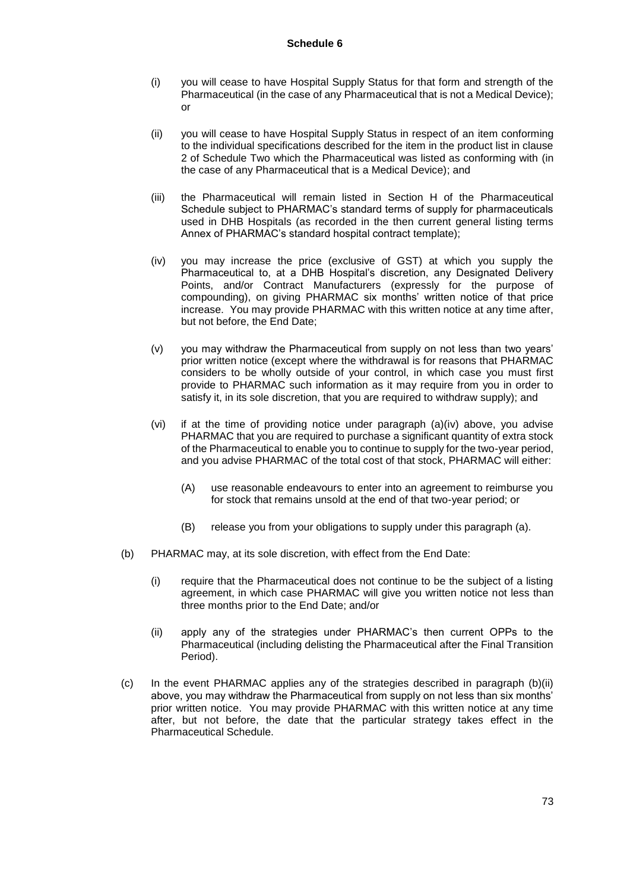(i) you will cease to have Hospital Supply Status for that form and strength of the Pharmaceutical (in the case of any Pharmaceutical that is not a Medical Device); or

(ii) you will cease to have Hospital Supply Status in respect of an item conforming to the individual specifications described for the item in the product list in clause 2 of Schedule Two which the Pharmaceutical was listed as conforming with (in the case of any Pharmaceutical that is a Medical Device); and

(iii) the Pharmaceutical will remain listed in Section H of the Pharmaceutical Schedule subject to PHARMAC's standard terms of supply for pharmaceuticals used in DHB Hospitals (as recorded in the then current general listing terms Annex of PHARMAC's standard hospital contract template);

(iv) you may increase the price (exclusive of GST) at which you supply the Pharmaceutical to, at a DHB Hospital's discretion, any Designated Delivery Points, and/or Contract Manufacturers (expressly for the purpose of compounding), on giving PHARMAC six months' written notice of that price increase. You may provide PHARMAC with this written notice at any time after, but not before, the End Date;

(v) you may withdraw the Pharmaceutical from supply on not less than two years' prior written notice (except where the withdrawal is for reasons that PHARMAC considers to be wholly outside of your control, in which case you must first provide to PHARMAC such information as it may require from you in order to satisfy it, in its sole discretion, that you are required to withdraw supply); and

(vi) if at the time of providing notice under paragraph (a)(iv) above, you advise PHARMAC that you are required to purchase a significant quantity of extra stock of the Pharmaceutical to enable you to continue to supply for the two-year period, and you advise PHARMAC of the total cost of that stock, PHARMAC will either:

   (A) use reasonable endeavours to enter into an agreement to reimburse you for stock that remains unsold at the end of that two-year period; or

   (B) release you from your obligations to supply under this paragraph (a).

(b) PHARMAC may, at its sole discretion, with effect from the End Date:

   (i) require that the Pharmaceutical does not continue to be the subject of a listing agreement, in which case PHARMAC will give you written notice not less than three months prior to the End Date; and/or

   (ii) apply any of the strategies under PHARMAC's then current OPPs to the Pharmaceutical (including delisting the Pharmaceutical after the Final Transition Period).

(c) In the event PHARMAC applies any of the strategies described in paragraph (b)(ii) above, you may withdraw the Pharmaceutical from supply on not less than six months' prior written notice. You may provide PHARMAC with this written notice at any time after, but not before, the date that the particular strategy takes effect in the Pharmaceutical Schedule.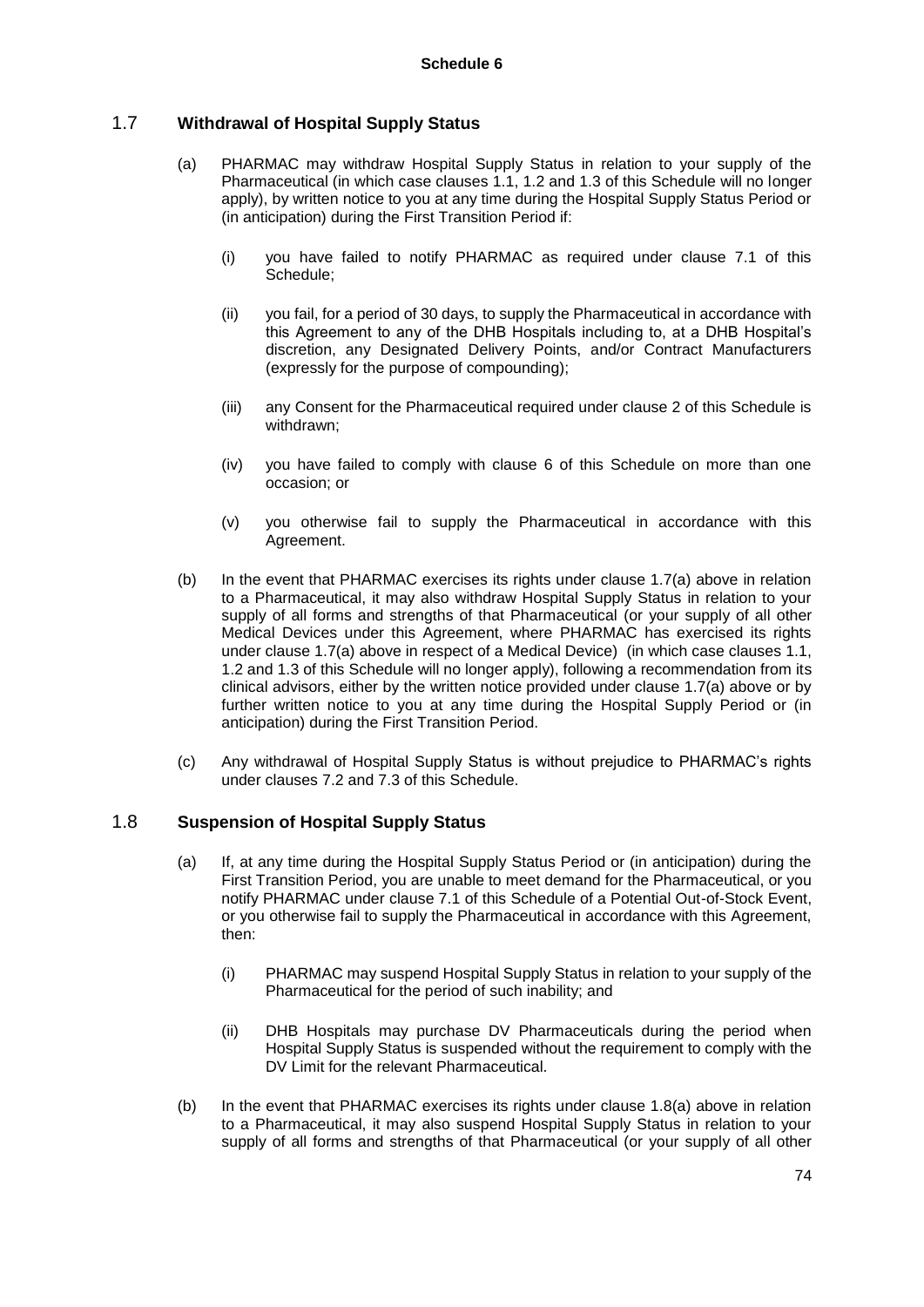**Schedule 6**

## 1.7 Withdrawal of Hospital Supply Status

(a) PHARMAC may withdraw Hospital Supply Status in relation to your supply of the Pharmaceutical (in which case clauses 1.1, 1.2 and 1.3 of this Schedule will no longer apply), by written notice to you at any time during the Hospital Supply Status Period or (in anticipation) during the First Transition Period if:

   (i) you have failed to notify PHARMAC as required under clause 7.1 of this Schedule;

   (ii) you fail, for a period of 30 days, to supply the Pharmaceutical in accordance with this Agreement to any of the DHB Hospitals including to, at a DHB Hospital's discretion, any Designated Delivery Points, and/or Contract Manufacturers (expressly for the purpose of compounding);

   (iii) any Consent for the Pharmaceutical required under clause 2 of this Schedule is withdrawn;

   (iv) you have failed to comply with clause 6 of this Schedule on more than one occasion; or

   (v) you otherwise fail to supply the Pharmaceutical in accordance with this Agreement.

(b) In the event that PHARMAC exercises its rights under clause 1.7(a) above in relation to a Pharmaceutical, it may also withdraw Hospital Supply Status in relation to your supply of all forms and strengths of that Pharmaceutical (or your supply of all other Medical Devices under this Agreement, where PHARMAC has exercised its rights under clause 1.7(a) above in respect of a Medical Device) (in which case clauses 1.1, 1.2 and 1.3 of this Schedule will no longer apply), following a recommendation from its clinical advisors, either by the written notice provided under clause 1.7(a) above or by further written notice to you at any time during the Hospital Supply Period or (in anticipation) during the First Transition Period.

(c) Any withdrawal of Hospital Supply Status is without prejudice to PHARMAC's rights under clauses 7.2 and 7.3 of this Schedule.

## 1.8 Suspension of Hospital Supply Status

(a) If, at any time during the Hospital Supply Status Period or (in anticipation) during the First Transition Period, you are unable to meet demand for the Pharmaceutical, or you notify PHARMAC under clause 7.1 of this Schedule of a Potential Out-of-Stock Event, or you otherwise fail to supply the Pharmaceutical in accordance with this Agreement, then:

   (i) PHARMAC may suspend Hospital Supply Status in relation to your supply of the Pharmaceutical for the period of such inability; and

   (ii) DHB Hospitals may purchase DV Pharmaceuticals during the period when Hospital Supply Status is suspended without the requirement to comply with the DV Limit for the relevant Pharmaceutical.

(b) In the event that PHARMAC exercises its rights under clause 1.8(a) above in relation to a Pharmaceutical, it may also suspend Hospital Supply Status in relation to your supply of all forms and strengths of that Pharmaceutical (or your supply of all other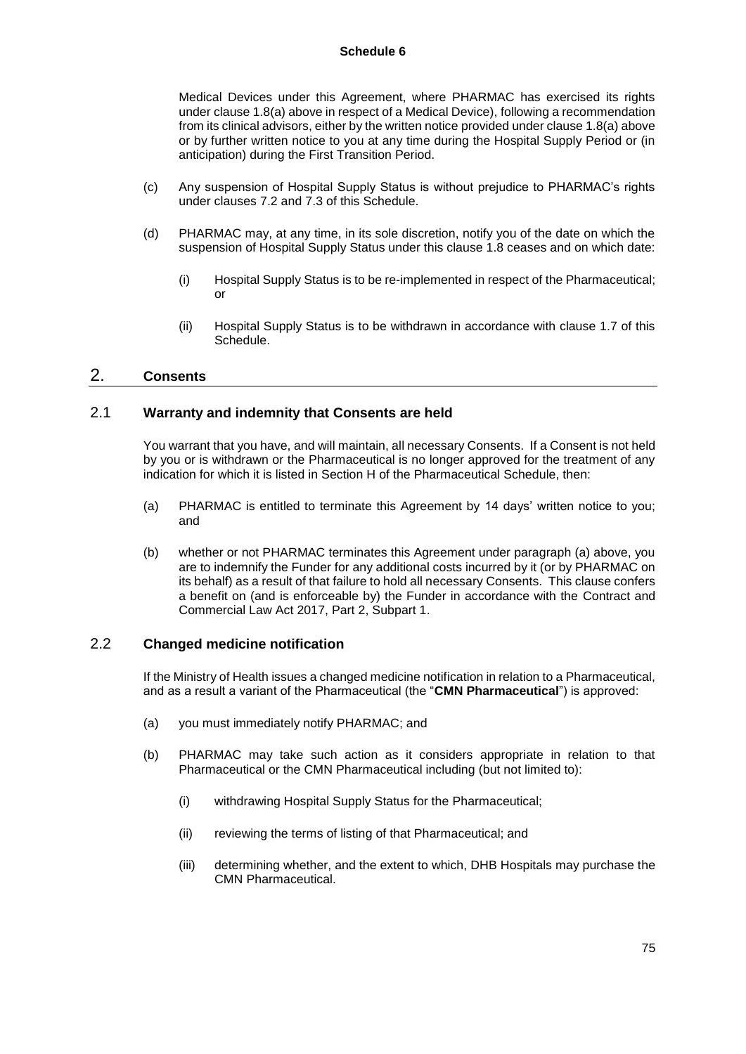Medical Devices under this Agreement, where PHARMAC has exercised its rights under clause 1.8(a) above in respect of a Medical Device), following a recommendation from its clinical advisors, either by the written notice provided under clause 1.8(a) above or by further written notice to you at any time during the Hospital Supply Period or (in anticipation) during the First Transition Period.

(c) Any suspension of Hospital Supply Status is without prejudice to PHARMAC's rights under clauses 7.2 and 7.3 of this Schedule.

(d) PHARMAC may, at any time, in its sole discretion, notify you of the date on which the suspension of Hospital Supply Status under this clause 1.8 ceases and on which date:

(i) Hospital Supply Status is to be re-implemented in respect of the Pharmaceutical; or

(ii) Hospital Supply Status is to be withdrawn in accordance with clause 1.7 of this Schedule.

## 2. Consents

### 2.1 Warranty and indemnity that Consents are held

You warrant that you have, and will maintain, all necessary Consents. If a Consent is not held by you or is withdrawn or the Pharmaceutical is no longer approved for the treatment of any indication for which it is listed in Section H of the Pharmaceutical Schedule, then:

(a) PHARMAC is entitled to terminate this Agreement by 14 days' written notice to you; and

(b) whether or not PHARMAC terminates this Agreement under paragraph (a) above, you are to indemnify the Funder for any additional costs incurred by it (or by PHARMAC on its behalf) as a result of that failure to hold all necessary Consents. This clause confers a benefit on (and is enforceable by) the Funder in accordance with the Contract and Commercial Law Act 2017, Part 2, Subpart 1.

### 2.2 Changed medicine notification

If the Ministry of Health issues a changed medicine notification in relation to a Pharmaceutical, and as a result a variant of the Pharmaceutical (the "**CMN Pharmaceutical**") is approved:

(a) you must immediately notify PHARMAC; and

(b) PHARMAC may take such action as it considers appropriate in relation to that Pharmaceutical or the CMN Pharmaceutical including (but not limited to):

(i) withdrawing Hospital Supply Status for the Pharmaceutical;

(ii) reviewing the terms of listing of that Pharmaceutical; and

(iii) determining whether, and the extent to which, DHB Hospitals may purchase the CMN Pharmaceutical.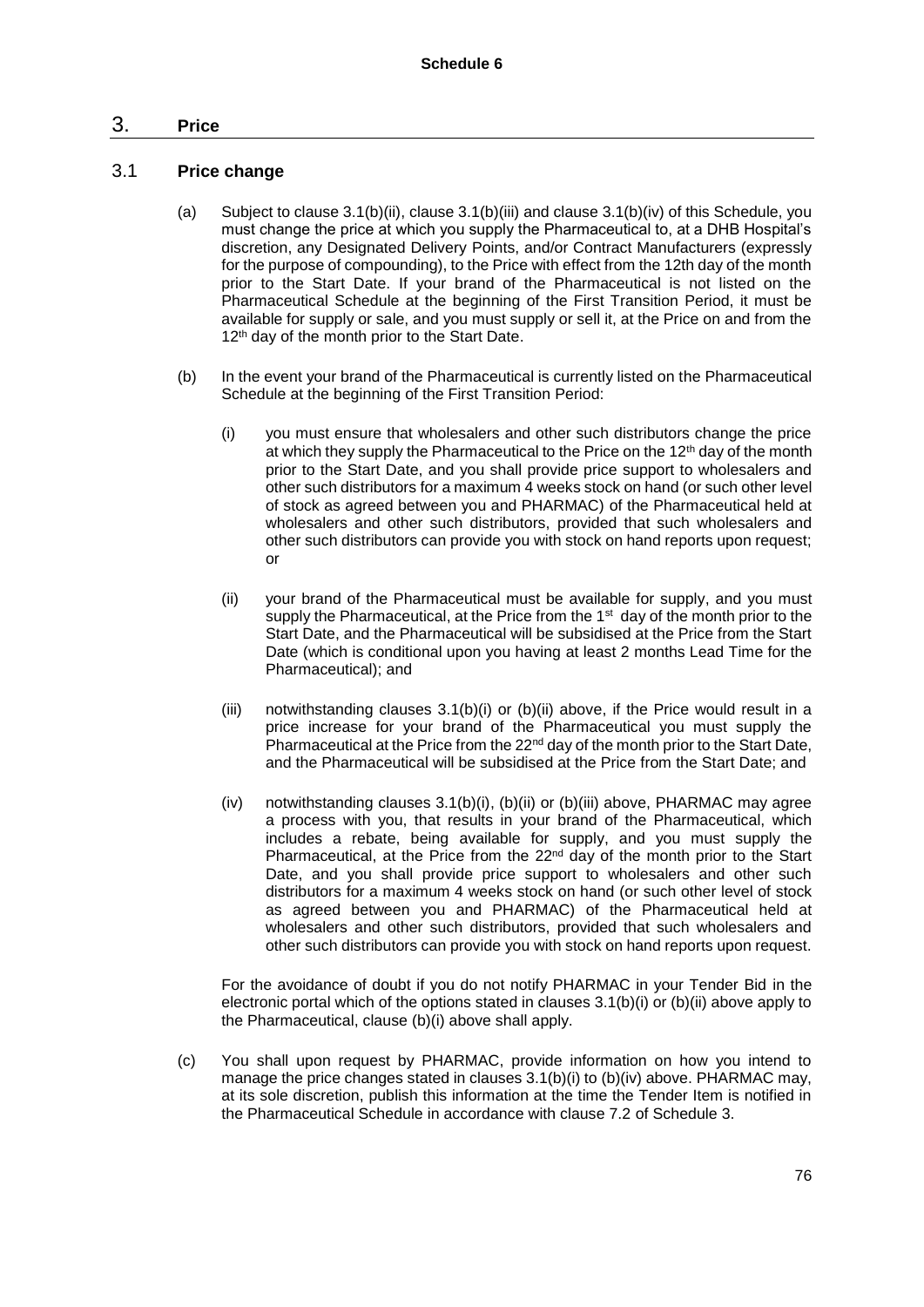**Schedule 6**

# 3. Price

## 3.1 Price change

(a) Subject to clause 3.1(b)(ii), clause 3.1(b)(iii) and clause 3.1(b)(iv) of this Schedule, you must change the price at which you supply the Pharmaceutical to, at a DHB Hospital's discretion, any Designated Delivery Points, and/or Contract Manufacturers (expressly for the purpose of compounding), to the Price with effect from the 12th day of the month prior to the Start Date. If your brand of the Pharmaceutical is not listed on the Pharmaceutical Schedule at the beginning of the First Transition Period, it must be available for supply or sale, and you must supply or sell it, at the Price on and from the 12th day of the month prior to the Start Date.

(b) In the event your brand of the Pharmaceutical is currently listed on the Pharmaceutical Schedule at the beginning of the First Transition Period:

(i) you must ensure that wholesalers and other such distributors change the price at which they supply the Pharmaceutical to the Price on the 12th day of the month prior to the Start Date, and you shall provide price support to wholesalers and other such distributors for a maximum 4 weeks stock on hand (or such other level of stock as agreed between you and PHARMAC) of the Pharmaceutical held at wholesalers and other such distributors, provided that such wholesalers and other such distributors can provide you with stock on hand reports upon request; or

(ii) your brand of the Pharmaceutical must be available for supply, and you must supply the Pharmaceutical, at the Price from the 1st day of the month prior to the Start Date, and the Pharmaceutical will be subsidised at the Price from the Start Date (which is conditional upon you having at least 2 months Lead Time for the Pharmaceutical); and

(iii) notwithstanding clauses 3.1(b)(i) or (b)(ii) above, if the Price would result in a price increase for your brand of the Pharmaceutical you must supply the Pharmaceutical at the Price from the 22nd day of the month prior to the Start Date, and the Pharmaceutical will be subsidised at the Price from the Start Date; and

(iv) notwithstanding clauses 3.1(b)(i), (b)(ii) or (b)(iii) above, PHARMAC may agree a process with you, that results in your brand of the Pharmaceutical, which includes a rebate, being available for supply, and you must supply the Pharmaceutical, at the Price from the 22nd day of the month prior to the Start Date, and you shall provide price support to wholesalers and other such distributors for a maximum 4 weeks stock on hand (or such other level of stock as agreed between you and PHARMAC) of the Pharmaceutical held at wholesalers and other such distributors, provided that such wholesalers and other such distributors can provide you with stock on hand reports upon request.

For the avoidance of doubt if you do not notify PHARMAC in your Tender Bid in the electronic portal which of the options stated in clauses 3.1(b)(i) or (b)(ii) above apply to the Pharmaceutical, clause (b)(i) above shall apply.

(c) You shall upon request by PHARMAC, provide information on how you intend to manage the price changes stated in clauses 3.1(b)(i) to (b)(iv) above. PHARMAC may, at its sole discretion, publish this information at the time the Tender Item is notified in the Pharmaceutical Schedule in accordance with clause 7.2 of Schedule 3.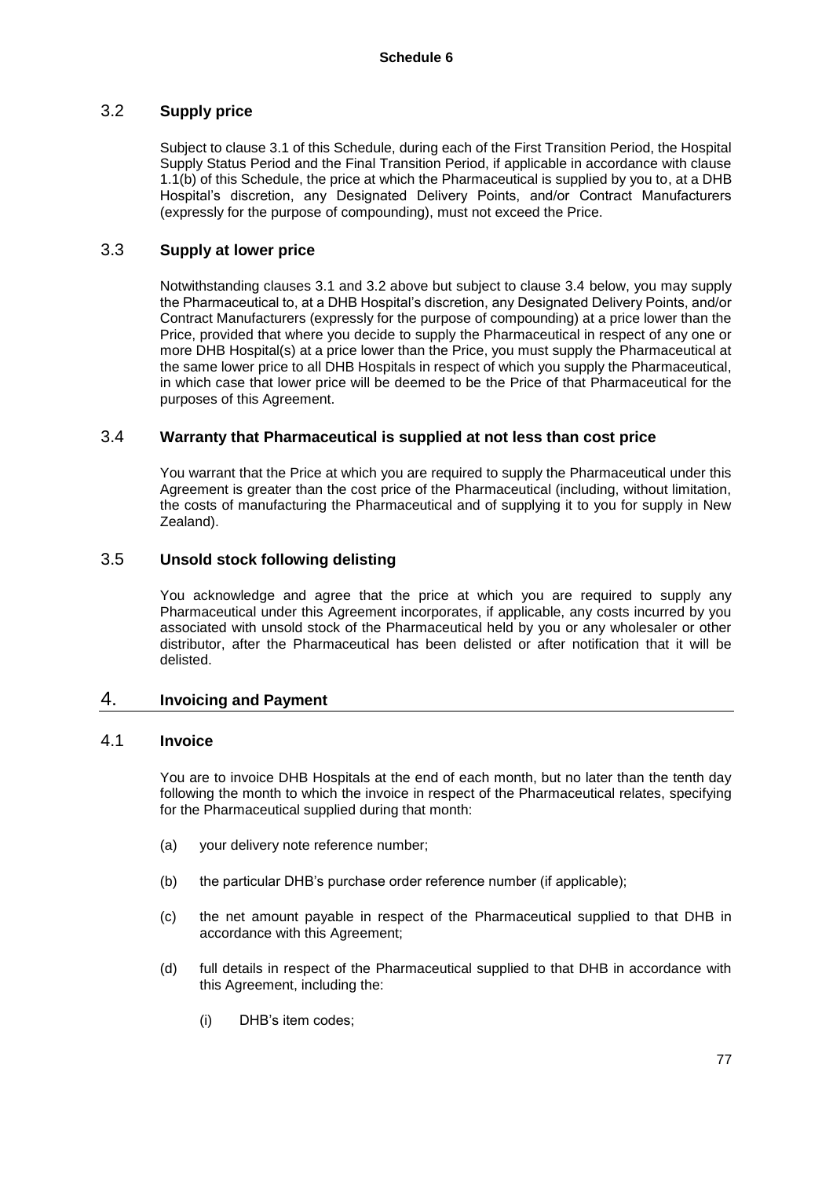### 3.2 **Supply price**

Subject to clause 3.1 of this Schedule, during each of the First Transition Period, the Hospital Supply Status Period and the Final Transition Period, if applicable in accordance with clause 1.1(b) of this Schedule, the price at which the Pharmaceutical is supplied by you to, at a DHB Hospital's discretion, any Designated Delivery Points, and/or Contract Manufacturers (expressly for the purpose of compounding), must not exceed the Price.

### 3.3 **Supply at lower price**

Notwithstanding clauses 3.1 and 3.2 above but subject to clause 3.4 below, you may supply the Pharmaceutical to, at a DHB Hospital's discretion, any Designated Delivery Points, and/or Contract Manufacturers (expressly for the purpose of compounding) at a price lower than the Price, provided that where you decide to supply the Pharmaceutical in respect of any one or more DHB Hospital(s) at a price lower than the Price, you must supply the Pharmaceutical at the same lower price to all DHB Hospitals in respect of which you supply the Pharmaceutical, in which case that lower price will be deemed to be the Price of that Pharmaceutical for the purposes of this Agreement.

### 3.4 **Warranty that Pharmaceutical is supplied at not less than cost price**

You warrant that the Price at which you are required to supply the Pharmaceutical under this Agreement is greater than the cost price of the Pharmaceutical (including, without limitation, the costs of manufacturing the Pharmaceutical and of supplying it to you for supply in New Zealand).

### 3.5 **Unsold stock following delisting**

You acknowledge and agree that the price at which you are required to supply any Pharmaceutical under this Agreement incorporates, if applicable, any costs incurred by you associated with unsold stock of the Pharmaceutical held by you or any wholesaler or other distributor, after the Pharmaceutical has been delisted or after notification that it will be delisted.

## 4. **Invoicing and Payment**

### 4.1 **Invoice**

You are to invoice DHB Hospitals at the end of each month, but no later than the tenth day following the month to which the invoice in respect of the Pharmaceutical relates, specifying for the Pharmaceutical supplied during that month:

(a) your delivery note reference number;

(b) the particular DHB's purchase order reference number (if applicable);

(c) the net amount payable in respect of the Pharmaceutical supplied to that DHB in accordance with this Agreement;

(d) full details in respect of the Pharmaceutical supplied to that DHB in accordance with this Agreement, including the:

(i) DHB's item codes;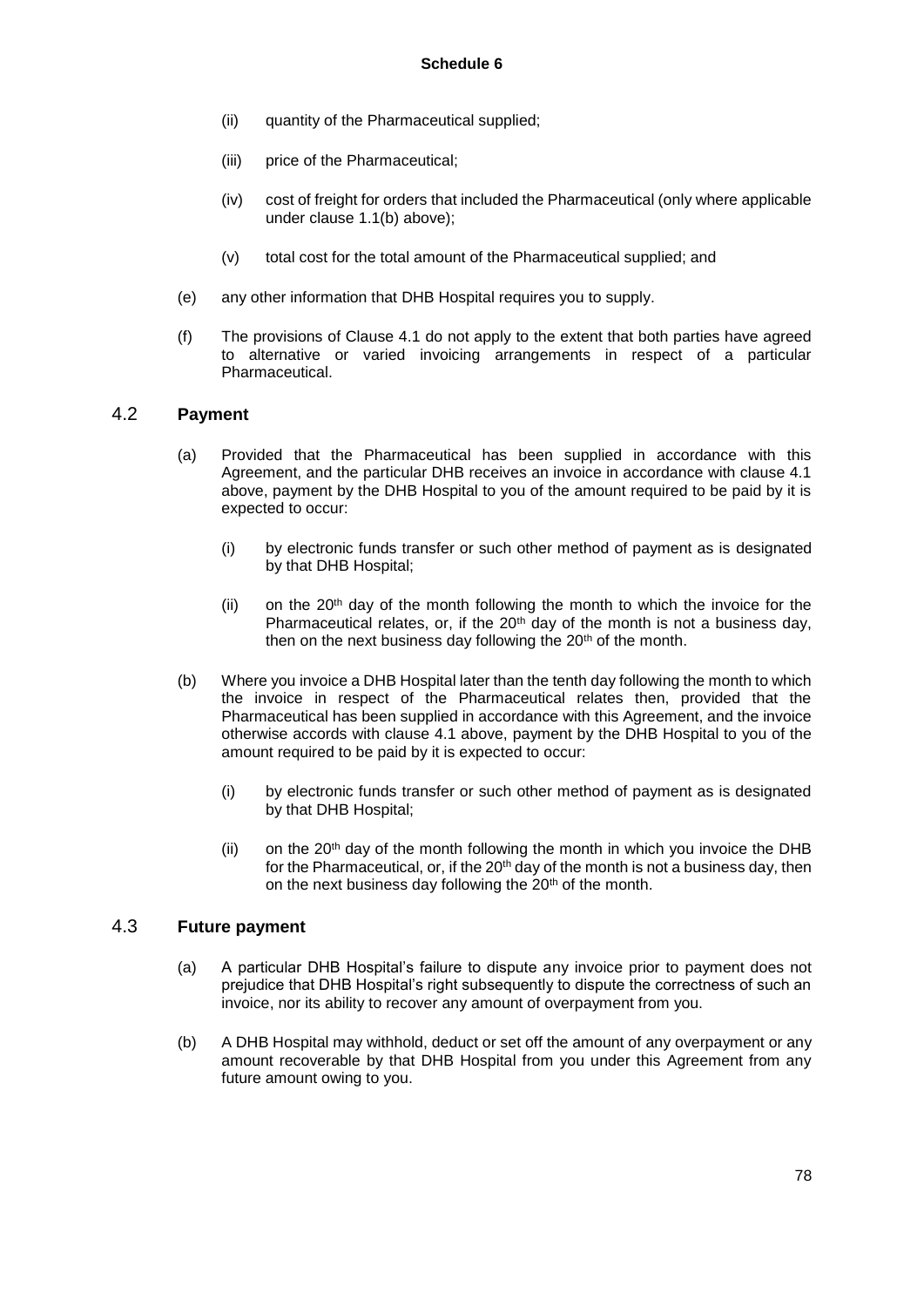**Schedule 6**

(ii) quantity of the Pharmaceutical supplied;

(iii) price of the Pharmaceutical;

(iv) cost of freight for orders that included the Pharmaceutical (only where applicable under clause 1.1(b) above);

(v) total cost for the total amount of the Pharmaceutical supplied; and

(e) any other information that DHB Hospital requires you to supply.

(f) The provisions of Clause 4.1 do not apply to the extent that both parties have agreed to alternative or varied invoicing arrangements in respect of a particular Pharmaceutical.

## 4.2 Payment

(a) Provided that the Pharmaceutical has been supplied in accordance with this Agreement, and the particular DHB receives an invoice in accordance with clause 4.1 above, payment by the DHB Hospital to you of the amount required to be paid by it is expected to occur:

(i) by electronic funds transfer or such other method of payment as is designated by that DHB Hospital;

(ii) on the 20th day of the month following the month to which the invoice for the Pharmaceutical relates, or, if the 20th day of the month is not a business day, then on the next business day following the 20th of the month.

(b) Where you invoice a DHB Hospital later than the tenth day following the month to which the invoice in respect of the Pharmaceutical relates then, provided that the Pharmaceutical has been supplied in accordance with this Agreement, and the invoice otherwise accords with clause 4.1 above, payment by the DHB Hospital to you of the amount required to be paid by it is expected to occur:

(i) by electronic funds transfer or such other method of payment as is designated by that DHB Hospital;

(ii) on the 20th day of the month following the month in which you invoice the DHB for the Pharmaceutical, or, if the 20th day of the month is not a business day, then on the next business day following the 20th of the month.

## 4.3 Future payment

(a) A particular DHB Hospital's failure to dispute any invoice prior to payment does not prejudice that DHB Hospital's right subsequently to dispute the correctness of such an invoice, nor its ability to recover any amount of overpayment from you.

(b) A DHB Hospital may withhold, deduct or set off the amount of any overpayment or any amount recoverable by that DHB Hospital from you under this Agreement from any future amount owing to you.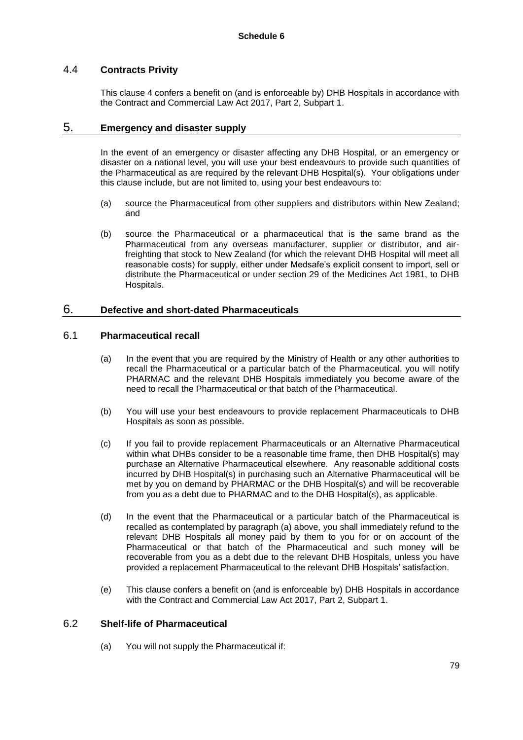### 4.4 Contracts Privity

This clause 4 confers a benefit on (and is enforceable by) DHB Hospitals in accordance with the Contract and Commercial Law Act 2017, Part 2, Subpart 1.

## 5. Emergency and disaster supply

In the event of an emergency or disaster affecting any DHB Hospital, or an emergency or disaster on a national level, you will use your best endeavours to provide such quantities of the Pharmaceutical as are required by the relevant DHB Hospital(s). Your obligations under this clause include, but are not limited to, using your best endeavours to:

(a) source the Pharmaceutical from other suppliers and distributors within New Zealand; and

(b) source the Pharmaceutical or a pharmaceutical that is the same brand as the Pharmaceutical from any overseas manufacturer, supplier or distributor, and air-freighting that stock to New Zealand (for which the relevant DHB Hospital will meet all reasonable costs) for supply, either under Medsafe's explicit consent to import, sell or distribute the Pharmaceutical or under section 29 of the Medicines Act 1981, to DHB Hospitals.

## 6. Defective and short-dated Pharmaceuticals

### 6.1 Pharmaceutical recall

(a) In the event that you are required by the Ministry of Health or any other authorities to recall the Pharmaceutical or a particular batch of the Pharmaceutical, you will notify PHARMAC and the relevant DHB Hospitals immediately you become aware of the need to recall the Pharmaceutical or that batch of the Pharmaceutical.

(b) You will use your best endeavours to provide replacement Pharmaceuticals to DHB Hospitals as soon as possible.

(c) If you fail to provide replacement Pharmaceuticals or an Alternative Pharmaceutical within what DHBs consider to be a reasonable time frame, then DHB Hospital(s) may purchase an Alternative Pharmaceutical elsewhere. Any reasonable additional costs incurred by DHB Hospital(s) in purchasing such an Alternative Pharmaceutical will be met by you on demand by PHARMAC or the DHB Hospital(s) and will be recoverable from you as a debt due to PHARMAC and to the DHB Hospital(s), as applicable.

(d) In the event that the Pharmaceutical or a particular batch of the Pharmaceutical is recalled as contemplated by paragraph (a) above, you shall immediately refund to the relevant DHB Hospitals all money paid by them to you for or on account of the Pharmaceutical or that batch of the Pharmaceutical and such money will be recoverable from you as a debt due to the relevant DHB Hospitals, unless you have provided a replacement Pharmaceutical to the relevant DHB Hospitals' satisfaction.

(e) This clause confers a benefit on (and is enforceable by) DHB Hospitals in accordance with the Contract and Commercial Law Act 2017, Part 2, Subpart 1.

### 6.2 Shelf-life of Pharmaceutical

(a) You will not supply the Pharmaceutical if: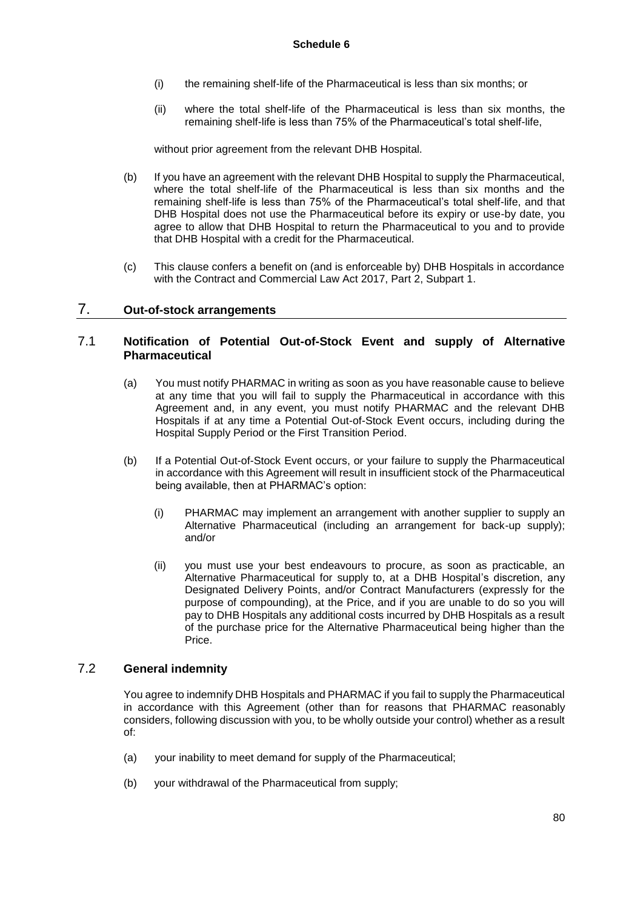(i) the remaining shelf-life of the Pharmaceutical is less than six months; or

(ii) where the total shelf-life of the Pharmaceutical is less than six months, the remaining shelf-life is less than 75% of the Pharmaceutical's total shelf-life,

without prior agreement from the relevant DHB Hospital.

(b) If you have an agreement with the relevant DHB Hospital to supply the Pharmaceutical, where the total shelf-life of the Pharmaceutical is less than six months and the remaining shelf-life is less than 75% of the Pharmaceutical's total shelf-life, and that DHB Hospital does not use the Pharmaceutical before its expiry or use-by date, you agree to allow that DHB Hospital to return the Pharmaceutical to you and to provide that DHB Hospital with a credit for the Pharmaceutical.

(c) This clause confers a benefit on (and is enforceable by) DHB Hospitals in accordance with the Contract and Commercial Law Act 2017, Part 2, Subpart 1.

# 7. Out-of-stock arrangements

## 7.1 Notification of Potential Out-of-Stock Event and supply of Alternative Pharmaceutical

(a) You must notify PHARMAC in writing as soon as you have reasonable cause to believe at any time that you will fail to supply the Pharmaceutical in accordance with this Agreement and, in any event, you must notify PHARMAC and the relevant DHB Hospitals if at any time a Potential Out-of-Stock Event occurs, including during the Hospital Supply Period or the First Transition Period.

(b) If a Potential Out-of-Stock Event occurs, or your failure to supply the Pharmaceutical in accordance with this Agreement will result in insufficient stock of the Pharmaceutical being available, then at PHARMAC's option:

(i) PHARMAC may implement an arrangement with another supplier to supply an Alternative Pharmaceutical (including an arrangement for back-up supply); and/or

(ii) you must use your best endeavours to procure, as soon as practicable, an Alternative Pharmaceutical for supply to, at a DHB Hospital's discretion, any Designated Delivery Points, and/or Contract Manufacturers (expressly for the purpose of compounding), at the Price, and if you are unable to do so you will pay to DHB Hospitals any additional costs incurred by DHB Hospitals as a result of the purchase price for the Alternative Pharmaceutical being higher than the Price.

## 7.2 General indemnity

You agree to indemnify DHB Hospitals and PHARMAC if you fail to supply the Pharmaceutical in accordance with this Agreement (other than for reasons that PHARMAC reasonably considers, following discussion with you, to be wholly outside your control) whether as a result of:

(a) your inability to meet demand for supply of the Pharmaceutical;

(b) your withdrawal of the Pharmaceutical from supply;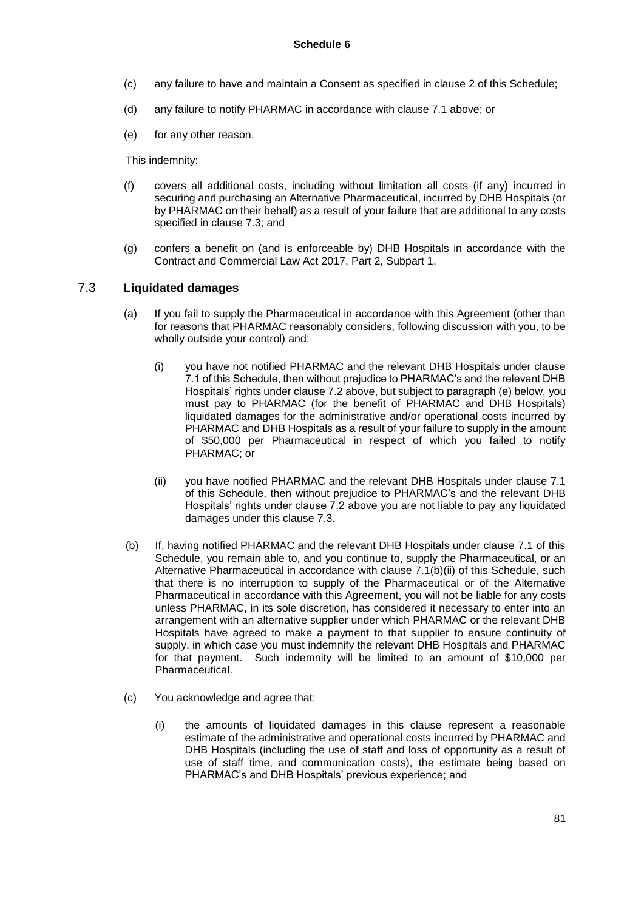(c) any failure to have and maintain a Consent as specified in clause 2 of this Schedule;

(d) any failure to notify PHARMAC in accordance with clause 7.1 above; or

(e) for any other reason.

This indemnity:

(f) covers all additional costs, including without limitation all costs (if any) incurred in securing and purchasing an Alternative Pharmaceutical, incurred by DHB Hospitals (or by PHARMAC on their behalf) as a result of your failure that are additional to any costs specified in clause 7.3; and

(g) confers a benefit on (and is enforceable by) DHB Hospitals in accordance with the Contract and Commercial Law Act 2017, Part 2, Subpart 1.

## 7.3 Liquidated damages

(a) If you fail to supply the Pharmaceutical in accordance with this Agreement (other than for reasons that PHARMAC reasonably considers, following discussion with you, to be wholly outside your control) and:

   (i) you have not notified PHARMAC and the relevant DHB Hospitals under clause 7.1 of this Schedule, then without prejudice to PHARMAC's and the relevant DHB Hospitals' rights under clause 7.2 above, but subject to paragraph (e) below, you must pay to PHARMAC (for the benefit of PHARMAC and DHB Hospitals) liquidated damages for the administrative and/or operational costs incurred by PHARMAC and DHB Hospitals as a result of your failure to supply in the amount of $50,000 per Pharmaceutical in respect of which you failed to notify PHARMAC; or

   (ii) you have notified PHARMAC and the relevant DHB Hospitals under clause 7.1 of this Schedule, then without prejudice to PHARMAC's and the relevant DHB Hospitals' rights under clause 7.2 above you are not liable to pay any liquidated damages under this clause 7.3.

(b) If, having notified PHARMAC and the relevant DHB Hospitals under clause 7.1 of this Schedule, you remain able to, and you continue to, supply the Pharmaceutical, or an Alternative Pharmaceutical in accordance with clause 7.1(b)(ii) of this Schedule, such that there is no interruption to supply of the Pharmaceutical or of the Alternative Pharmaceutical in accordance with this Agreement, you will not be liable for any costs unless PHARMAC, in its sole discretion, has considered it necessary to enter into an arrangement with an alternative supplier under which PHARMAC or the relevant DHB Hospitals have agreed to make a payment to that supplier to ensure continuity of supply, in which case you must indemnify the relevant DHB Hospitals and PHARMAC for that payment. Such indemnity will be limited to an amount of $10,000 per Pharmaceutical.

(c) You acknowledge and agree that:

   (i) the amounts of liquidated damages in this clause represent a reasonable estimate of the administrative and operational costs incurred by PHARMAC and DHB Hospitals (including the use of staff and loss of opportunity as a result of use of staff time, and communication costs), the estimate being based on PHARMAC's and DHB Hospitals' previous experience; and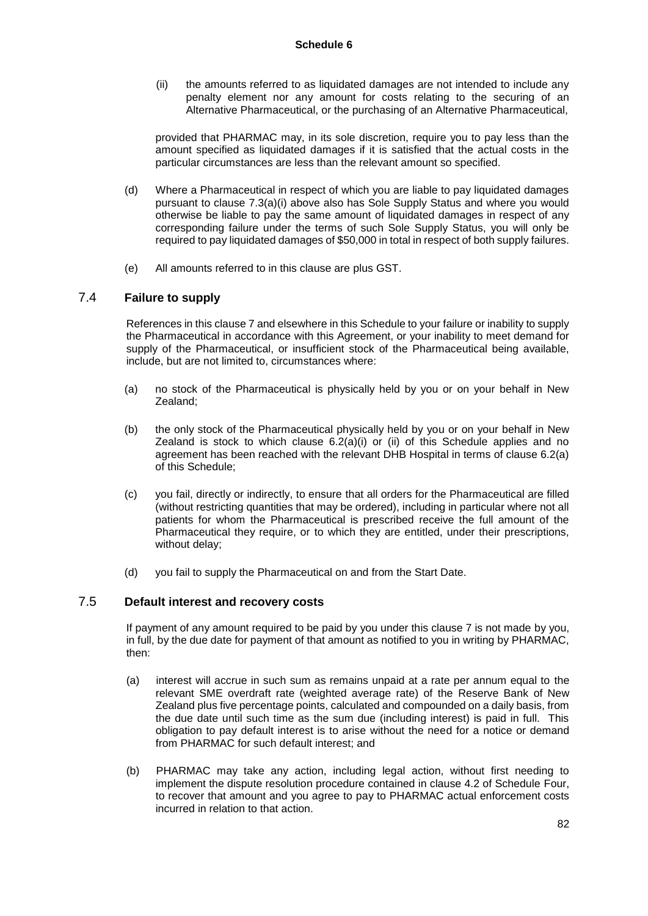(ii) the amounts referred to as liquidated damages are not intended to include any penalty element nor any amount for costs relating to the securing of an Alternative Pharmaceutical, or the purchasing of an Alternative Pharmaceutical,

provided that PHARMAC may, in its sole discretion, require you to pay less than the amount specified as liquidated damages if it is satisfied that the actual costs in the particular circumstances are less than the relevant amount so specified.

(d) Where a Pharmaceutical in respect of which you are liable to pay liquidated damages pursuant to clause 7.3(a)(i) above also has Sole Supply Status and where you would otherwise be liable to pay the same amount of liquidated damages in respect of any corresponding failure under the terms of such Sole Supply Status, you will only be required to pay liquidated damages of $50,000 in total in respect of both supply failures.

(e) All amounts referred to in this clause are plus GST.

## 7.4 Failure to supply

References in this clause 7 and elsewhere in this Schedule to your failure or inability to supply the Pharmaceutical in accordance with this Agreement, or your inability to meet demand for supply of the Pharmaceutical, or insufficient stock of the Pharmaceutical being available, include, but are not limited to, circumstances where:

(a) no stock of the Pharmaceutical is physically held by you or on your behalf in New Zealand;

(b) the only stock of the Pharmaceutical physically held by you or on your behalf in New Zealand is stock to which clause 6.2(a)(i) or (ii) of this Schedule applies and no agreement has been reached with the relevant DHB Hospital in terms of clause 6.2(a) of this Schedule;

(c) you fail, directly or indirectly, to ensure that all orders for the Pharmaceutical are filled (without restricting quantities that may be ordered), including in particular where not all patients for whom the Pharmaceutical is prescribed receive the full amount of the Pharmaceutical they require, or to which they are entitled, under their prescriptions, without delay;

(d) you fail to supply the Pharmaceutical on and from the Start Date.

## 7.5 Default interest and recovery costs

If payment of any amount required to be paid by you under this clause 7 is not made by you, in full, by the due date for payment of that amount as notified to you in writing by PHARMAC, then:

(a) interest will accrue in such sum as remains unpaid at a rate per annum equal to the relevant SME overdraft rate (weighted average rate) of the Reserve Bank of New Zealand plus five percentage points, calculated and compounded on a daily basis, from the due date until such time as the sum due (including interest) is paid in full. This obligation to pay default interest is to arise without the need for a notice or demand from PHARMAC for such default interest; and

(b) PHARMAC may take any action, including legal action, without first needing to implement the dispute resolution procedure contained in clause 4.2 of Schedule Four, to recover that amount and you agree to pay to PHARMAC actual enforcement costs incurred in relation to that action.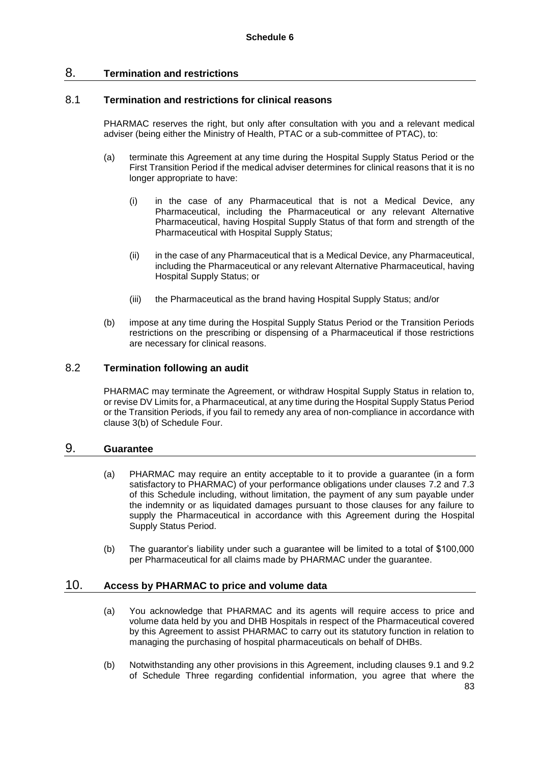**Schedule 6**

## 8. Termination and restrictions

### 8.1 Termination and restrictions for clinical reasons

PHARMAC reserves the right, but only after consultation with you and a relevant medical adviser (being either the Ministry of Health, PTAC or a sub-committee of PTAC), to:

(a) terminate this Agreement at any time during the Hospital Supply Status Period or the First Transition Period if the medical adviser determines for clinical reasons that it is no longer appropriate to have:

(i) in the case of any Pharmaceutical that is not a Medical Device, any Pharmaceutical, including the Pharmaceutical or any relevant Alternative Pharmaceutical, having Hospital Supply Status of that form and strength of the Pharmaceutical with Hospital Supply Status;

(ii) in the case of any Pharmaceutical that is a Medical Device, any Pharmaceutical, including the Pharmaceutical or any relevant Alternative Pharmaceutical, having Hospital Supply Status; or

(iii) the Pharmaceutical as the brand having Hospital Supply Status; and/or

(b) impose at any time during the Hospital Supply Status Period or the Transition Periods restrictions on the prescribing or dispensing of a Pharmaceutical if those restrictions are necessary for clinical reasons.

### 8.2 Termination following an audit

PHARMAC may terminate the Agreement, or withdraw Hospital Supply Status in relation to, or revise DV Limits for, a Pharmaceutical, at any time during the Hospital Supply Status Period or the Transition Periods, if you fail to remedy any area of non-compliance in accordance with clause 3(b) of Schedule Four.

## 9. Guarantee

(a) PHARMAC may require an entity acceptable to it to provide a guarantee (in a form satisfactory to PHARMAC) of your performance obligations under clauses 7.2 and 7.3 of this Schedule including, without limitation, the payment of any sum payable under the indemnity or as liquidated damages pursuant to those clauses for any failure to supply the Pharmaceutical in accordance with this Agreement during the Hospital Supply Status Period.

(b) The guarantor's liability under such a guarantee will be limited to a total of $100,000 per Pharmaceutical for all claims made by PHARMAC under the guarantee.

## 10. Access by PHARMAC to price and volume data

(a) You acknowledge that PHARMAC and its agents will require access to price and volume data held by you and DHB Hospitals in respect of the Pharmaceutical covered by this Agreement to assist PHARMAC to carry out its statutory function in relation to managing the purchasing of hospital pharmaceuticals on behalf of DHBs.

(b) Notwithstanding any other provisions in this Agreement, including clauses 9.1 and 9.2 of Schedule Three regarding confidential information, you agree that where the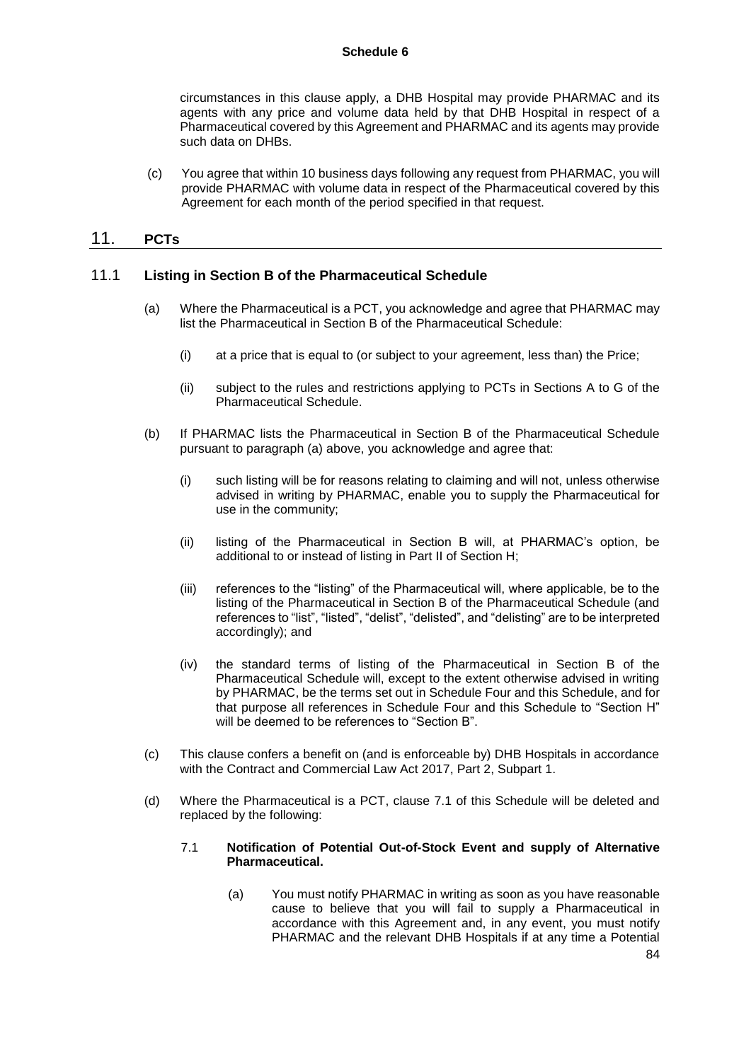circumstances in this clause apply, a DHB Hospital may provide PHARMAC and its agents with any price and volume data held by that DHB Hospital in respect of a Pharmaceutical covered by this Agreement and PHARMAC and its agents may provide such data on DHBs.

(c) You agree that within 10 business days following any request from PHARMAC, you will provide PHARMAC with volume data in respect of the Pharmaceutical covered by this Agreement for each month of the period specified in that request.

## 11. PCTs

### 11.1 Listing in Section B of the Pharmaceutical Schedule

(a) Where the Pharmaceutical is a PCT, you acknowledge and agree that PHARMAC may list the Pharmaceutical in Section B of the Pharmaceutical Schedule:

(i) at a price that is equal to (or subject to your agreement, less than) the Price;

(ii) subject to the rules and restrictions applying to PCTs in Sections A to G of the Pharmaceutical Schedule.

(b) If PHARMAC lists the Pharmaceutical in Section B of the Pharmaceutical Schedule pursuant to paragraph (a) above, you acknowledge and agree that:

(i) such listing will be for reasons relating to claiming and will not, unless otherwise advised in writing by PHARMAC, enable you to supply the Pharmaceutical for use in the community;

(ii) listing of the Pharmaceutical in Section B will, at PHARMAC's option, be additional to or instead of listing in Part II of Section H;

(iii) references to the "listing" of the Pharmaceutical will, where applicable, be to the listing of the Pharmaceutical in Section B of the Pharmaceutical Schedule (and references to "list", "listed", "delist", "delisted", and "delisting" are to be interpreted accordingly); and

(iv) the standard terms of listing of the Pharmaceutical in Section B of the Pharmaceutical Schedule will, except to the extent otherwise advised in writing by PHARMAC, be the terms set out in Schedule Four and this Schedule, and for that purpose all references in Schedule Four and this Schedule to "Section H" will be deemed to be references to "Section B".

(c) This clause confers a benefit on (and is enforceable by) DHB Hospitals in accordance with the Contract and Commercial Law Act 2017, Part 2, Subpart 1.

(d) Where the Pharmaceutical is a PCT, clause 7.1 of this Schedule will be deleted and replaced by the following:

**7.1 Notification of Potential Out-of-Stock Event and supply of Alternative Pharmaceutical.**

(a) You must notify PHARMAC in writing as soon as you have reasonable cause to believe that you will fail to supply a Pharmaceutical in accordance with this Agreement and, in any event, you must notify PHARMAC and the relevant DHB Hospitals if at any time a Potential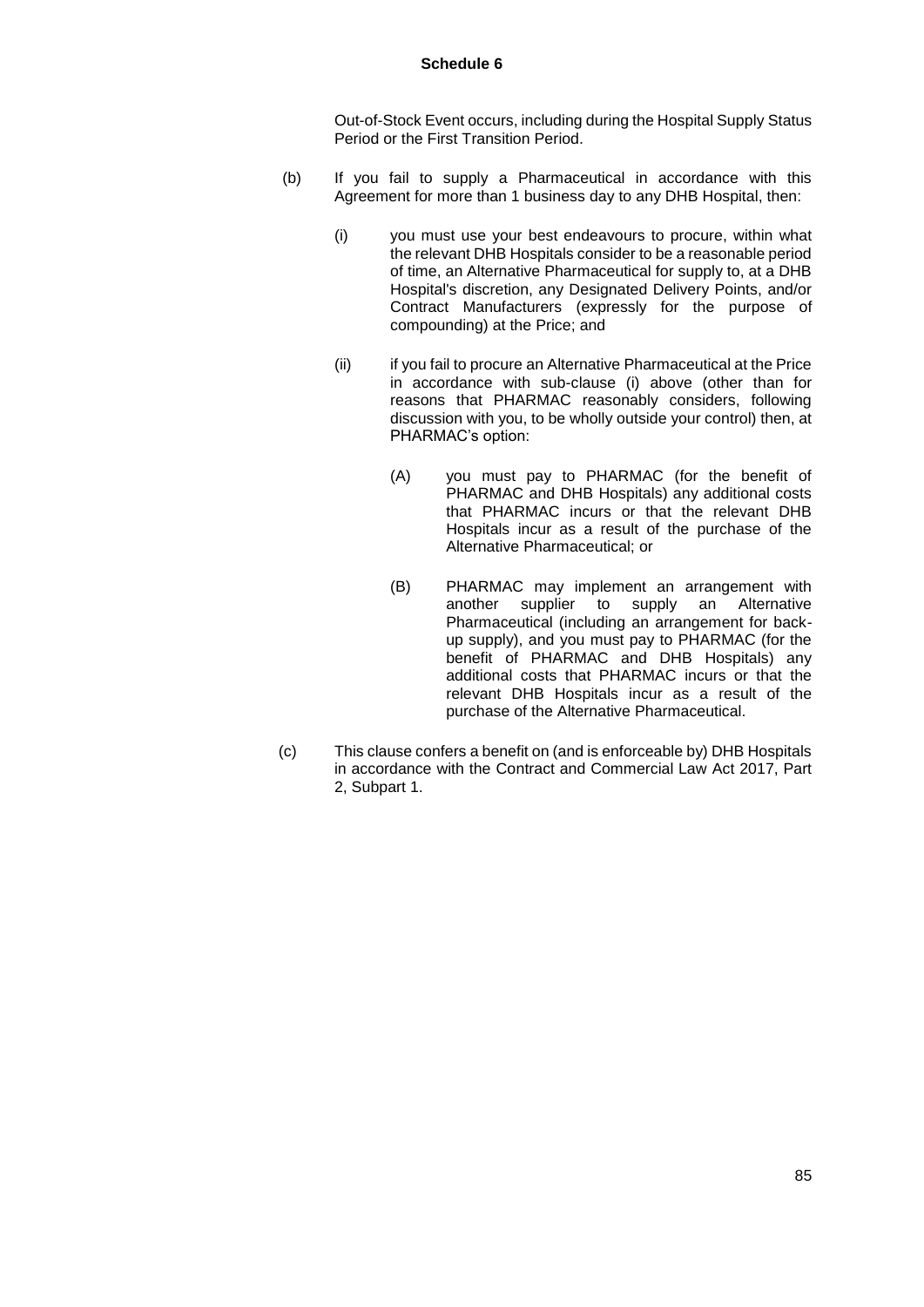Out-of-Stock Event occurs, including during the Hospital Supply Status Period or the First Transition Period.

(b) If you fail to supply a Pharmaceutical in accordance with this Agreement for more than 1 business day to any DHB Hospital, then:

   (i) you must use your best endeavours to procure, within what the relevant DHB Hospitals consider to be a reasonable period of time, an Alternative Pharmaceutical for supply to, at a DHB Hospital's discretion, any Designated Delivery Points, and/or Contract Manufacturers (expressly for the purpose of compounding) at the Price; and

   (ii) if you fail to procure an Alternative Pharmaceutical at the Price in accordance with sub-clause (i) above (other than for reasons that PHARMAC reasonably considers, following discussion with you, to be wholly outside your control) then, at PHARMAC's option:

      (A) you must pay to PHARMAC (for the benefit of PHARMAC and DHB Hospitals) any additional costs that PHARMAC incurs or that the relevant DHB Hospitals incur as a result of the purchase of the Alternative Pharmaceutical; or

      (B) PHARMAC may implement an arrangement with another supplier to supply an Alternative Pharmaceutical (including an arrangement for back-up supply), and you must pay to PHARMAC (for the benefit of PHARMAC and DHB Hospitals) any additional costs that PHARMAC incurs or that the relevant DHB Hospitals incur as a result of the purchase of the Alternative Pharmaceutical.

(c) This clause confers a benefit on (and is enforceable by) DHB Hospitals in accordance with the Contract and Commercial Law Act 2017, Part 2, Subpart 1.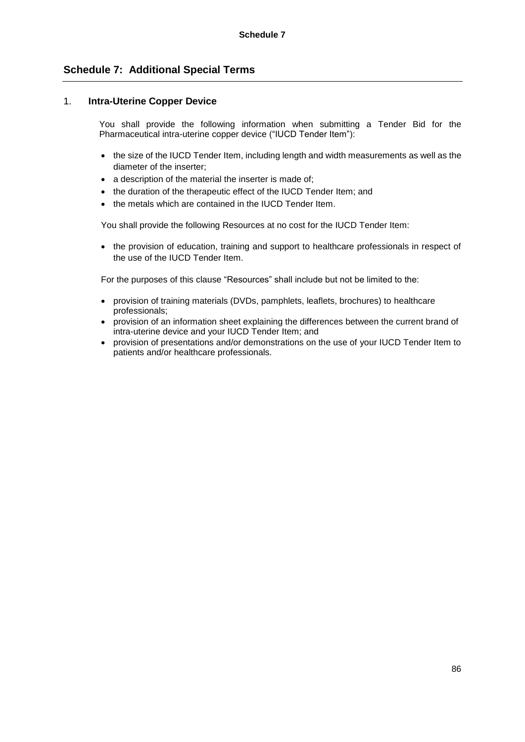## Schedule 7: Additional Special Terms

### 1. Intra-Uterine Copper Device

You shall provide the following information when submitting a Tender Bid for the Pharmaceutical intra-uterine copper device ("IUCD Tender Item"):

- the size of the IUCD Tender Item, including length and width measurements as well as the diameter of the inserter;
- a description of the material the inserter is made of;
- the duration of the therapeutic effect of the IUCD Tender Item; and
- the metals which are contained in the IUCD Tender Item.

You shall provide the following Resources at no cost for the IUCD Tender Item:

- the provision of education, training and support to healthcare professionals in respect of the use of the IUCD Tender Item.

For the purposes of this clause "Resources" shall include but not be limited to the:

- provision of training materials (DVDs, pamphlets, leaflets, brochures) to healthcare professionals;
- provision of an information sheet explaining the differences between the current brand of intra-uterine device and your IUCD Tender Item; and
- provision of presentations and/or demonstrations on the use of your IUCD Tender Item to patients and/or healthcare professionals.